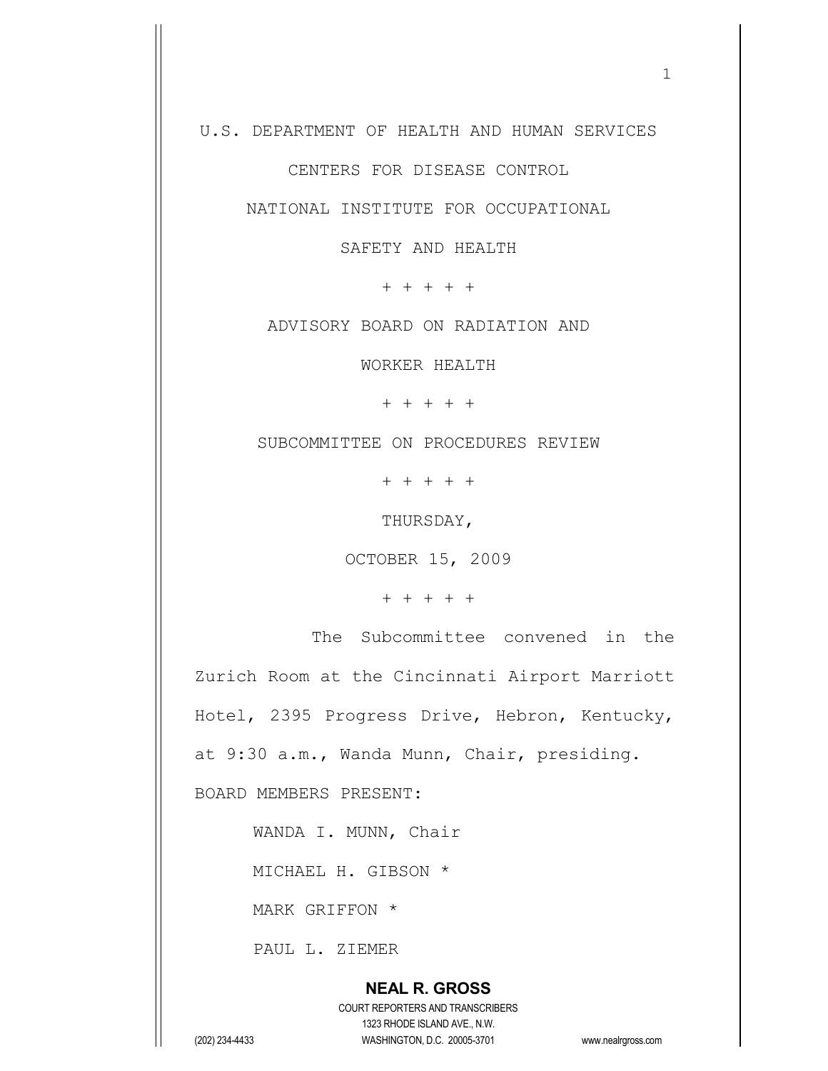U.S. DEPARTMENT OF HEALTH AND HUMAN SERVICES

CENTERS FOR DISEASE CONTROL

NATIONAL INSTITUTE FOR OCCUPATIONAL

SAFETY AND HEALTH

+ + + + +

ADVISORY BOARD ON RADIATION AND

WORKER HEALTH

+ + + + +

SUBCOMMITTEE ON PROCEDURES REVIEW

+ + + + +

THURSDAY,

OCTOBER 15, 2009

+ + + + +

The Subcommittee convened in the Zurich Room at the Cincinnati Airport Marriott Hotel, 2395 Progress Drive, Hebron, Kentucky, at 9:30 a.m., Wanda Munn, Chair, presiding.

BOARD MEMBERS PRESENT:

WANDA I. MUNN, Chair

MICHAEL H. GIBSON *

MARK GRIFFON *

PAUL L. ZIEMER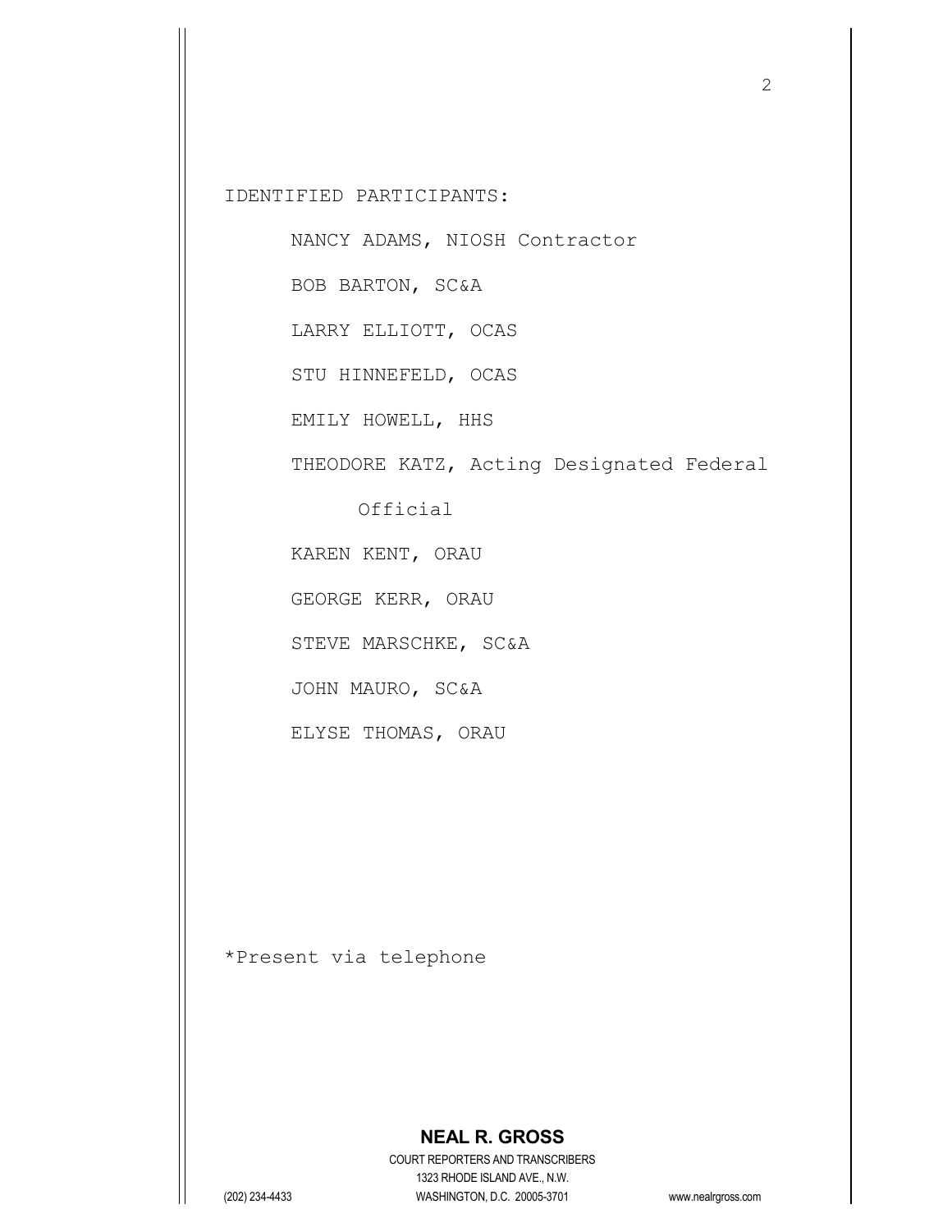IDENTIFIED PARTICIPANTS:

NANCY ADAMS, NIOSH Contractor

BOB BARTON, SC&A

LARRY ELLIOTT, OCAS

STU HINNEFELD, OCAS

EMILY HOWELL, HHS

THEODORE KATZ, Acting Designated Federal Official

KAREN KENT, ORAU

GEORGE KERR, ORAU

STEVE MARSCHKE, SC&A

JOHN MAURO, SC&A

ELYSE THOMAS, ORAU

*Present via telephone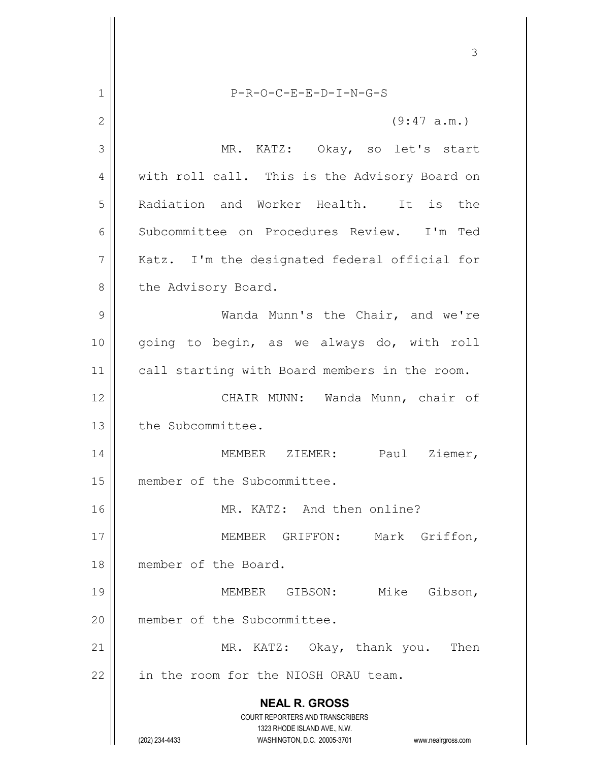P-R-O-C-E-E-D-I-N-G-S

(9:47 a.m.)

MR. KATZ: Okay, so let's start with roll call. This is the Advisory Board on Radiation and Worker Health. It is the Subcommittee on Procedures Review. I'm Ted Katz. I'm the designated federal official for the Advisory Board.

Wanda Munn's the Chair, and we're going to begin, as we always do, with roll call starting with Board members in the room.

CHAIR MUNN: Wanda Munn, chair of the Subcommittee.

MEMBER ZIEMER: Paul Ziemer, member of the Subcommittee.

MR. KATZ: And then online?

MEMBER GRIFFON: Mark Griffon, member of the Board.

MEMBER GIBSON: Mike Gibson, member of the Subcommittee.

MR. KATZ: Okay, thank you. Then in the room for the NIOSH ORAU team.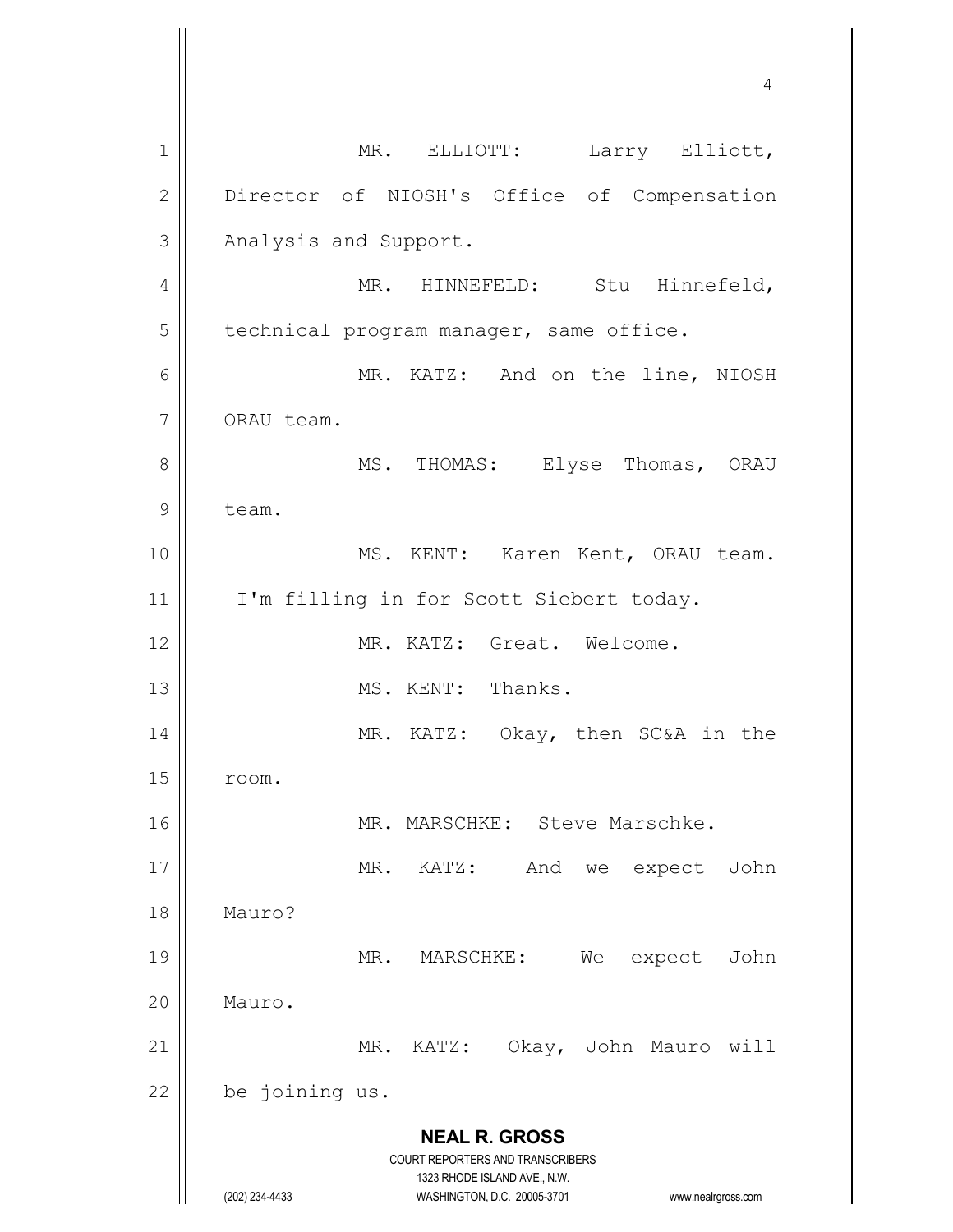MR. ELLIOTT: Larry Elliott, Director of NIOSH's Office of Compensation Analysis and Support.

MR. HINNEFELD: Stu Hinnefeld, technical program manager, same office.

MR. KATZ: And on the line, NIOSH ORAU team.

MS. THOMAS: Elyse Thomas, ORAU team.

MS. KENT: Karen Kent, ORAU team. I'm filling in for Scott Siebert today.

MR. KATZ: Great. Welcome.

MS. KENT: Thanks.

MR. KATZ: Okay, then SC&A in the room.

MR. MARSCHKE: Steve Marschke.

MR. KATZ: And we expect John Mauro?

MR. MARSCHKE: We expect John Mauro.

MR. KATZ: Okay, John Mauro will be joining us.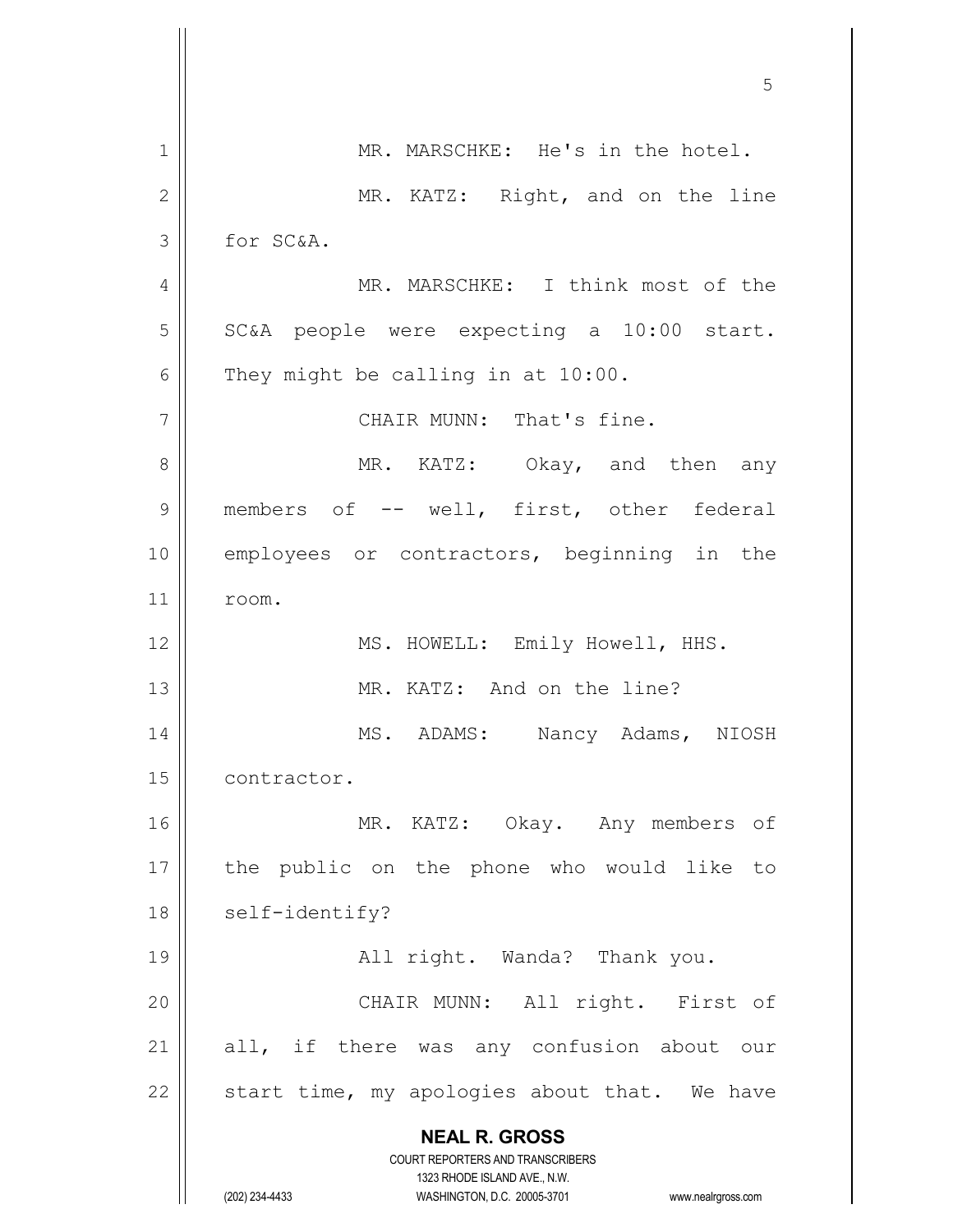MR. MARSCHKE: He's in the hotel.

MR. KATZ: Right, and on the line for SC&A.

MR. MARSCHKE: I think most of the SC&A people were expecting a 10:00 start. They might be calling in at 10:00.

CHAIR MUNN: That's fine.

MR. KATZ: Okay, and then any members of -- well, first, other federal employees or contractors, beginning in the room.

MS. HOWELL: Emily Howell, HHS.

MR. KATZ: And on the line?

MS. ADAMS: Nancy Adams, NIOSH contractor.

MR. KATZ: Okay. Any members of the public on the phone who would like to self-identify?

All right. Wanda? Thank you.

CHAIR MUNN: All right. First of all, if there was any confusion about our start time, my apologies about that. We have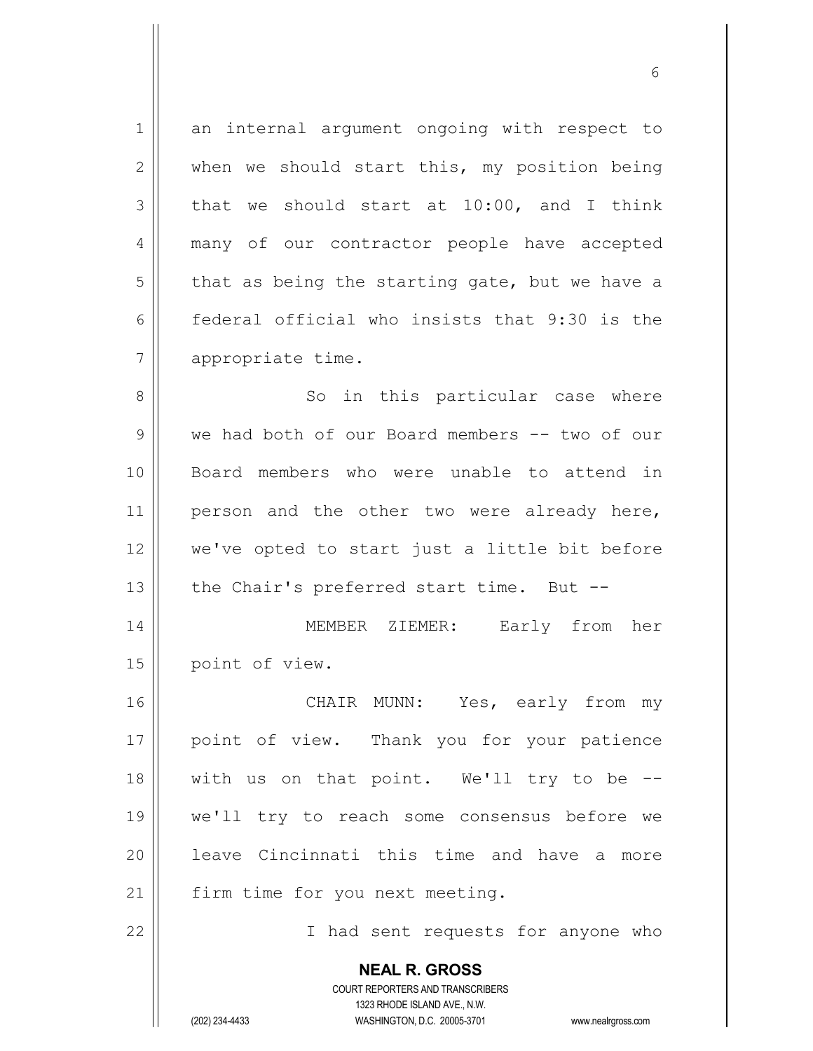an internal argument ongoing with respect to when we should start this, my position being that we should start at 10:00, and I think many of our contractor people have accepted that as being the starting gate, but we have a federal official who insists that 9:30 is the appropriate time.

So in this particular case where we had both of our Board members -- two of our Board members who were unable to attend in person and the other two were already here, we've opted to start just a little bit before the Chair's preferred start time. But --

MEMBER ZIEMER: Early from her point of view.

CHAIR MUNN: Yes, early from my point of view. Thank you for your patience with us on that point. We'll try to be -- we'll try to reach some consensus before we leave Cincinnati this time and have a more firm time for you next meeting.

I had sent requests for anyone who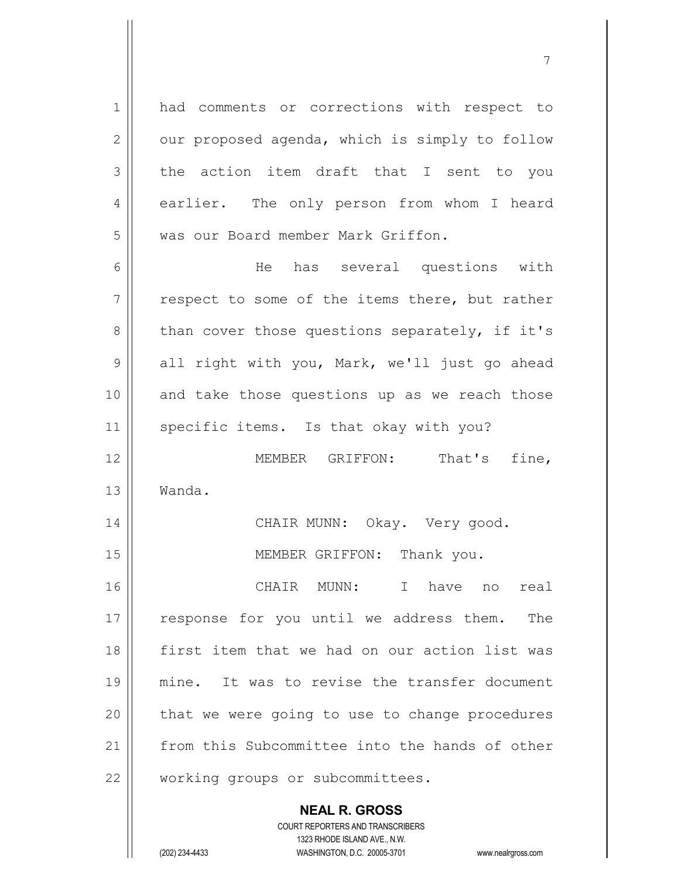had comments or corrections with respect to our proposed agenda, which is simply to follow the action item draft that I sent to you earlier. The only person from whom I heard was our Board member Mark Griffon.

He has several questions with respect to some of the items there, but rather than cover those questions separately, if it's all right with you, Mark, we'll just go ahead and take those questions up as we reach those specific items. Is that okay with you?

MEMBER GRIFFON: That's fine, Wanda.

CHAIR MUNN: Okay. Very good.

MEMBER GRIFFON: Thank you.

CHAIR MUNN: I have no real response for you until we address them. The first item that we had on our action list was mine. It was to revise the transfer document that we were going to use to change procedures from this Subcommittee into the hands of other working groups or subcommittees.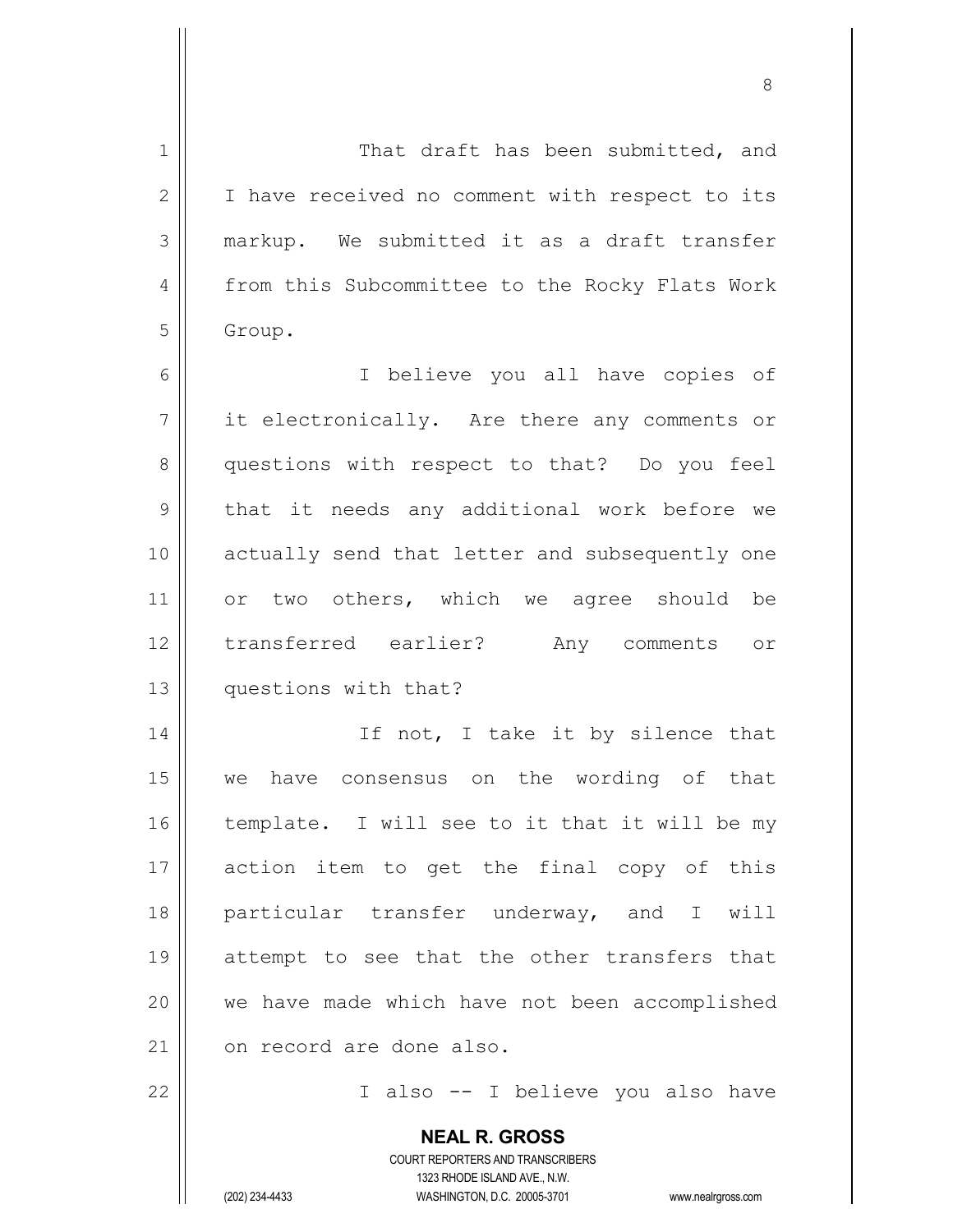That draft has been submitted, and I have received no comment with respect to its markup. We submitted it as a draft transfer from this Subcommittee to the Rocky Flats Work Group.

I believe you all have copies of it electronically. Are there any comments or questions with respect to that? Do you feel that it needs any additional work before we actually send that letter and subsequently one or two others, which we agree should be transferred earlier? Any comments or questions with that?

If not, I take it by silence that we have consensus on the wording of that template. I will see to it that it will be my action item to get the final copy of this particular transfer underway, and I will attempt to see that the other transfers that we have made which have not been accomplished on record are done also.

I also -- I believe you also have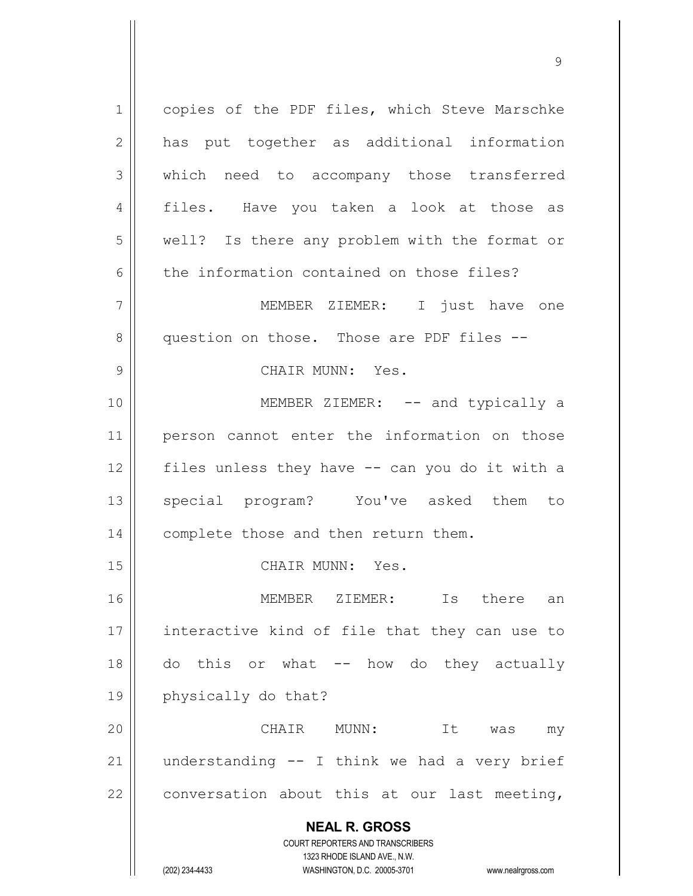copies of the PDF files, which Steve Marschke has put together as additional information which need to accompany those transferred files. Have you taken a look at those as well? Is there any problem with the format or the information contained on those files?

MEMBER ZIEMER: I just have one question on those. Those are PDF files --

CHAIR MUNN: Yes.

MEMBER ZIEMER: -- and typically a person cannot enter the information on those files unless they have -- can you do it with a special program? You've asked them to complete those and then return them.

CHAIR MUNN: Yes.

MEMBER ZIEMER: Is there an interactive kind of file that they can use to do this or what -- how do they actually physically do that?

CHAIR MUNN: It was my understanding -- I think we had a very brief conversation about this at our last meeting,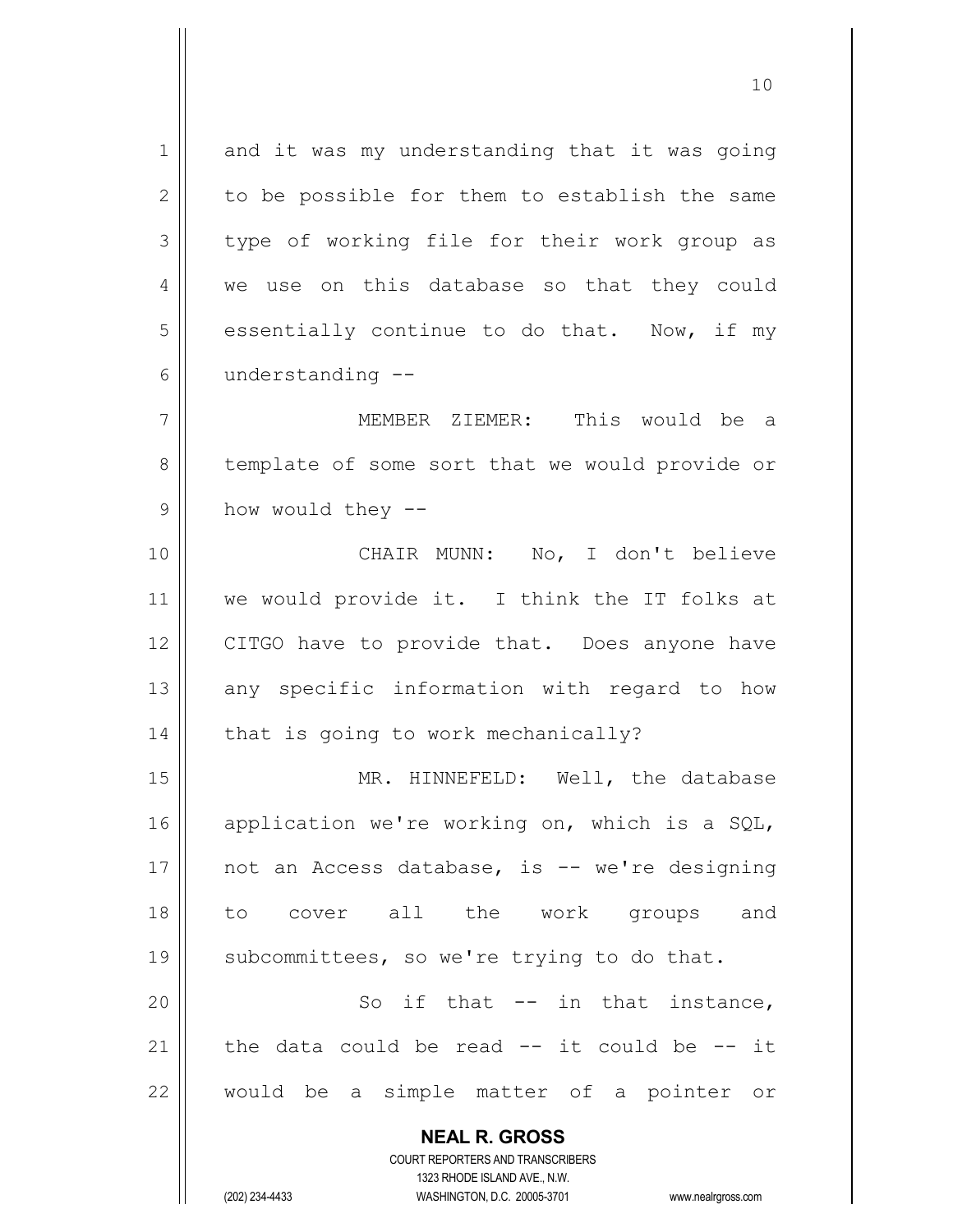and it was my understanding that it was going to be possible for them to establish the same type of working file for their work group as we use on this database so that they could essentially continue to do that. Now, if my understanding --

MEMBER ZIEMER: This would be a template of some sort that we would provide or how would they --

CHAIR MUNN: No, I don't believe we would provide it. I think the IT folks at CITGO have to provide that. Does anyone have any specific information with regard to how that is going to work mechanically?

MR. HINNEFELD: Well, the database application we're working on, which is a SQL, not an Access database, is -- we're designing to cover all the work groups and subcommittees, so we're trying to do that.

So if that -- in that instance, the data could be read -- it could be -- it would be a simple matter of a pointer or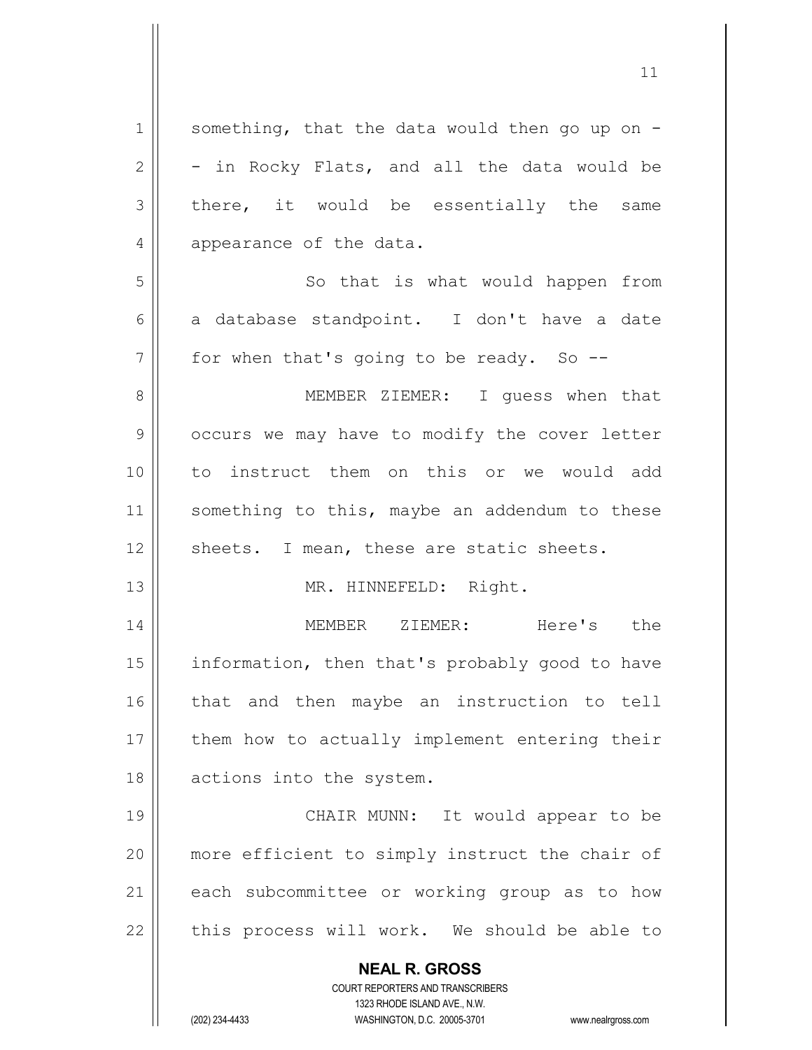something, that the data would then go up on -- in Rocky Flats, and all the data would be there, it would be essentially the same appearance of the data.

So that is what would happen from a database standpoint. I don't have a date for when that's going to be ready. So --

MEMBER ZIEMER: I guess when that occurs we may have to modify the cover letter to instruct them on this or we would add something to this, maybe an addendum to these sheets. I mean, these are static sheets.

MR. HINNEFELD: Right.

MEMBER ZIEMER: Here's the information, then that's probably good to have that and then maybe an instruction to tell them how to actually implement entering their actions into the system.

CHAIR MUNN: It would appear to be more efficient to simply instruct the chair of each subcommittee or working group as to how this process will work. We should be able to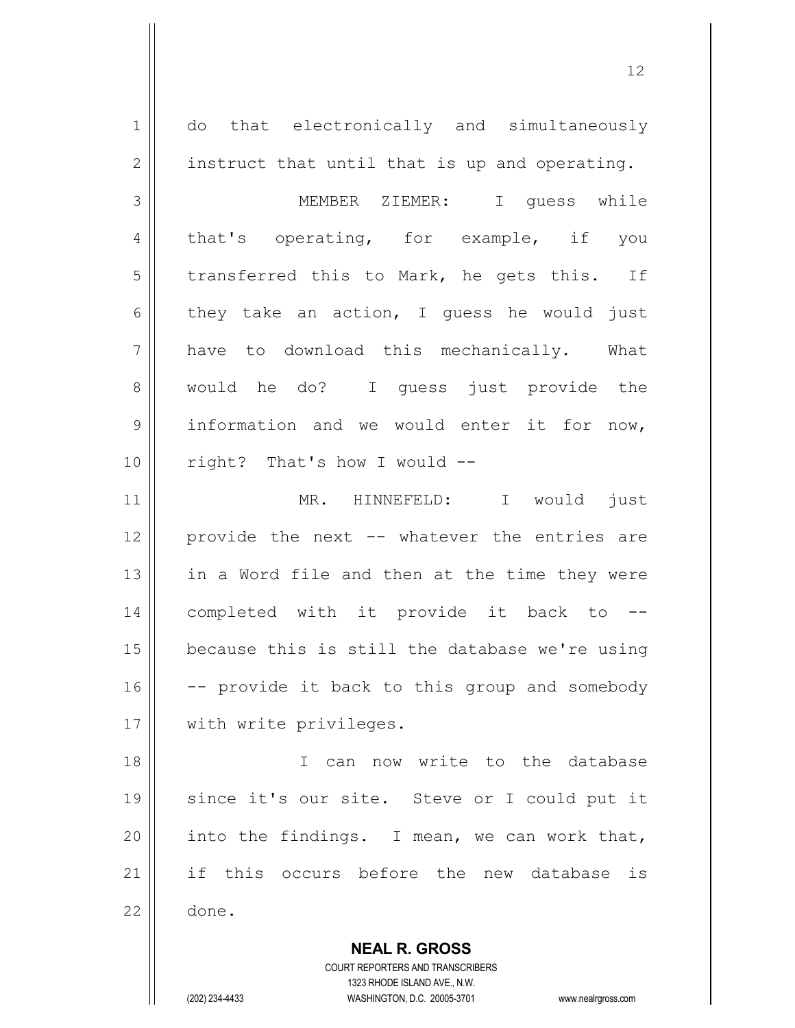do that electronically and simultaneously instruct that until that is up and operating.

MEMBER ZIEMER: I guess while that's operating, for example, if you transferred this to Mark, he gets this. If they take an action, I guess he would just have to download this mechanically. What would he do? I guess just provide the information and we would enter it for now, right? That's how I would --

MR. HINNEFELD: I would just provide the next -- whatever the entries are in a Word file and then at the time they were completed with it provide it back to -- because this is still the database we're using -- provide it back to this group and somebody with write privileges.

I can now write to the database since it's our site. Steve or I could put it into the findings. I mean, we can work that, if this occurs before the new database is done.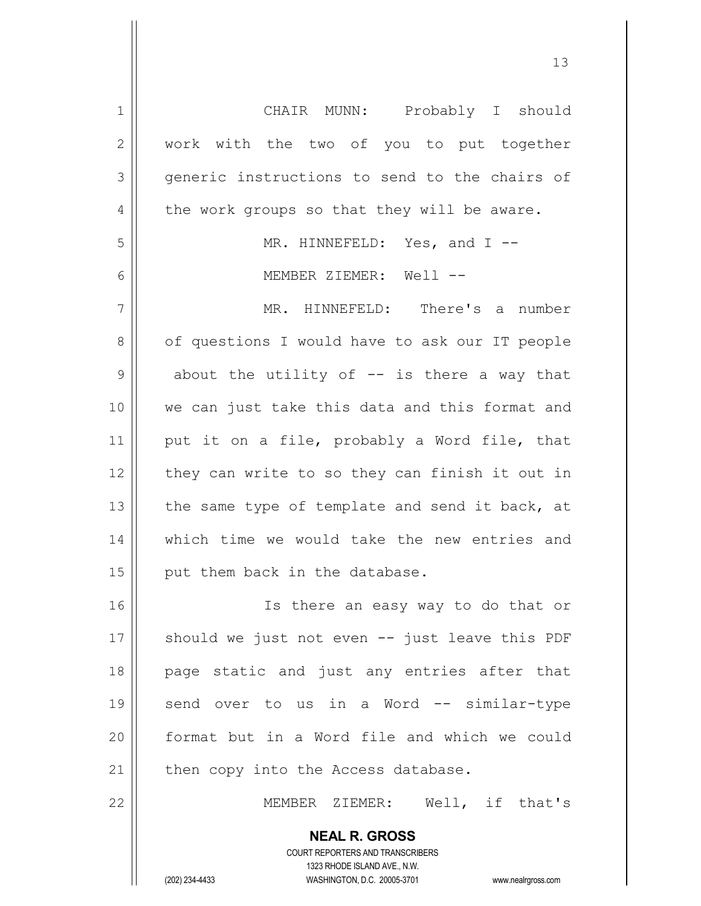CHAIR MUNN: Probably I should work with the two of you to put together generic instructions to send to the chairs of the work groups so that they will be aware.

MR. HINNEFELD: Yes, and I --

MEMBER ZIEMER: Well --

MR. HINNEFELD: There's a number of questions I would have to ask our IT people about the utility of -- is there a way that we can just take this data and this format and put it on a file, probably a Word file, that they can write to so they can finish it out in the same type of template and send it back, at which time we would take the new entries and put them back in the database.

Is there an easy way to do that or should we just not even -- just leave this PDF page static and just any entries after that send over to us in a Word -- similar-type format but in a Word file and which we could then copy into the Access database.

MEMBER ZIEMER: Well, if that's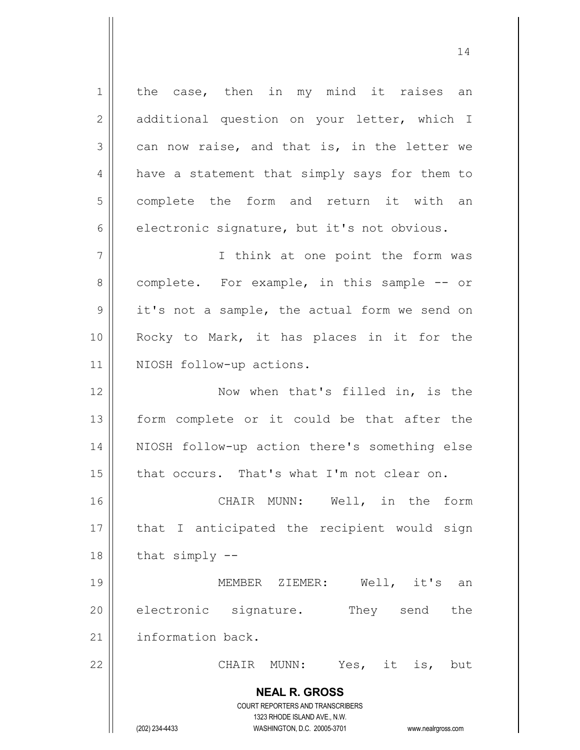the case, then in my mind it raises an additional question on your letter, which I can now raise, and that is, in the letter we have a statement that simply says for them to complete the form and return it with an electronic signature, but it's not obvious.

I think at one point the form was complete. For example, in this sample -- or it's not a sample, the actual form we send on Rocky to Mark, it has places in it for the NIOSH follow-up actions.

Now when that's filled in, is the form complete or it could be that after the NIOSH follow-up action there's something else that occurs. That's what I'm not clear on.

CHAIR MUNN: Well, in the form that I anticipated the recipient would sign that simply --

MEMBER ZIEMER: Well, it's an electronic signature. They send the information back.

CHAIR MUNN: Yes, it is, but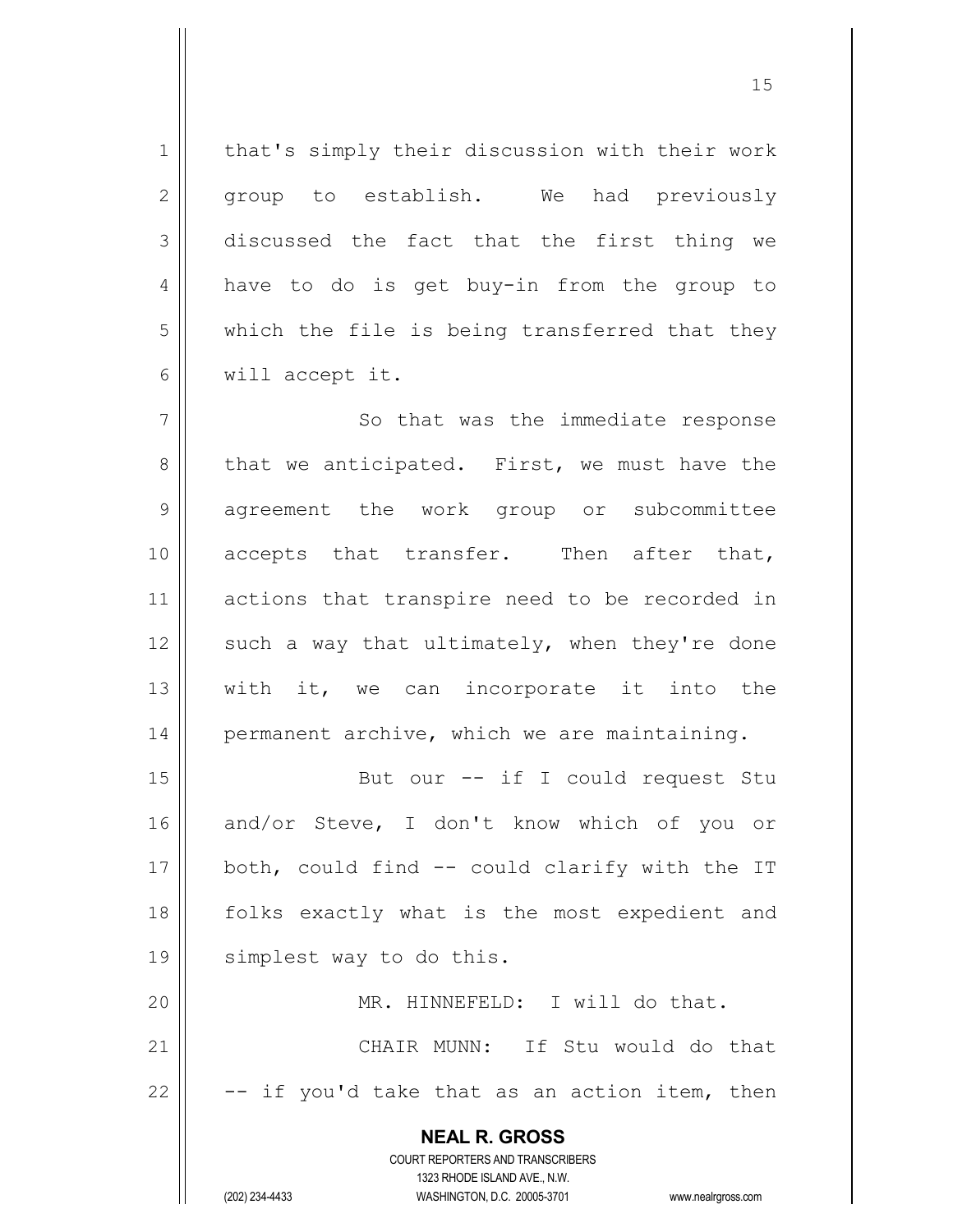that's simply their discussion with their work group to establish. We had previously discussed the fact that the first thing we have to do is get buy-in from the group to which the file is being transferred that they will accept it.

So that was the immediate response that we anticipated. First, we must have the agreement the work group or subcommittee accepts that transfer. Then after that, actions that transpire need to be recorded in such a way that ultimately, when they're done with it, we can incorporate it into the permanent archive, which we are maintaining.

But our -- if I could request Stu and/or Steve, I don't know which of you or both, could find -- could clarify with the IT folks exactly what is the most expedient and simplest way to do this.

MR. HINNEFELD: I will do that.

CHAIR MUNN: If Stu would do that -- if you'd take that as an action item, then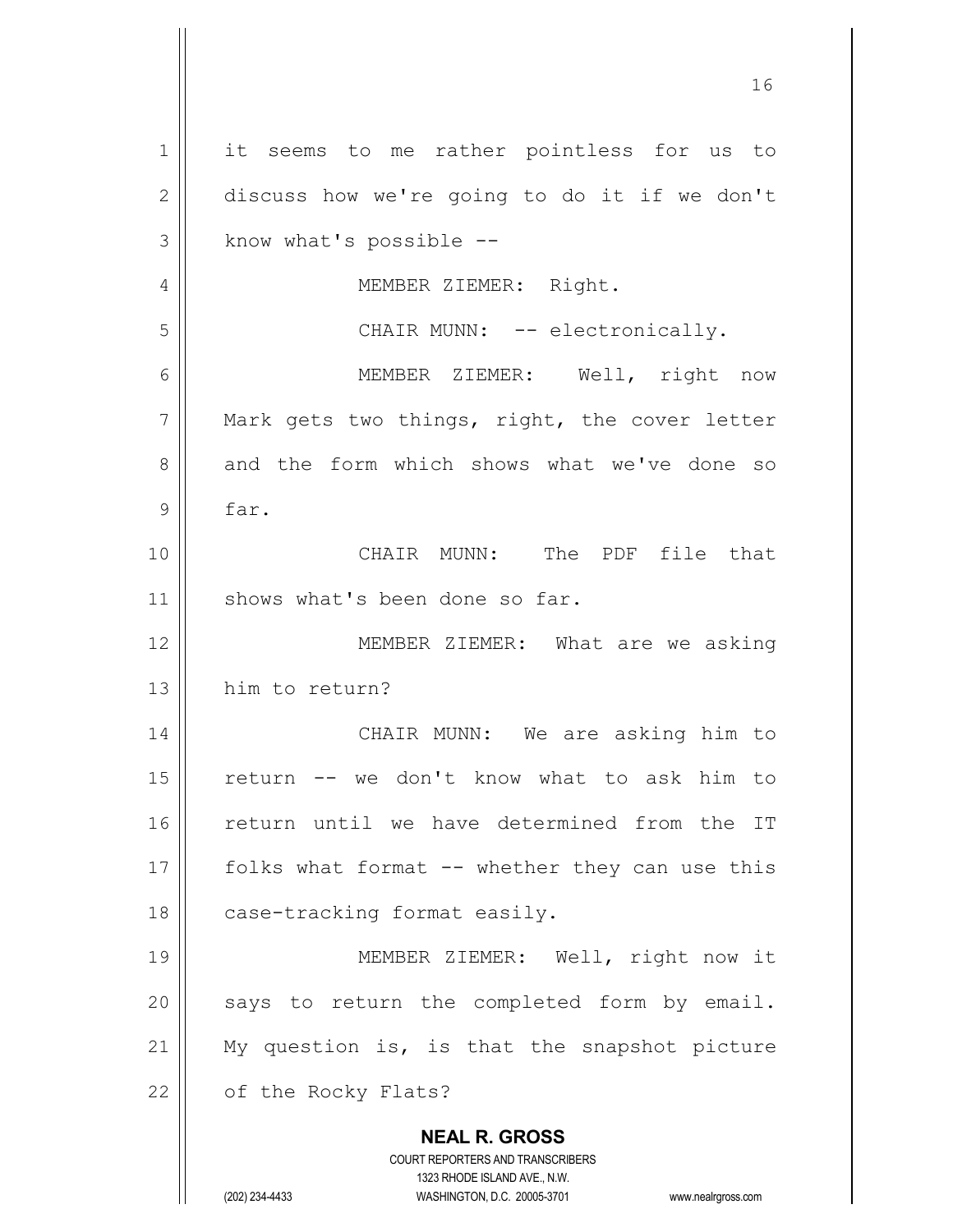it seems to me rather pointless for us to discuss how we're going to do it if we don't know what's possible --

MEMBER ZIEMER: Right.

CHAIR MUNN: -- electronically.

MEMBER ZIEMER: Well, right now Mark gets two things, right, the cover letter and the form which shows what we've done so far.

CHAIR MUNN: The PDF file that shows what's been done so far.

MEMBER ZIEMER: What are we asking him to return?

CHAIR MUNN: We are asking him to return -- we don't know what to ask him to return until we have determined from the IT folks what format -- whether they can use this case-tracking format easily.

MEMBER ZIEMER: Well, right now it says to return the completed form by email. My question is, is that the snapshot picture of the Rocky Flats?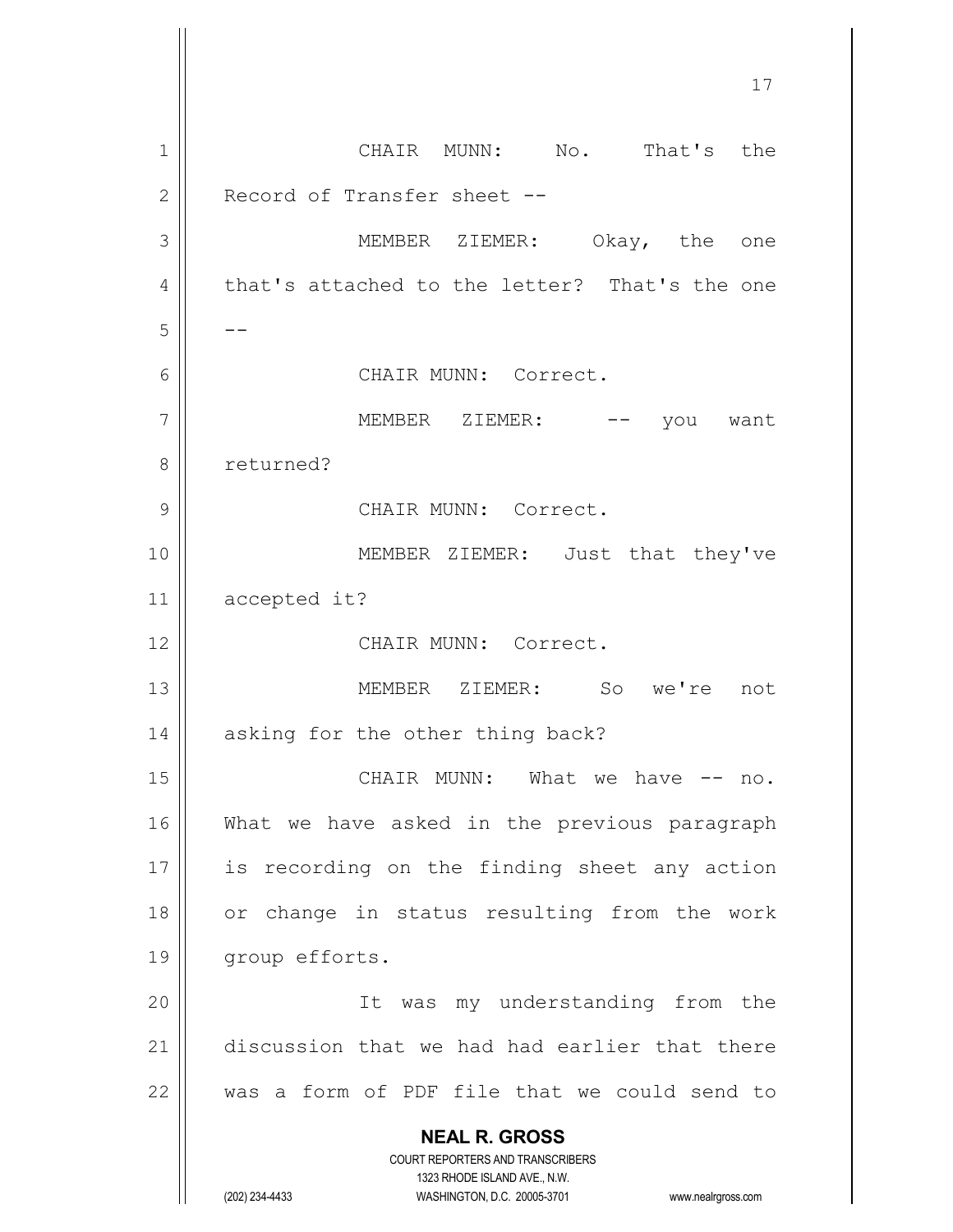CHAIR MUNN: No. That's the Record of Transfer sheet --

MEMBER ZIEMER: Okay, the one that's attached to the letter? That's the one --

CHAIR MUNN: Correct.

MEMBER ZIEMER: -- you want returned?

CHAIR MUNN: Correct.

MEMBER ZIEMER: Just that they've accepted it?

CHAIR MUNN: Correct.

MEMBER ZIEMER: So we're not asking for the other thing back?

CHAIR MUNN: What we have -- no. What we have asked in the previous paragraph is recording on the finding sheet any action or change in status resulting from the work group efforts.

It was my understanding from the discussion that we had had earlier that there was a form of PDF file that we could send to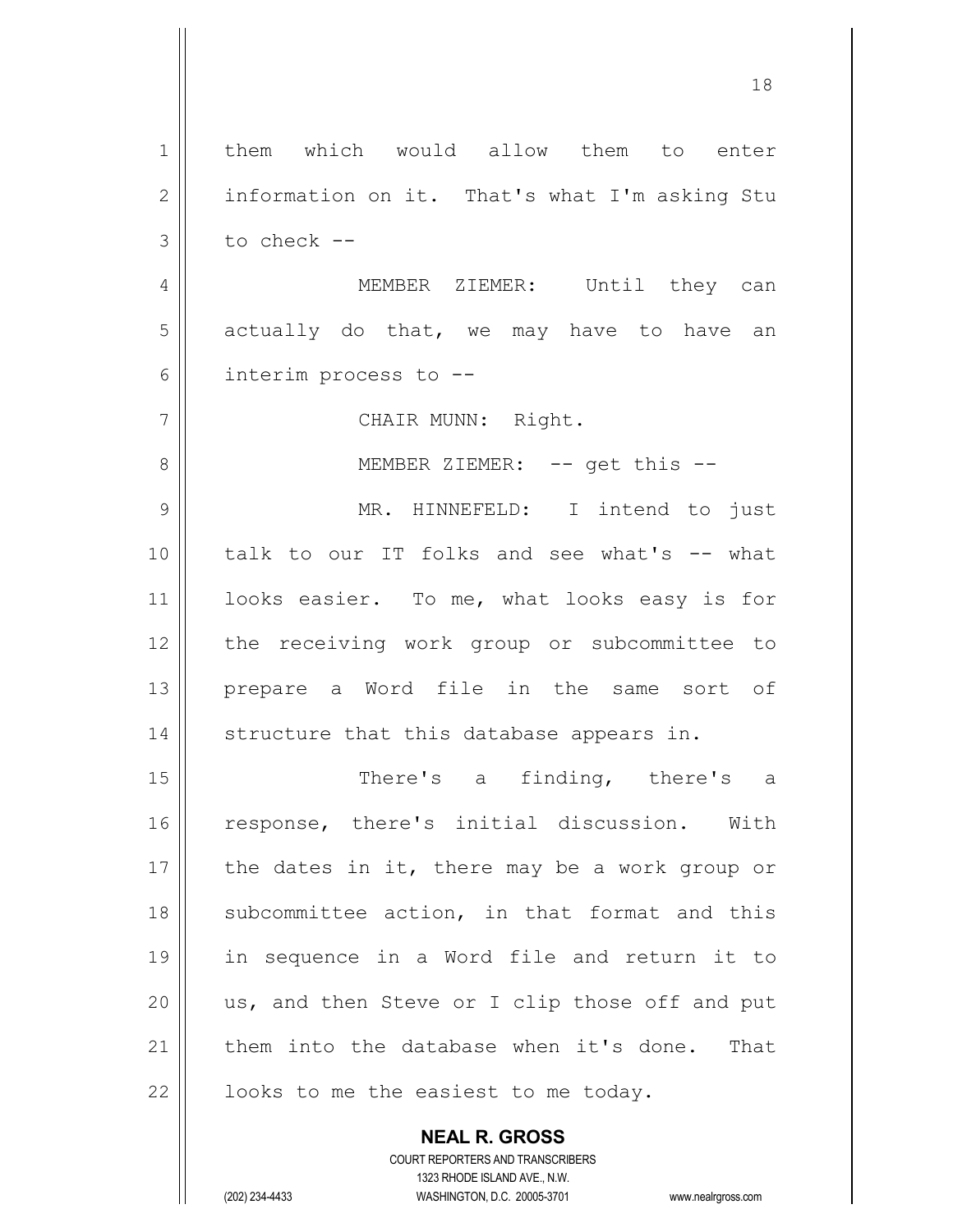them which would allow them to enter information on it. That's what I'm asking Stu to check --

MEMBER ZIEMER: Until they can actually do that, we may have to have an interim process to --

CHAIR MUNN: Right.

MEMBER ZIEMER: -- get this --

MR. HINNEFELD: I intend to just talk to our IT folks and see what's -- what looks easier. To me, what looks easy is for the receiving work group or subcommittee to prepare a Word file in the same sort of structure that this database appears in.

There's a finding, there's a response, there's initial discussion. With the dates in it, there may be a work group or subcommittee action, in that format and this in sequence in a Word file and return it to us, and then Steve or I clip those off and put them into the database when it's done. That looks to me the easiest to me today.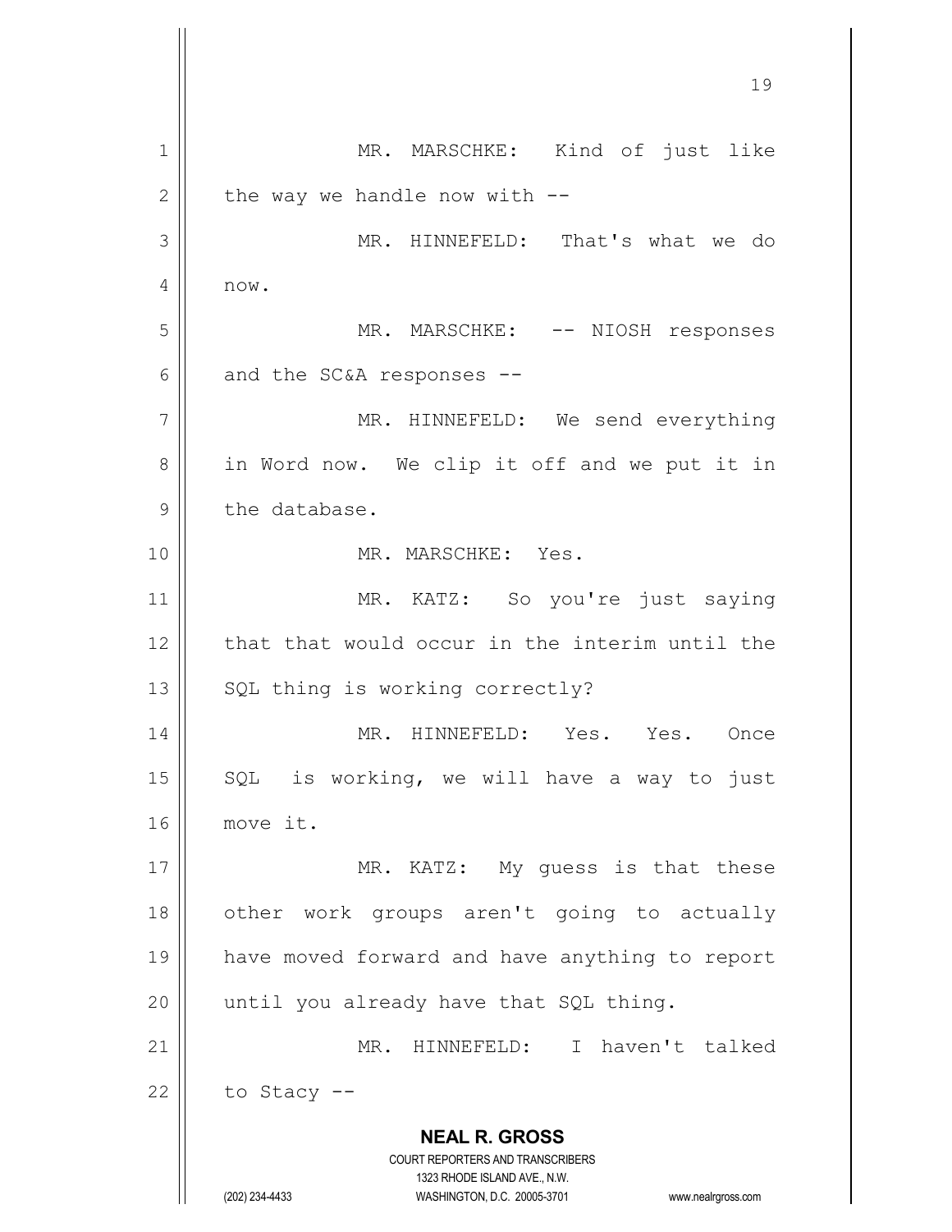MR. MARSCHKE: Kind of just like the way we handle now with --

MR. HINNEFELD: That's what we do now.

MR. MARSCHKE: -- NIOSH responses and the SC&A responses --

MR. HINNEFELD: We send everything in Word now. We clip it off and we put it in the database.

MR. MARSCHKE: Yes.

MR. KATZ: So you're just saying that that would occur in the interim until the SQL thing is working correctly?

MR. HINNEFELD: Yes. Yes. Once SQL is working, we will have a way to just move it.

MR. KATZ: My guess is that these other work groups aren't going to actually have moved forward and have anything to report until you already have that SQL thing.

MR. HINNEFELD: I haven't talked to Stacy --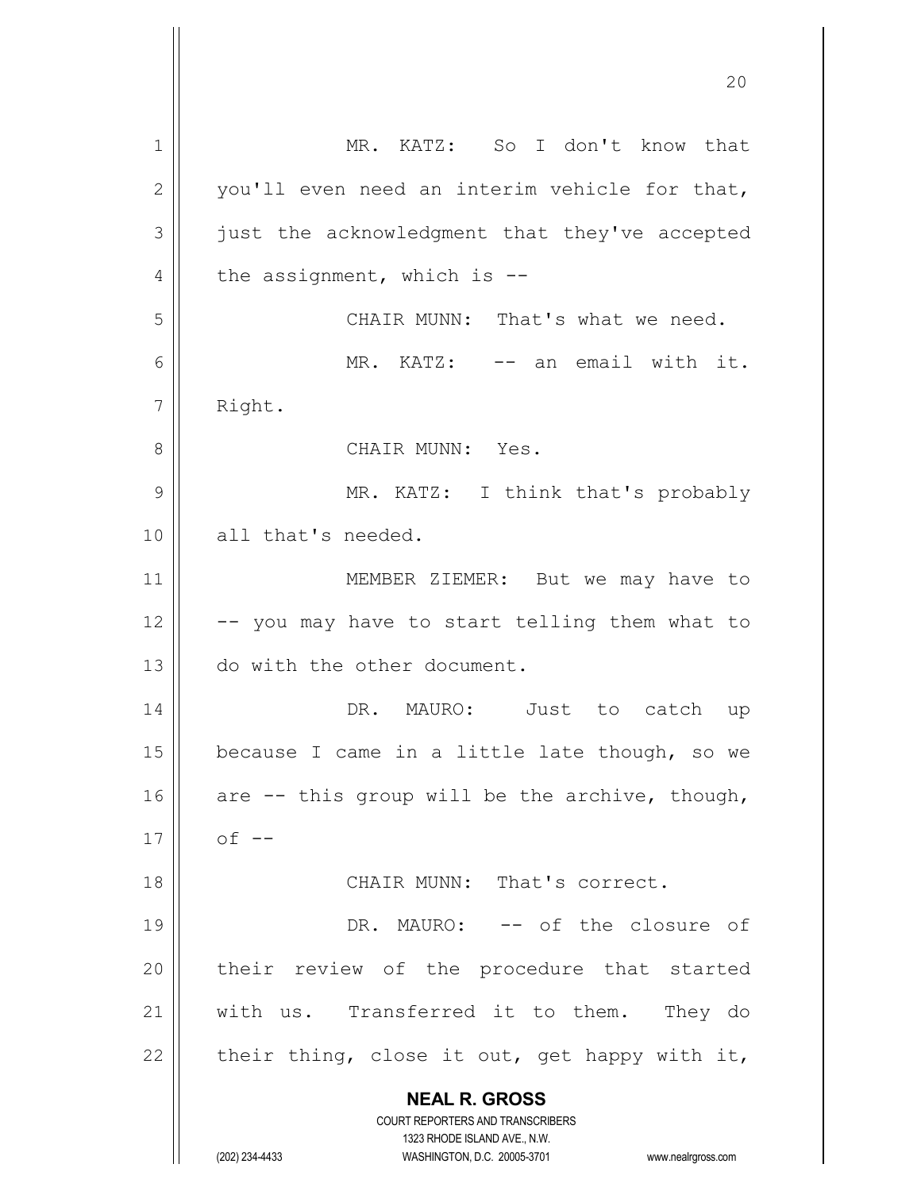MR. KATZ: So I don't know that you'll even need an interim vehicle for that, just the acknowledgment that they've accepted the assignment, which is --

CHAIR MUNN: That's what we need.

MR. KATZ: -- an email with it. Right.

CHAIR MUNN: Yes.

MR. KATZ: I think that's probably all that's needed.

MEMBER ZIEMER: But we may have to -- you may have to start telling them what to do with the other document.

DR. MAURO: Just to catch up because I came in a little late though, so we are -- this group will be the archive, though, of --

CHAIR MUNN: That's correct.

DR. MAURO: -- of the closure of their review of the procedure that started with us. Transferred it to them. They do their thing, close it out, get happy with it,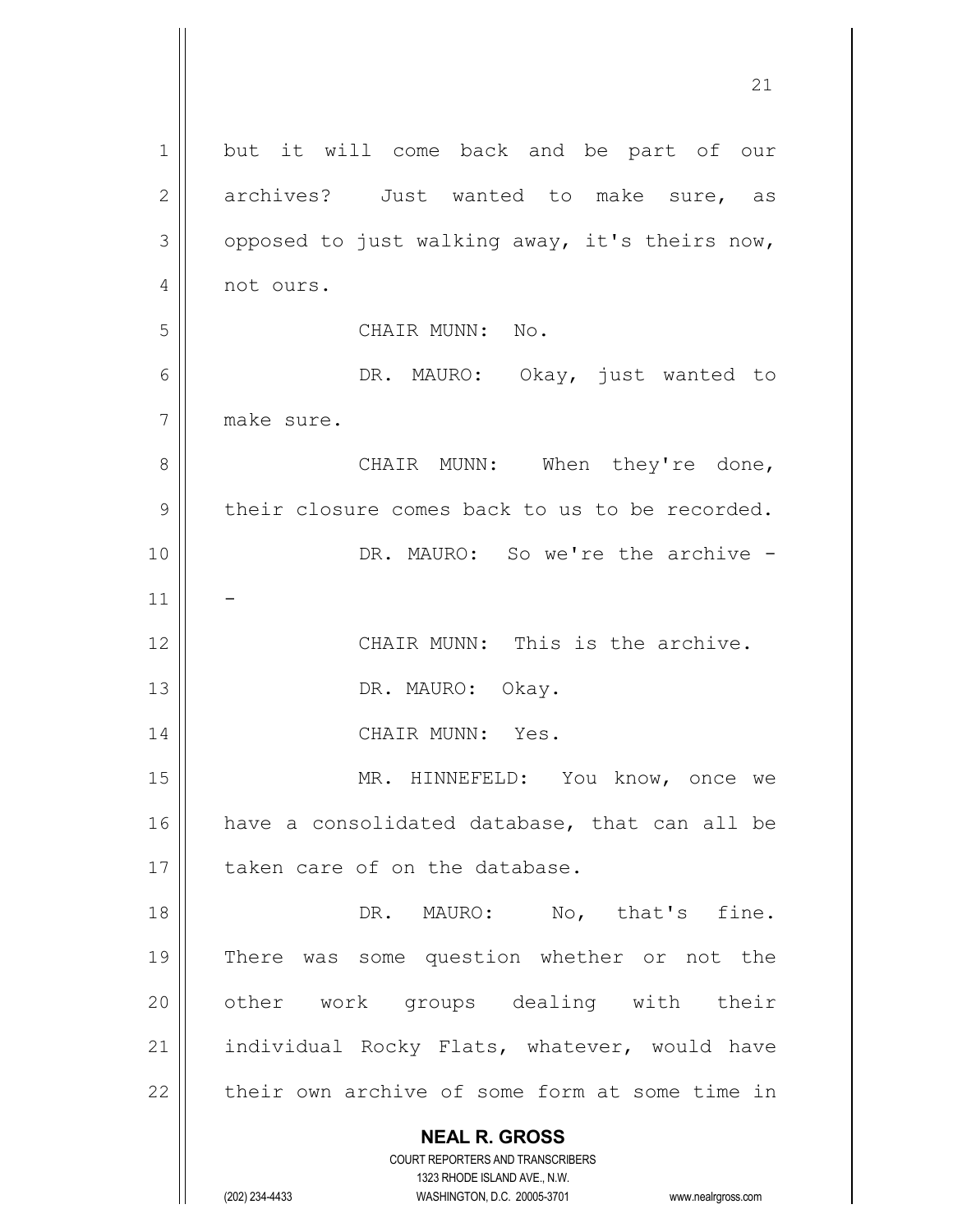but it will come back and be part of our archives? Just wanted to make sure, as opposed to just walking away, it's theirs now, not ours.

CHAIR MUNN: No.

DR. MAURO: Okay, just wanted to make sure.

CHAIR MUNN: When they're done, their closure comes back to us to be recorded.

DR. MAURO: So we're the archive --

CHAIR MUNN: This is the archive.

DR. MAURO: Okay.

CHAIR MUNN: Yes.

MR. HINNEFELD: You know, once we have a consolidated database, that can all be taken care of on the database.

DR. MAURO: No, that's fine. There was some question whether or not the other work groups dealing with their individual Rocky Flats, whatever, would have their own archive of some form at some time in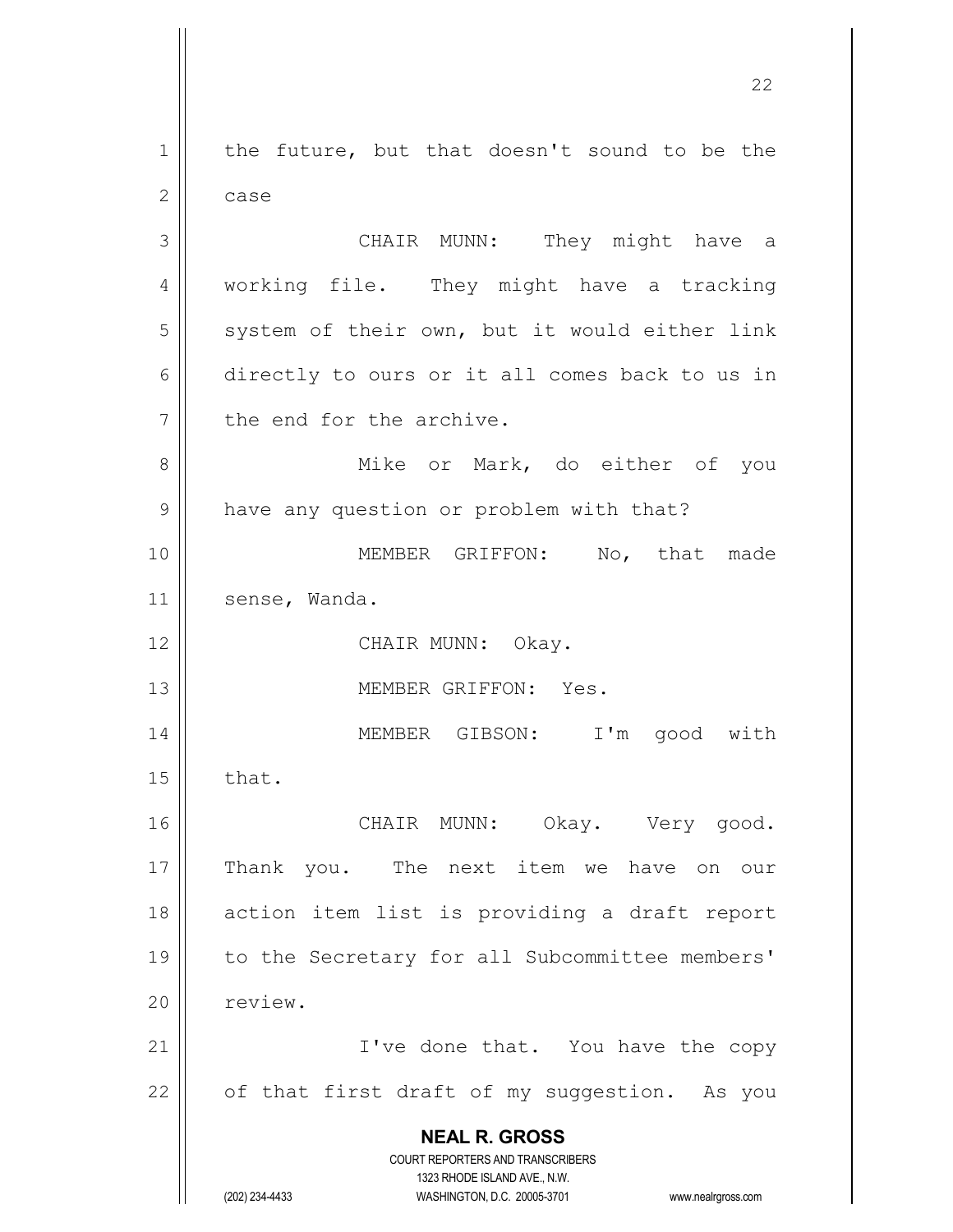the future, but that doesn't sound to be the case

CHAIR MUNN: They might have a working file. They might have a tracking system of their own, but it would either link directly to ours or it all comes back to us in the end for the archive.

Mike or Mark, do either of you have any question or problem with that?

MEMBER GRIFFON: No, that made sense, Wanda.

CHAIR MUNN: Okay.

MEMBER GRIFFON: Yes.

MEMBER GIBSON: I'm good with that.

CHAIR MUNN: Okay. Very good. Thank you. The next item we have on our action item list is providing a draft report to the Secretary for all Subcommittee members' review.

I've done that. You have the copy of that first draft of my suggestion. As you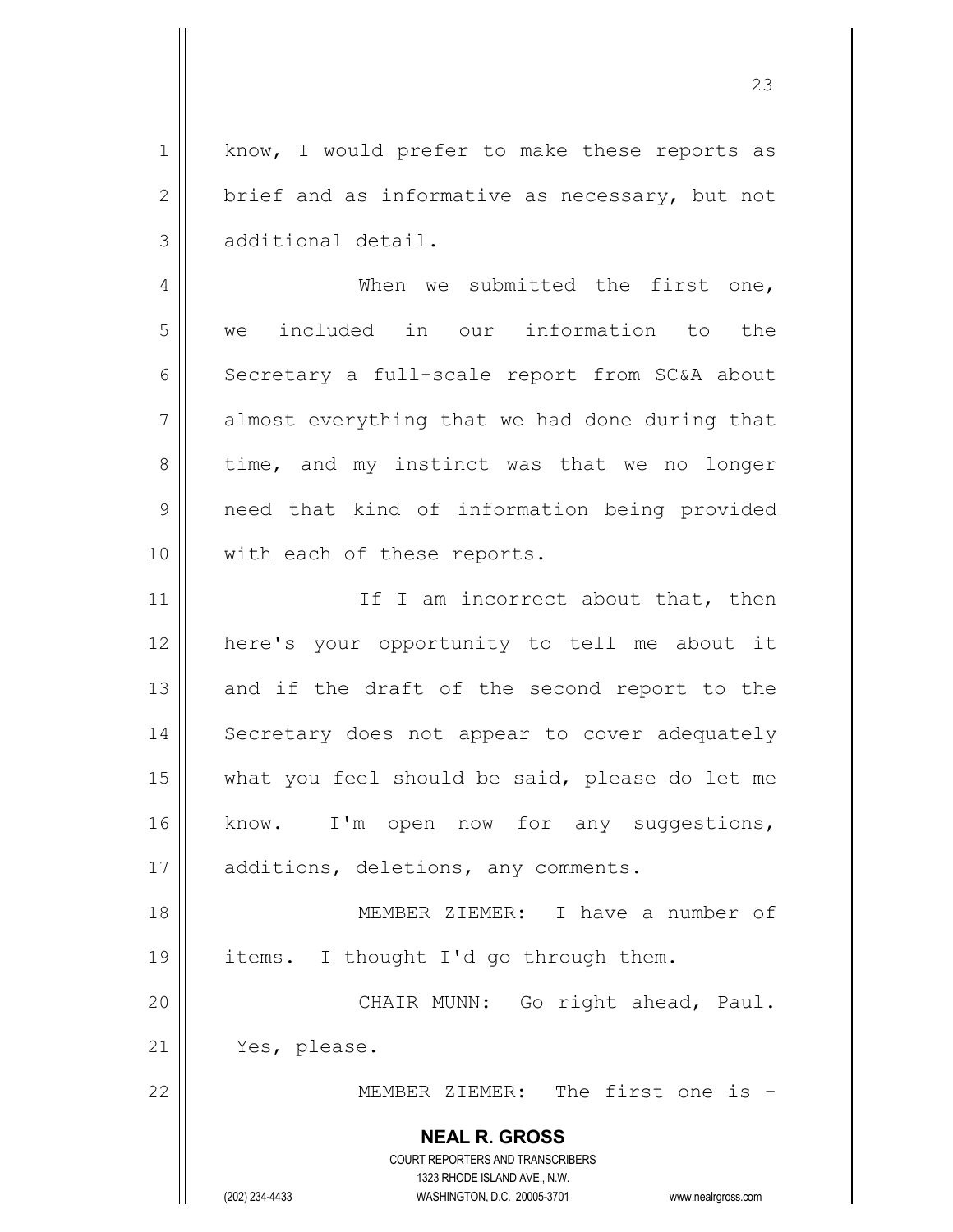know, I would prefer to make these reports as brief and as informative as necessary, but not additional detail.

When we submitted the first one, we included in our information to the Secretary a full-scale report from SC&A about almost everything that we had done during that time, and my instinct was that we no longer need that kind of information being provided with each of these reports.

If I am incorrect about that, then here's your opportunity to tell me about it and if the draft of the second report to the Secretary does not appear to cover adequately what you feel should be said, please do let me know. I'm open now for any suggestions, additions, deletions, any comments.

MEMBER ZIEMER: I have a number of items. I thought I'd go through them.

CHAIR MUNN: Go right ahead, Paul. Yes, please.

MEMBER ZIEMER: The first one is -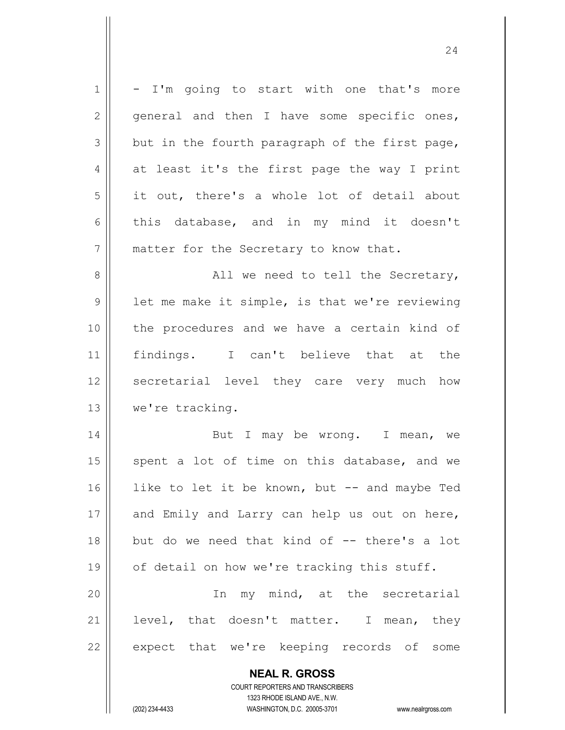- I'm going to start with one that's more general and then I have some specific ones, but in the fourth paragraph of the first page, at least it's the first page the way I print it out, there's a whole lot of detail about this database, and in my mind it doesn't matter for the Secretary to know that.

All we need to tell the Secretary, let me make it simple, is that we're reviewing the procedures and we have a certain kind of findings. I can't believe that at the secretarial level they care very much how we're tracking.

But I may be wrong. I mean, we spent a lot of time on this database, and we like to let it be known, but -- and maybe Ted and Emily and Larry can help us out on here, but do we need that kind of -- there's a lot of detail on how we're tracking this stuff.

In my mind, at the secretarial level, that doesn't matter. I mean, they expect that we're keeping records of some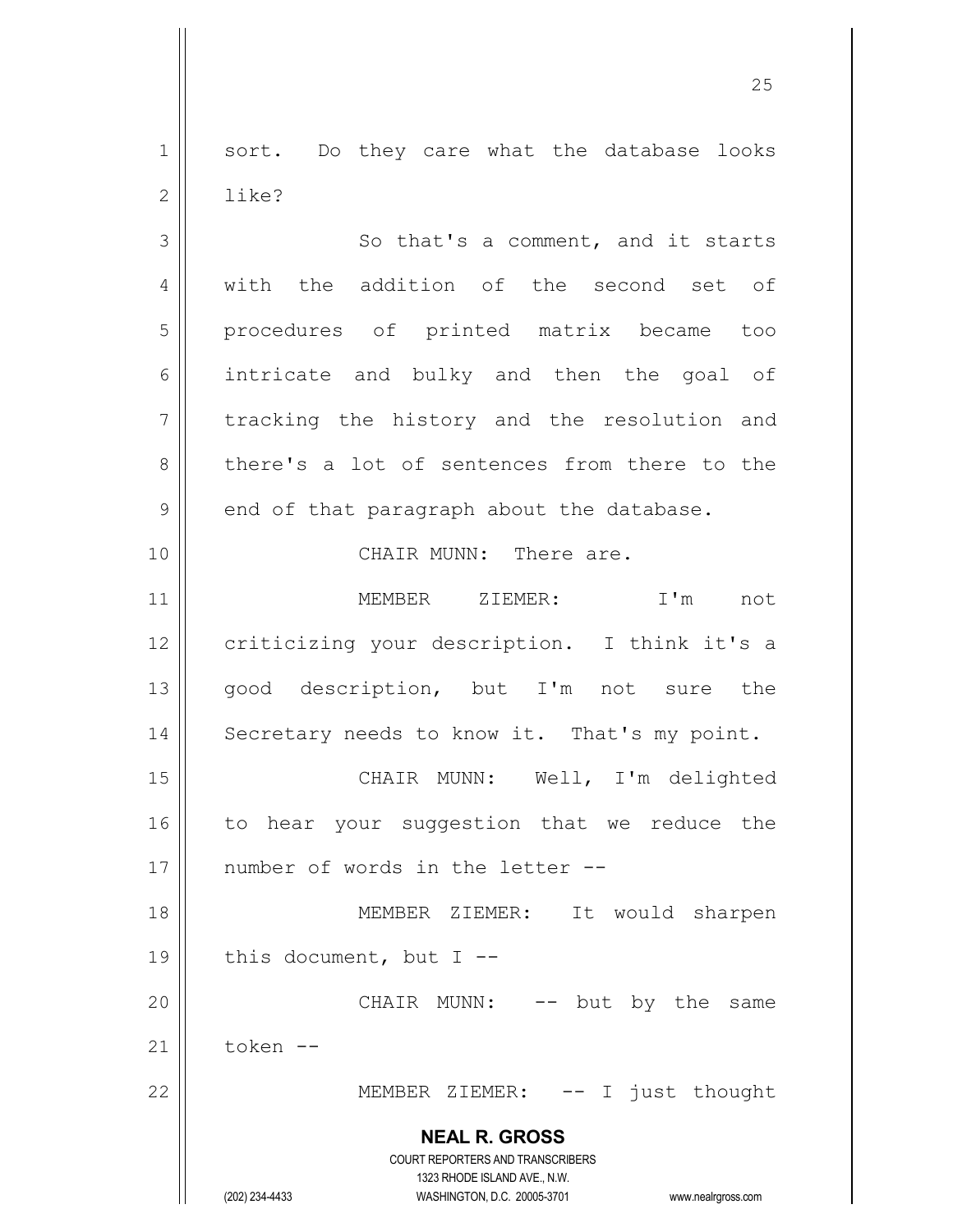sort. Do they care what the database looks like?

So that's a comment, and it starts with the addition of the second set of procedures of printed matrix became too intricate and bulky and then the goal of tracking the history and the resolution and there's a lot of sentences from there to the end of that paragraph about the database.

CHAIR MUNN: There are.

MEMBER ZIEMER: I'm not criticizing your description. I think it's a good description, but I'm not sure the Secretary needs to know it. That's my point.

CHAIR MUNN: Well, I'm delighted to hear your suggestion that we reduce the number of words in the letter --

MEMBER ZIEMER: It would sharpen this document, but I --

CHAIR MUNN: -- but by the same token --

MEMBER ZIEMER: -- I just thought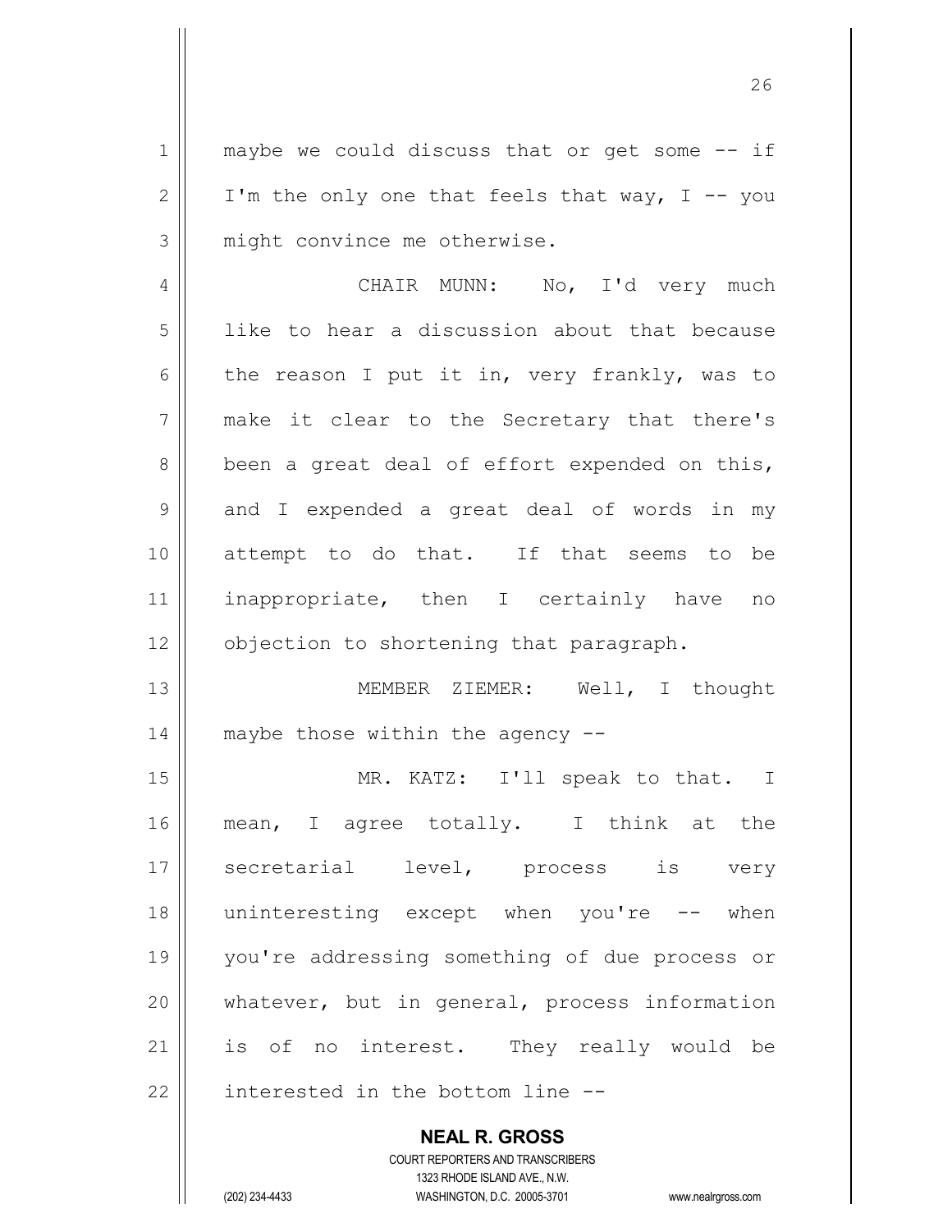maybe we could discuss that or get some -- if I'm the only one that feels that way, I -- you might convince me otherwise.

CHAIR MUNN: No, I'd very much like to hear a discussion about that because the reason I put it in, very frankly, was to make it clear to the Secretary that there's been a great deal of effort expended on this, and I expended a great deal of words in my attempt to do that. If that seems to be inappropriate, then I certainly have no objection to shortening that paragraph.

MEMBER ZIEMER: Well, I thought maybe those within the agency --

MR. KATZ: I'll speak to that. I mean, I agree totally. I think at the secretarial level, process is very uninteresting except when you're -- when you're addressing something of due process or whatever, but in general, process information is of no interest. They really would be interested in the bottom line --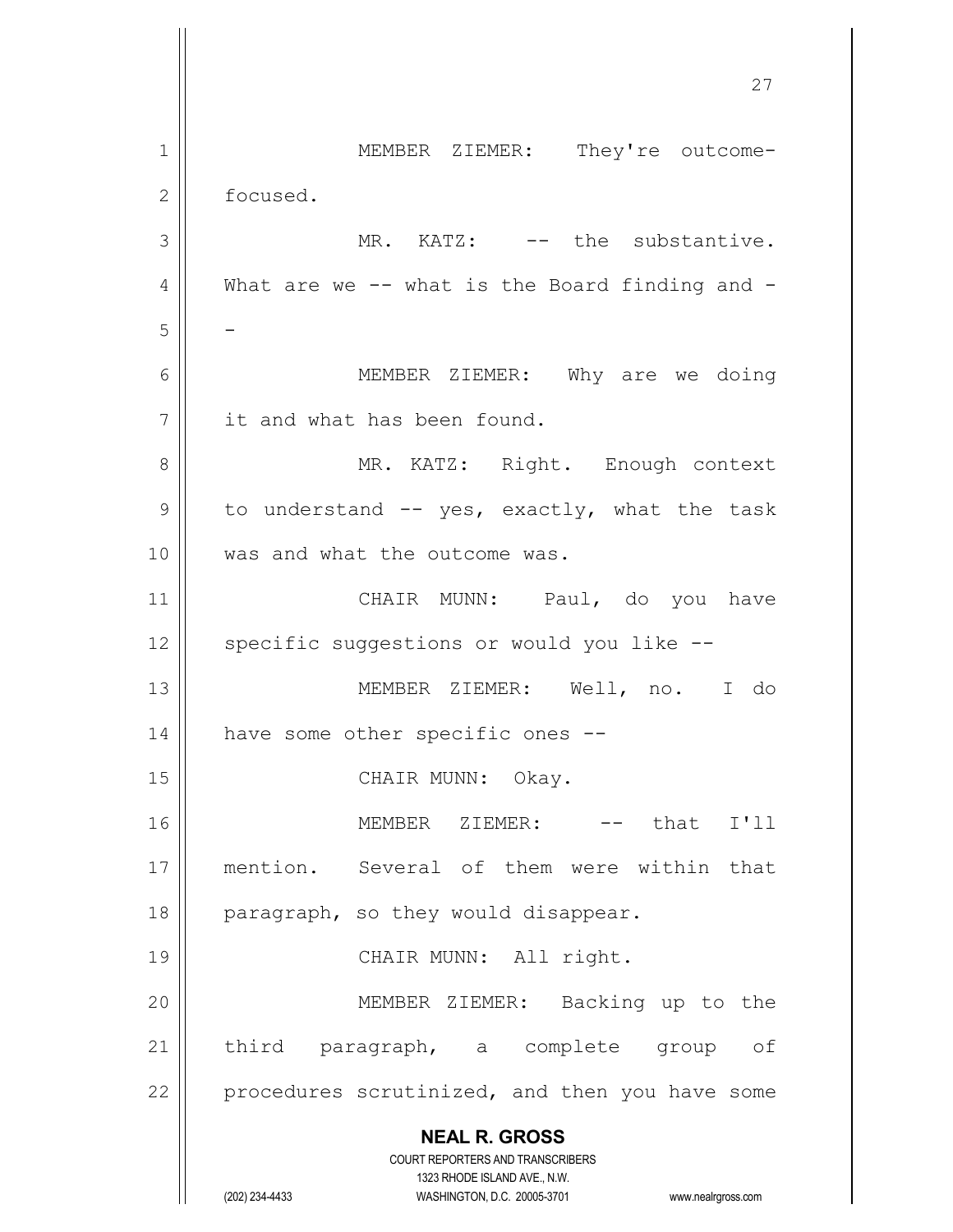MEMBER ZIEMER: They're outcome-focused.

MR. KATZ: -- the substantive. What are we -- what is the Board finding and --

MEMBER ZIEMER: Why are we doing it and what has been found.

MR. KATZ: Right. Enough context to understand -- yes, exactly, what the task was and what the outcome was.

CHAIR MUNN: Paul, do you have specific suggestions or would you like --

MEMBER ZIEMER: Well, no. I do have some other specific ones --

CHAIR MUNN: Okay.

MEMBER ZIEMER: -- that I'll mention. Several of them were within that paragraph, so they would disappear.

CHAIR MUNN: All right.

MEMBER ZIEMER: Backing up to the third paragraph, a complete group of procedures scrutinized, and then you have some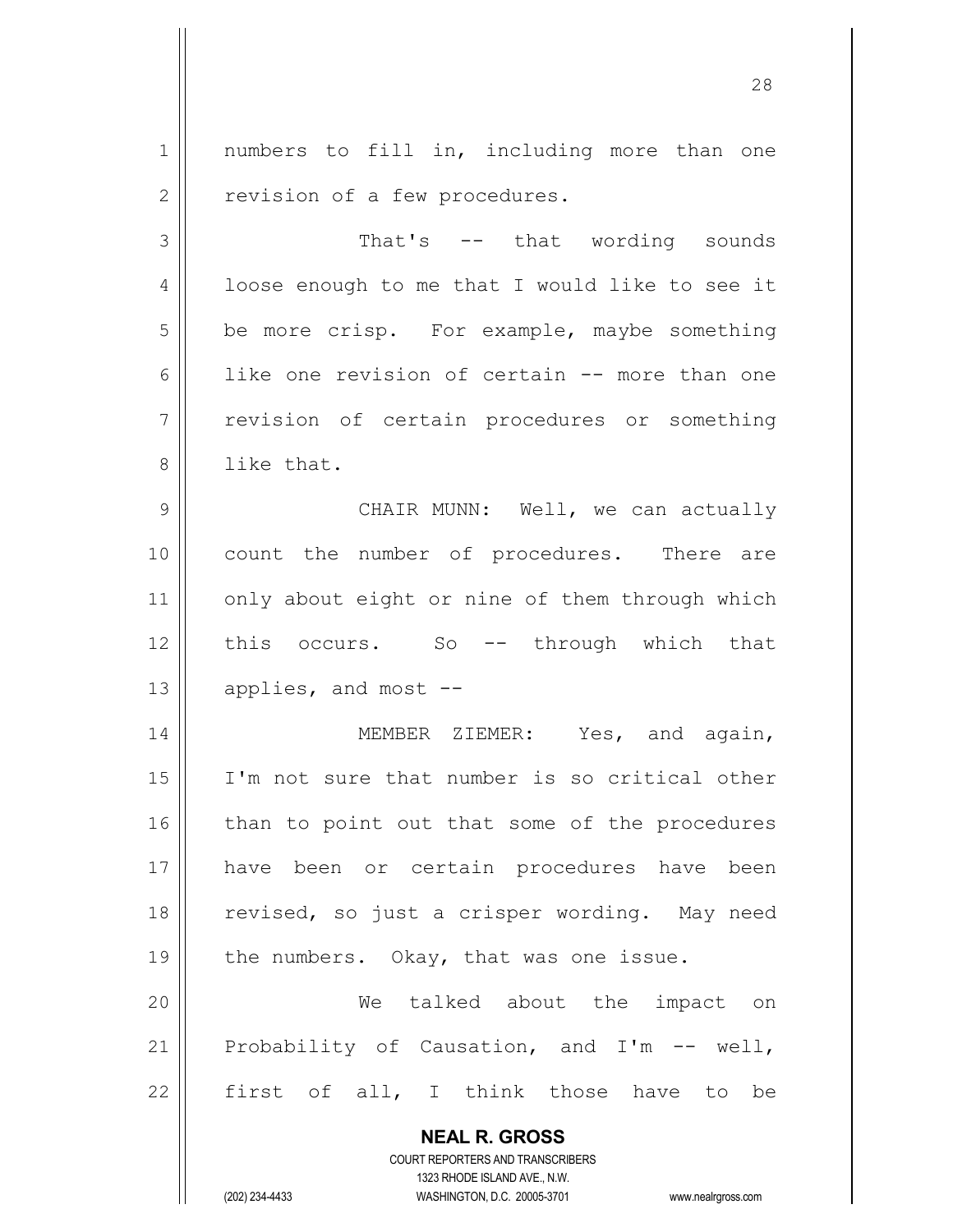numbers to fill in, including more than one revision of a few procedures.

That's -- that wording sounds loose enough to me that I would like to see it be more crisp. For example, maybe something like one revision of certain -- more than one revision of certain procedures or something like that.

CHAIR MUNN: Well, we can actually count the number of procedures. There are only about eight or nine of them through which this occurs. So -- through which that applies, and most --

MEMBER ZIEMER: Yes, and again, I'm not sure that number is so critical other than to point out that some of the procedures have been or certain procedures have been revised, so just a crisper wording. May need the numbers. Okay, that was one issue.

We talked about the impact on Probability of Causation, and I'm -- well, first of all, I think those have to be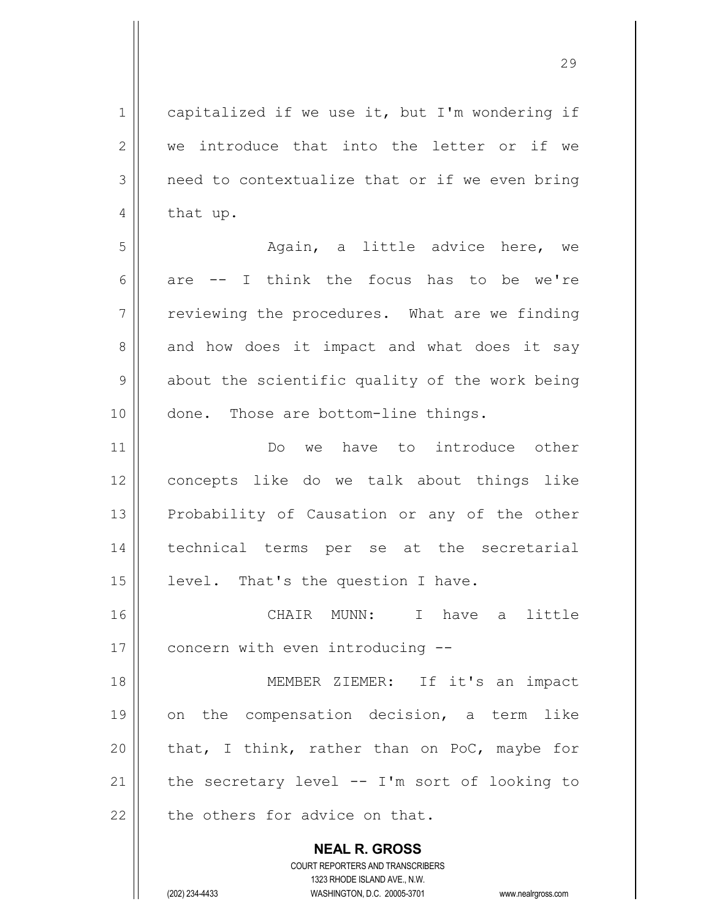capitalized if we use it, but I'm wondering if we introduce that into the letter or if we need to contextualize that or if we even bring that up.

Again, a little advice here, we are -- I think the focus has to be we're reviewing the procedures. What are we finding and how does it impact and what does it say about the scientific quality of the work being done. Those are bottom-line things.

Do we have to introduce other concepts like do we talk about things like Probability of Causation or any of the other technical terms per se at the secretarial level. That's the question I have.

CHAIR MUNN: I have a little concern with even introducing --

MEMBER ZIEMER: If it's an impact on the compensation decision, a term like that, I think, rather than on PoC, maybe for the secretary level -- I'm sort of looking to the others for advice on that.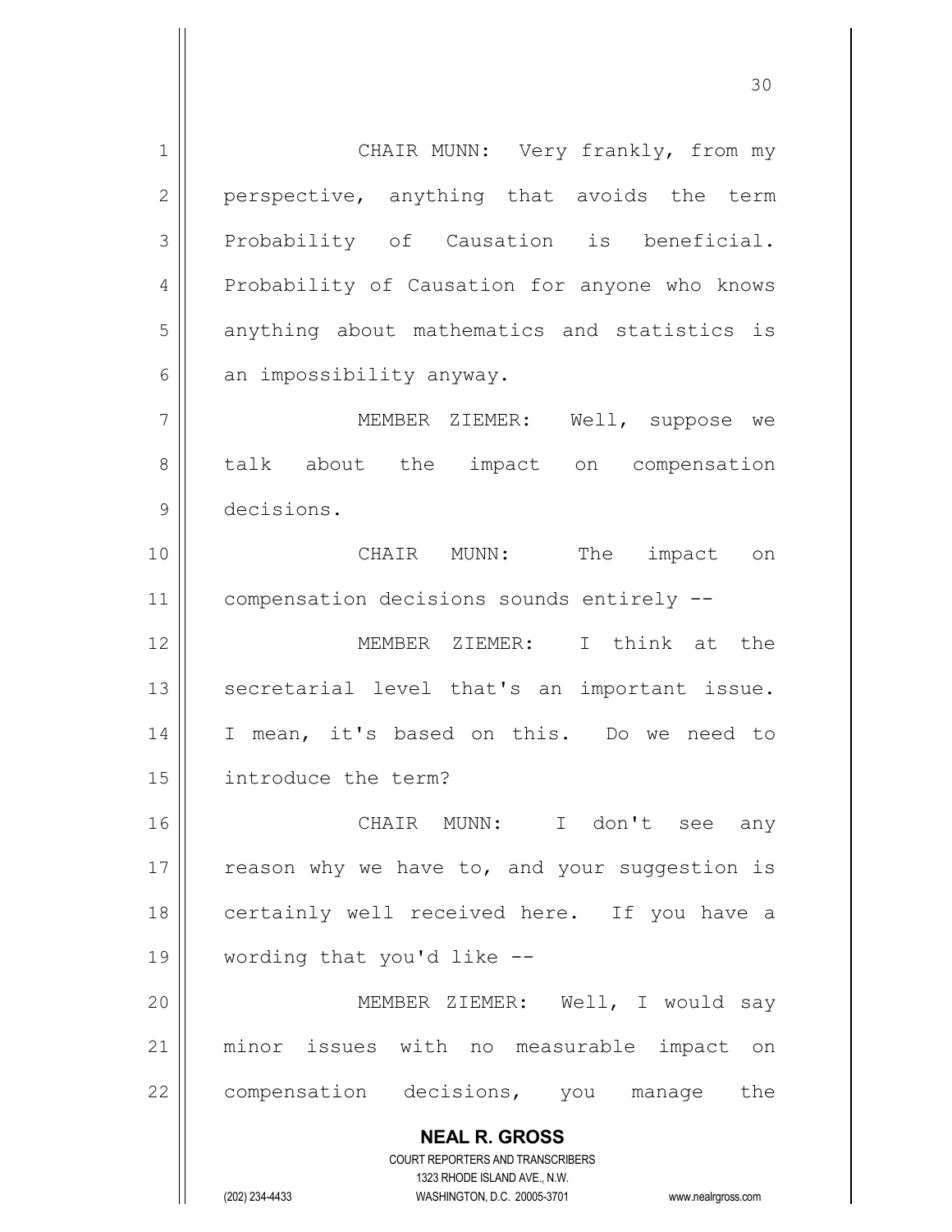CHAIR MUNN: Very frankly, from my perspective, anything that avoids the term Probability of Causation is beneficial. Probability of Causation for anyone who knows anything about mathematics and statistics is an impossibility anyway.

MEMBER ZIEMER: Well, suppose we talk about the impact on compensation decisions.

CHAIR MUNN: The impact on compensation decisions sounds entirely --

MEMBER ZIEMER: I think at the secretarial level that's an important issue. I mean, it's based on this. Do we need to introduce the term?

CHAIR MUNN: I don't see any reason why we have to, and your suggestion is certainly well received here. If you have a wording that you'd like --

MEMBER ZIEMER: Well, I would say minor issues with no measurable impact on compensation decisions, you manage the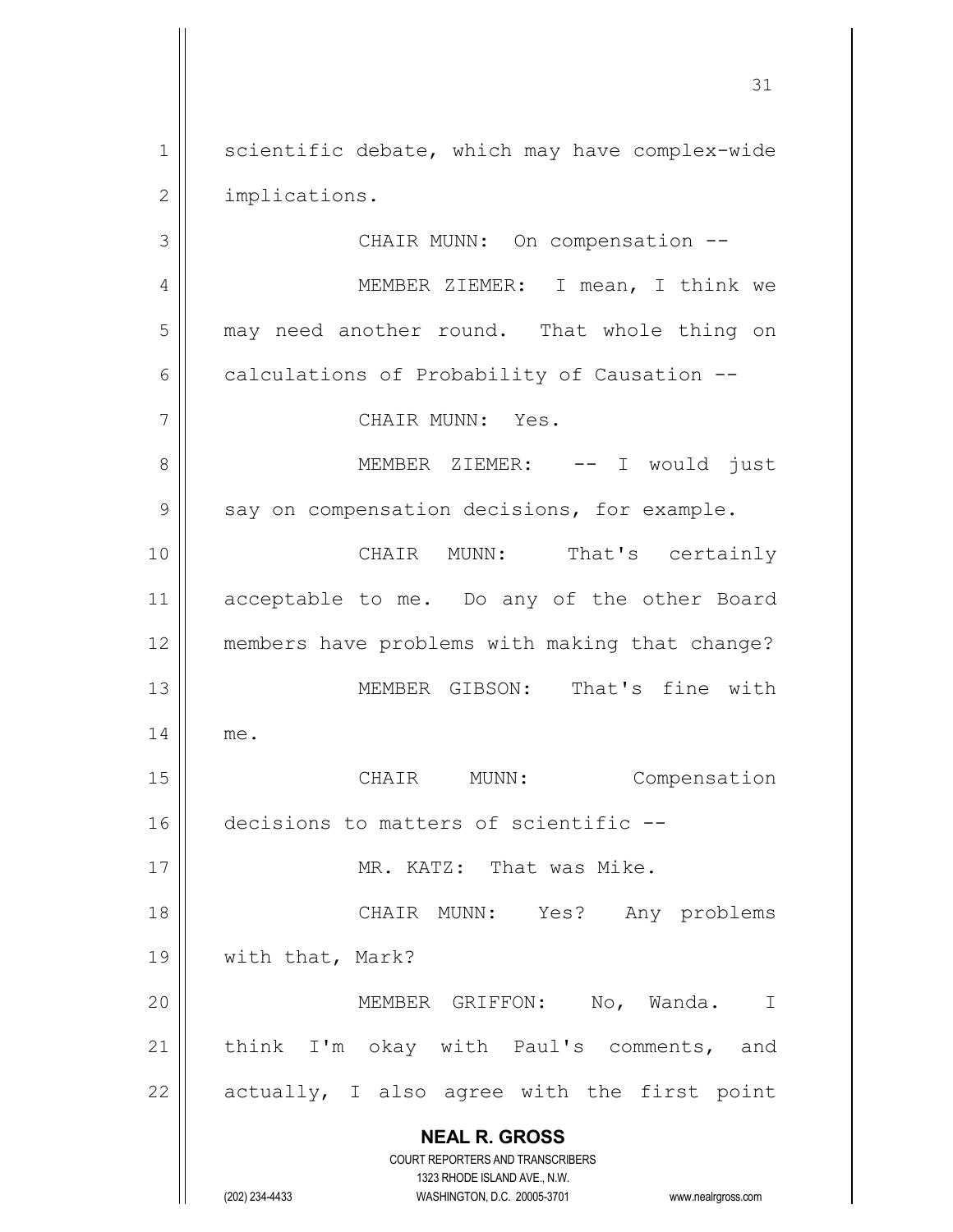scientific debate, which may have complex-wide implications.

CHAIR MUNN: On compensation --

MEMBER ZIEMER: I mean, I think we may need another round. That whole thing on calculations of Probability of Causation --

CHAIR MUNN: Yes.

MEMBER ZIEMER: -- I would just say on compensation decisions, for example.

CHAIR MUNN: That's certainly acceptable to me. Do any of the other Board members have problems with making that change?

MEMBER GIBSON: That's fine with me.

CHAIR MUNN: Compensation decisions to matters of scientific --

MR. KATZ: That was Mike.

CHAIR MUNN: Yes? Any problems with that, Mark?

MEMBER GRIFFON: No, Wanda. I think I'm okay with Paul's comments, and actually, I also agree with the first point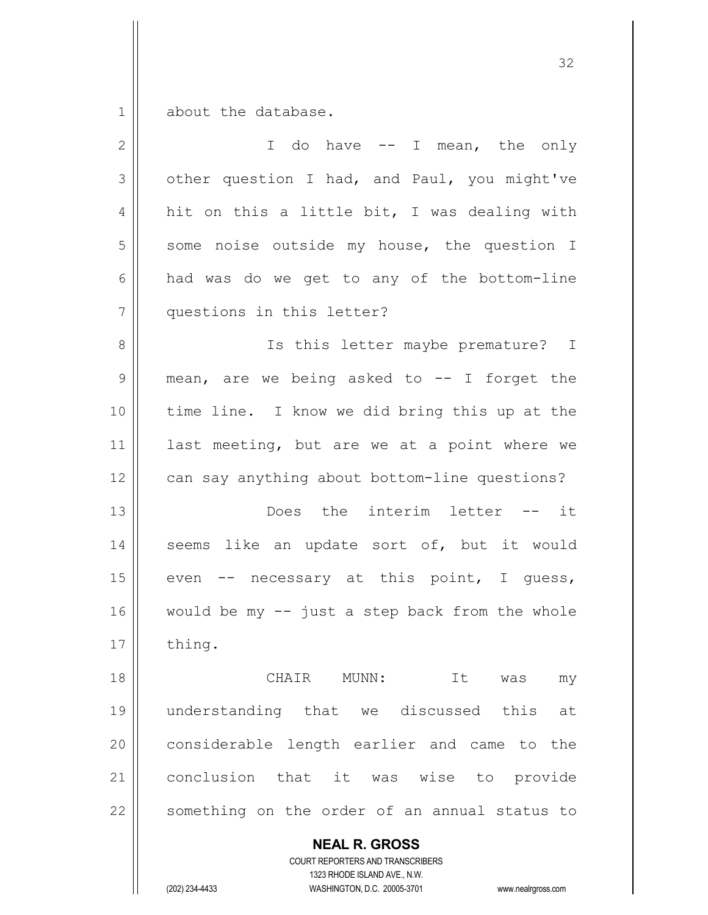about the database.

I do have -- I mean, the only other question I had, and Paul, you might've hit on this a little bit, I was dealing with some noise outside my house, the question I had was do we get to any of the bottom-line questions in this letter?

Is this letter maybe premature? I mean, are we being asked to -- I forget the time line. I know we did bring this up at the last meeting, but are we at a point where we can say anything about bottom-line questions?

Does the interim letter -- it seems like an update sort of, but it would even -- necessary at this point, I guess, would be my -- just a step back from the whole thing.

CHAIR MUNN: It was my understanding that we discussed this at considerable length earlier and came to the conclusion that it was wise to provide something on the order of an annual status to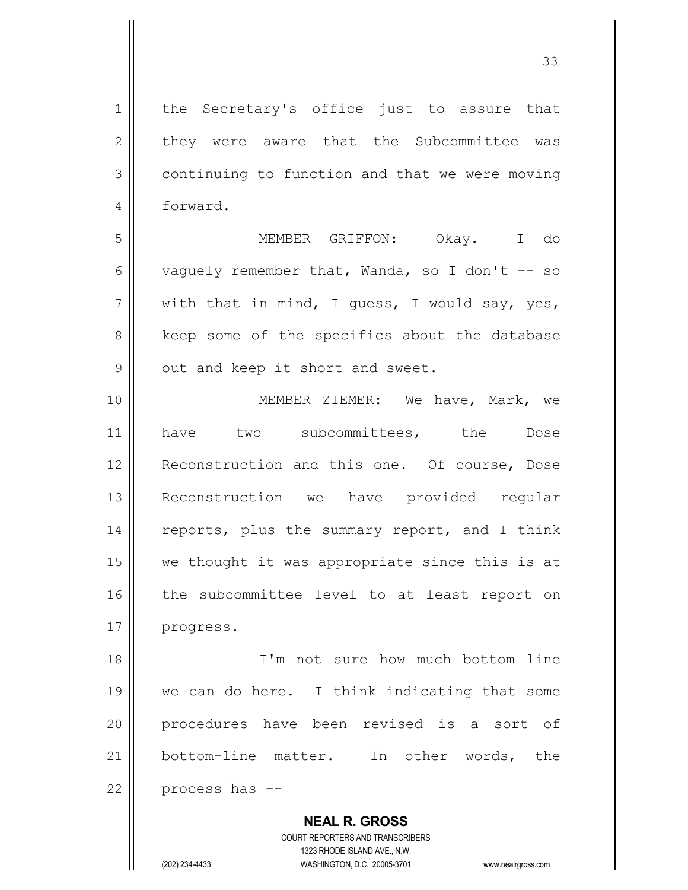the Secretary's office just to assure that they were aware that the Subcommittee was continuing to function and that we were moving forward.

MEMBER GRIFFON: Okay. I do vaguely remember that, Wanda, so I don't -- so with that in mind, I guess, I would say, yes, keep some of the specifics about the database out and keep it short and sweet.

MEMBER ZIEMER: We have, Mark, we have two subcommittees, the Dose Reconstruction and this one. Of course, Dose Reconstruction we have provided regular reports, plus the summary report, and I think we thought it was appropriate since this is at the subcommittee level to at least report on progress.

I'm not sure how much bottom line we can do here. I think indicating that some procedures have been revised is a sort of bottom-line matter. In other words, the process has --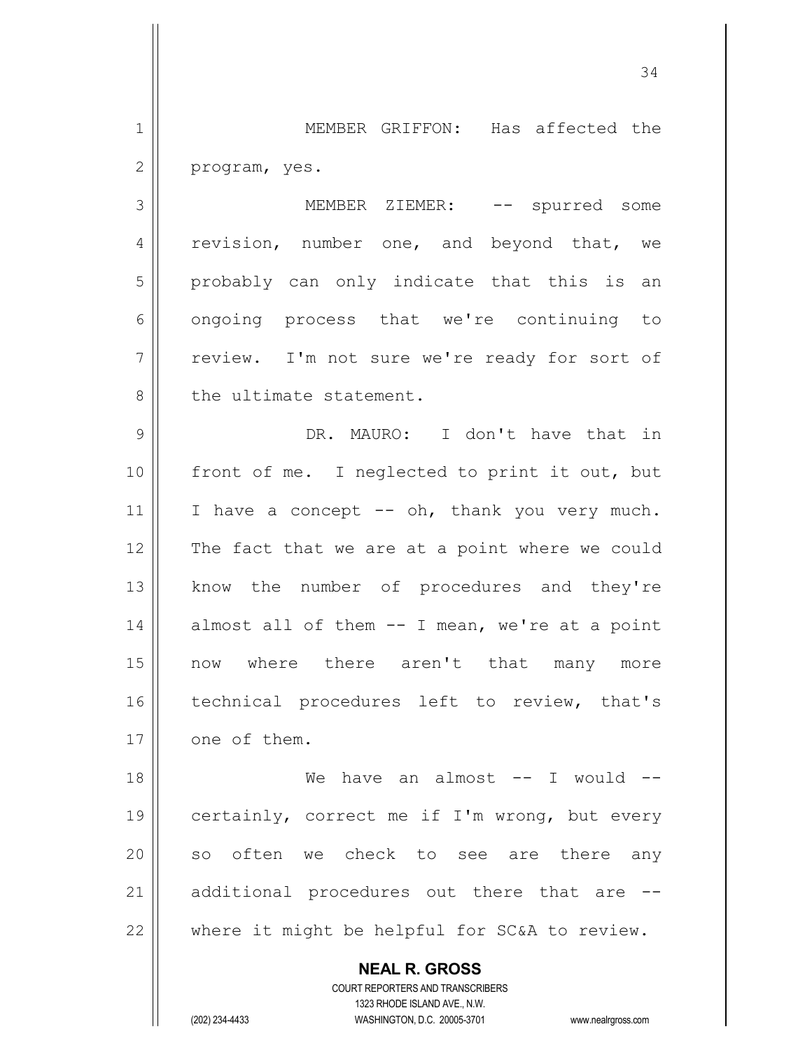MEMBER GRIFFON: Has affected the program, yes.

MEMBER ZIEMER: -- spurred some revision, number one, and beyond that, we probably can only indicate that this is an ongoing process that we're continuing to review. I'm not sure we're ready for sort of the ultimate statement.

DR. MAURO: I don't have that in front of me. I neglected to print it out, but I have a concept -- oh, thank you very much. The fact that we are at a point where we could know the number of procedures and they're almost all of them -- I mean, we're at a point now where there aren't that many more technical procedures left to review, that's one of them.

We have an almost -- I would -- certainly, correct me if I'm wrong, but every so often we check to see are there any additional procedures out there that are -- where it might be helpful for SC&A to review.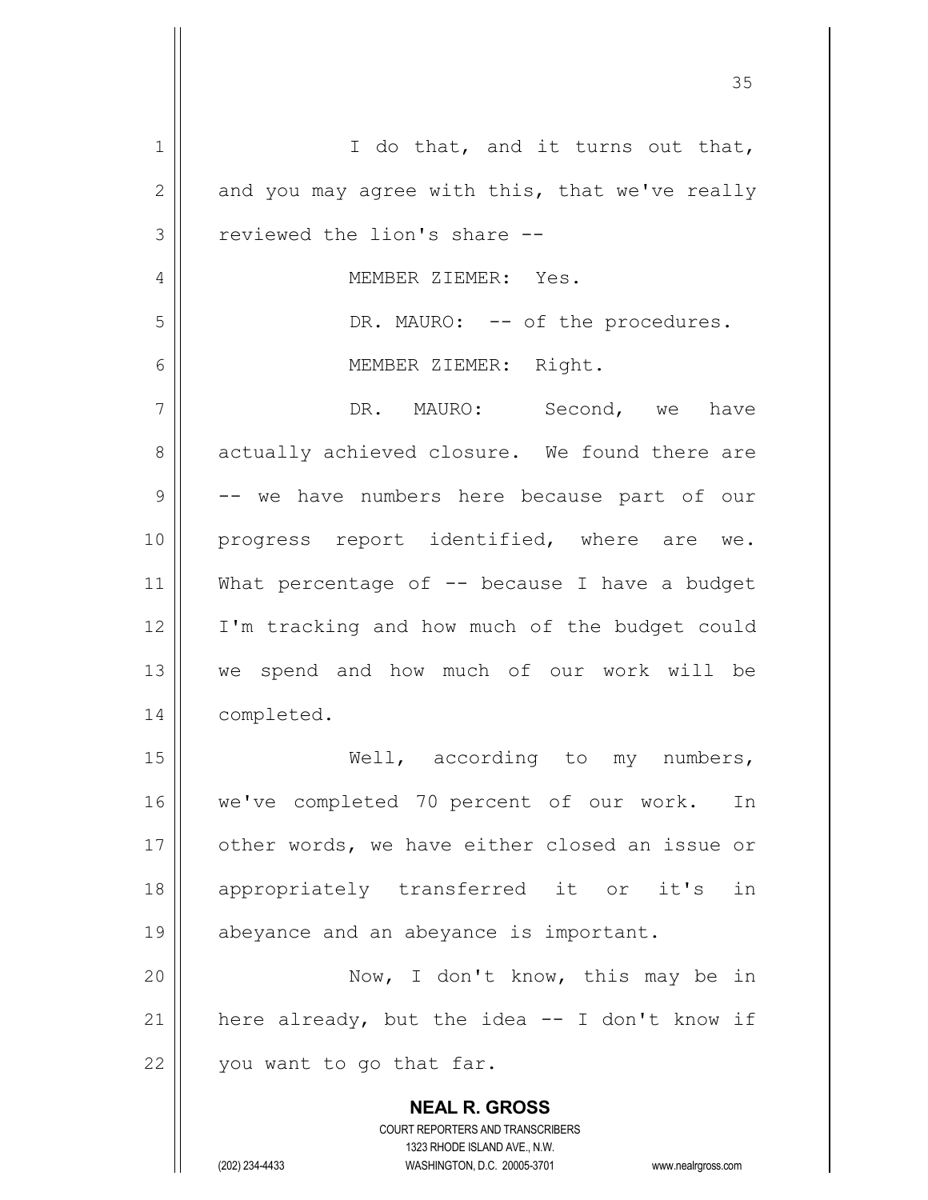I do that, and it turns out that, and you may agree with this, that we've really reviewed the lion's share --

MEMBER ZIEMER: Yes.

DR. MAURO: -- of the procedures.

MEMBER ZIEMER: Right.

DR. MAURO: Second, we have actually achieved closure. We found there are -- we have numbers here because part of our progress report identified, where are we. What percentage of -- because I have a budget I'm tracking and how much of the budget could we spend and how much of our work will be completed.

Well, according to my numbers, we've completed 70 percent of our work. In other words, we have either closed an issue or appropriately transferred it or it's in abeyance and an abeyance is important.

Now, I don't know, this may be in here already, but the idea -- I don't know if you want to go that far.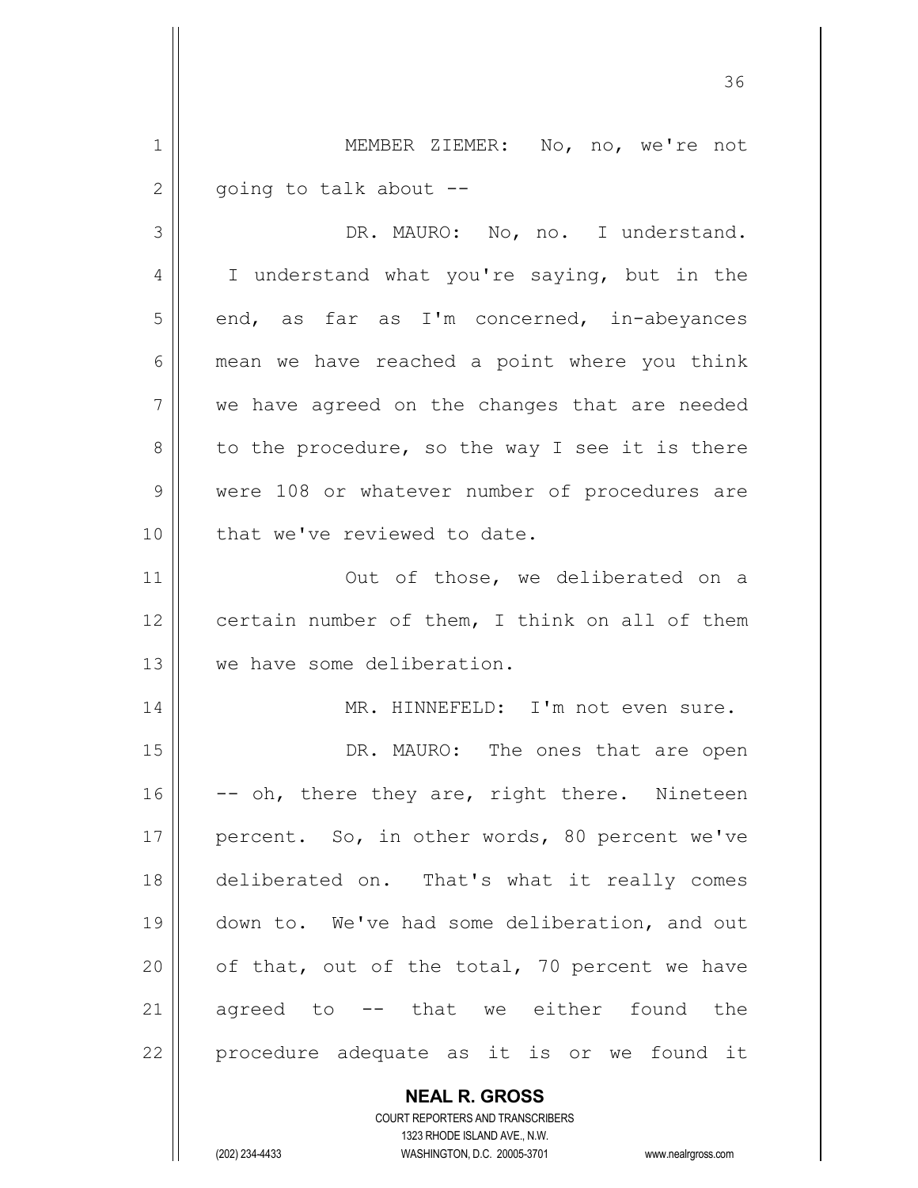MEMBER ZIEMER: No, no, we're not going to talk about --

DR. MAURO: No, no. I understand. I understand what you're saying, but in the end, as far as I'm concerned, in-abeyances mean we have reached a point where you think we have agreed on the changes that are needed to the procedure, so the way I see it is there were 108 or whatever number of procedures are that we've reviewed to date.

Out of those, we deliberated on a certain number of them, I think on all of them we have some deliberation.

MR. HINNEFELD: I'm not even sure.

DR. MAURO: The ones that are open -- oh, there they are, right there. Nineteen percent. So, in other words, 80 percent we've deliberated on. That's what it really comes down to. We've had some deliberation, and out of that, out of the total, 70 percent we have agreed to -- that we either found the procedure adequate as it is or we found it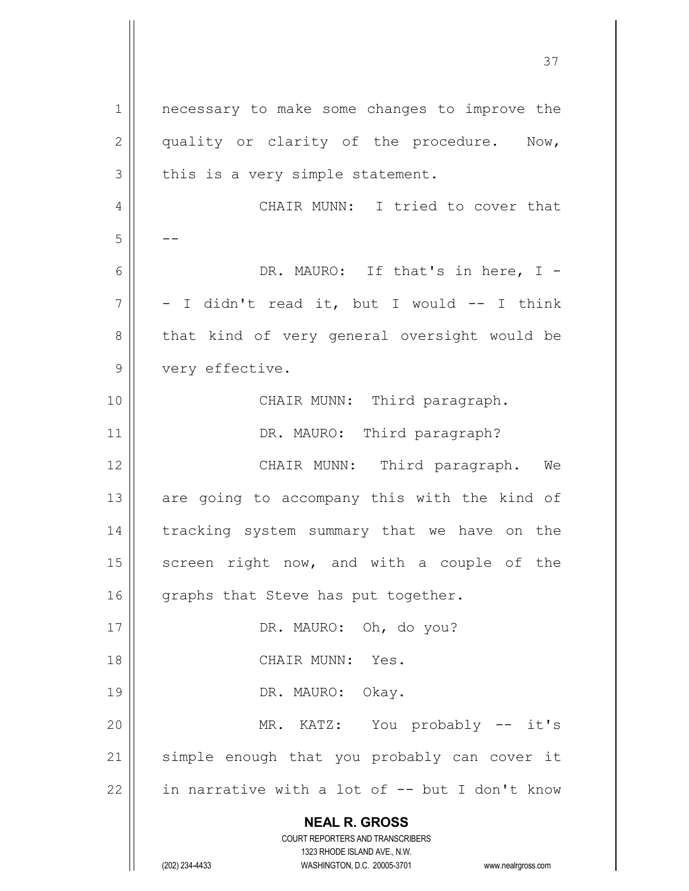necessary to make some changes to improve the quality or clarity of the procedure. Now, this is a very simple statement.

CHAIR MUNN: I tried to cover that --

DR. MAURO: If that's in here, I -- I didn't read it, but I would -- I think that kind of very general oversight would be very effective.

CHAIR MUNN: Third paragraph.

DR. MAURO: Third paragraph?

CHAIR MUNN: Third paragraph. We are going to accompany this with the kind of tracking system summary that we have on the screen right now, and with a couple of the graphs that Steve has put together.

DR. MAURO: Oh, do you?

CHAIR MUNN: Yes.

DR. MAURO: Okay.

MR. KATZ: You probably -- it's simple enough that you probably can cover it in narrative with a lot of -- but I don't know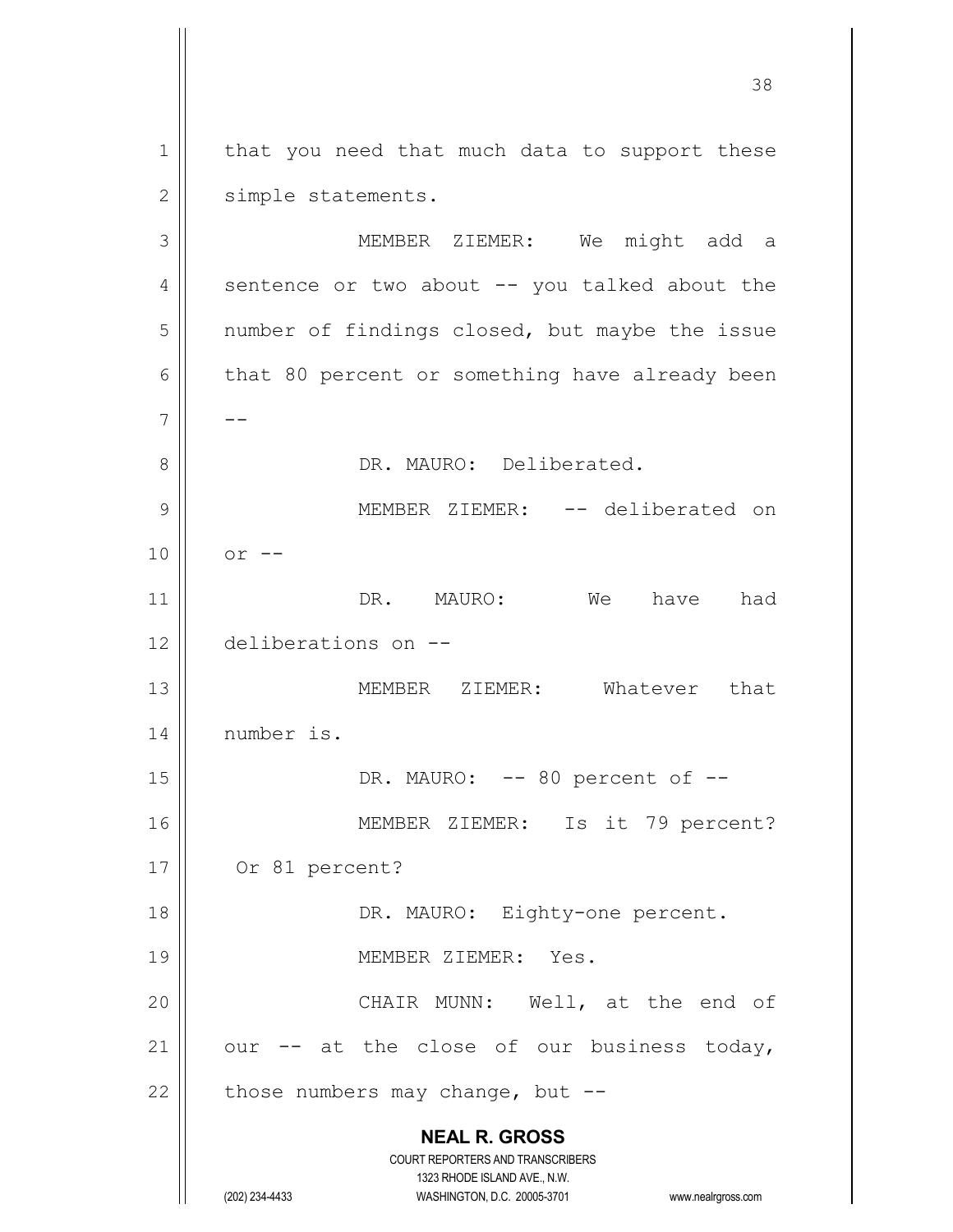that you need that much data to support these simple statements.

MEMBER ZIEMER: We might add a sentence or two about -- you talked about the number of findings closed, but maybe the issue that 80 percent or something have already been --

DR. MAURO: Deliberated.

MEMBER ZIEMER: -- deliberated on or --

DR. MAURO: We have had deliberations on --

MEMBER ZIEMER: Whatever that number is.

DR. MAURO: -- 80 percent of --

MEMBER ZIEMER: Is it 79 percent? Or 81 percent?

DR. MAURO: Eighty-one percent.

MEMBER ZIEMER: Yes.

CHAIR MUNN: Well, at the end of our -- at the close of our business today, those numbers may change, but --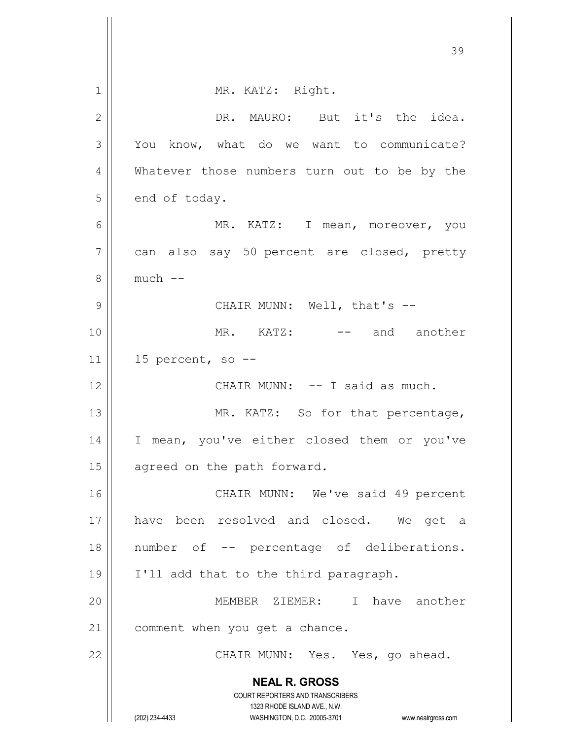MR. KATZ: Right.

DR. MAURO: But it's the idea. You know, what do we want to communicate? Whatever those numbers turn out to be by the end of today.

MR. KATZ: I mean, moreover, you can also say 50 percent are closed, pretty much --

CHAIR MUNN: Well, that's --

MR. KATZ: -- and another 15 percent, so --

CHAIR MUNN: -- I said as much.

MR. KATZ: So for that percentage, I mean, you've either closed them or you've agreed on the path forward.

CHAIR MUNN: We've said 49 percent have been resolved and closed. We get a number of -- percentage of deliberations. I'll add that to the third paragraph.

MEMBER ZIEMER: I have another comment when you get a chance.

CHAIR MUNN: Yes. Yes, go ahead.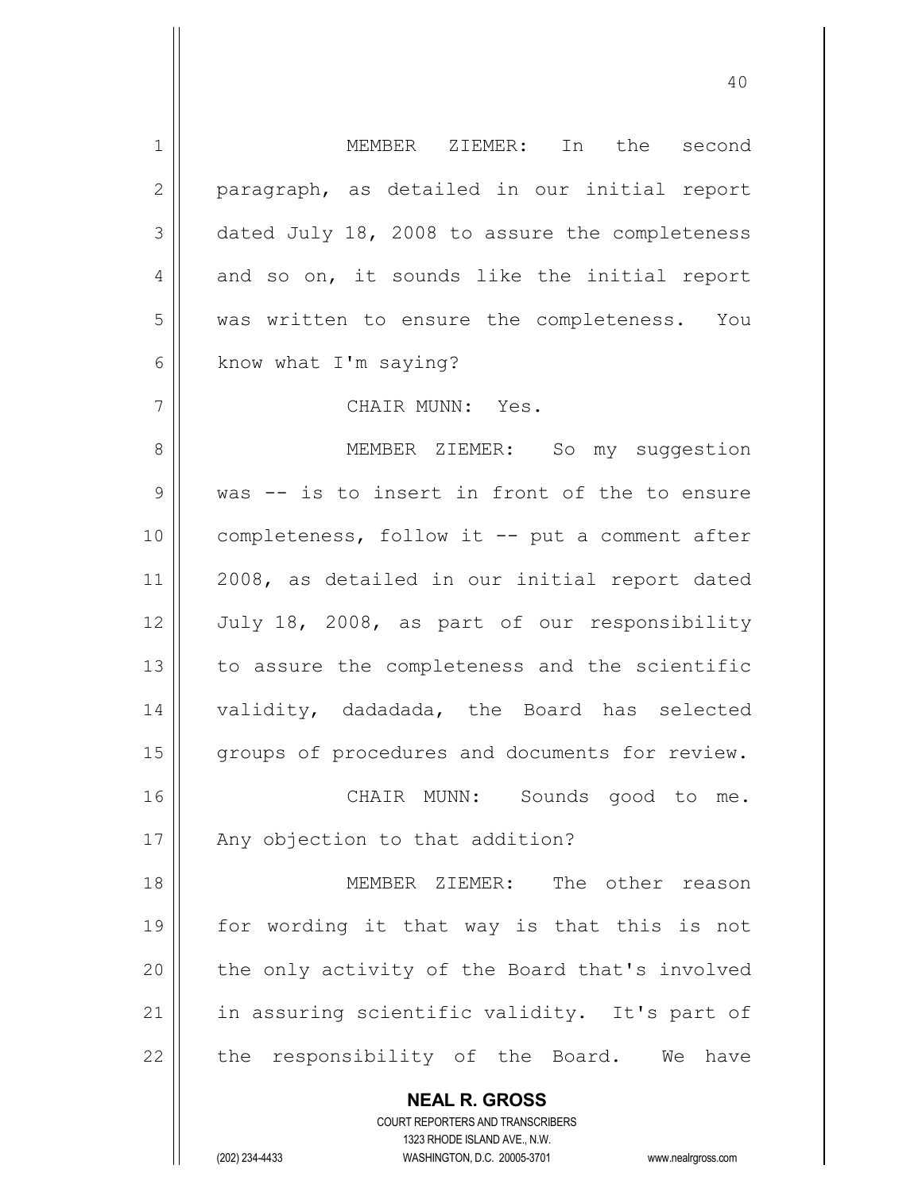MEMBER ZIEMER: In the second paragraph, as detailed in our initial report dated July 18, 2008 to assure the completeness and so on, it sounds like the initial report was written to ensure the completeness. You know what I'm saying?

CHAIR MUNN: Yes.

MEMBER ZIEMER: So my suggestion was -- is to insert in front of the to ensure completeness, follow it -- put a comment after 2008, as detailed in our initial report dated July 18, 2008, as part of our responsibility to assure the completeness and the scientific validity, dadadada, the Board has selected groups of procedures and documents for review.

CHAIR MUNN: Sounds good to me. Any objection to that addition?

MEMBER ZIEMER: The other reason for wording it that way is that this is not the only activity of the Board that's involved in assuring scientific validity. It's part of the responsibility of the Board. We have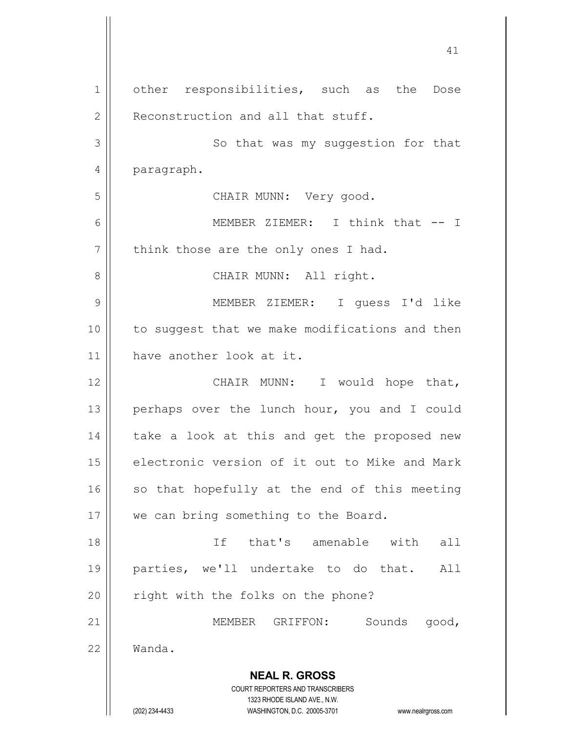other responsibilities, such as the Dose Reconstruction and all that stuff.

So that was my suggestion for that paragraph.

CHAIR MUNN: Very good.

MEMBER ZIEMER: I think that -- I think those are the only ones I had.

CHAIR MUNN: All right.

MEMBER ZIEMER: I guess I'd like to suggest that we make modifications and then have another look at it.

CHAIR MUNN: I would hope that, perhaps over the lunch hour, you and I could take a look at this and get the proposed new electronic version of it out to Mike and Mark so that hopefully at the end of this meeting we can bring something to the Board.

If that's amenable with all parties, we'll undertake to do that. All right with the folks on the phone?

MEMBER GRIFFON: Sounds good, Wanda.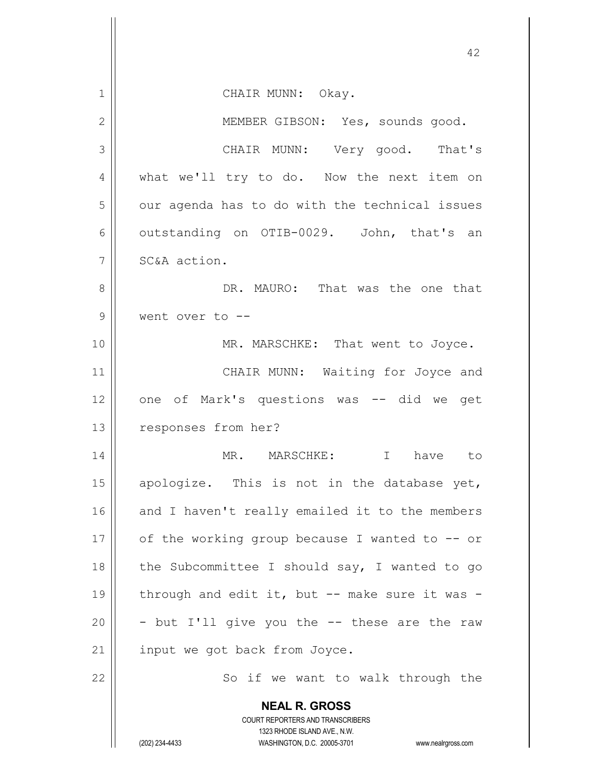CHAIR MUNN: Okay.

MEMBER GIBSON: Yes, sounds good.

CHAIR MUNN: Very good. That's what we'll try to do. Now the next item on our agenda has to do with the technical issues outstanding on OTIB-0029. John, that's an SC&A action.

DR. MAURO: That was the one that went over to --

MR. MARSCHKE: That went to Joyce.

CHAIR MUNN: Waiting for Joyce and one of Mark's questions was -- did we get responses from her?

MR. MARSCHKE: I have to apologize. This is not in the database yet, and I haven't really emailed it to the members of the working group because I wanted to -- or the Subcommittee I should say, I wanted to go through and edit it, but -- make sure it was -- but I'll give you the -- these are the raw input we got back from Joyce.

So if we want to walk through the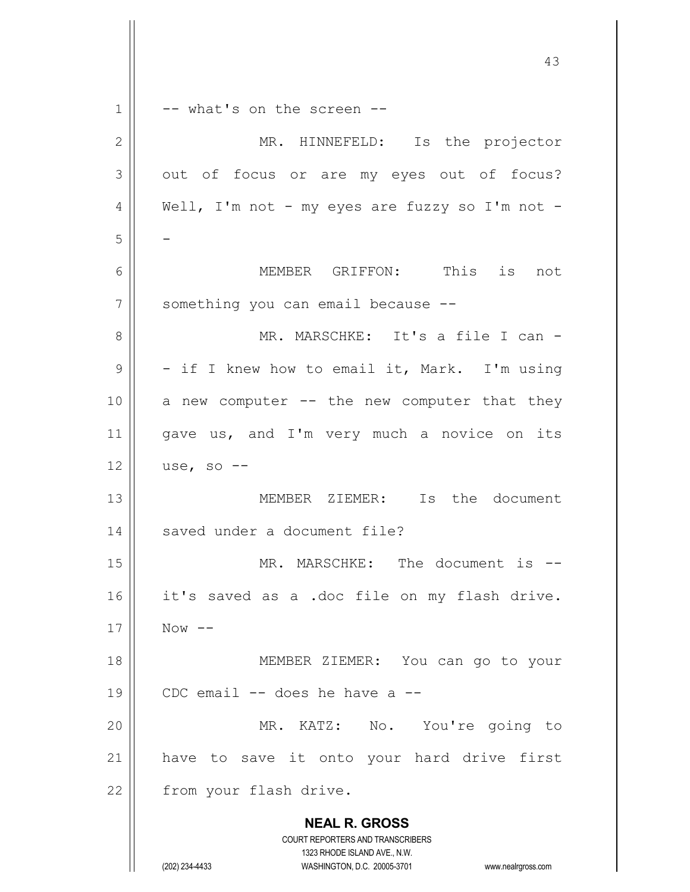-- what's on the screen --

MR. HINNEFELD: Is the projector out of focus or are my eyes out of focus? Well, I'm not - my eyes are fuzzy so I'm not --

MEMBER GRIFFON: This is not something you can email because --

MR. MARSCHKE: It's a file I can -- if I knew how to email it, Mark. I'm using a new computer -- the new computer that they gave us, and I'm very much a novice on its use, so --

MEMBER ZIEMER: Is the document saved under a document file?

MR. MARSCHKE: The document is -- it's saved as a .doc file on my flash drive. Now --

MEMBER ZIEMER: You can go to your CDC email -- does he have a --

MR. KATZ: No. You're going to have to save it onto your hard drive first from your flash drive.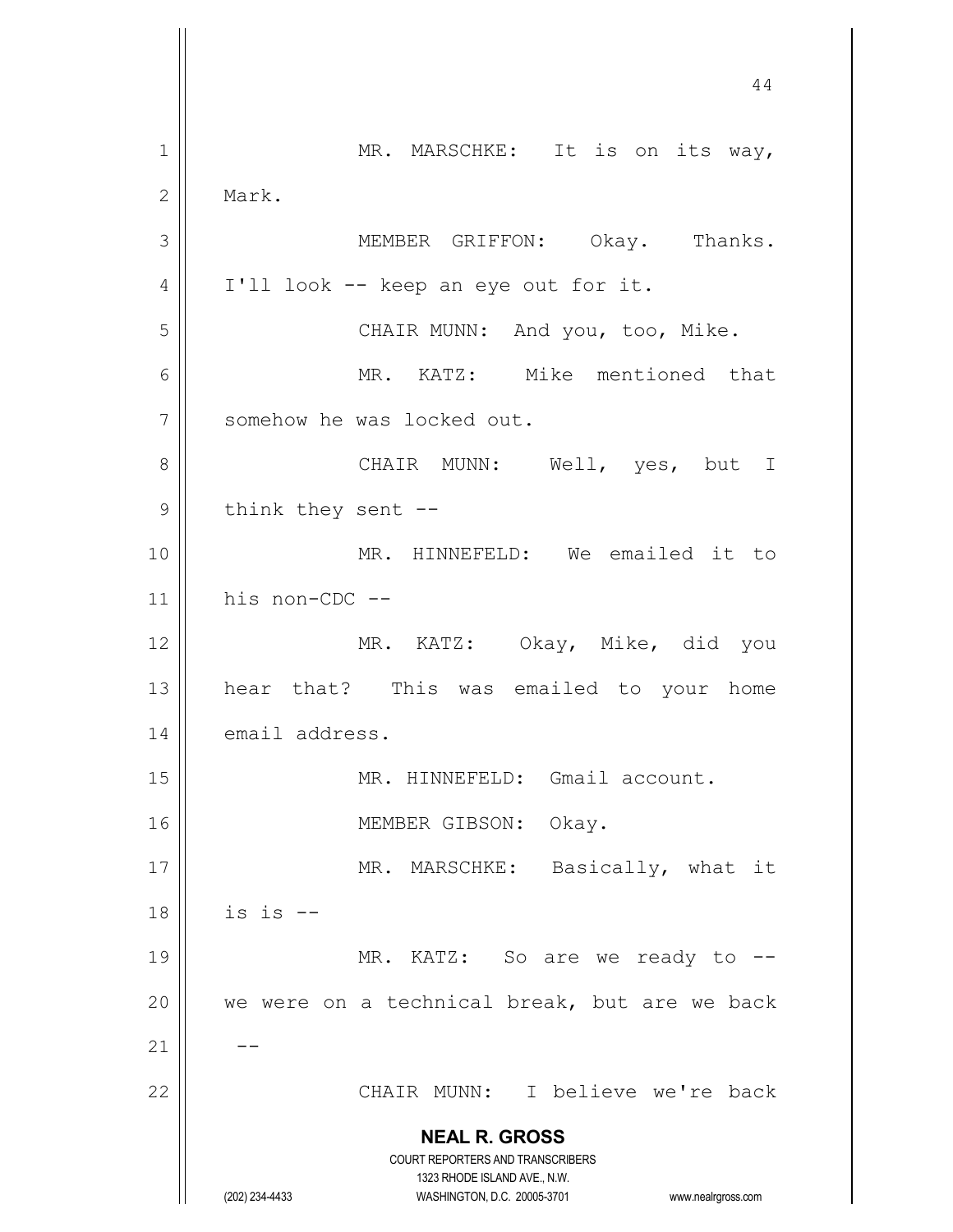MR. MARSCHKE: It is on its way, Mark.

MEMBER GRIFFON: Okay. Thanks. I'll look -- keep an eye out for it.

CHAIR MUNN: And you, too, Mike.

MR. KATZ: Mike mentioned that somehow he was locked out.

CHAIR MUNN: Well, yes, but I think they sent --

MR. HINNEFELD: We emailed it to his non-CDC --

MR. KATZ: Okay, Mike, did you hear that? This was emailed to your home email address.

MR. HINNEFELD: Gmail account.

MEMBER GIBSON: Okay.

MR. MARSCHKE: Basically, what it is is --

MR. KATZ: So are we ready to -- we were on a technical break, but are we back --

CHAIR MUNN: I believe we're back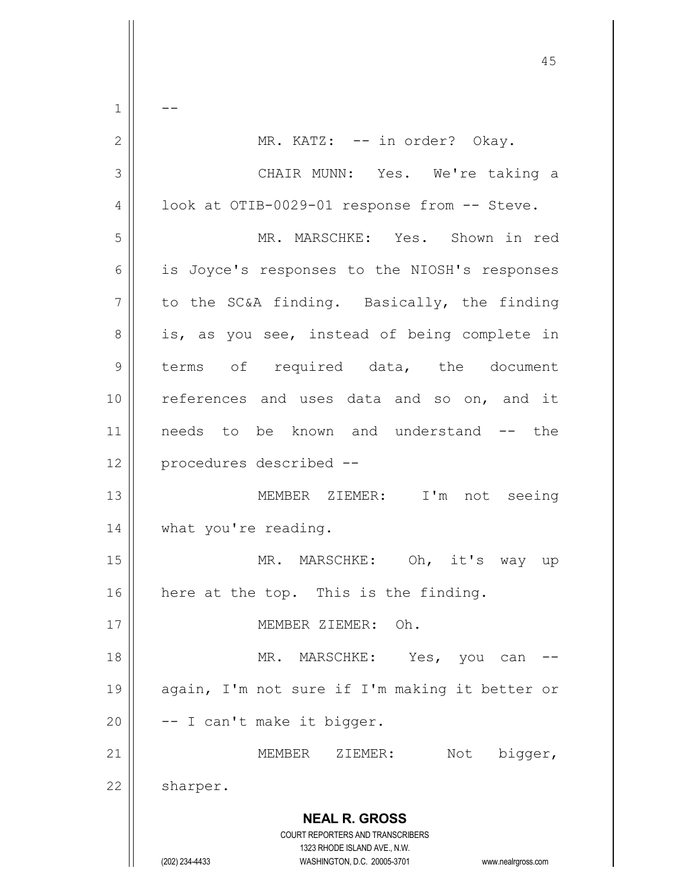--

MR. KATZ: -- in order? Okay.

CHAIR MUNN: Yes. We're taking a look at OTIB-0029-01 response from -- Steve.

MR. MARSCHKE: Yes. Shown in red is Joyce's responses to the NIOSH's responses to the SC&A finding. Basically, the finding is, as you see, instead of being complete in terms of required data, the document references and uses data and so on, and it needs to be known and understand -- the procedures described --

MEMBER ZIEMER: I'm not seeing what you're reading.

MR. MARSCHKE: Oh, it's way up here at the top. This is the finding.

MEMBER ZIEMER: Oh.

MR. MARSCHKE: Yes, you can -- again, I'm not sure if I'm making it better or -- I can't make it bigger.

MEMBER ZIEMER: Not bigger, sharper.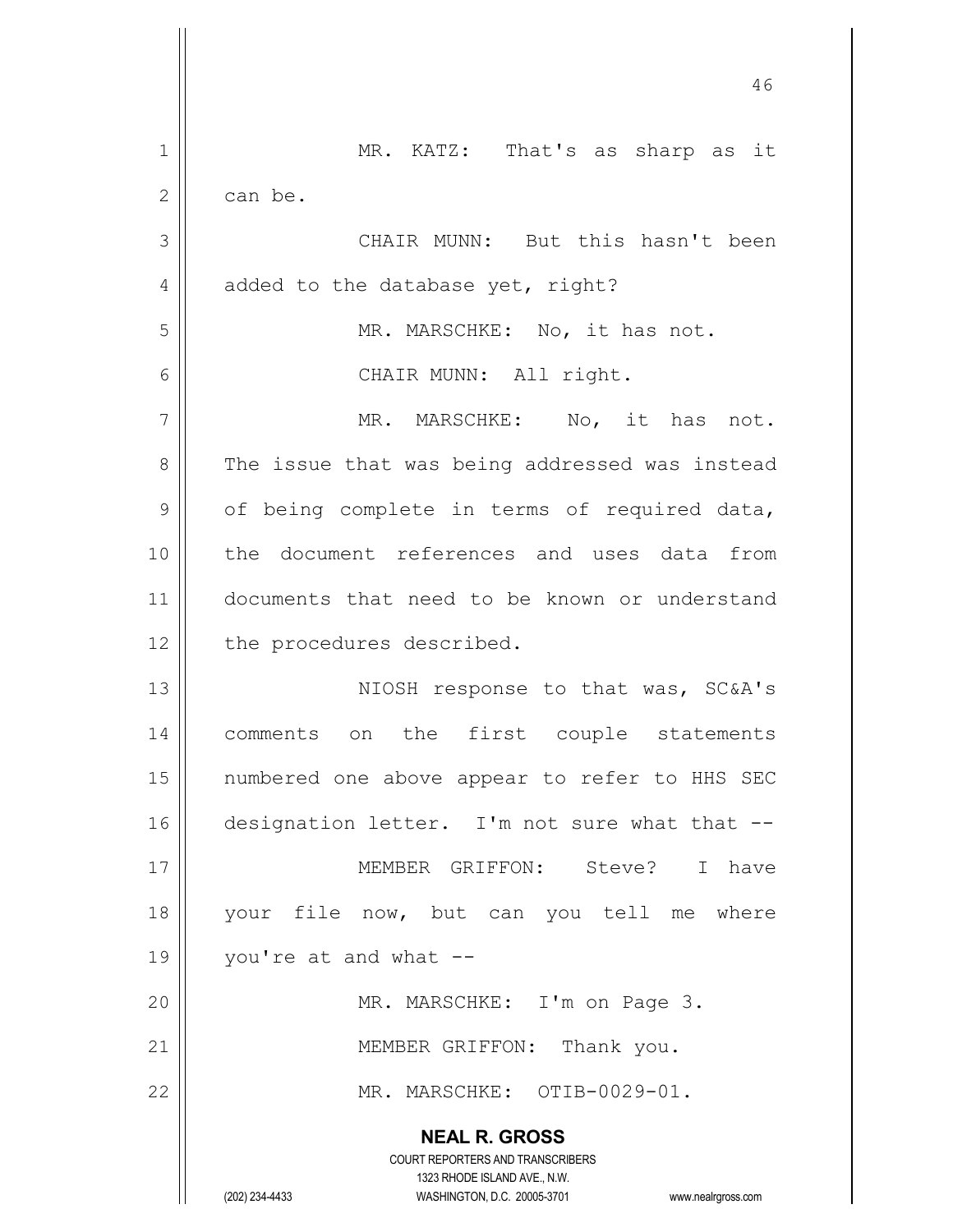MR. KATZ: That's as sharp as it can be.

CHAIR MUNN: But this hasn't been added to the database yet, right?

MR. MARSCHKE: No, it has not.

CHAIR MUNN: All right.

MR. MARSCHKE: No, it has not. The issue that was being addressed was instead of being complete in terms of required data, the document references and uses data from documents that need to be known or understand the procedures described.

NIOSH response to that was, SC&A's comments on the first couple statements numbered one above appear to refer to HHS SEC designation letter. I'm not sure what that --

MEMBER GRIFFON: Steve? I have your file now, but can you tell me where you're at and what --

MR. MARSCHKE: I'm on Page 3.

MEMBER GRIFFON: Thank you.

MR. MARSCHKE: OTIB-0029-01.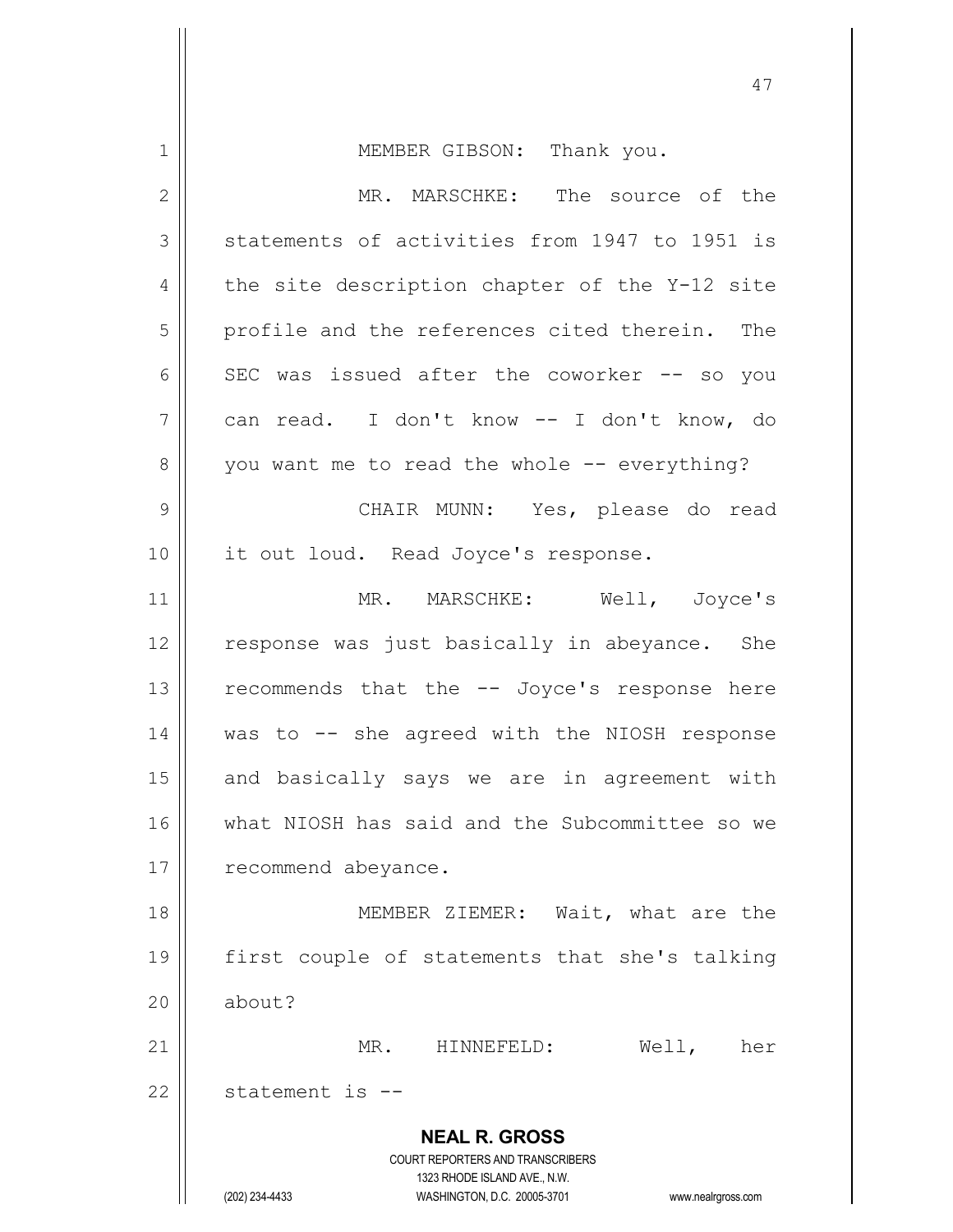MEMBER GIBSON: Thank you.

MR. MARSCHKE: The source of the statements of activities from 1947 to 1951 is the site description chapter of the Y-12 site profile and the references cited therein. The SEC was issued after the coworker -- so you can read. I don't know -- I don't know, do you want me to read the whole -- everything?

CHAIR MUNN: Yes, please do read it out loud. Read Joyce's response.

MR. MARSCHKE: Well, Joyce's response was just basically in abeyance. She recommends that the -- Joyce's response here was to -- she agreed with the NIOSH response and basically says we are in agreement with what NIOSH has said and the Subcommittee so we recommend abeyance.

MEMBER ZIEMER: Wait, what are the first couple of statements that she's talking about?

MR. HINNEFELD: Well, her statement is --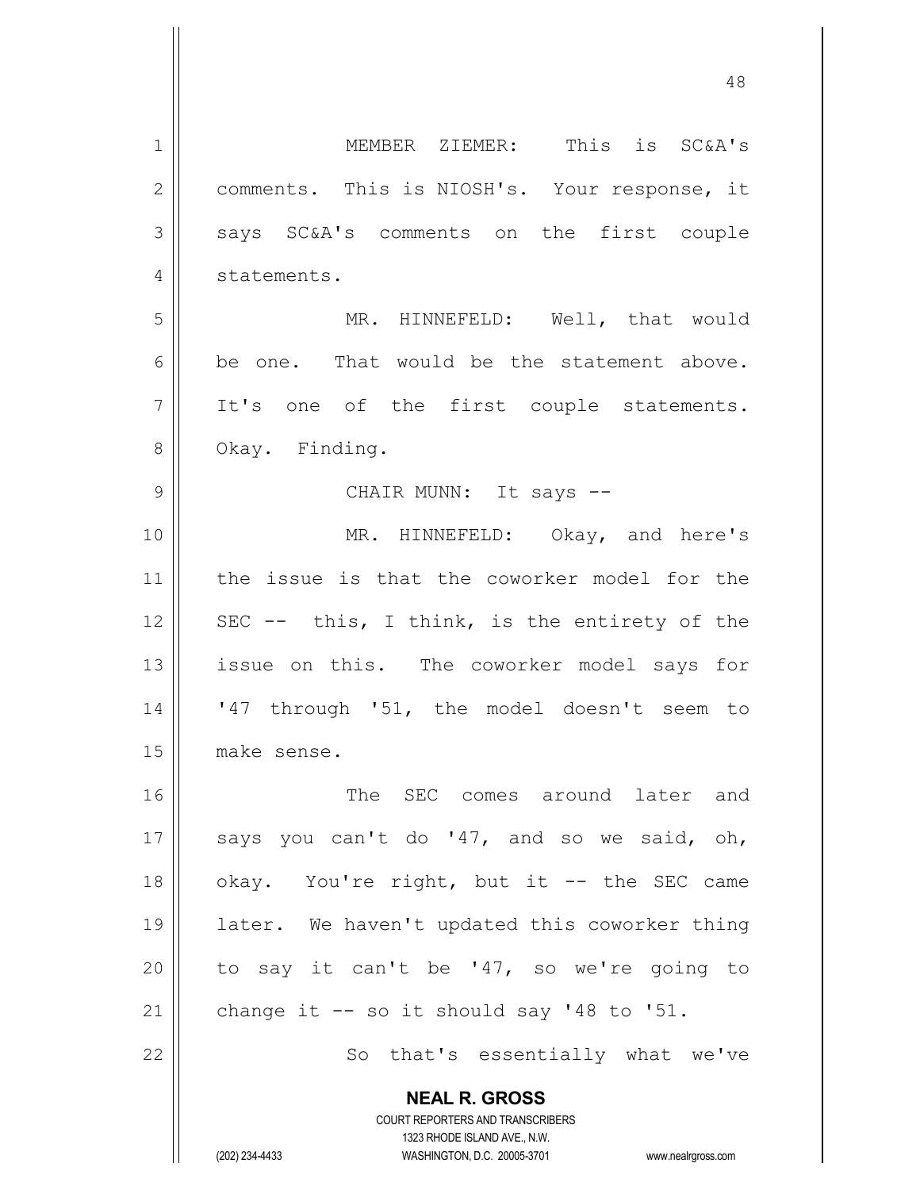MEMBER ZIEMER: This is SC&A's comments. This is NIOSH's. Your response, it says SC&A's comments on the first couple statements.

MR. HINNEFELD: Well, that would be one. That would be the statement above. It's one of the first couple statements. Okay. Finding.

CHAIR MUNN: It says --

MR. HINNEFELD: Okay, and here's the issue is that the coworker model for the SEC -- this, I think, is the entirety of the issue on this. The coworker model says for '47 through '51, the model doesn't seem to make sense.

The SEC comes around later and says you can't do '47, and so we said, oh, okay. You're right, but it -- the SEC came later. We haven't updated this coworker thing to say it can't be '47, so we're going to change it -- so it should say '48 to '51.

So that's essentially what we've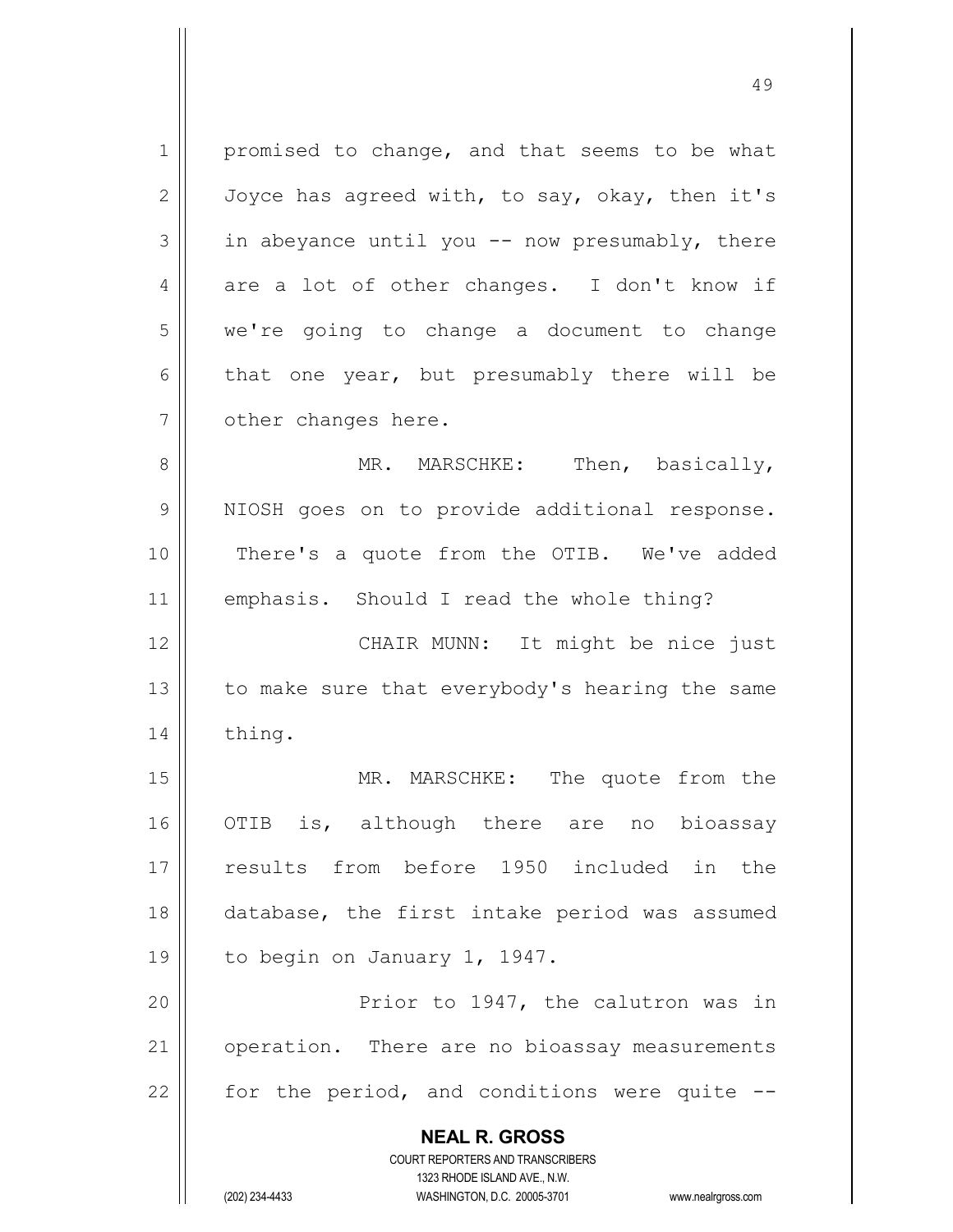promised to change, and that seems to be what Joyce has agreed with, to say, okay, then it's in abeyance until you -- now presumably, there are a lot of other changes. I don't know if we're going to change a document to change that one year, but presumably there will be other changes here.

MR. MARSCHKE: Then, basically, NIOSH goes on to provide additional response. There's a quote from the OTIB. We've added emphasis. Should I read the whole thing?

CHAIR MUNN: It might be nice just to make sure that everybody's hearing the same thing.

MR. MARSCHKE: The quote from the OTIB is, although there are no bioassay results from before 1950 included in the database, the first intake period was assumed to begin on January 1, 1947.

Prior to 1947, the calutron was in operation. There are no bioassay measurements for the period, and conditions were quite --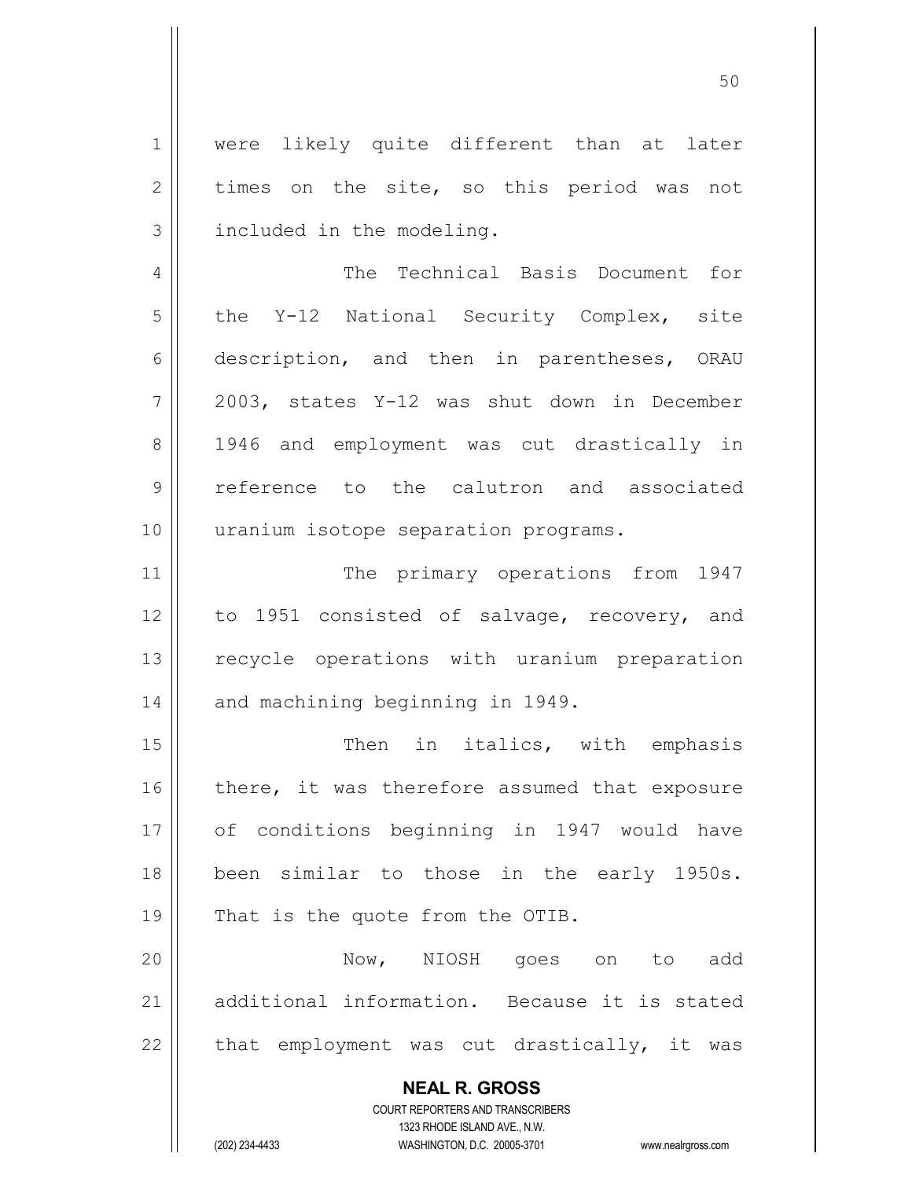were likely quite different than at later times on the site, so this period was not included in the modeling.

The Technical Basis Document for the Y-12 National Security Complex, site description, and then in parentheses, ORAU 2003, states Y-12 was shut down in December 1946 and employment was cut drastically in reference to the calutron and associated uranium isotope separation programs.

The primary operations from 1947 to 1951 consisted of salvage, recovery, and recycle operations with uranium preparation and machining beginning in 1949.

Then in italics, with emphasis there, it was therefore assumed that exposure of conditions beginning in 1947 would have been similar to those in the early 1950s. That is the quote from the OTIB.

Now, NIOSH goes on to add additional information. Because it is stated that employment was cut drastically, it was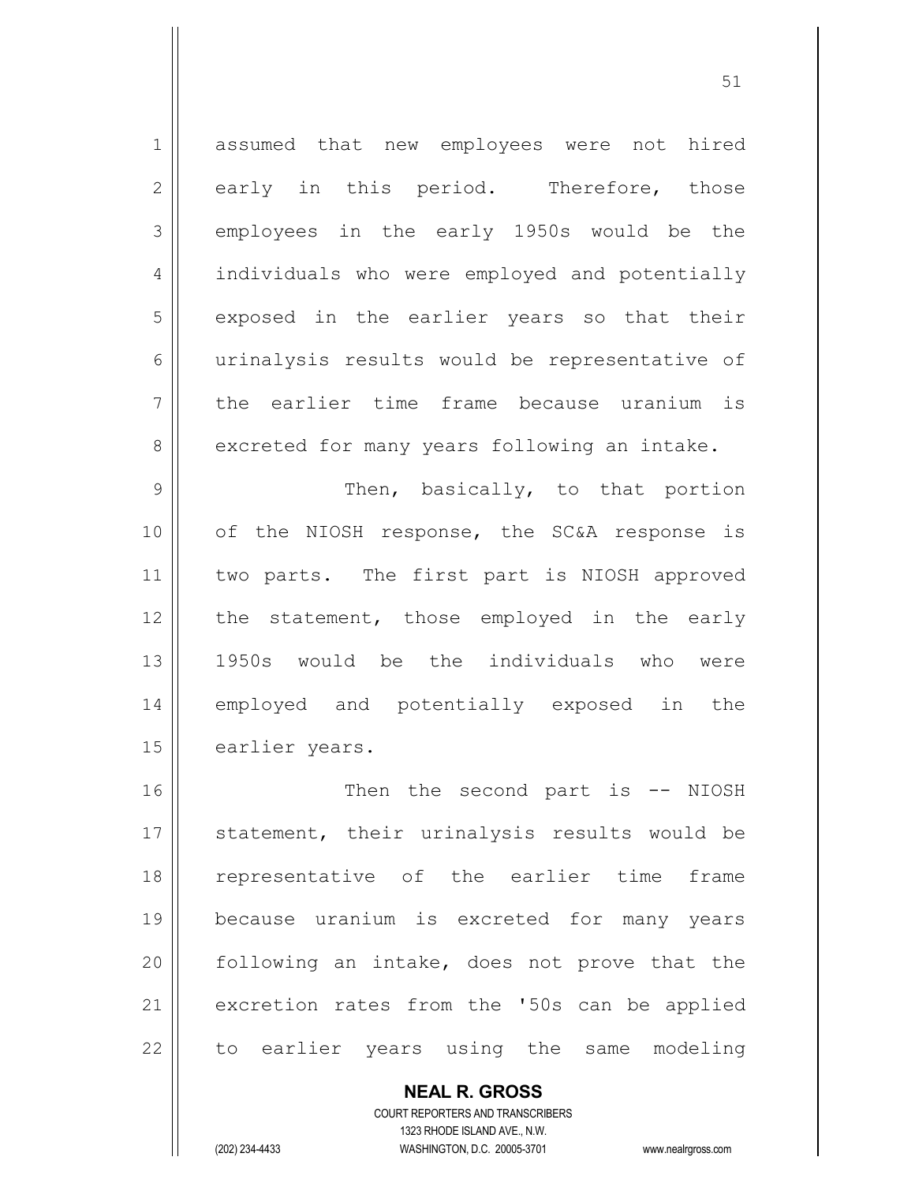assumed that new employees were not hired early in this period. Therefore, those employees in the early 1950s would be the individuals who were employed and potentially exposed in the earlier years so that their urinalysis results would be representative of the earlier time frame because uranium is excreted for many years following an intake.

Then, basically, to that portion of the NIOSH response, the SC&A response is two parts. The first part is NIOSH approved the statement, those employed in the early 1950s would be the individuals who were employed and potentially exposed in the earlier years.

Then the second part is -- NIOSH statement, their urinalysis results would be representative of the earlier time frame because uranium is excreted for many years following an intake, does not prove that the excretion rates from the '50s can be applied to earlier years using the same modeling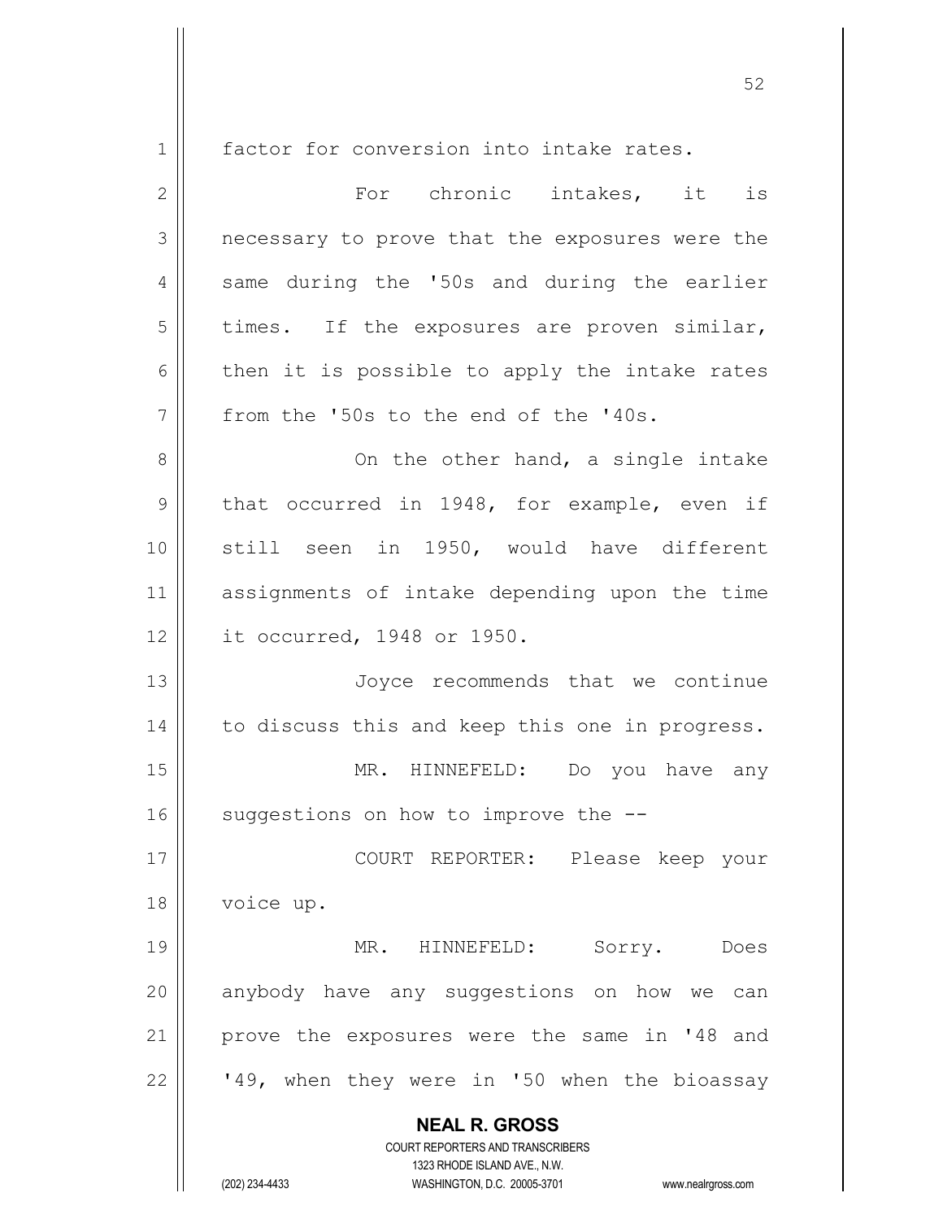factor for conversion into intake rates.

For chronic intakes, it is necessary to prove that the exposures were the same during the '50s and during the earlier times. If the exposures are proven similar, then it is possible to apply the intake rates from the '50s to the end of the '40s.

On the other hand, a single intake that occurred in 1948, for example, even if still seen in 1950, would have different assignments of intake depending upon the time it occurred, 1948 or 1950.

Joyce recommends that we continue to discuss this and keep this one in progress.

MR. HINNEFELD: Do you have any suggestions on how to improve the --

COURT REPORTER: Please keep your voice up.

MR. HINNEFELD: Sorry. Does anybody have any suggestions on how we can prove the exposures were the same in '48 and '49, when they were in '50 when the bioassay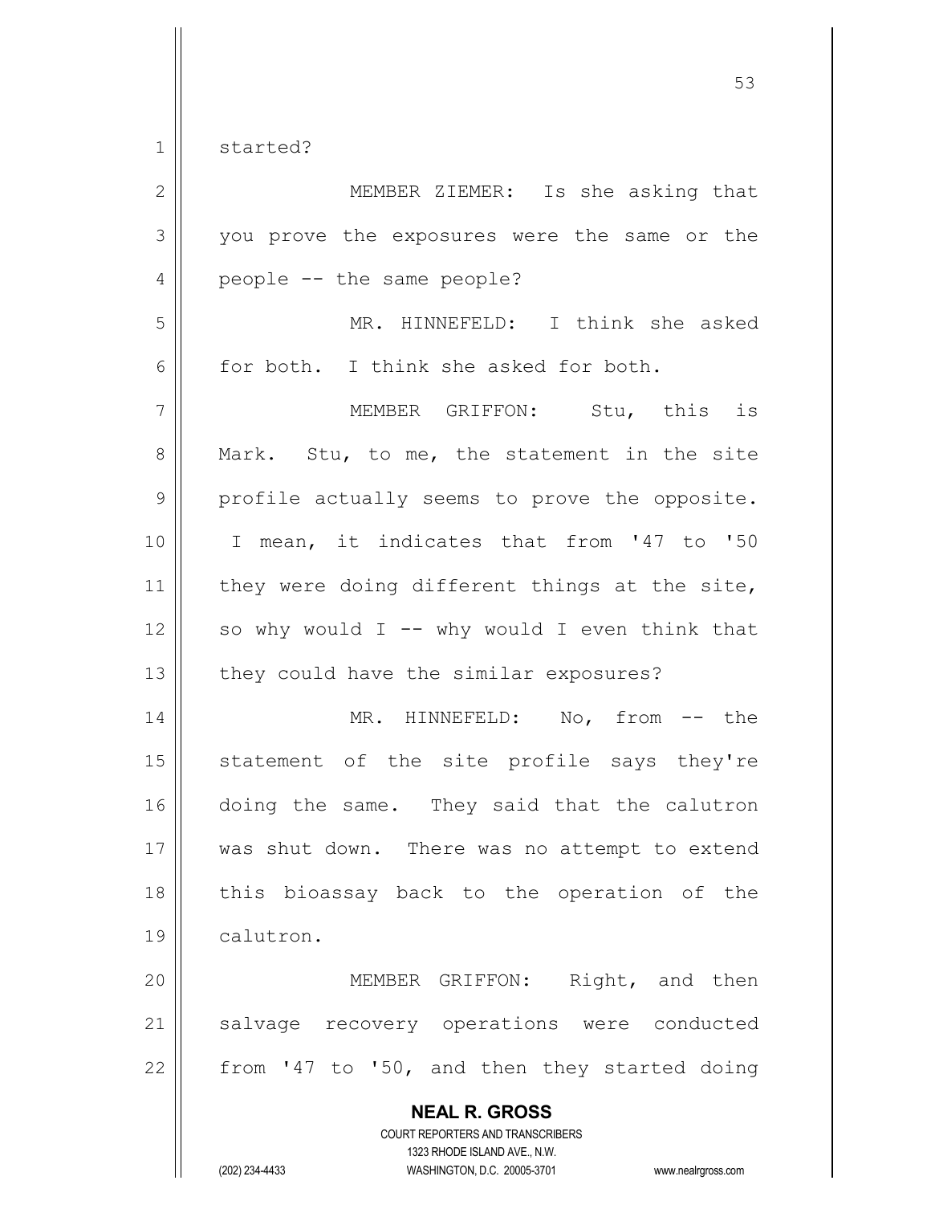started?

MEMBER ZIEMER: Is she asking that you prove the exposures were the same or the people -- the same people?

MR. HINNEFELD: I think she asked for both. I think she asked for both.

MEMBER GRIFFON: Stu, this is Mark. Stu, to me, the statement in the site profile actually seems to prove the opposite. I mean, it indicates that from '47 to '50 they were doing different things at the site, so why would I -- why would I even think that they could have the similar exposures?

MR. HINNEFELD: No, from -- the statement of the site profile says they're doing the same. They said that the calutron was shut down. There was no attempt to extend this bioassay back to the operation of the calutron.

MEMBER GRIFFON: Right, and then salvage recovery operations were conducted from '47 to '50, and then they started doing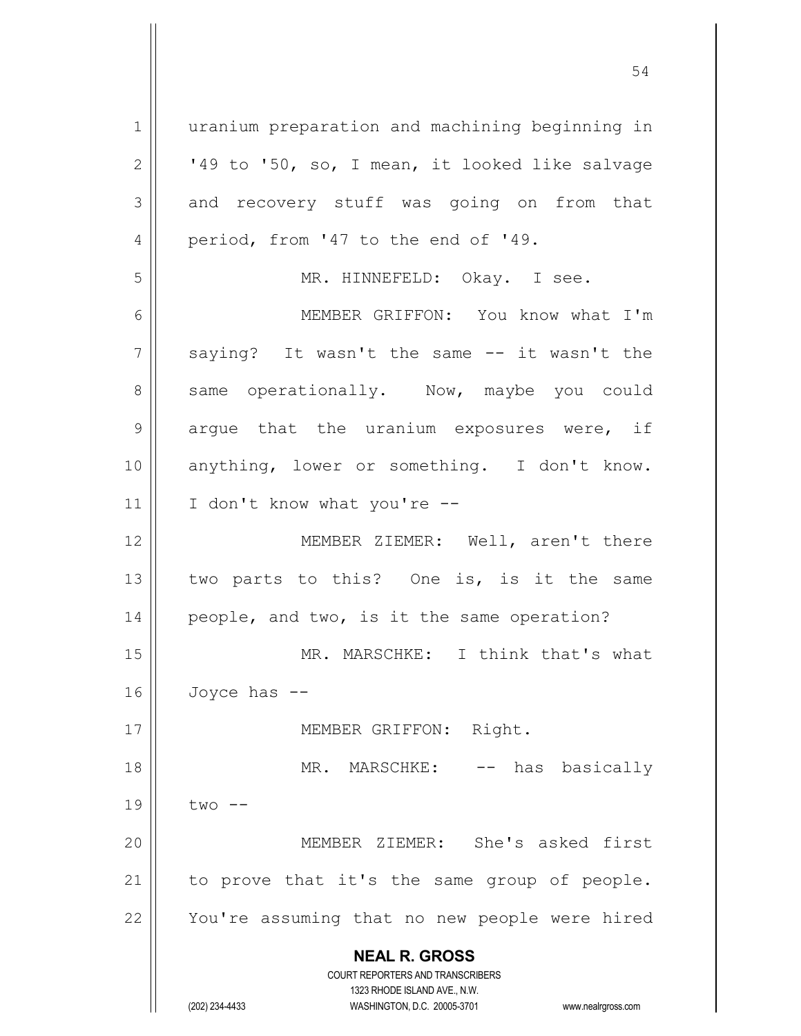uranium preparation and machining beginning in '49 to '50, so, I mean, it looked like salvage and recovery stuff was going on from that period, from '47 to the end of '49.

MR. HINNEFELD: Okay. I see.

MEMBER GRIFFON: You know what I'm saying? It wasn't the same -- it wasn't the same operationally. Now, maybe you could argue that the uranium exposures were, if anything, lower or something. I don't know. I don't know what you're --

MEMBER ZIEMER: Well, aren't there two parts to this? One is, is it the same people, and two, is it the same operation?

MR. MARSCHKE: I think that's what Joyce has --

MEMBER GRIFFON: Right.

MR. MARSCHKE: -- has basically two --

MEMBER ZIEMER: She's asked first to prove that it's the same group of people. You're assuming that no new people were hired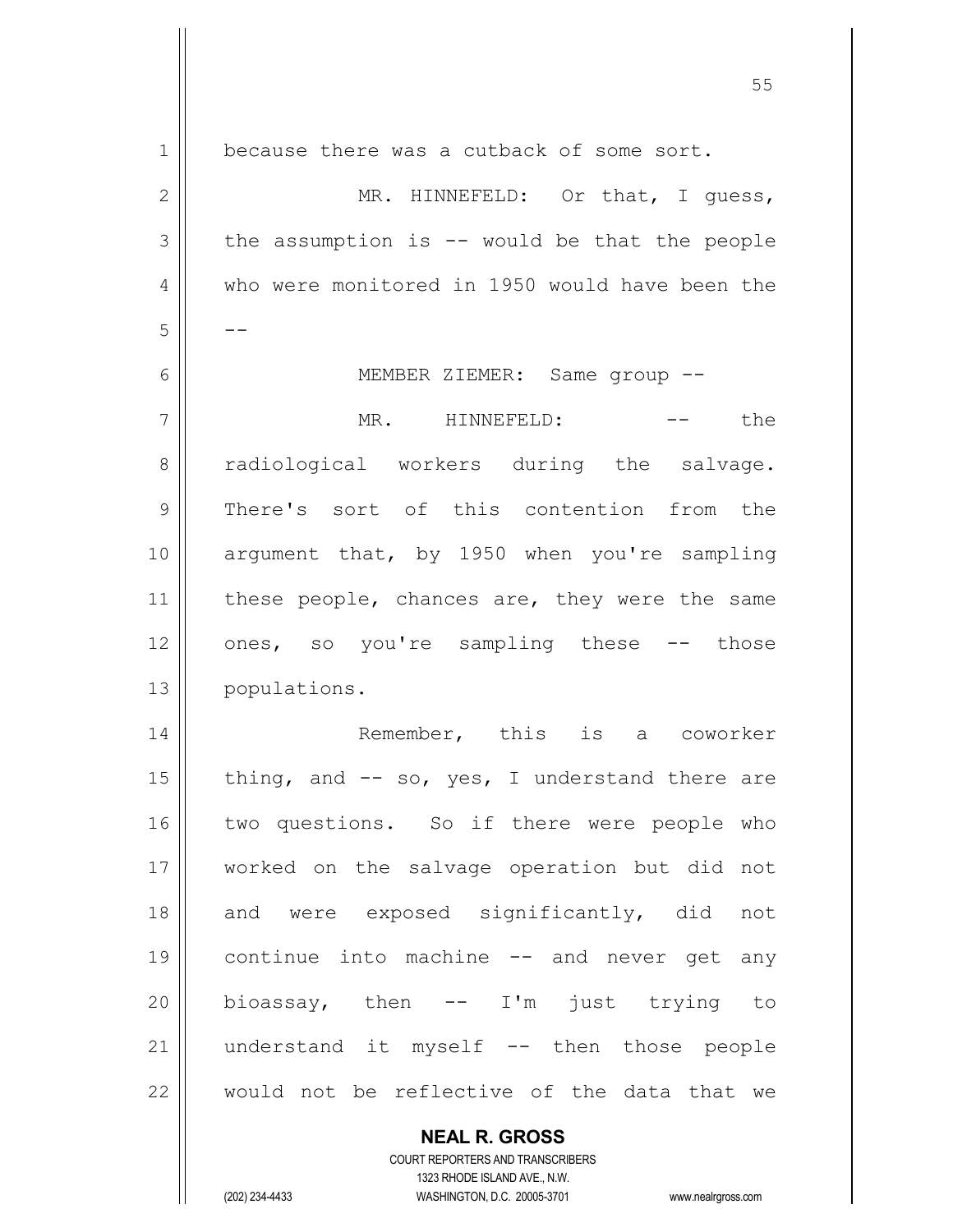because there was a cutback of some sort.

MR. HINNEFELD: Or that, I guess, the assumption is -- would be that the people who were monitored in 1950 would have been the --

MEMBER ZIEMER: Same group --

MR. HINNEFELD: -- the radiological workers during the salvage. There's sort of this contention from the argument that, by 1950 when you're sampling these people, chances are, they were the same ones, so you're sampling these -- those populations.

Remember, this is a coworker thing, and -- so, yes, I understand there are two questions. So if there were people who worked on the salvage operation but did not and were exposed significantly, did not continue into machine -- and never get any bioassay, then -- I'm just trying to understand it myself -- then those people would not be reflective of the data that we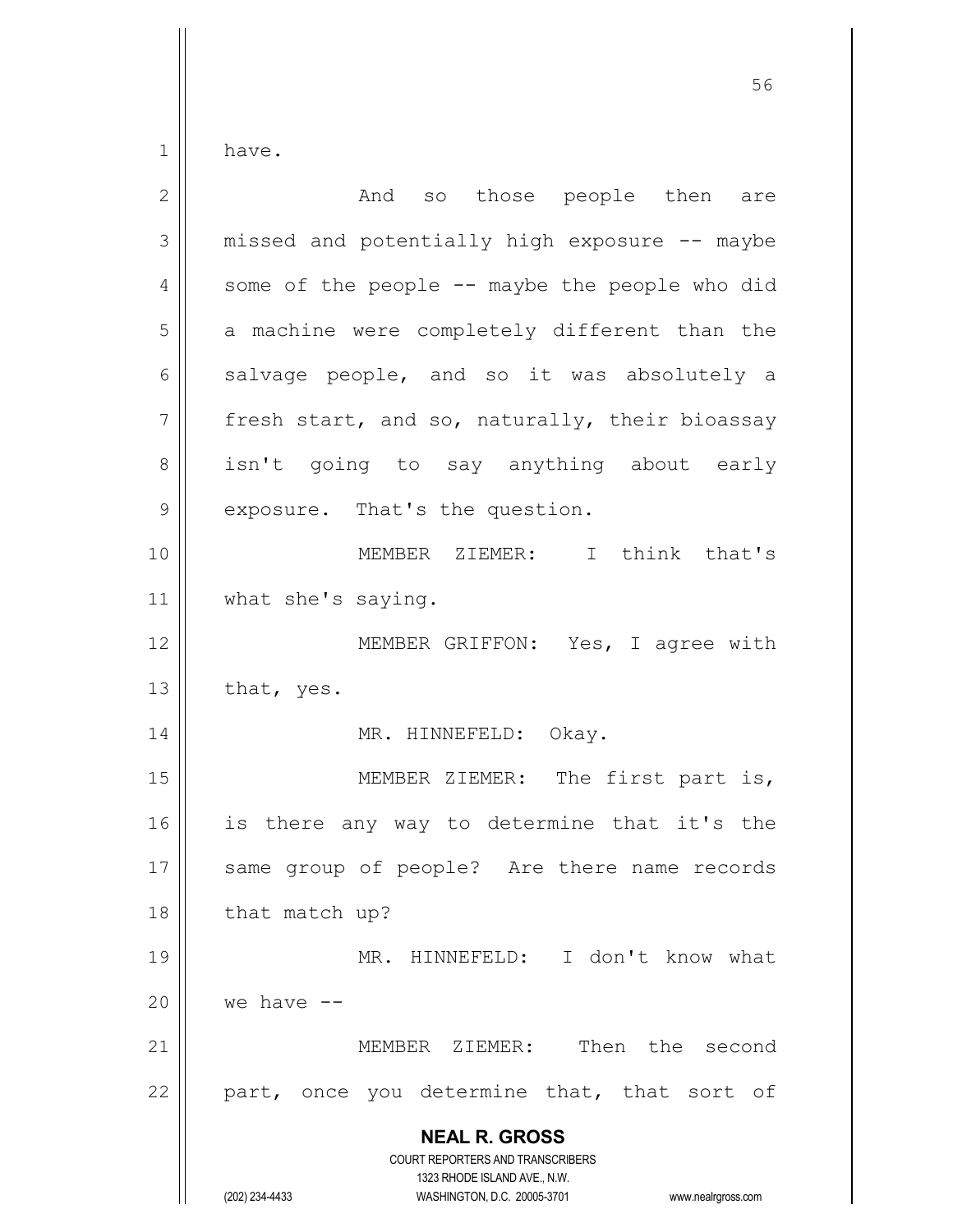have.

And so those people then are missed and potentially high exposure -- maybe some of the people -- maybe the people who did a machine were completely different than the salvage people, and so it was absolutely a fresh start, and so, naturally, their bioassay isn't going to say anything about early exposure. That's the question.

MEMBER ZIEMER: I think that's what she's saying.

MEMBER GRIFFON: Yes, I agree with that, yes.

MR. HINNEFELD: Okay.

MEMBER ZIEMER: The first part is, is there any way to determine that it's the same group of people? Are there name records that match up?

MR. HINNEFELD: I don't know what we have --

MEMBER ZIEMER: Then the second part, once you determine that, that sort of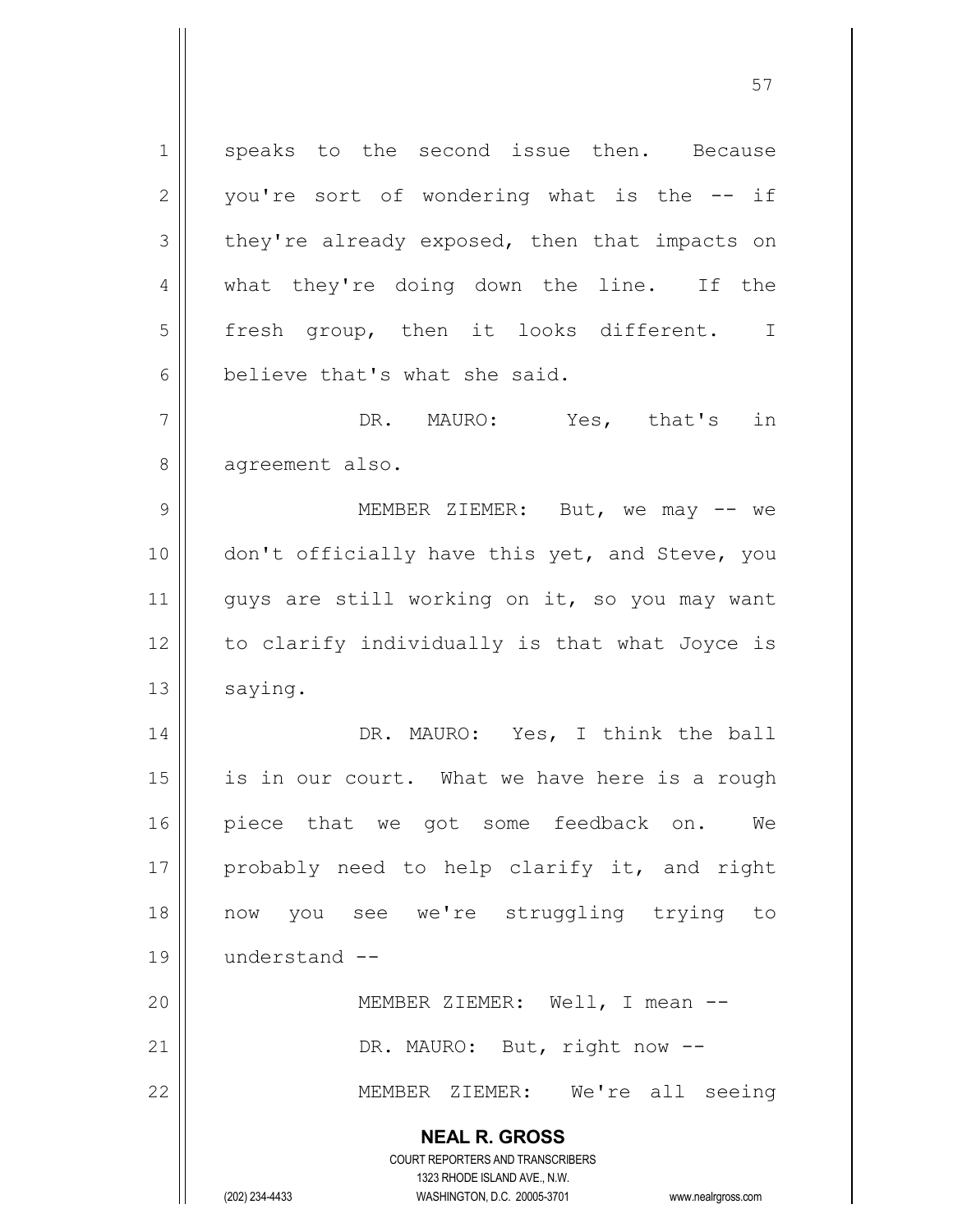speaks to the second issue then. Because you're sort of wondering what is the -- if they're already exposed, then that impacts on what they're doing down the line. If the fresh group, then it looks different. I believe that's what she said.

DR. MAURO: Yes, that's in agreement also.

MEMBER ZIEMER: But, we may -- we don't officially have this yet, and Steve, you guys are still working on it, so you may want to clarify individually is that what Joyce is saying.

DR. MAURO: Yes, I think the ball is in our court. What we have here is a rough piece that we got some feedback on. We probably need to help clarify it, and right now you see we're struggling trying to understand --

MEMBER ZIEMER: Well, I mean --

DR. MAURO: But, right now --

MEMBER ZIEMER: We're all seeing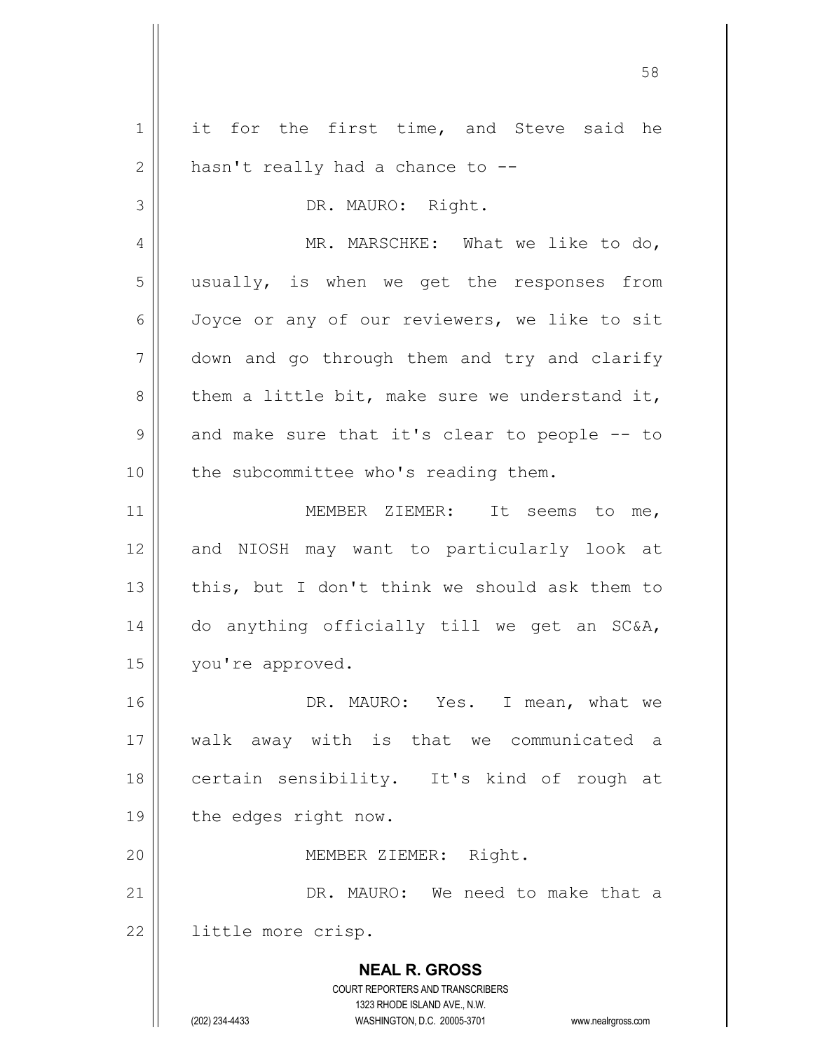it for the first time, and Steve said he hasn't really had a chance to --

DR. MAURO: Right.

MR. MARSCHKE: What we like to do, usually, is when we get the responses from Joyce or any of our reviewers, we like to sit down and go through them and try and clarify them a little bit, make sure we understand it, and make sure that it's clear to people -- to the subcommittee who's reading them.

MEMBER ZIEMER: It seems to me, and NIOSH may want to particularly look at this, but I don't think we should ask them to do anything officially till we get an SC&A, you're approved.

DR. MAURO: Yes. I mean, what we walk away with is that we communicated a certain sensibility. It's kind of rough at the edges right now.

MEMBER ZIEMER: Right.

DR. MAURO: We need to make that a little more crisp.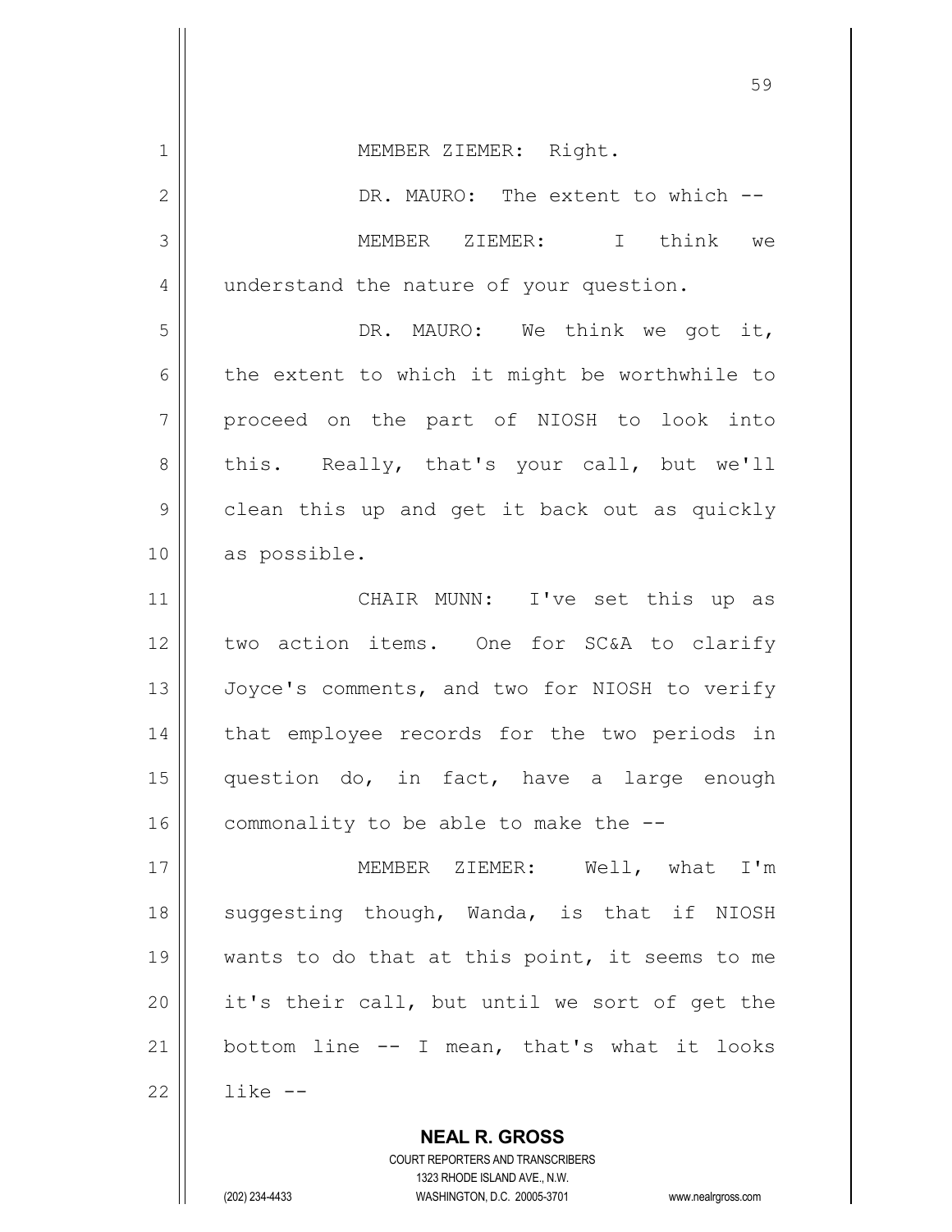MEMBER ZIEMER: Right.

DR. MAURO: The extent to which --

MEMBER ZIEMER: I think we understand the nature of your question.

DR. MAURO: We think we got it, the extent to which it might be worthwhile to proceed on the part of NIOSH to look into this. Really, that's your call, but we'll clean this up and get it back out as quickly as possible.

CHAIR MUNN: I've set this up as two action items. One for SC&A to clarify Joyce's comments, and two for NIOSH to verify that employee records for the two periods in question do, in fact, have a large enough commonality to be able to make the --

MEMBER ZIEMER: Well, what I'm suggesting though, Wanda, is that if NIOSH wants to do that at this point, it seems to me it's their call, but until we sort of get the bottom line -- I mean, that's what it looks like --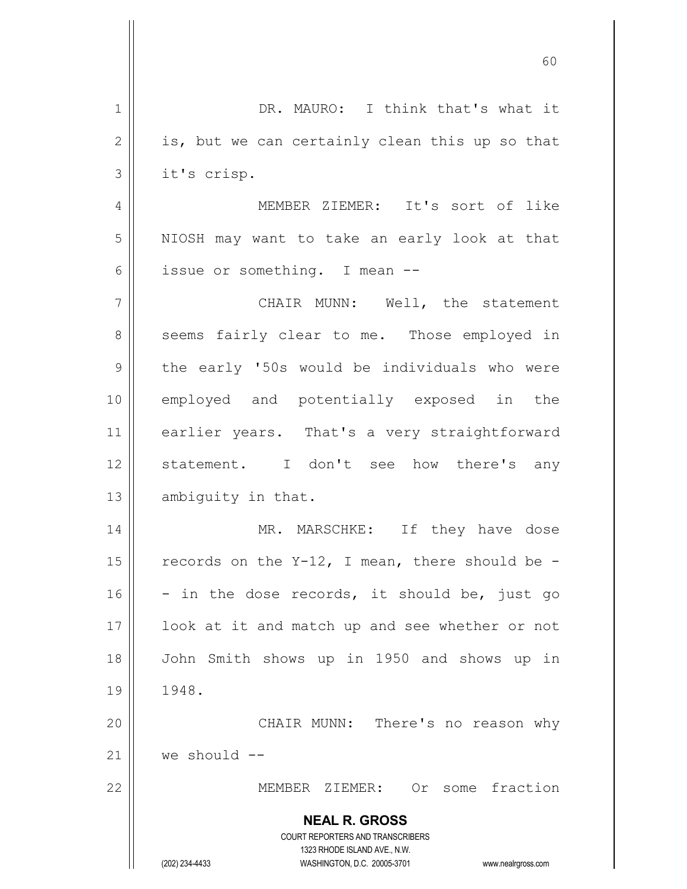DR. MAURO: I think that's what it is, but we can certainly clean this up so that it's crisp.

MEMBER ZIEMER: It's sort of like NIOSH may want to take an early look at that issue or something. I mean --

CHAIR MUNN: Well, the statement seems fairly clear to me. Those employed in the early '50s would be individuals who were employed and potentially exposed in the earlier years. That's a very straightforward statement. I don't see how there's any ambiguity in that.

MR. MARSCHKE: If they have dose records on the Y-12, I mean, there should be -- in the dose records, it should be, just go look at it and match up and see whether or not John Smith shows up in 1950 and shows up in 1948.

CHAIR MUNN: There's no reason why we should --

MEMBER ZIEMER: Or some fraction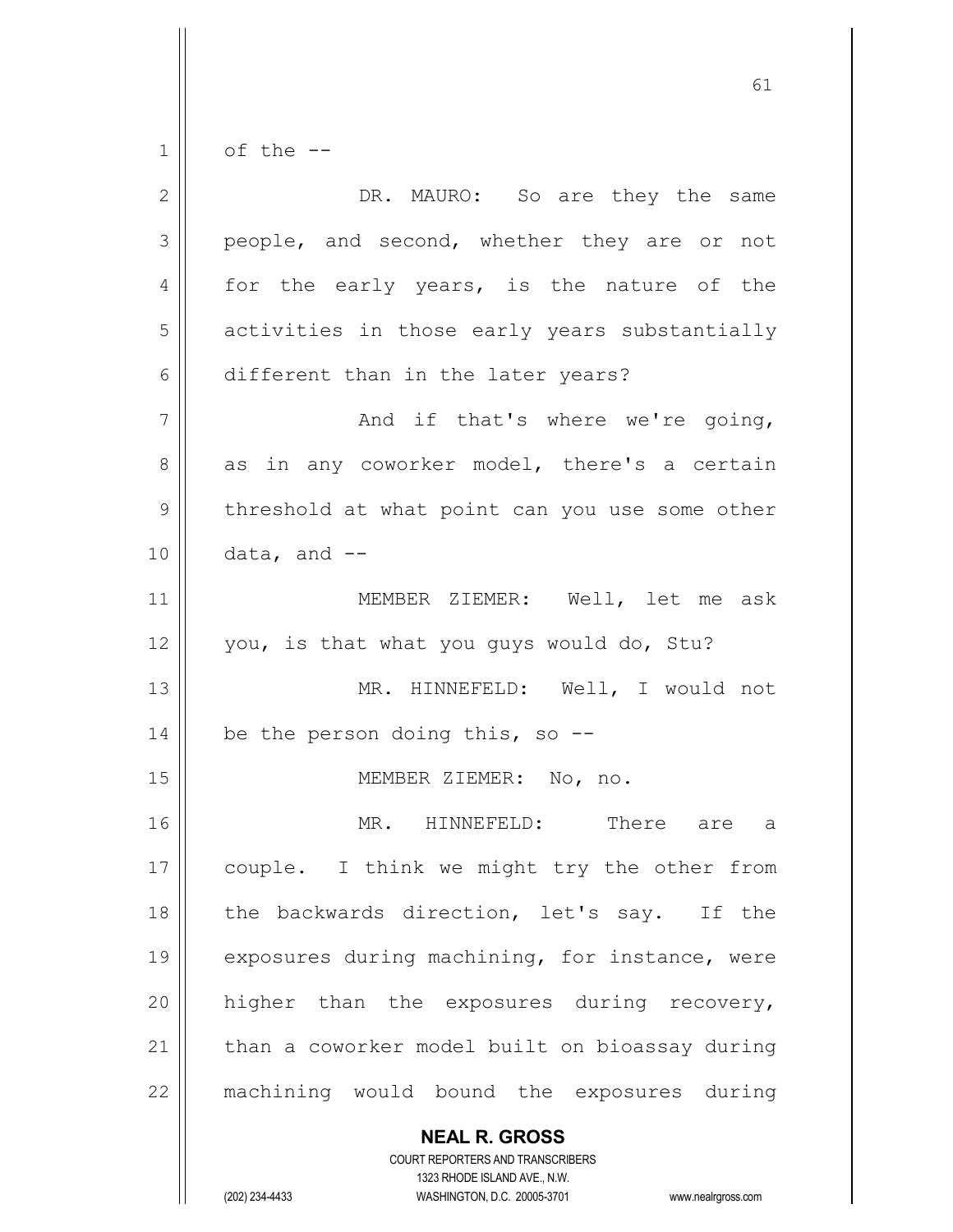of the --

DR. MAURO: So are they the same people, and second, whether they are or not for the early years, is the nature of the activities in those early years substantially different than in the later years?

And if that's where we're going, as in any coworker model, there's a certain threshold at what point can you use some other data, and --

MEMBER ZIEMER: Well, let me ask you, is that what you guys would do, Stu?

MR. HINNEFELD: Well, I would not be the person doing this, so --

MEMBER ZIEMER: No, no.

MR. HINNEFELD: There are a couple. I think we might try the other from the backwards direction, let's say. If the exposures during machining, for instance, were higher than the exposures during recovery, than a coworker model built on bioassay during machining would bound the exposures during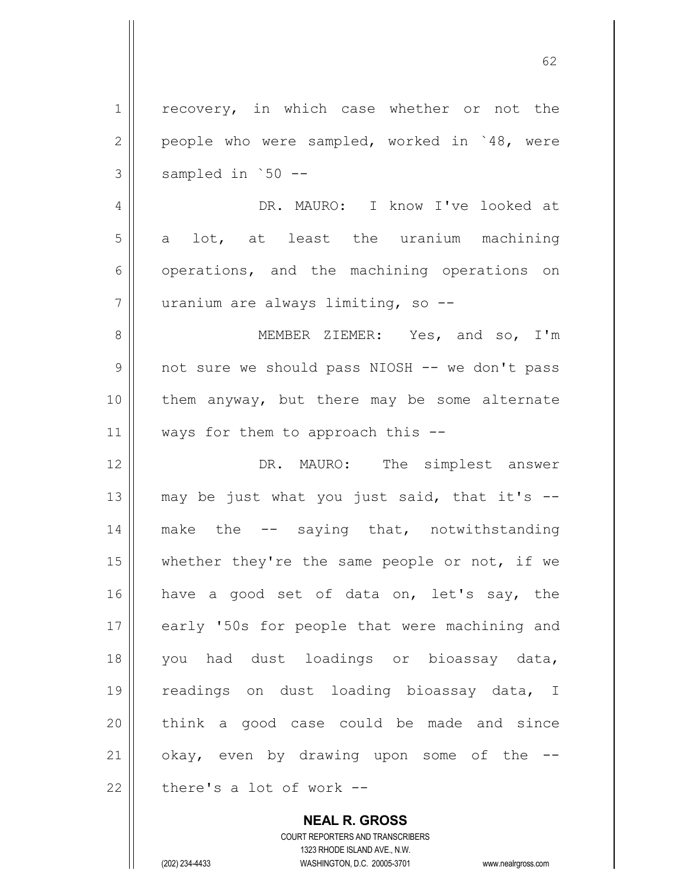recovery, in which case whether or not the people who were sampled, worked in `48, were sampled in `50 --

DR. MAURO: I know I've looked at a lot, at least the uranium machining operations, and the machining operations on uranium are always limiting, so --

MEMBER ZIEMER: Yes, and so, I'm not sure we should pass NIOSH -- we don't pass them anyway, but there may be some alternate ways for them to approach this --

DR. MAURO: The simplest answer may be just what you just said, that it's -- make the -- saying that, notwithstanding whether they're the same people or not, if we have a good set of data on, let's say, the early '50s for people that were machining and you had dust loadings or bioassay data, readings on dust loading bioassay data, I think a good case could be made and since okay, even by drawing upon some of the -- there's a lot of work --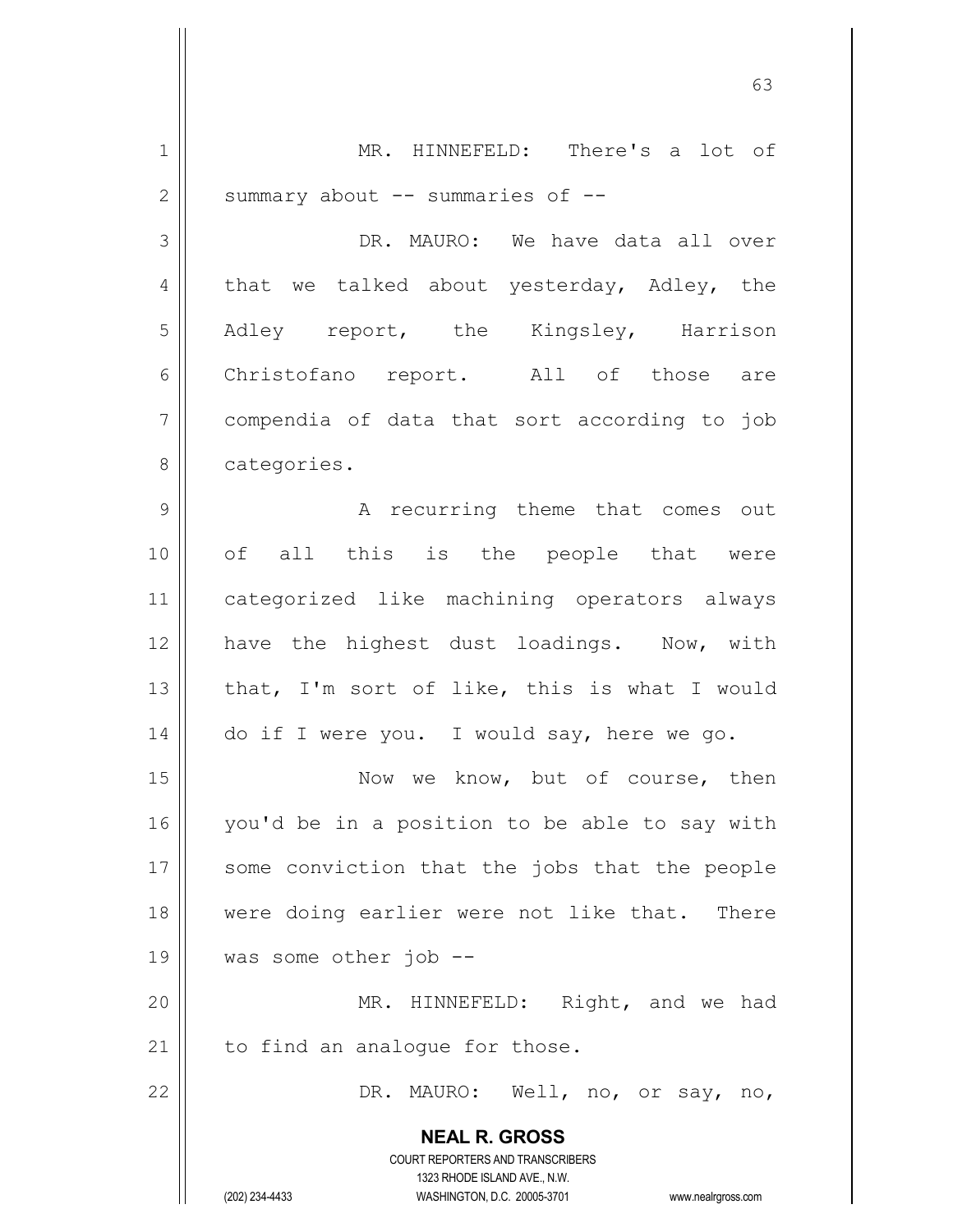MR. HINNEFELD: There's a lot of summary about -- summaries of --

DR. MAURO: We have data all over that we talked about yesterday, Adley, the Adley report, the Kingsley, Harrison Christofano report. All of those are compendia of data that sort according to job categories.

A recurring theme that comes out of all this is the people that were categorized like machining operators always have the highest dust loadings. Now, with that, I'm sort of like, this is what I would do if I were you. I would say, here we go.

Now we know, but of course, then you'd be in a position to be able to say with some conviction that the jobs that the people were doing earlier were not like that. There was some other job --

MR. HINNEFELD: Right, and we had to find an analogue for those.

DR. MAURO: Well, no, or say, no,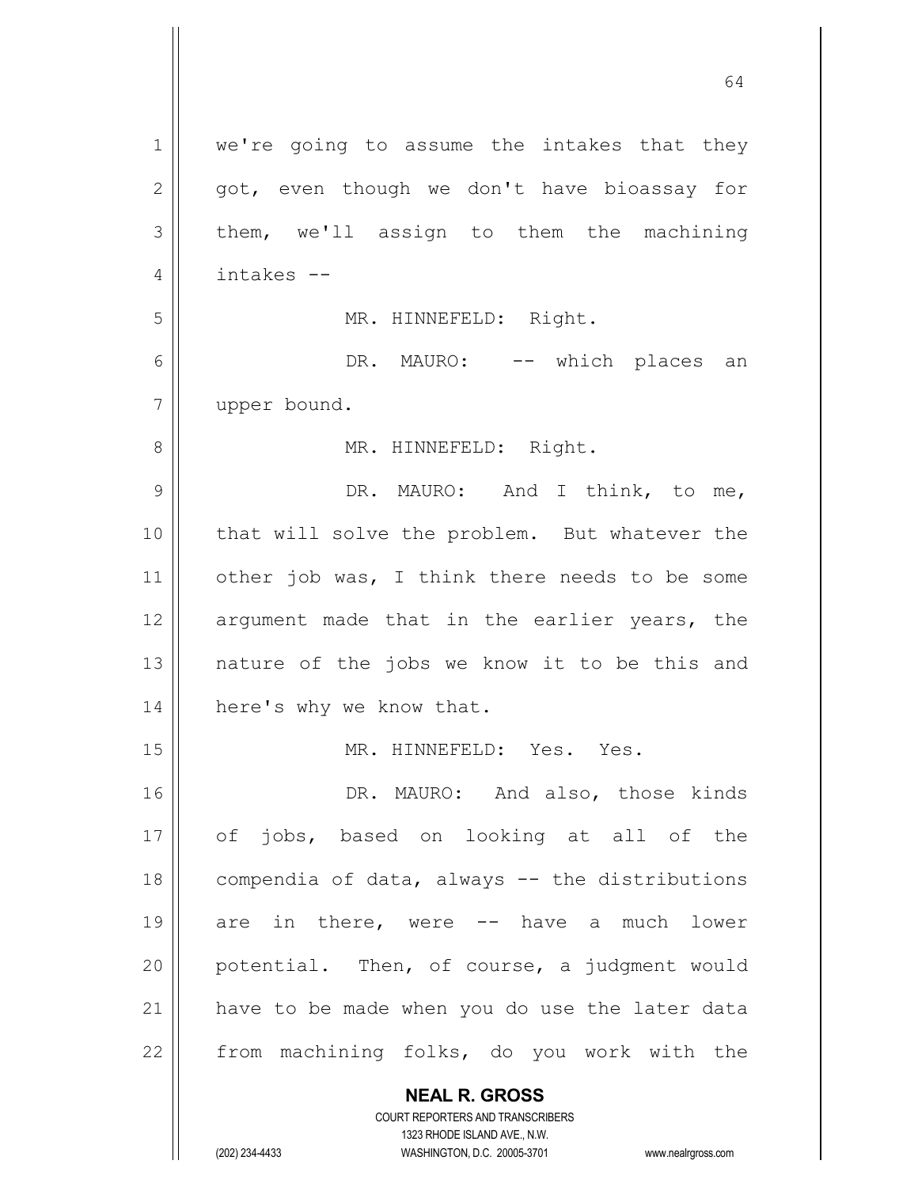we're going to assume the intakes that they got, even though we don't have bioassay for them, we'll assign to them the machining intakes --

MR. HINNEFELD: Right.

DR. MAURO: -- which places an upper bound.

MR. HINNEFELD: Right.

DR. MAURO: And I think, to me, that will solve the problem. But whatever the other job was, I think there needs to be some argument made that in the earlier years, the nature of the jobs we know it to be this and here's why we know that.

MR. HINNEFELD: Yes. Yes.

DR. MAURO: And also, those kinds of jobs, based on looking at all of the compendia of data, always -- the distributions are in there, were -- have a much lower potential. Then, of course, a judgment would have to be made when you do use the later data from machining folks, do you work with the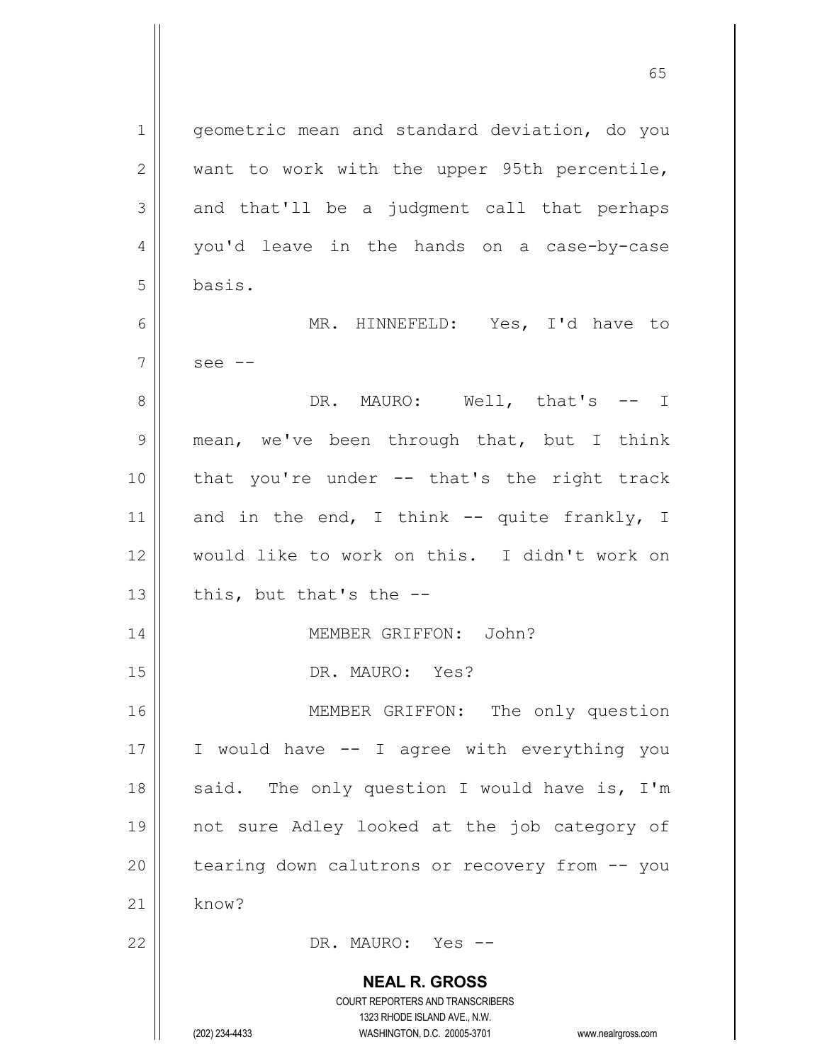geometric mean and standard deviation, do you want to work with the upper 95th percentile, and that'll be a judgment call that perhaps you'd leave in the hands on a case-by-case basis.

MR. HINNEFELD: Yes, I'd have to see --

DR. MAURO: Well, that's -- I mean, we've been through that, but I think that you're under -- that's the right track and in the end, I think -- quite frankly, I would like to work on this. I didn't work on this, but that's the --

MEMBER GRIFFON: John?

DR. MAURO: Yes?

MEMBER GRIFFON: The only question I would have -- I agree with everything you said. The only question I would have is, I'm not sure Adley looked at the job category of tearing down calutrons or recovery from -- you know?

DR. MAURO: Yes --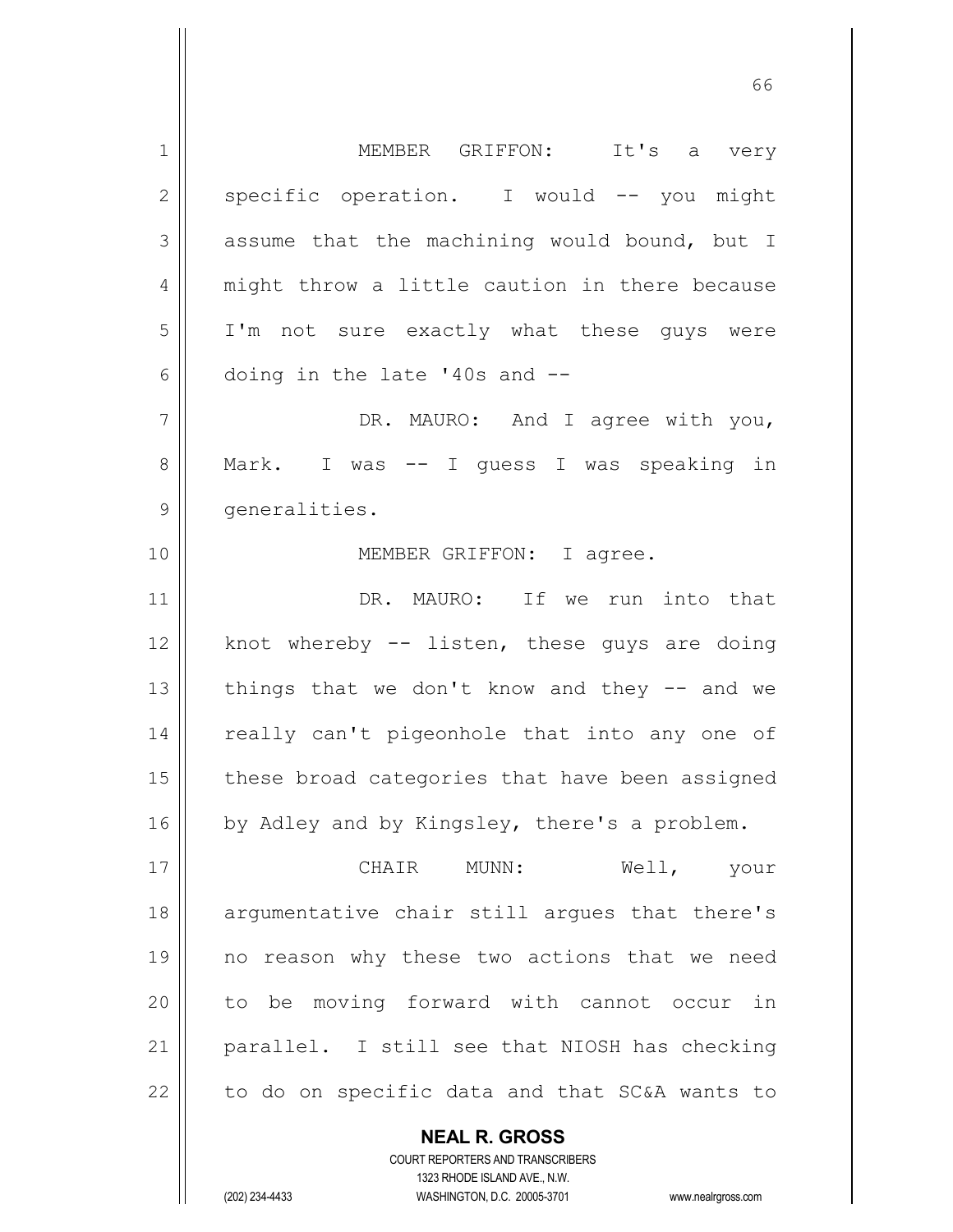MEMBER GRIFFON: It's a very specific operation. I would -- you might assume that the machining would bound, but I might throw a little caution in there because I'm not sure exactly what these guys were doing in the late '40s and --

DR. MAURO: And I agree with you, Mark. I was -- I guess I was speaking in generalities.

MEMBER GRIFFON: I agree.

DR. MAURO: If we run into that knot whereby -- listen, these guys are doing things that we don't know and they -- and we really can't pigeonhole that into any one of these broad categories that have been assigned by Adley and by Kingsley, there's a problem.

CHAIR MUNN: Well, your argumentative chair still argues that there's no reason why these two actions that we need to be moving forward with cannot occur in parallel. I still see that NIOSH has checking to do on specific data and that SC&A wants to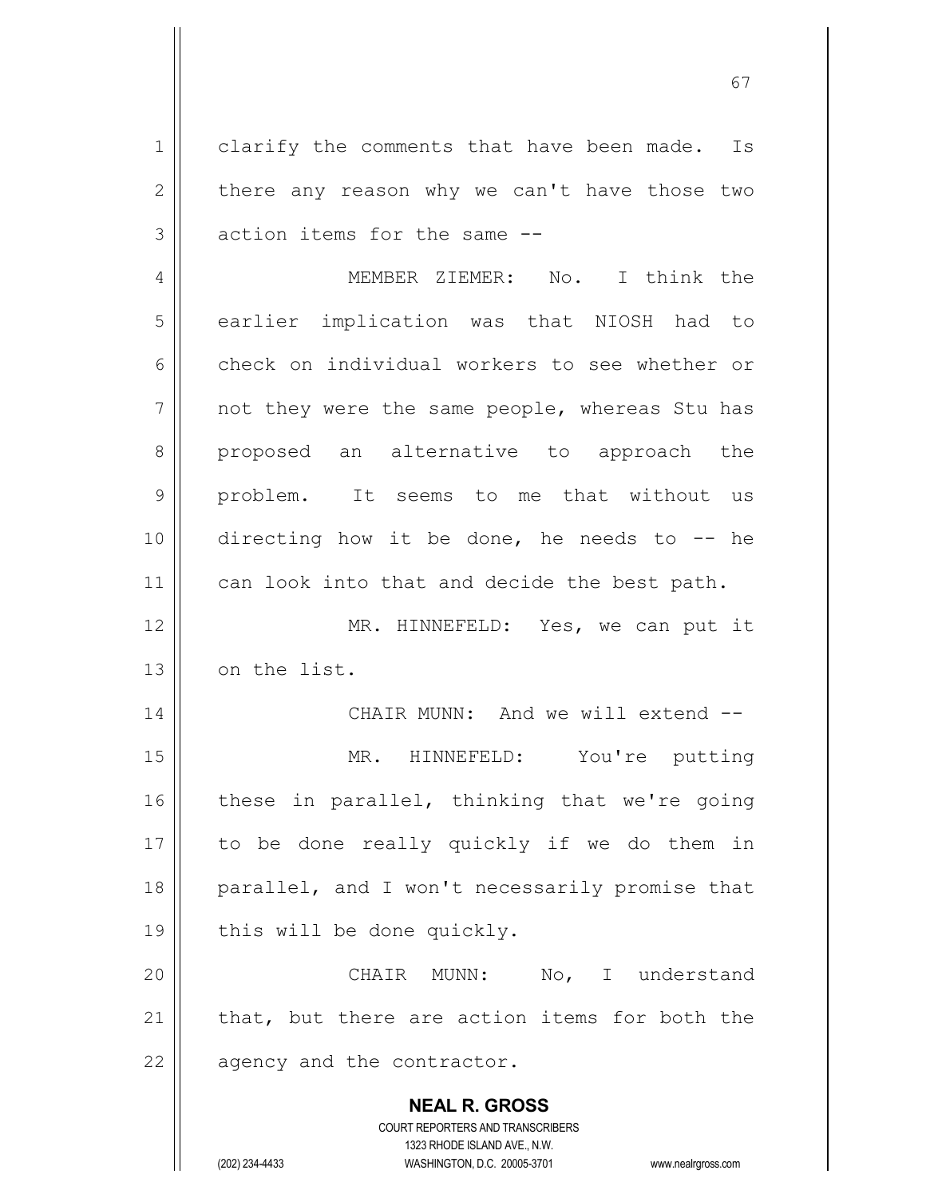clarify the comments that have been made. Is there any reason why we can't have those two action items for the same --

MEMBER ZIEMER: No. I think the earlier implication was that NIOSH had to check on individual workers to see whether or not they were the same people, whereas Stu has proposed an alternative to approach the problem. It seems to me that without us directing how it be done, he needs to -- he can look into that and decide the best path.

MR. HINNEFELD: Yes, we can put it on the list.

CHAIR MUNN: And we will extend --

MR. HINNEFELD: You're putting these in parallel, thinking that we're going to be done really quickly if we do them in parallel, and I won't necessarily promise that this will be done quickly.

CHAIR MUNN: No, I understand that, but there are action items for both the agency and the contractor.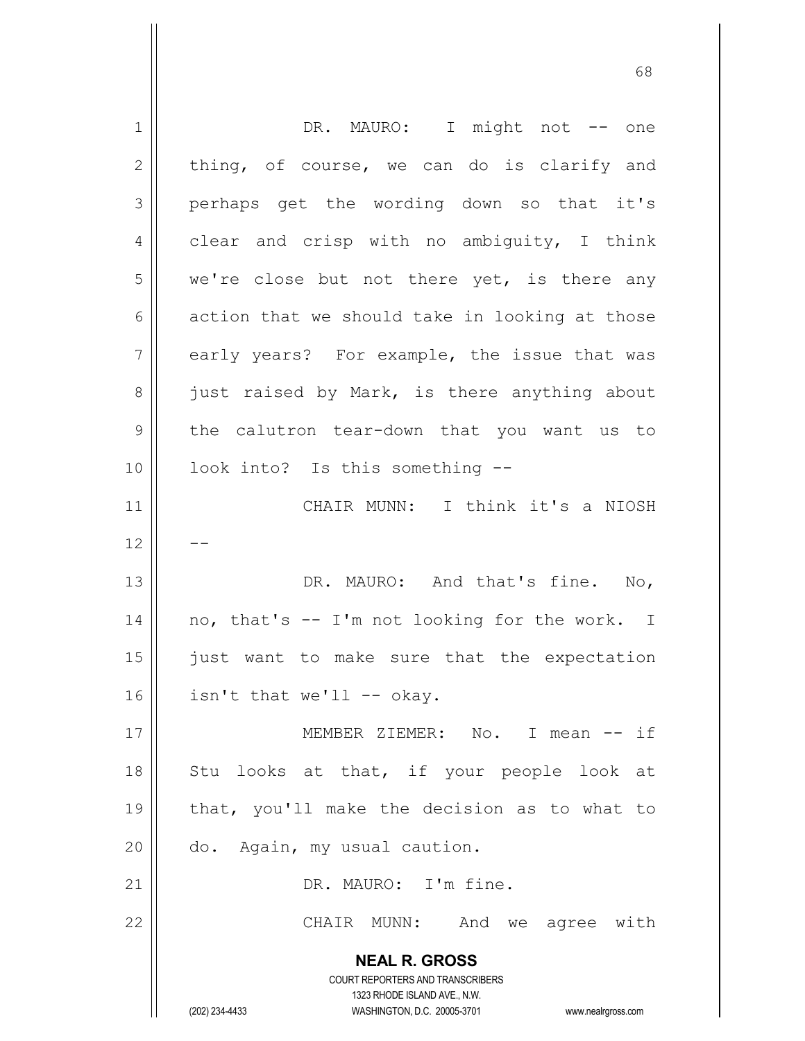DR. MAURO: I might not -- one thing, of course, we can do is clarify and perhaps get the wording down so that it's clear and crisp with no ambiguity, I think we're close but not there yet, is there any action that we should take in looking at those early years? For example, the issue that was just raised by Mark, is there anything about the calutron tear-down that you want us to look into? Is this something --

CHAIR MUNN: I think it's a NIOSH --

DR. MAURO: And that's fine. No, no, that's -- I'm not looking for the work. I just want to make sure that the expectation isn't that we'll -- okay.

MEMBER ZIEMER: No. I mean -- if Stu looks at that, if your people look at that, you'll make the decision as to what to do. Again, my usual caution.

DR. MAURO: I'm fine.

CHAIR MUNN: And we agree with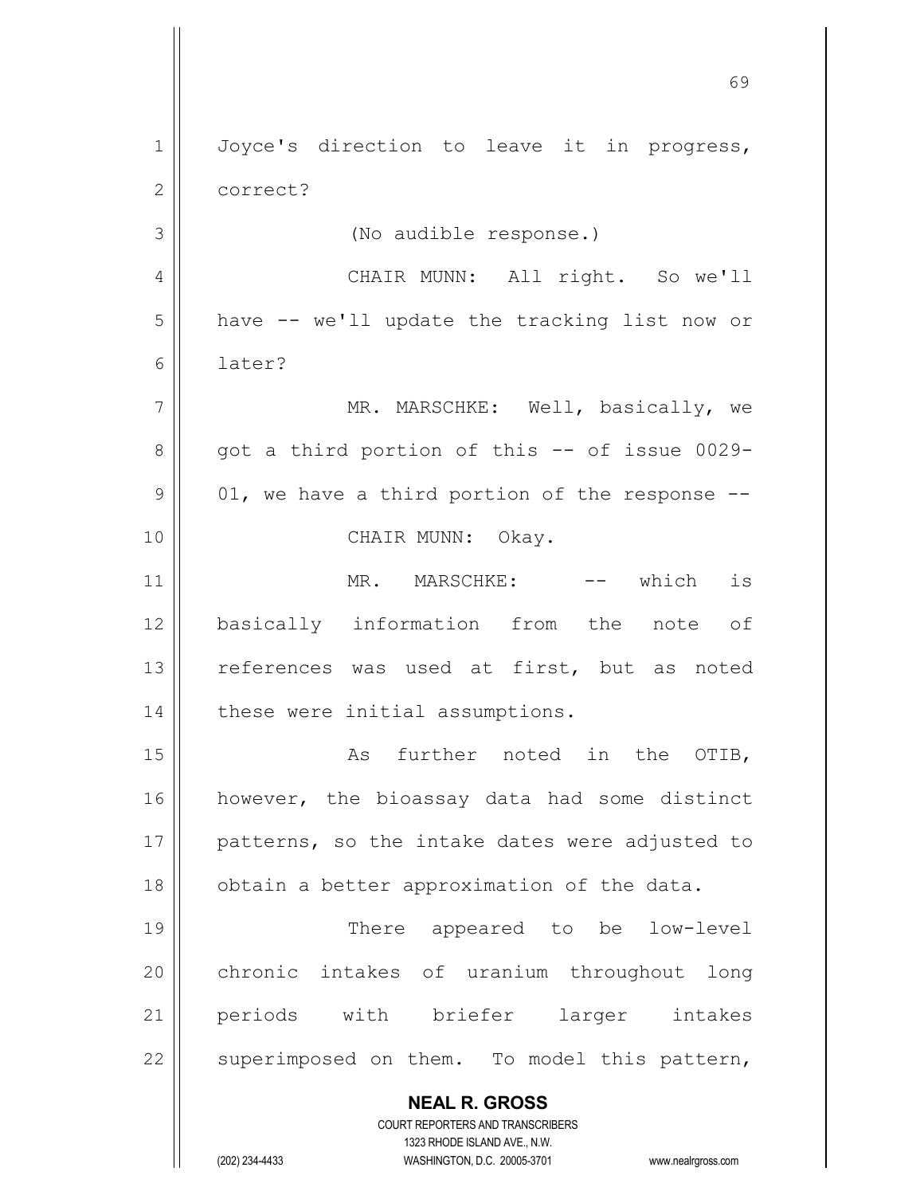Joyce's direction to leave it in progress, correct?

(No audible response.)

CHAIR MUNN: All right. So we'll have -- we'll update the tracking list now or later?

MR. MARSCHKE: Well, basically, we got a third portion of this -- of issue 0029-01, we have a third portion of the response --

CHAIR MUNN: Okay.

MR. MARSCHKE: -- which is basically information from the note of references was used at first, but as noted these were initial assumptions.

As further noted in the OTIB, however, the bioassay data had some distinct patterns, so the intake dates were adjusted to obtain a better approximation of the data.

There appeared to be low-level chronic intakes of uranium throughout long periods with briefer larger intakes superimposed on them. To model this pattern,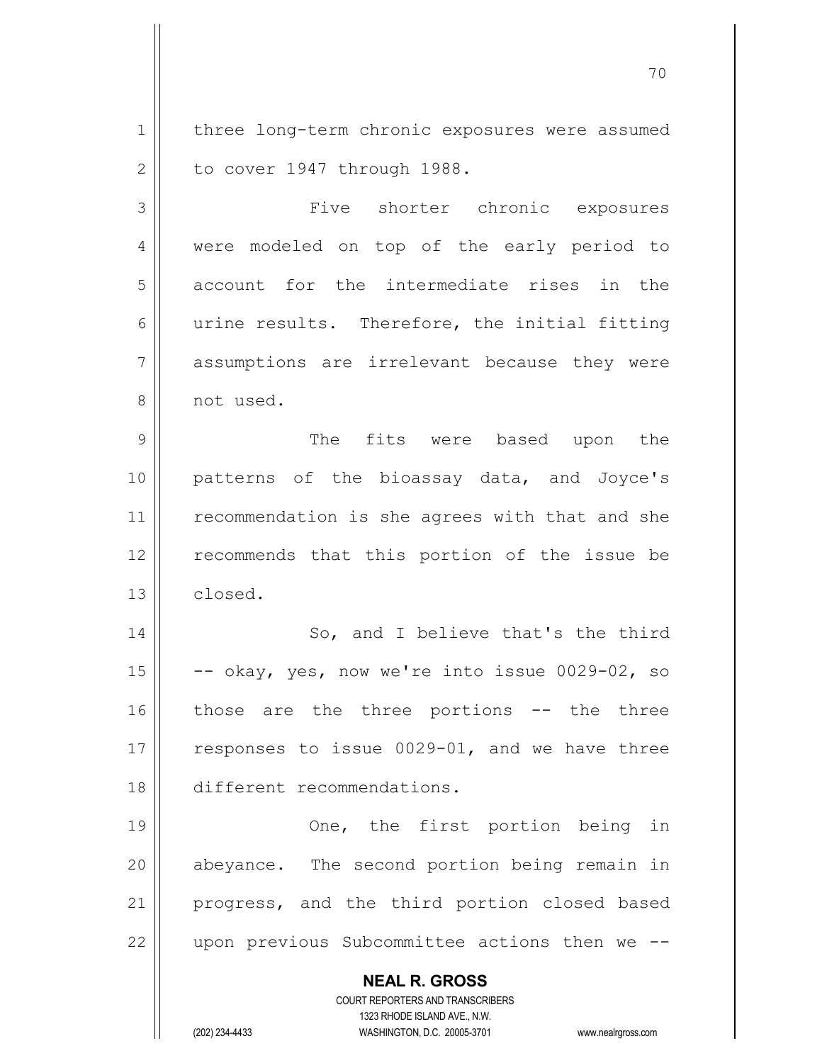three long-term chronic exposures were assumed to cover 1947 through 1988.

Five shorter chronic exposures were modeled on top of the early period to account for the intermediate rises in the urine results. Therefore, the initial fitting assumptions are irrelevant because they were not used.

The fits were based upon the patterns of the bioassay data, and Joyce's recommendation is she agrees with that and she recommends that this portion of the issue be closed.

So, and I believe that's the third -- okay, yes, now we're into issue 0029-02, so those are the three portions -- the three responses to issue 0029-01, and we have three different recommendations.

One, the first portion being in abeyance. The second portion being remain in progress, and the third portion closed based upon previous Subcommittee actions then we --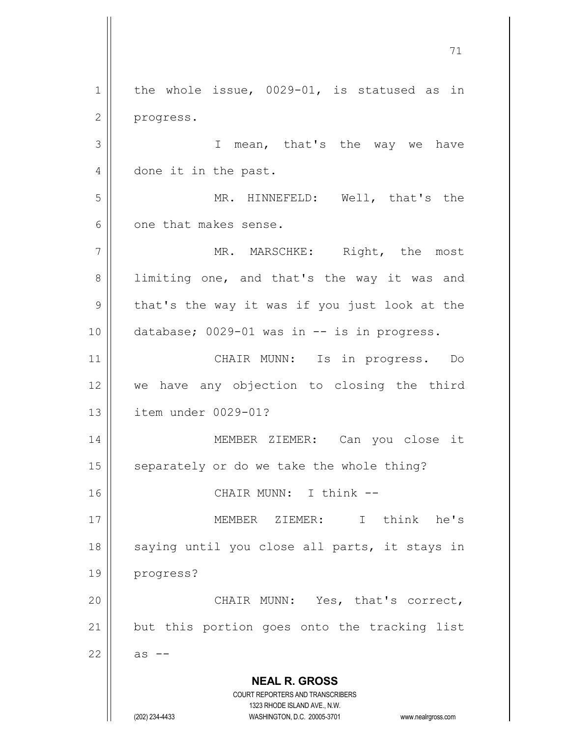the whole issue, 0029-01, is statused as in progress.

I mean, that's the way we have done it in the past.

MR. HINNEFELD: Well, that's the one that makes sense.

MR. MARSCHKE: Right, the most limiting one, and that's the way it was and that's the way it was if you just look at the database; 0029-01 was in -- is in progress.

CHAIR MUNN: Is in progress. Do we have any objection to closing the third item under 0029-01?

MEMBER ZIEMER: Can you close it separately or do we take the whole thing?

CHAIR MUNN: I think --

MEMBER ZIEMER: I think he's saying until you close all parts, it stays in progress?

CHAIR MUNN: Yes, that's correct, but this portion goes onto the tracking list as --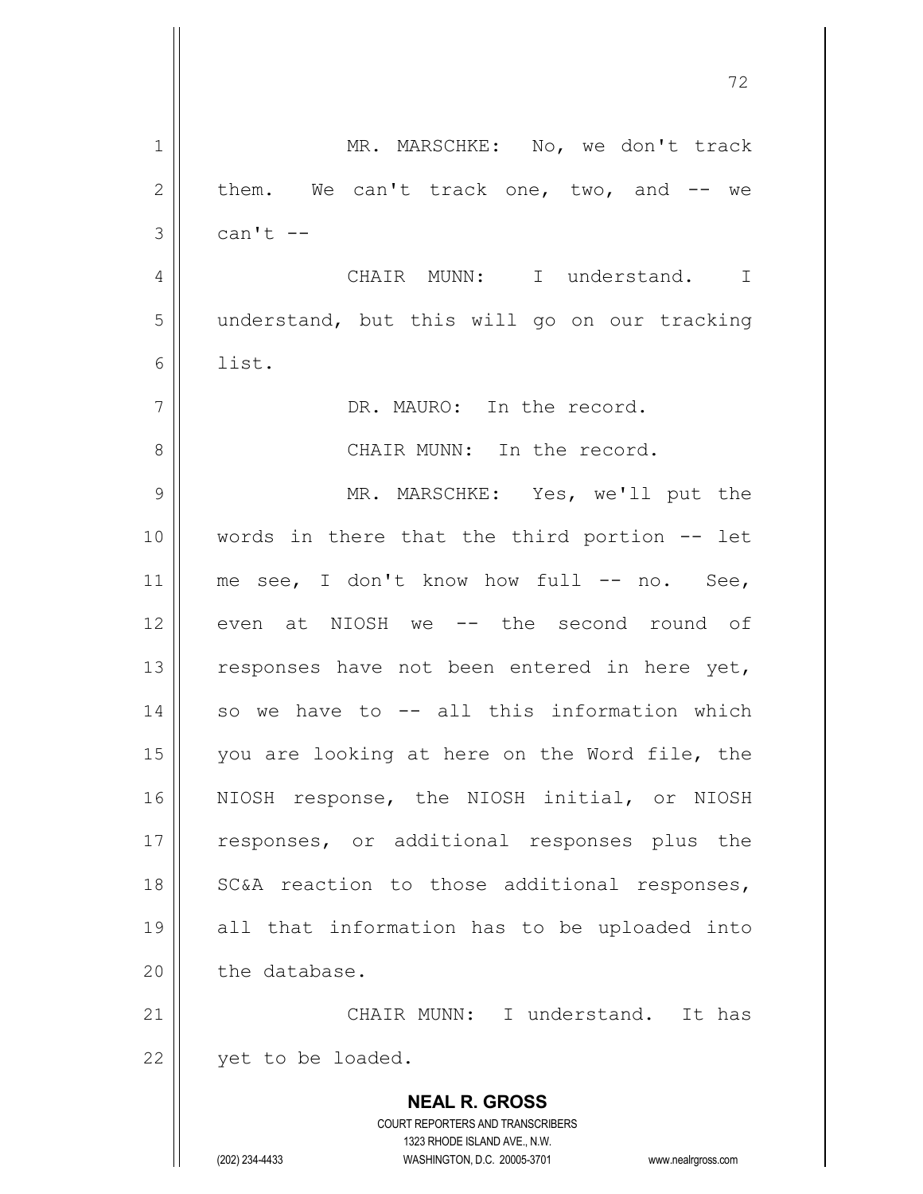MR. MARSCHKE: No, we don't track them. We can't track one, two, and -- we can't --

CHAIR MUNN: I understand. I understand, but this will go on our tracking list.

DR. MAURO: In the record.

CHAIR MUNN: In the record.

MR. MARSCHKE: Yes, we'll put the words in there that the third portion -- let me see, I don't know how full -- no. See, even at NIOSH we -- the second round of responses have not been entered in here yet, so we have to -- all this information which you are looking at here on the Word file, the NIOSH response, the NIOSH initial, or NIOSH responses, or additional responses plus the SC&A reaction to those additional responses, all that information has to be uploaded into the database.

CHAIR MUNN: I understand. It has yet to be loaded.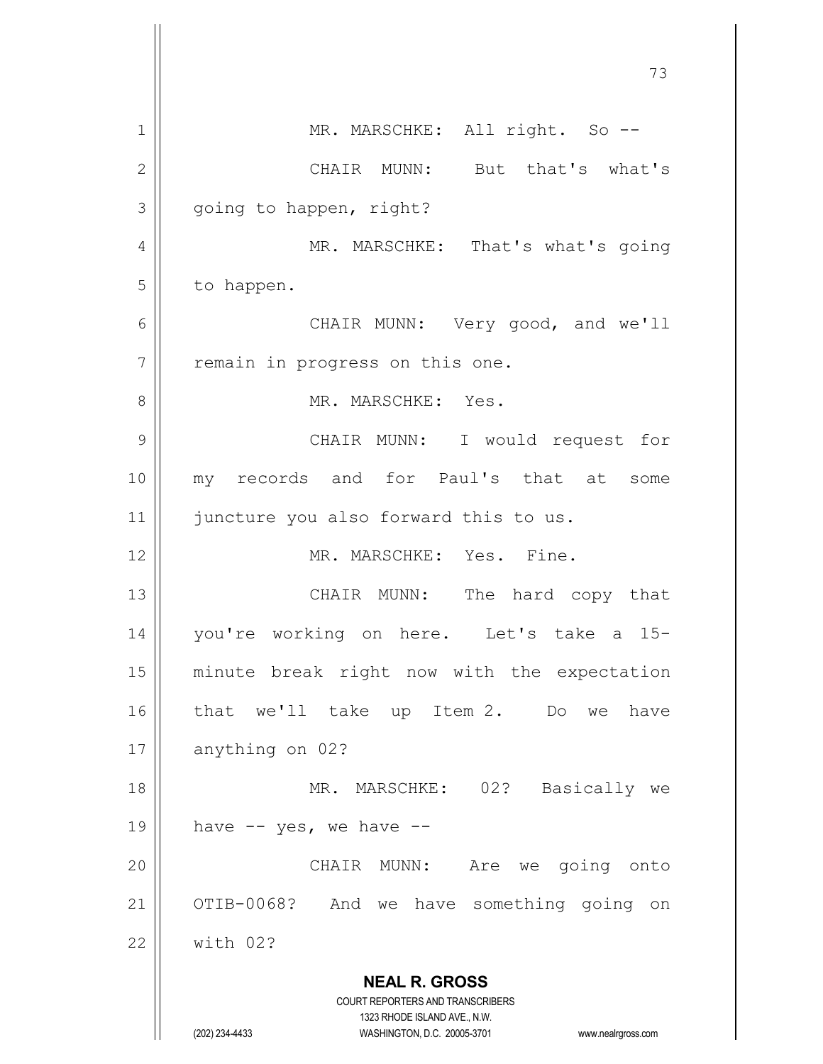MR. MARSCHKE: All right. So --

CHAIR MUNN: But that's what's going to happen, right?

MR. MARSCHKE: That's what's going to happen.

CHAIR MUNN: Very good, and we'll remain in progress on this one.

MR. MARSCHKE: Yes.

CHAIR MUNN: I would request for my records and for Paul's that at some juncture you also forward this to us.

MR. MARSCHKE: Yes. Fine.

CHAIR MUNN: The hard copy that you're working on here. Let's take a 15-minute break right now with the expectation that we'll take up Item 2. Do we have anything on 02?

MR. MARSCHKE: 02? Basically we have -- yes, we have --

CHAIR MUNN: Are we going onto OTIB-0068? And we have something going on with 02?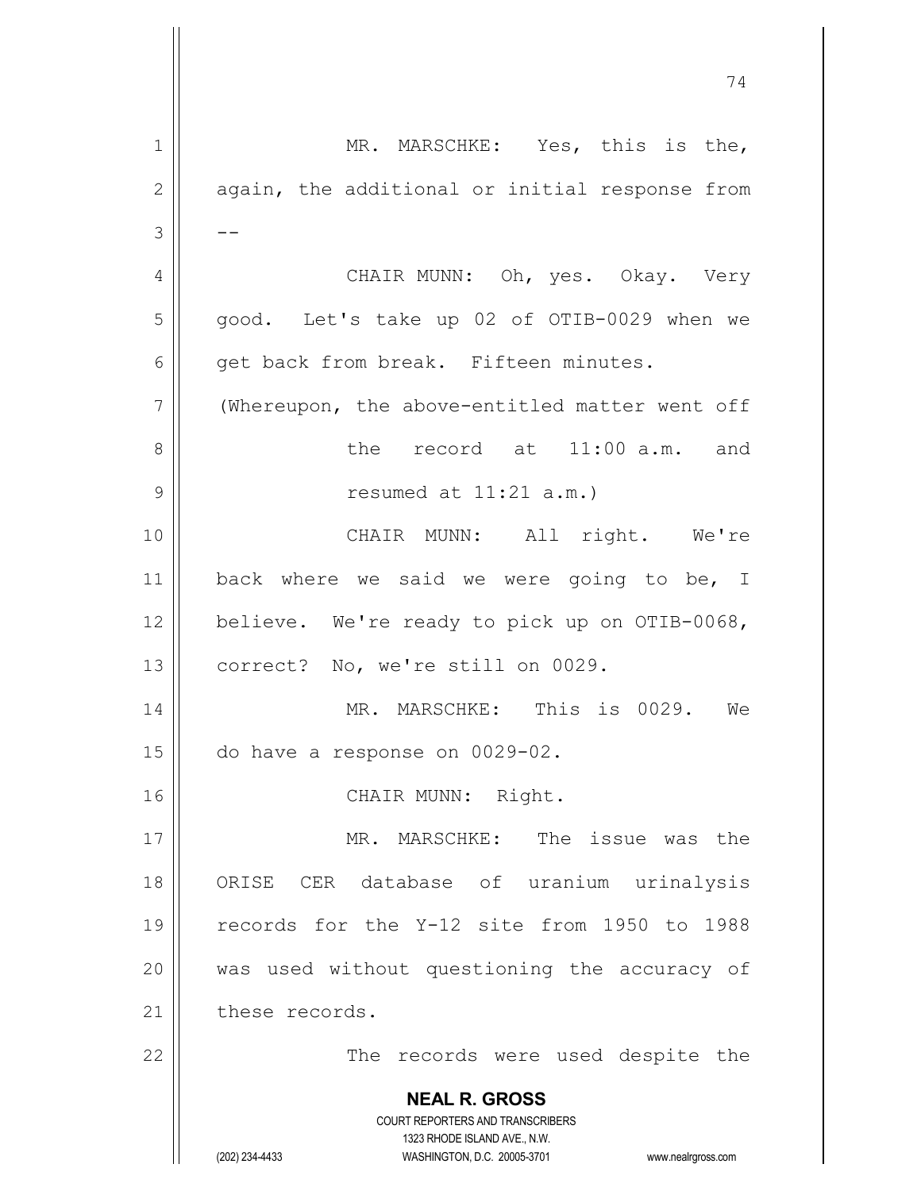MR. MARSCHKE: Yes, this is the, again, the additional or initial response from --

CHAIR MUNN: Oh, yes. Okay. Very good. Let's take up 02 of OTIB-0029 when we get back from break. Fifteen minutes.

(Whereupon, the above-entitled matter went off the record at 11:00 a.m. and resumed at 11:21 a.m.)

CHAIR MUNN: All right. We're back where we said we were going to be, I believe. We're ready to pick up on OTIB-0068, correct? No, we're still on 0029.

MR. MARSCHKE: This is 0029. We do have a response on 0029-02.

CHAIR MUNN: Right.

MR. MARSCHKE: The issue was the ORISE CER database of uranium urinalysis records for the Y-12 site from 1950 to 1988 was used without questioning the accuracy of these records.

The records were used despite the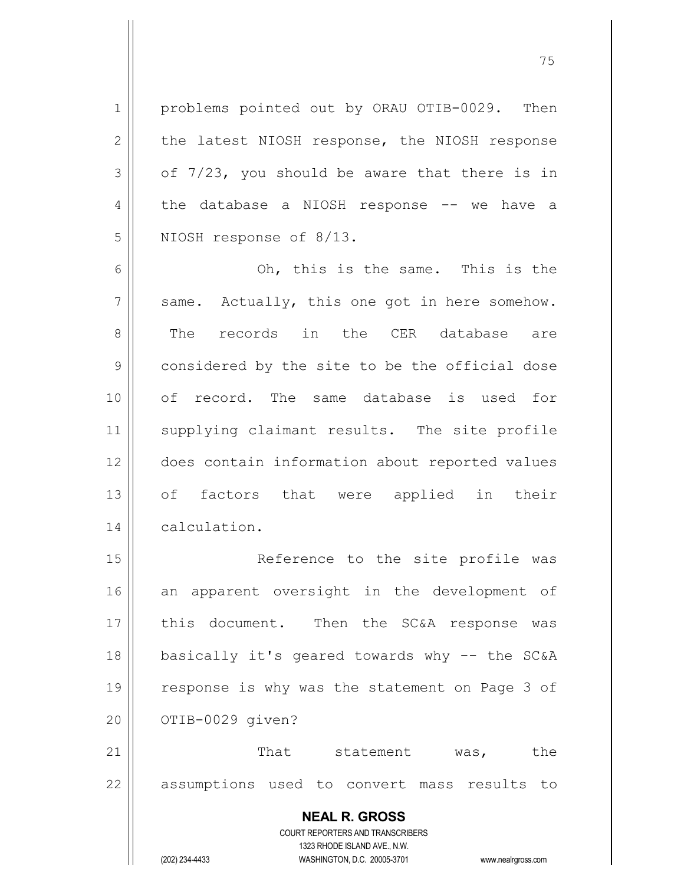problems pointed out by ORAU OTIB-0029. Then the latest NIOSH response, the NIOSH response of 7/23, you should be aware that there is in the database a NIOSH response -- we have a NIOSH response of 8/13.

Oh, this is the same. This is the same. Actually, this one got in here somehow. The records in the CER database are considered by the site to be the official dose of record. The same database is used for supplying claimant results. The site profile does contain information about reported values of factors that were applied in their calculation.

Reference to the site profile was an apparent oversight in the development of this document. Then the SC&A response was basically it's geared towards why -- the SC&A response is why was the statement on Page 3 of OTIB-0029 given?

That statement was, the assumptions used to convert mass results to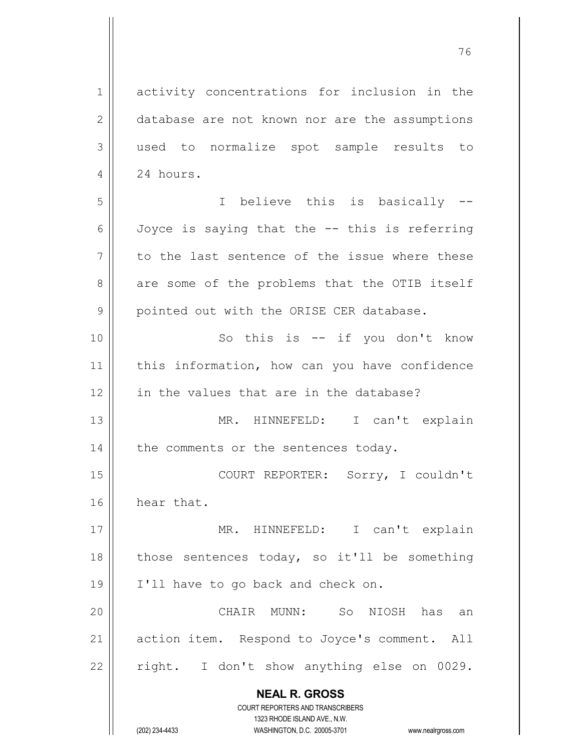activity concentrations for inclusion in the database are not known nor are the assumptions used to normalize spot sample results to 24 hours.

I believe this is basically -- Joyce is saying that the -- this is referring to the last sentence of the issue where these are some of the problems that the OTIB itself pointed out with the ORISE CER database.

So this is -- if you don't know this information, how can you have confidence in the values that are in the database?

MR. HINNEFELD: I can't explain the comments or the sentences today.

COURT REPORTER: Sorry, I couldn't hear that.

MR. HINNEFELD: I can't explain those sentences today, so it'll be something I'll have to go back and check on.

CHAIR MUNN: So NIOSH has an action item. Respond to Joyce's comment. All right. I don't show anything else on 0029.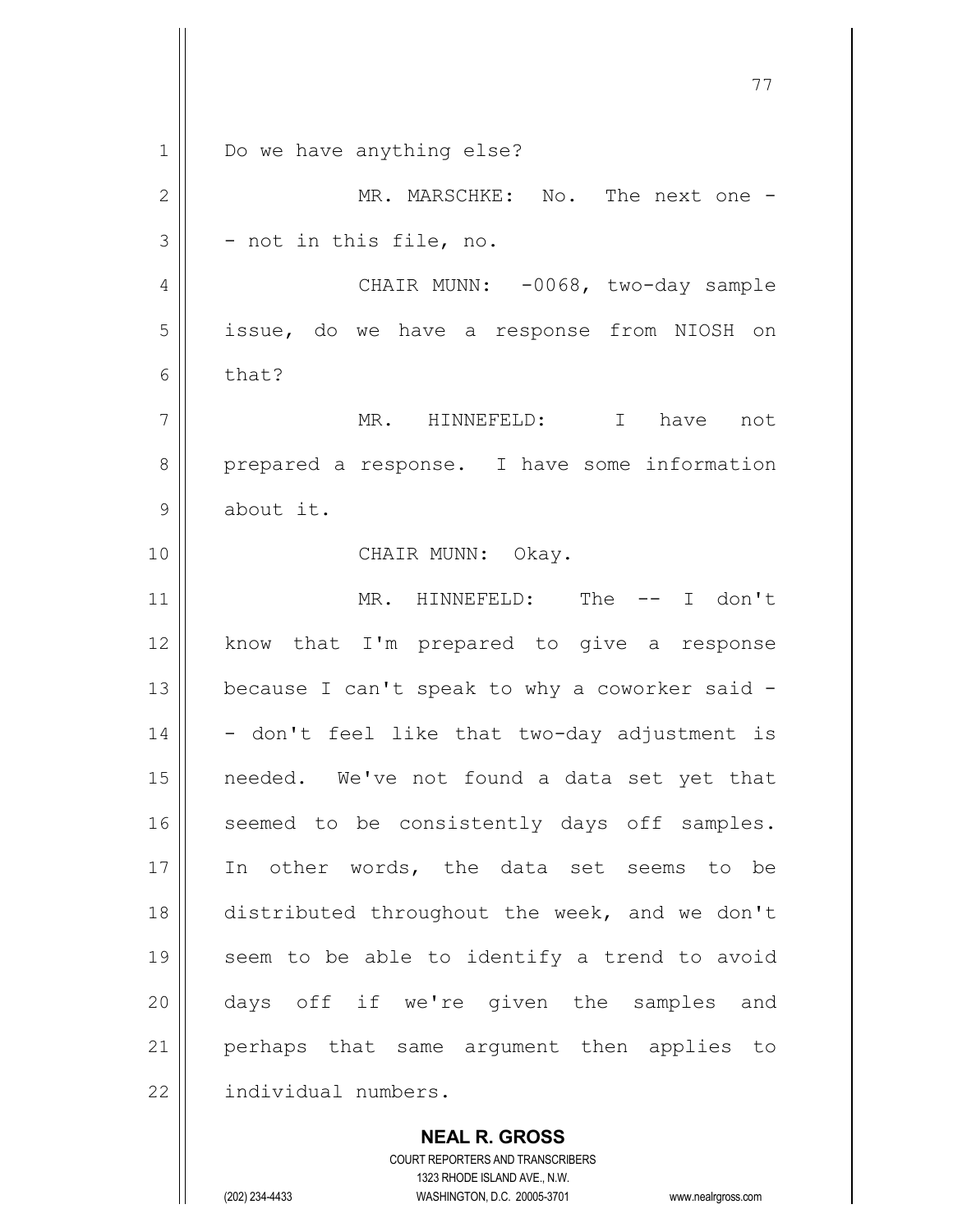Do we have anything else?

MR. MARSCHKE: No. The next one -- not in this file, no.

CHAIR MUNN: -0068, two-day sample issue, do we have a response from NIOSH on that?

MR. HINNEFELD: I have not prepared a response. I have some information about it.

CHAIR MUNN: Okay.

MR. HINNEFELD: The -- I don't know that I'm prepared to give a response because I can't speak to why a coworker said -- don't feel like that two-day adjustment is needed. We've not found a data set yet that seemed to be consistently days off samples. In other words, the data set seems to be distributed throughout the week, and we don't seem to be able to identify a trend to avoid days off if we're given the samples and perhaps that same argument then applies to individual numbers.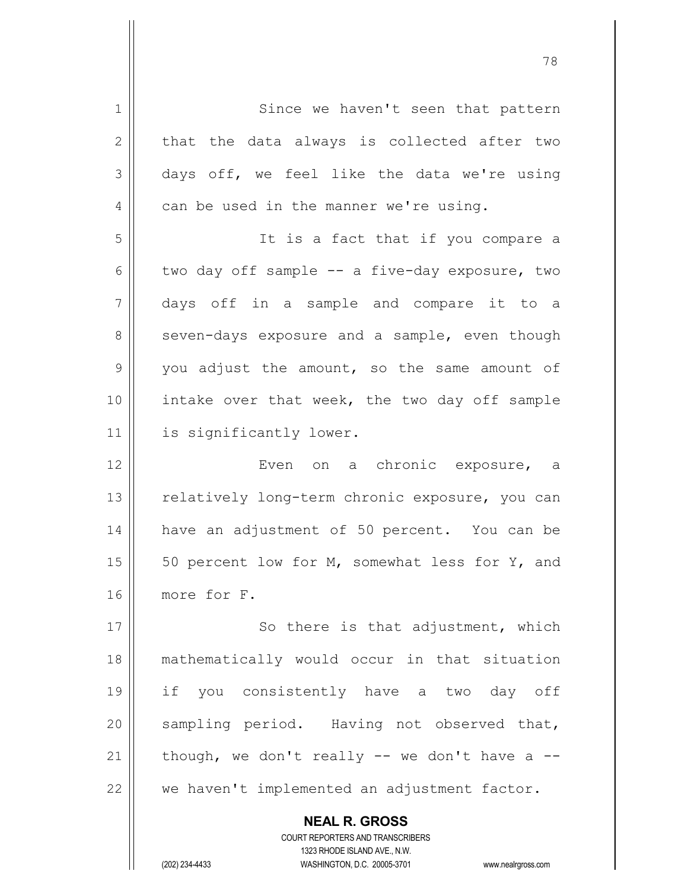Since we haven't seen that pattern that the data always is collected after two days off, we feel like the data we're using can be used in the manner we're using.

It is a fact that if you compare a two day off sample -- a five-day exposure, two days off in a sample and compare it to a seven-days exposure and a sample, even though you adjust the amount, so the same amount of intake over that week, the two day off sample is significantly lower.

Even on a chronic exposure, a relatively long-term chronic exposure, you can have an adjustment of 50 percent. You can be 50 percent low for M, somewhat less for Y, and more for F.

So there is that adjustment, which mathematically would occur in that situation if you consistently have a two day off sampling period. Having not observed that, though, we don't really -- we don't have a -- we haven't implemented an adjustment factor.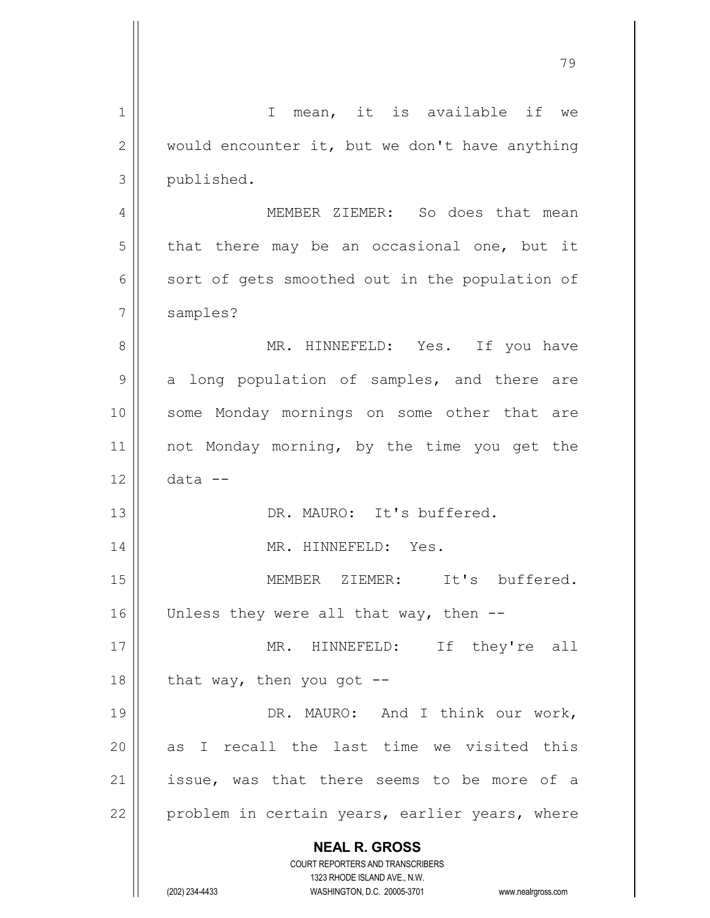I mean, it is available if we would encounter it, but we don't have anything published.

MEMBER ZIEMER: So does that mean that there may be an occasional one, but it sort of gets smoothed out in the population of samples?

MR. HINNEFELD: Yes. If you have a long population of samples, and there are some Monday mornings on some other that are not Monday morning, by the time you get the data --

DR. MAURO: It's buffered.

MR. HINNEFELD: Yes.

MEMBER ZIEMER: It's buffered. Unless they were all that way, then --

MR. HINNEFELD: If they're all that way, then you got --

DR. MAURO: And I think our work, as I recall the last time we visited this issue, was that there seems to be more of a problem in certain years, earlier years, where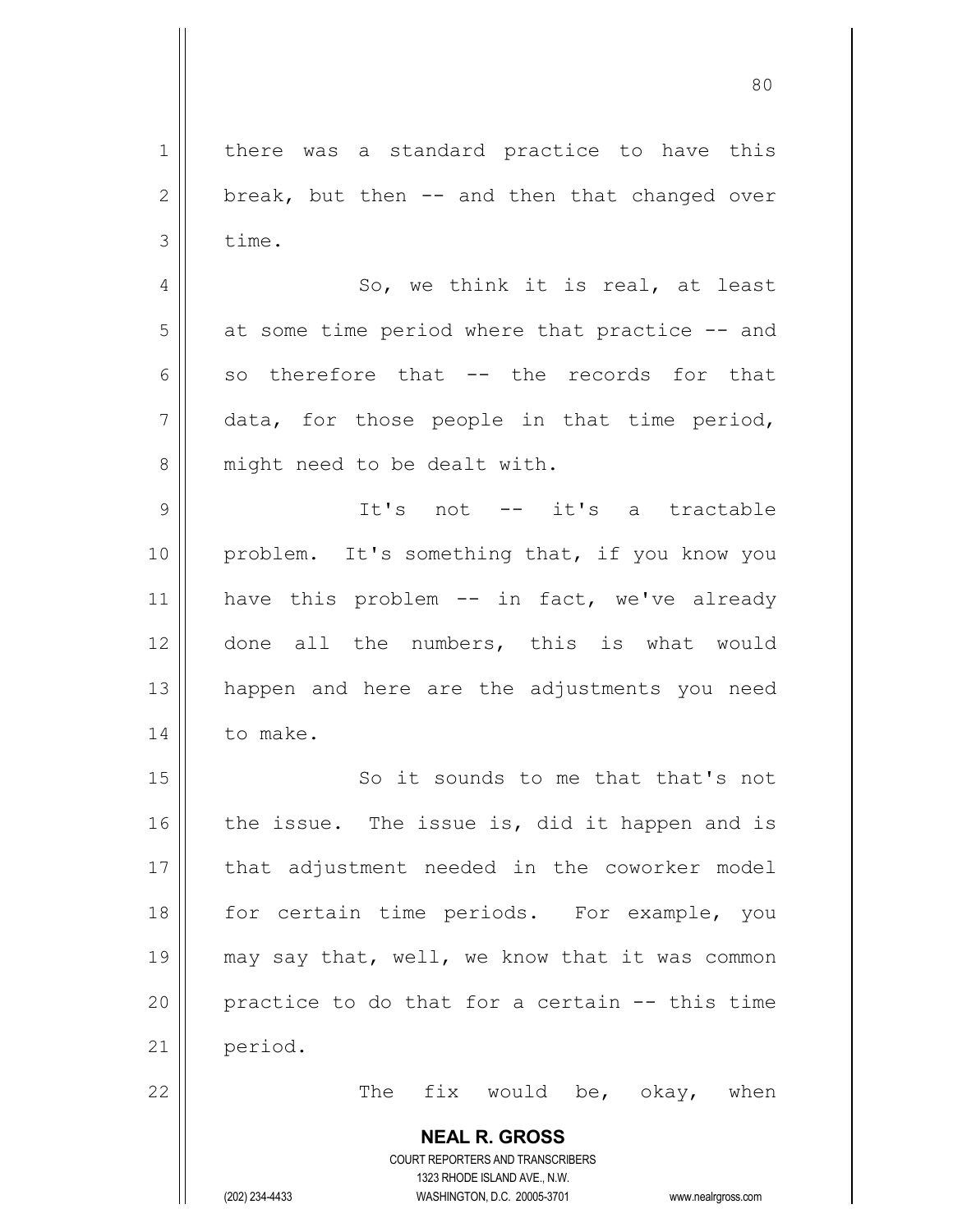there was a standard practice to have this break, but then -- and then that changed over time.

So, we think it is real, at least at some time period where that practice -- and so therefore that -- the records for that data, for those people in that time period, might need to be dealt with.

It's not -- it's a tractable problem. It's something that, if you know you have this problem -- in fact, we've already done all the numbers, this is what would happen and here are the adjustments you need to make.

So it sounds to me that that's not the issue. The issue is, did it happen and is that adjustment needed in the coworker model for certain time periods. For example, you may say that, well, we know that it was common practice to do that for a certain -- this time period.

The fix would be, okay, when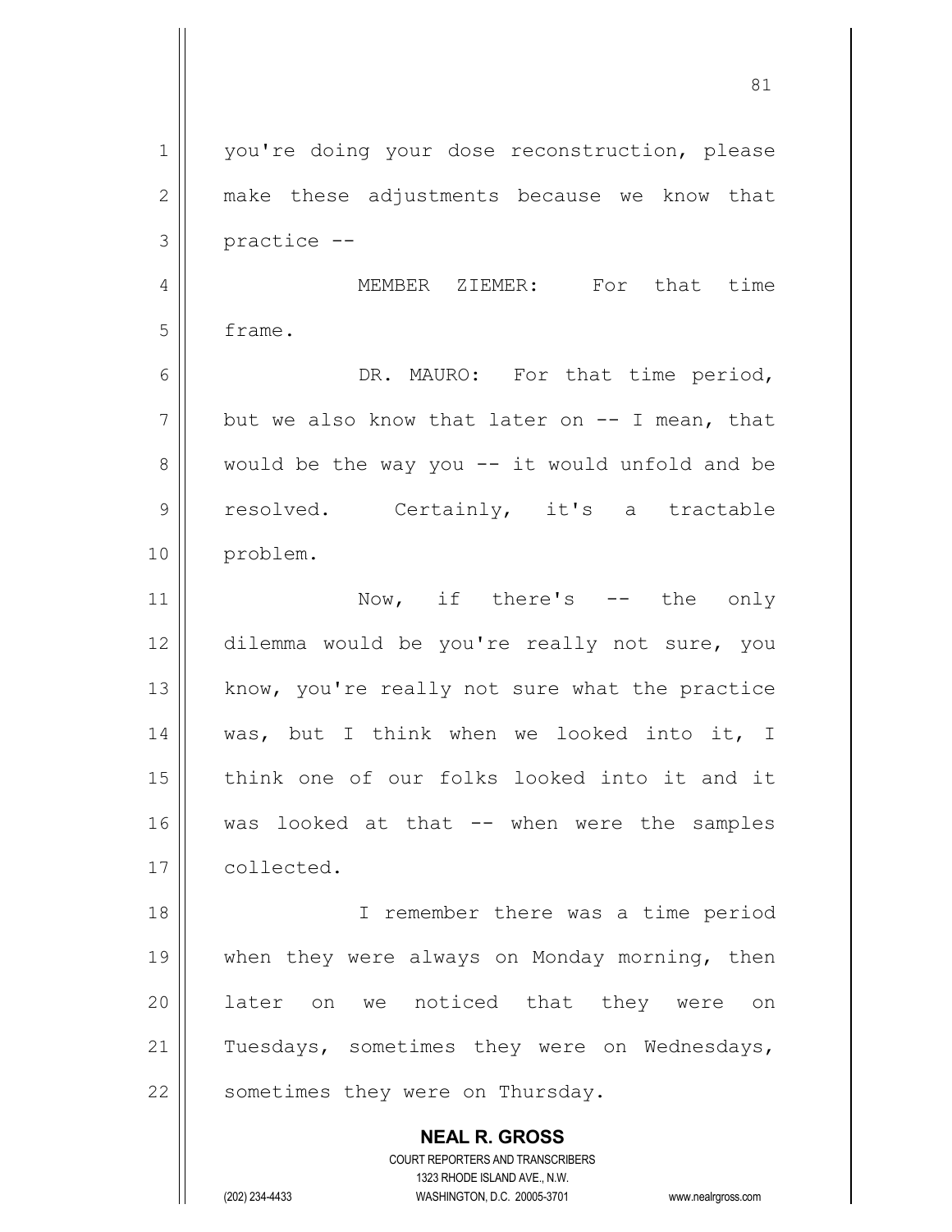you're doing your dose reconstruction, please make these adjustments because we know that practice --

MEMBER ZIEMER: For that time frame.

DR. MAURO: For that time period, but we also know that later on -- I mean, that would be the way you -- it would unfold and be resolved. Certainly, it's a tractable problem.

Now, if there's -- the only dilemma would be you're really not sure, you know, you're really not sure what the practice was, but I think when we looked into it, I think one of our folks looked into it and it was looked at that -- when were the samples collected.

I remember there was a time period when they were always on Monday morning, then later on we noticed that they were on Tuesdays, sometimes they were on Wednesdays, sometimes they were on Thursday.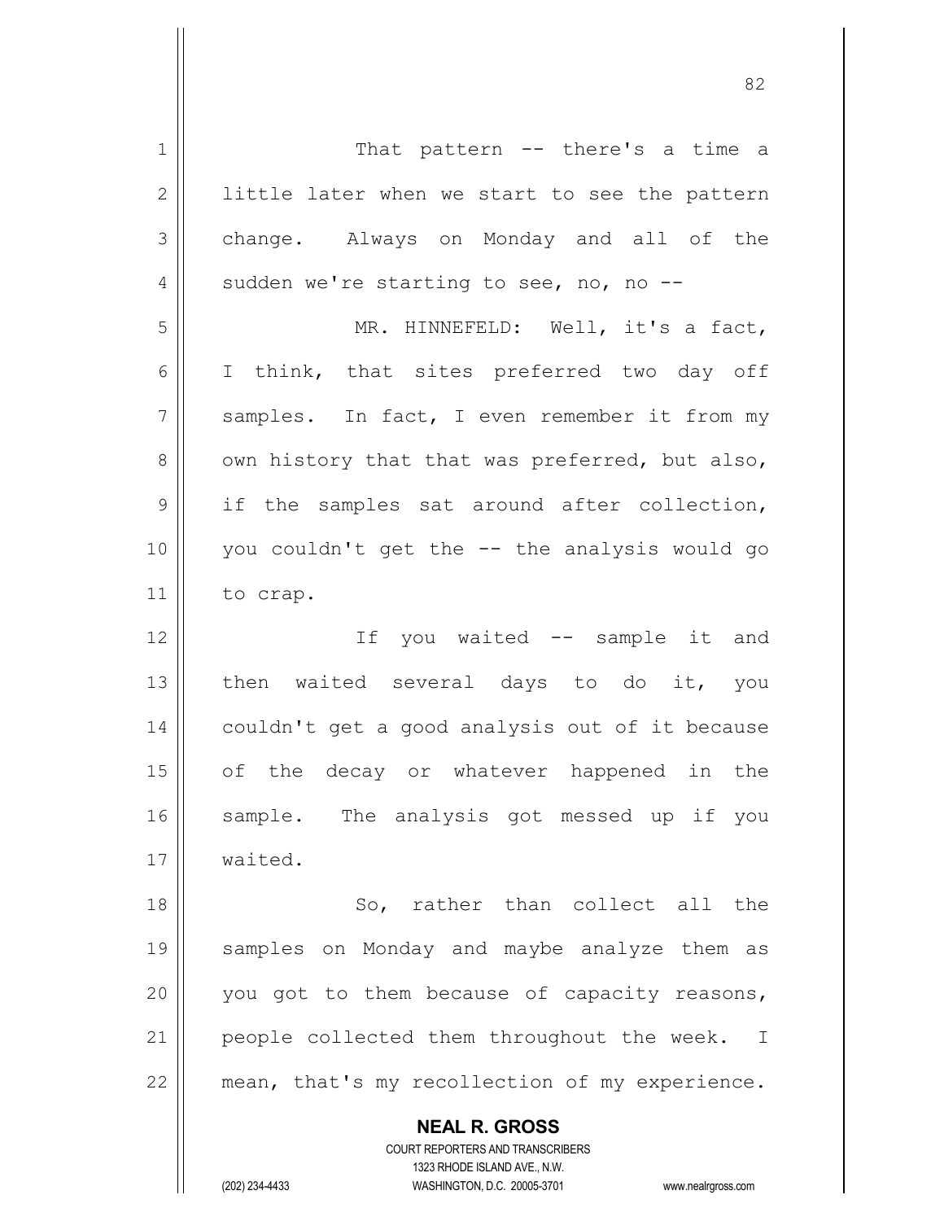That pattern -- there's a time a little later when we start to see the pattern change. Always on Monday and all of the sudden we're starting to see, no, no --

MR. HINNEFELD: Well, it's a fact, I think, that sites preferred two day off samples. In fact, I even remember it from my own history that that was preferred, but also, if the samples sat around after collection, you couldn't get the -- the analysis would go to crap.

If you waited -- sample it and then waited several days to do it, you couldn't get a good analysis out of it because of the decay or whatever happened in the sample. The analysis got messed up if you waited.

So, rather than collect all the samples on Monday and maybe analyze them as you got to them because of capacity reasons, people collected them throughout the week. I mean, that's my recollection of my experience.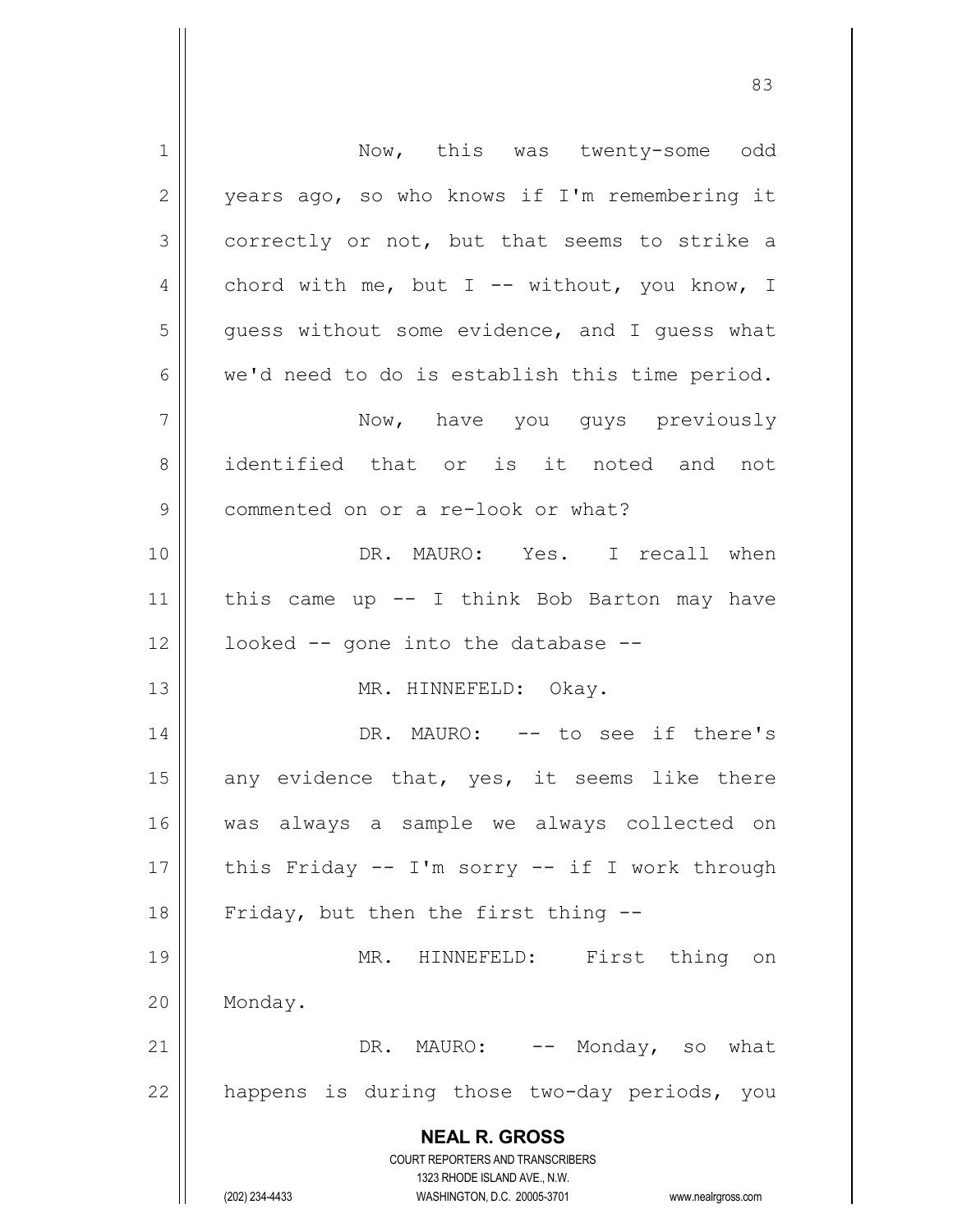Now, this was twenty-some odd years ago, so who knows if I'm remembering it correctly or not, but that seems to strike a chord with me, but I -- without, you know, I guess without some evidence, and I guess what we'd need to do is establish this time period.

Now, have you guys previously identified that or is it noted and not commented on or a re-look or what?

DR. MAURO: Yes. I recall when this came up -- I think Bob Barton may have looked -- gone into the database --

MR. HINNEFELD: Okay.

DR. MAURO: -- to see if there's any evidence that, yes, it seems like there was always a sample we always collected on this Friday -- I'm sorry -- if I work through Friday, but then the first thing --

MR. HINNEFELD: First thing on Monday.

DR. MAURO: -- Monday, so what happens is during those two-day periods, you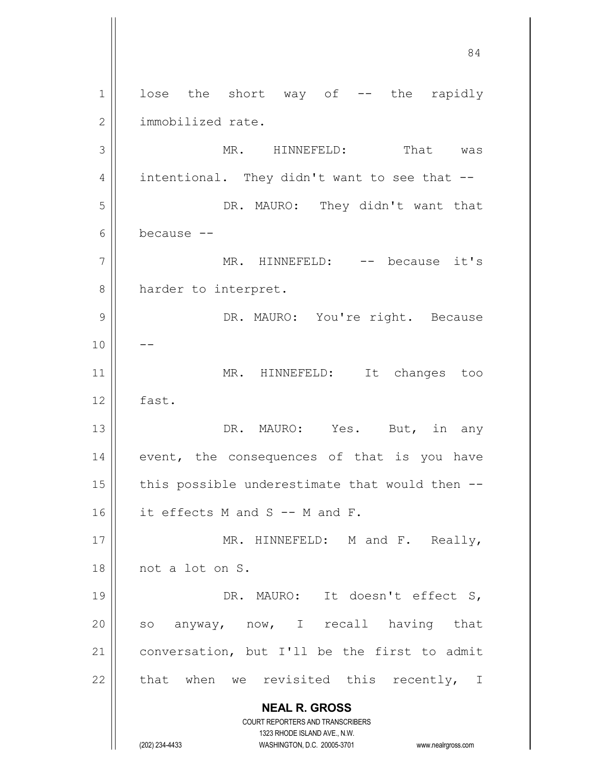lose the short way of -- the rapidly immobilized rate.

MR. HINNEFELD: That was intentional. They didn't want to see that --

DR. MAURO: They didn't want that because --

MR. HINNEFELD: -- because it's harder to interpret.

DR. MAURO: You're right. Because --

MR. HINNEFELD: It changes too fast.

DR. MAURO: Yes. But, in any event, the consequences of that is you have this possible underestimate that would then -- it effects M and S -- M and F.

MR. HINNEFELD: M and F. Really, not a lot on S.

DR. MAURO: It doesn't effect S, so anyway, now, I recall having that conversation, but I'll be the first to admit that when we revisited this recently, I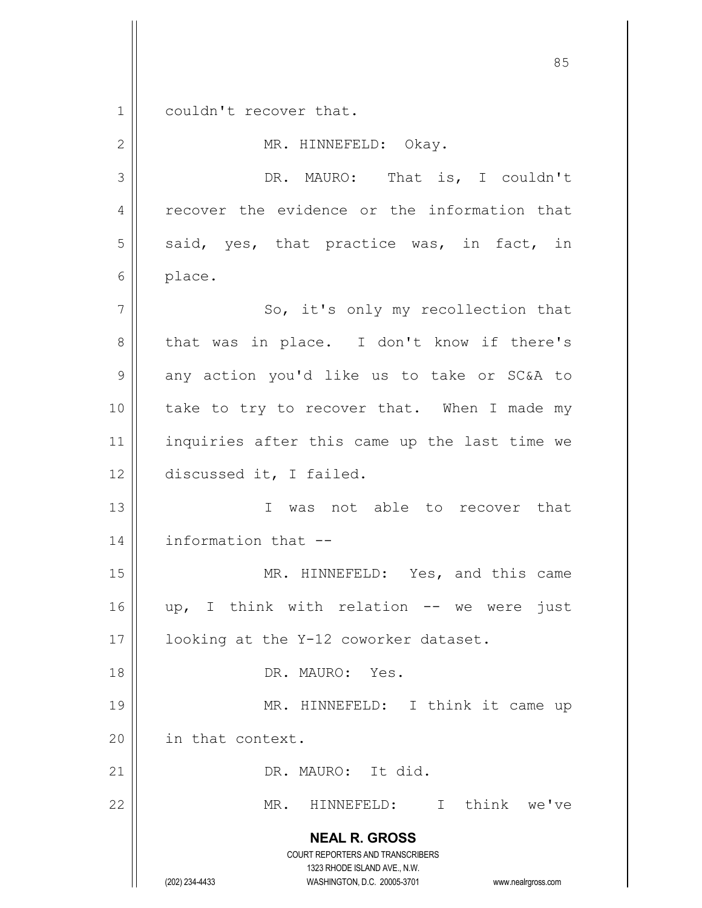couldn't recover that.

MR. HINNEFELD: Okay.

DR. MAURO: That is, I couldn't recover the evidence or the information that said, yes, that practice was, in fact, in place.

So, it's only my recollection that that was in place. I don't know if there's any action you'd like us to take or SC&A to take to try to recover that. When I made my inquiries after this came up the last time we discussed it, I failed.

I was not able to recover that information that --

MR. HINNEFELD: Yes, and this came up, I think with relation -- we were just looking at the Y-12 coworker dataset.

DR. MAURO: Yes.

MR. HINNEFELD: I think it came up in that context.

DR. MAURO: It did.

MR. HINNEFELD: I think we've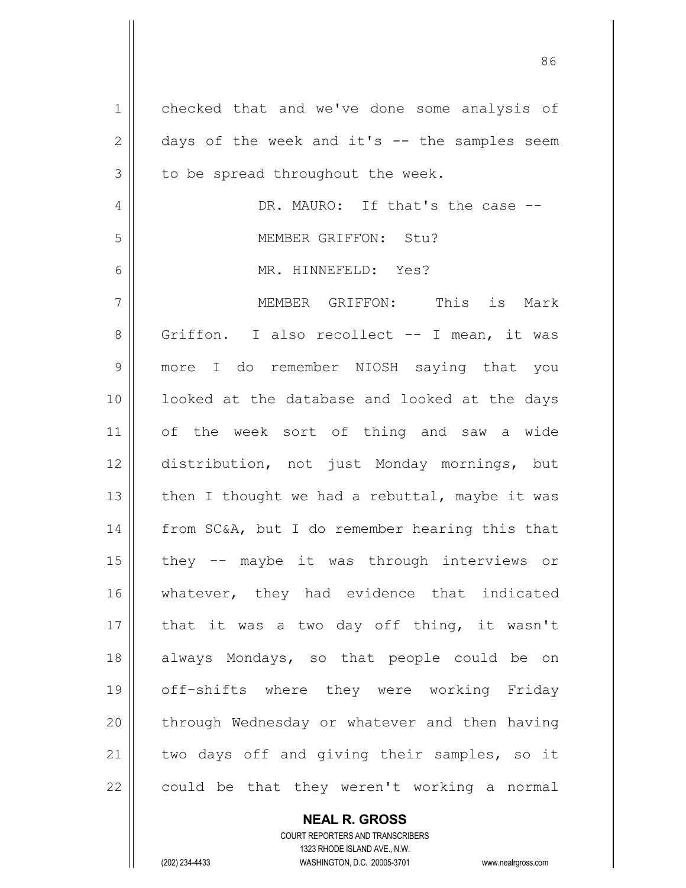checked that and we've done some analysis of days of the week and it's -- the samples seem to be spread throughout the week.

DR. MAURO: If that's the case --

MEMBER GRIFFON: Stu?

MR. HINNEFELD: Yes?

MEMBER GRIFFON: This is Mark Griffon. I also recollect -- I mean, it was more I do remember NIOSH saying that you looked at the database and looked at the days of the week sort of thing and saw a wide distribution, not just Monday mornings, but then I thought we had a rebuttal, maybe it was from SC&A, but I do remember hearing this that they -- maybe it was through interviews or whatever, they had evidence that indicated that it was a two day off thing, it wasn't always Mondays, so that people could be on off-shifts where they were working Friday through Wednesday or whatever and then having two days off and giving their samples, so it could be that they weren't working a normal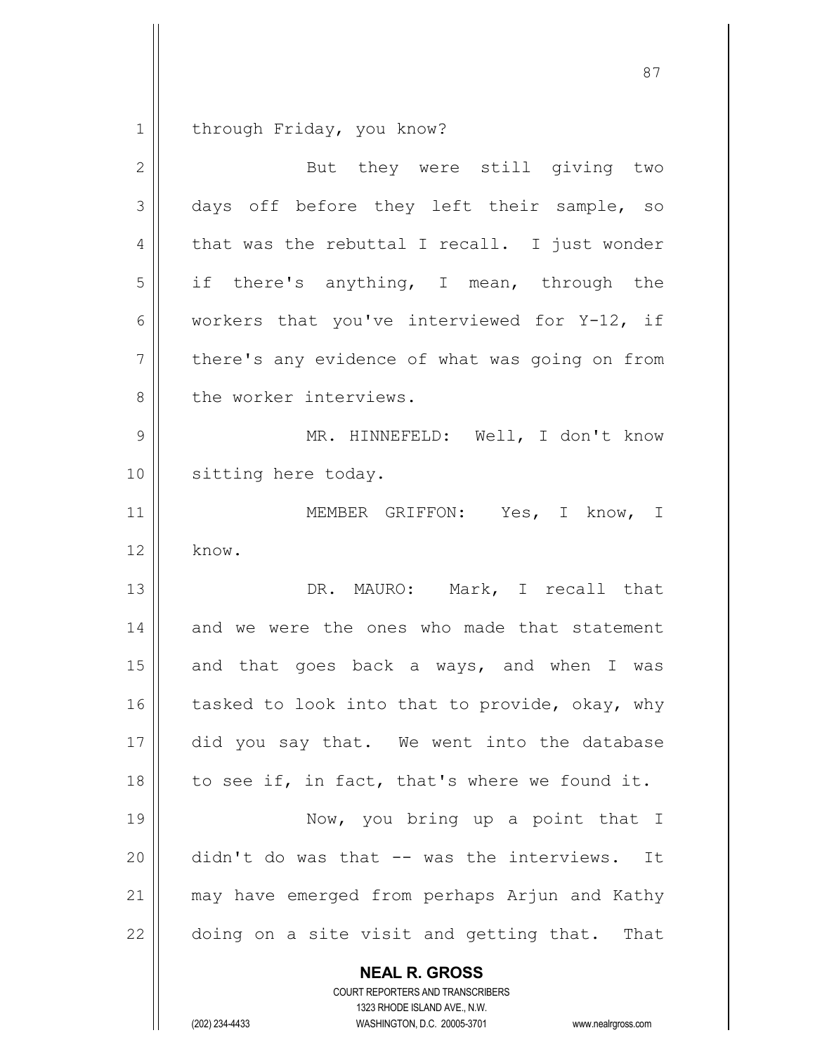through Friday, you know?

But they were still giving two days off before they left their sample, so that was the rebuttal I recall. I just wonder if there's anything, I mean, through the workers that you've interviewed for Y-12, if there's any evidence of what was going on from the worker interviews.

MR. HINNEFELD: Well, I don't know sitting here today.

MEMBER GRIFFON: Yes, I know, I know.

DR. MAURO: Mark, I recall that and we were the ones who made that statement and that goes back a ways, and when I was tasked to look into that to provide, okay, why did you say that. We went into the database to see if, in fact, that's where we found it.

Now, you bring up a point that I didn't do was that -- was the interviews. It may have emerged from perhaps Arjun and Kathy doing on a site visit and getting that. That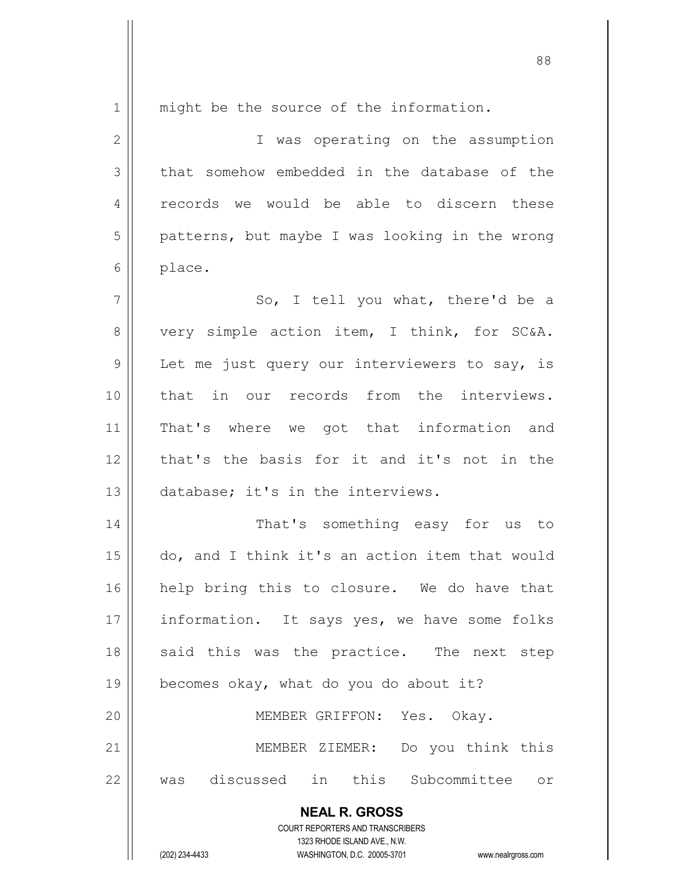might be the source of the information.

I was operating on the assumption that somehow embedded in the database of the records we would be able to discern these patterns, but maybe I was looking in the wrong place.

So, I tell you what, there'd be a very simple action item, I think, for SC&A. Let me just query our interviewers to say, is that in our records from the interviews. That's where we got that information and that's the basis for it and it's not in the database; it's in the interviews.

That's something easy for us to do, and I think it's an action item that would help bring this to closure. We do have that information. It says yes, we have some folks said this was the practice. The next step becomes okay, what do you do about it?

MEMBER GRIFFON: Yes. Okay.

MEMBER ZIEMER: Do you think this was discussed in this Subcommittee or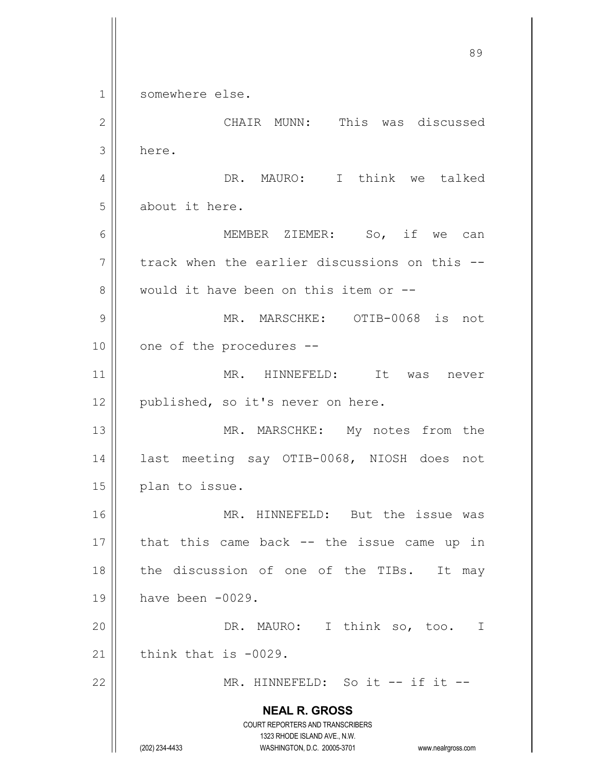somewhere else.

CHAIR MUNN: This was discussed here.

DR. MAURO: I think we talked about it here.

MEMBER ZIEMER: So, if we can track when the earlier discussions on this -- would it have been on this item or --

MR. MARSCHKE: OTIB-0068 is not one of the procedures --

MR. HINNEFELD: It was never published, so it's never on here.

MR. MARSCHKE: My notes from the last meeting say OTIB-0068, NIOSH does not plan to issue.

MR. HINNEFELD: But the issue was that this came back -- the issue came up in the discussion of one of the TIBs. It may have been -0029.

DR. MAURO: I think so, too. I think that is -0029.

MR. HINNEFELD: So it -- if it --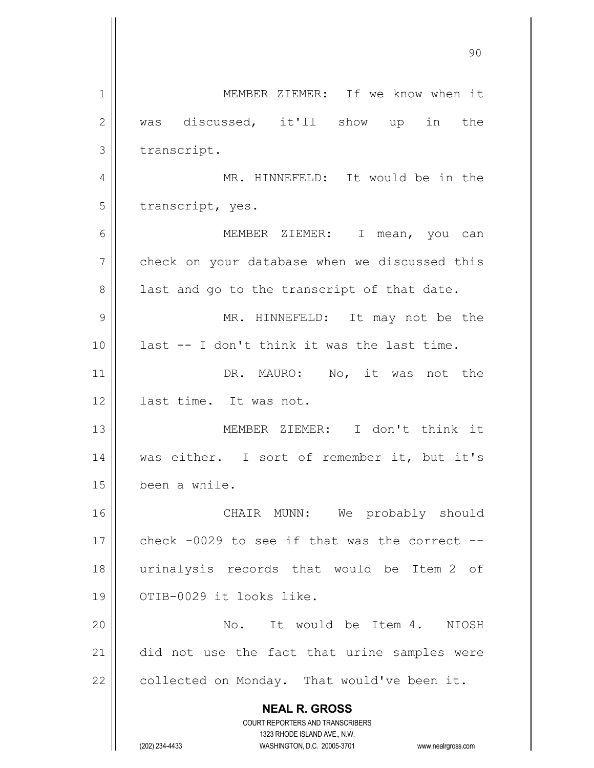MEMBER ZIEMER: If we know when it was discussed, it'll show up in the transcript.

MR. HINNEFELD: It would be in the transcript, yes.

MEMBER ZIEMER: I mean, you can check on your database when we discussed this last and go to the transcript of that date.

MR. HINNEFELD: It may not be the last -- I don't think it was the last time.

DR. MAURO: No, it was not the last time. It was not.

MEMBER ZIEMER: I don't think it was either. I sort of remember it, but it's been a while.

CHAIR MUNN: We probably should check -0029 to see if that was the correct -- urinalysis records that would be Item 2 of OTIB-0029 it looks like.

No. It would be Item 4. NIOSH did not use the fact that urine samples were collected on Monday. That would've been it.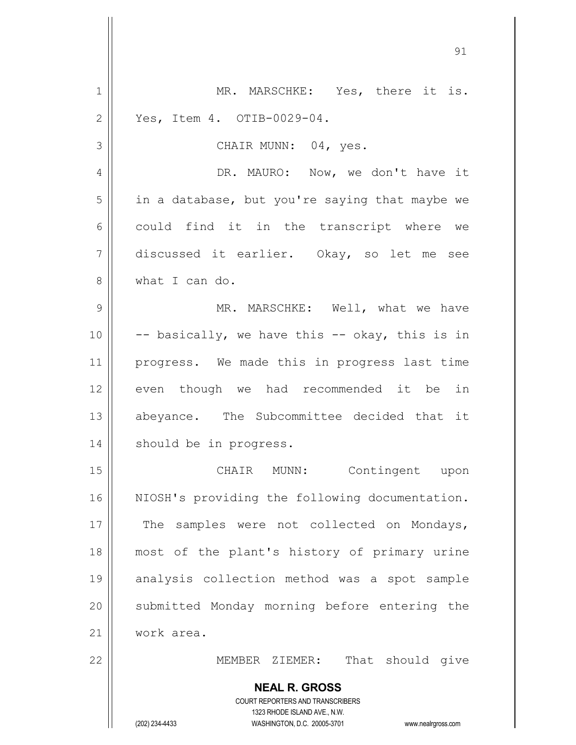MR. MARSCHKE: Yes, there it is. Yes, Item 4. OTIB-0029-04.

CHAIR MUNN: 04, yes.

DR. MAURO: Now, we don't have it in a database, but you're saying that maybe we could find it in the transcript where we discussed it earlier. Okay, so let me see what I can do.

MR. MARSCHKE: Well, what we have -- basically, we have this -- okay, this is in progress. We made this in progress last time even though we had recommended it be in abeyance. The Subcommittee decided that it should be in progress.

CHAIR MUNN: Contingent upon NIOSH's providing the following documentation. The samples were not collected on Mondays, most of the plant's history of primary urine analysis collection method was a spot sample submitted Monday morning before entering the work area.

MEMBER ZIEMER: That should give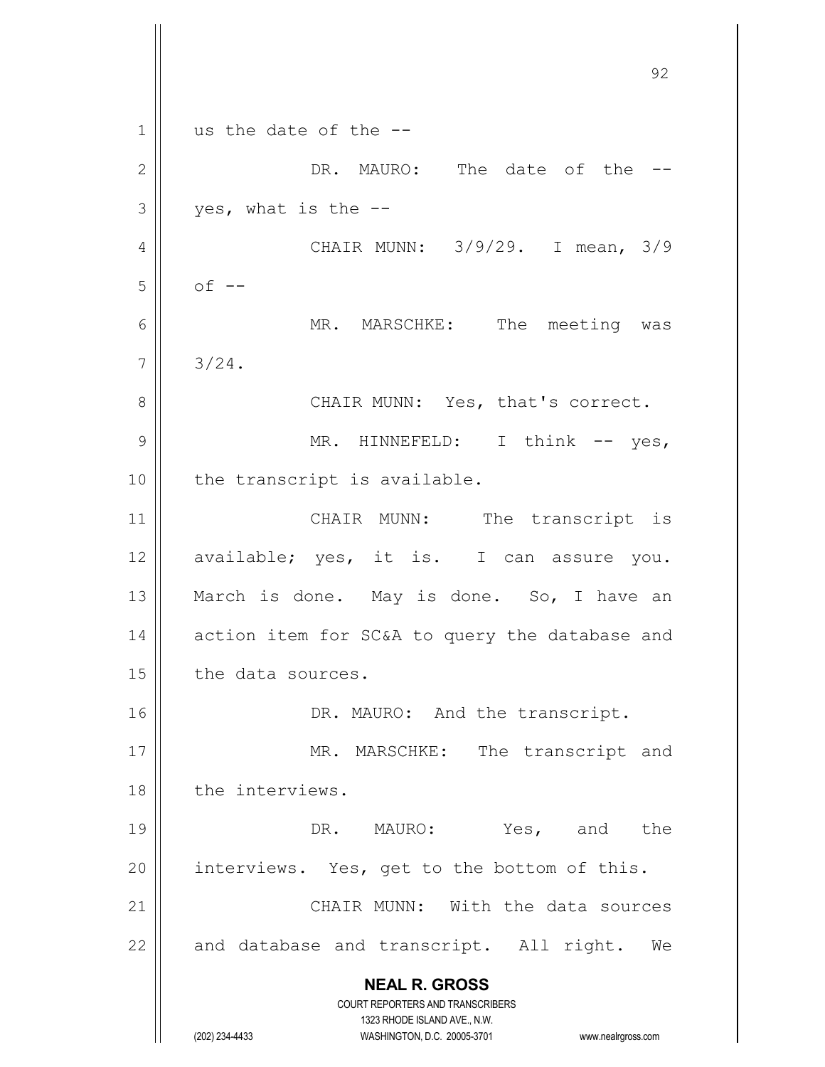us the date of the --

DR. MAURO: The date of the -- yes, what is the --

CHAIR MUNN: 3/9/29. I mean, 3/9 of --

MR. MARSCHKE: The meeting was 3/24.

CHAIR MUNN: Yes, that's correct.

MR. HINNEFELD: I think -- yes, the transcript is available.

CHAIR MUNN: The transcript is available; yes, it is. I can assure you. March is done. May is done. So, I have an action item for SC&A to query the database and the data sources.

DR. MAURO: And the transcript.

MR. MARSCHKE: The transcript and the interviews.

DR. MAURO: Yes, and the interviews. Yes, get to the bottom of this.

CHAIR MUNN: With the data sources and database and transcript. All right. We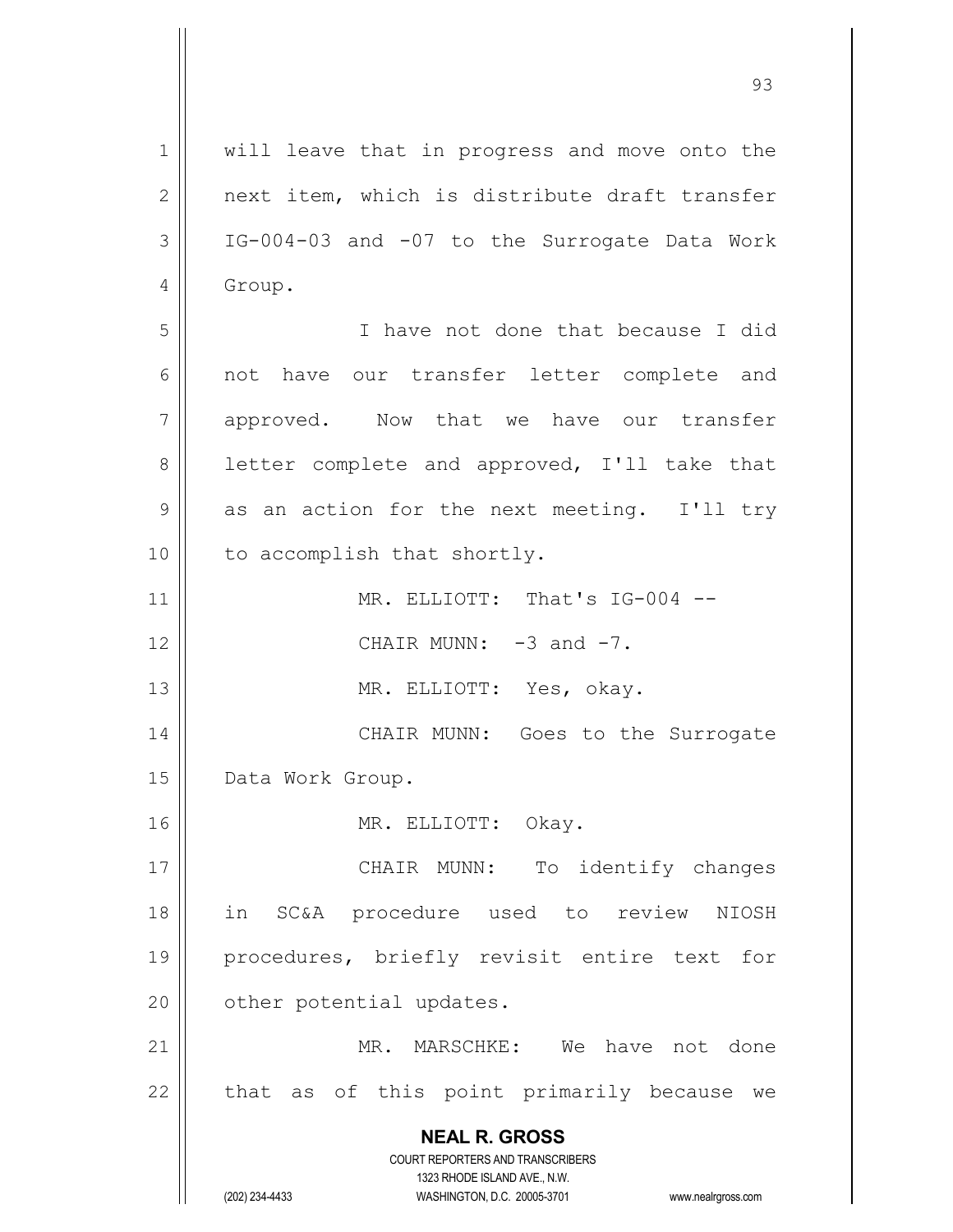will leave that in progress and move onto the next item, which is distribute draft transfer IG-004-03 and -07 to the Surrogate Data Work Group.

I have not done that because I did not have our transfer letter complete and approved. Now that we have our transfer letter complete and approved, I'll take that as an action for the next meeting. I'll try to accomplish that shortly.

MR. ELLIOTT: That's IG-004 --

CHAIR MUNN: -3 and -7.

MR. ELLIOTT: Yes, okay.

CHAIR MUNN: Goes to the Surrogate Data Work Group.

MR. ELLIOTT: Okay.

CHAIR MUNN: To identify changes in SC&A procedure used to review NIOSH procedures, briefly revisit entire text for other potential updates.

MR. MARSCHKE: We have not done that as of this point primarily because we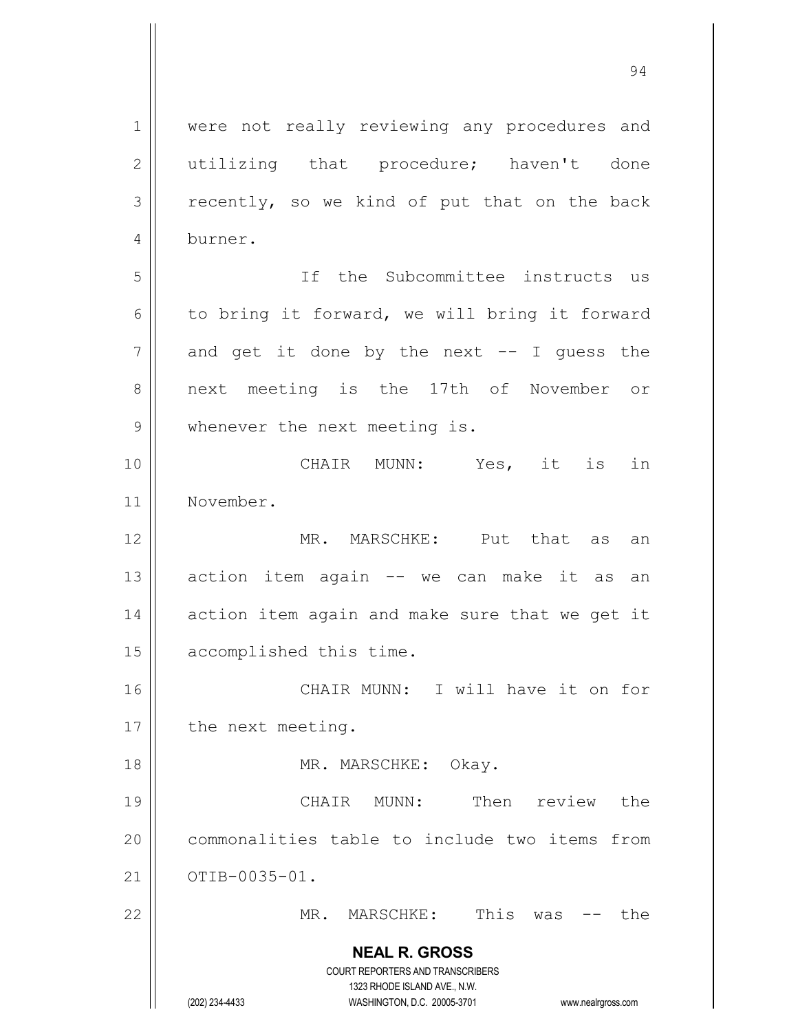were not really reviewing any procedures and utilizing that procedure; haven't done recently, so we kind of put that on the back burner.

If the Subcommittee instructs us to bring it forward, we will bring it forward and get it done by the next -- I guess the next meeting is the 17th of November or whenever the next meeting is.

CHAIR MUNN: Yes, it is in November.

MR. MARSCHKE: Put that as an action item again -- we can make it as an action item again and make sure that we get it accomplished this time.

CHAIR MUNN: I will have it on for the next meeting.

MR. MARSCHKE: Okay.

CHAIR MUNN: Then review the commonalities table to include two items from OTIB-0035-01.

MR. MARSCHKE: This was -- the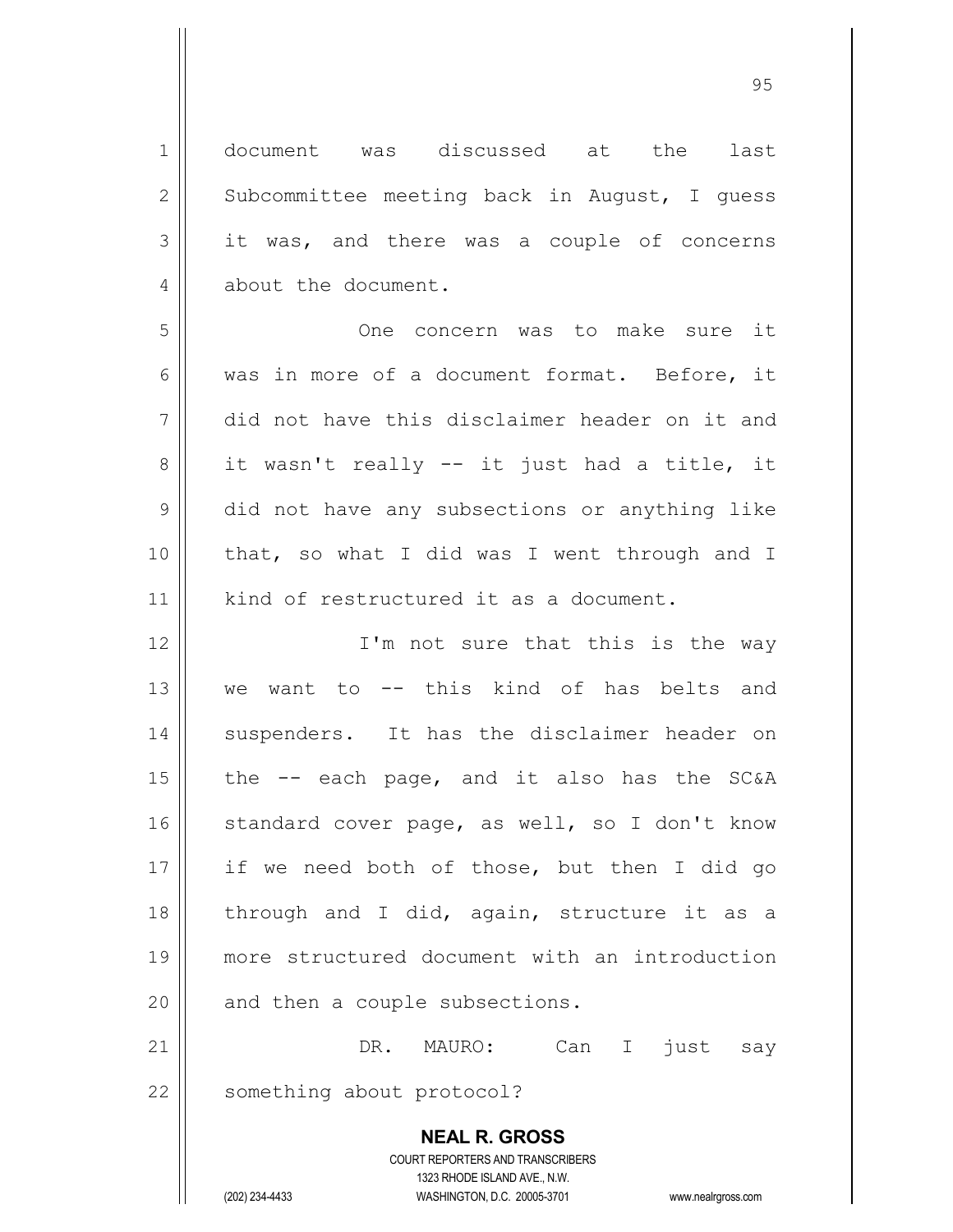document was discussed at the last Subcommittee meeting back in August, I guess it was, and there was a couple of concerns about the document.

One concern was to make sure it was in more of a document format. Before, it did not have this disclaimer header on it and it wasn't really -- it just had a title, it did not have any subsections or anything like that, so what I did was I went through and I kind of restructured it as a document.

I'm not sure that this is the way we want to -- this kind of has belts and suspenders. It has the disclaimer header on the -- each page, and it also has the SC&A standard cover page, as well, so I don't know if we need both of those, but then I did go through and I did, again, structure it as a more structured document with an introduction and then a couple subsections.

DR. MAURO: Can I just say something about protocol?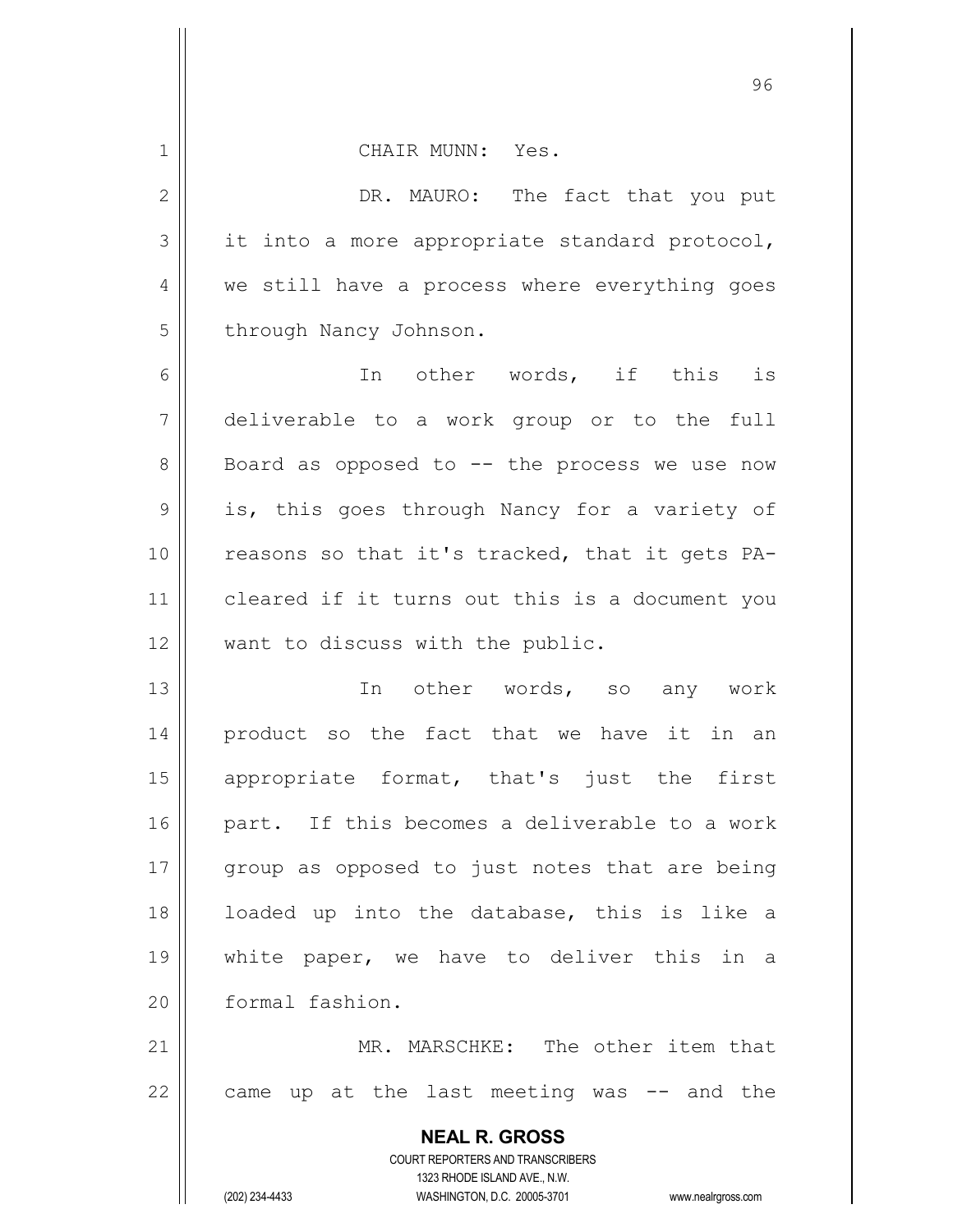CHAIR MUNN: Yes.

DR. MAURO: The fact that you put it into a more appropriate standard protocol, we still have a process where everything goes through Nancy Johnson.

In other words, if this is deliverable to a work group or to the full Board as opposed to -- the process we use now is, this goes through Nancy for a variety of reasons so that it's tracked, that it gets PA-cleared if it turns out this is a document you want to discuss with the public.

In other words, so any work product so the fact that we have it in an appropriate format, that's just the first part. If this becomes a deliverable to a work group as opposed to just notes that are being loaded up into the database, this is like a white paper, we have to deliver this in a formal fashion.

MR. MARSCHKE: The other item that came up at the last meeting was -- and the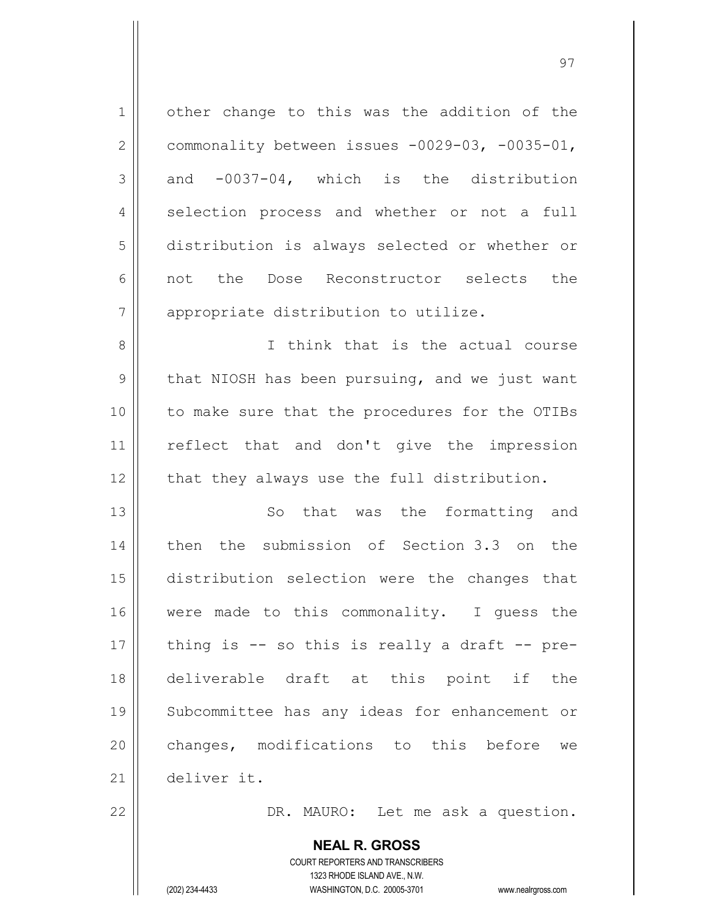other change to this was the addition of the commonality between issues -0029-03, -0035-01, and -0037-04, which is the distribution selection process and whether or not a full distribution is always selected or whether or not the Dose Reconstructor selects the appropriate distribution to utilize.

I think that is the actual course that NIOSH has been pursuing, and we just want to make sure that the procedures for the OTIBs reflect that and don't give the impression that they always use the full distribution.

So that was the formatting and then the submission of Section 3.3 on the distribution selection were the changes that were made to this commonality. I guess the thing is -- so this is really a draft -- pre-deliverable draft at this point if the Subcommittee has any ideas for enhancement or changes, modifications to this before we deliver it.

DR. MAURO: Let me ask a question.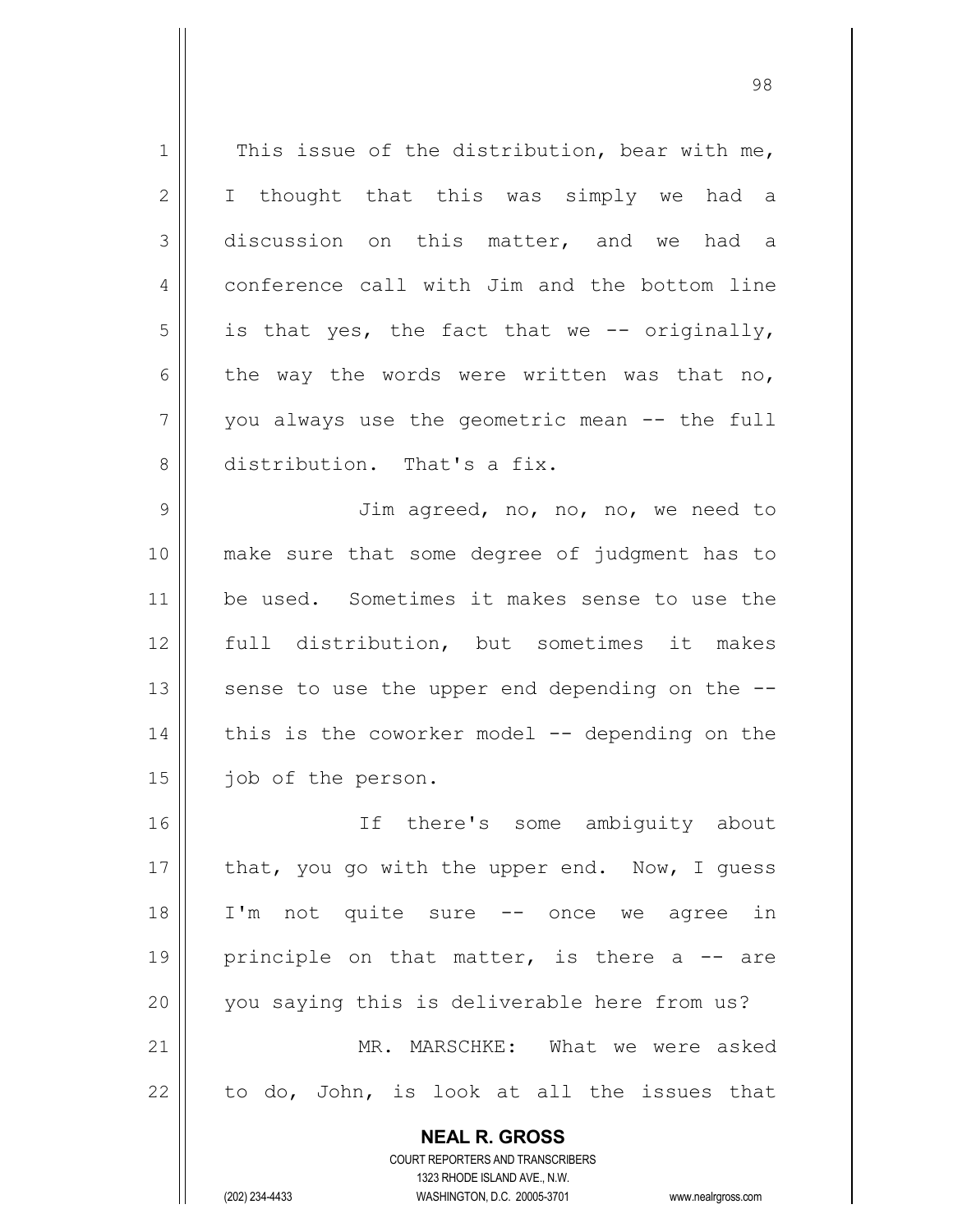This issue of the distribution, bear with me, I thought that this was simply we had a discussion on this matter, and we had a conference call with Jim and the bottom line is that yes, the fact that we -- originally, the way the words were written was that no, you always use the geometric mean -- the full distribution. That's a fix.

Jim agreed, no, no, no, we need to make sure that some degree of judgment has to be used. Sometimes it makes sense to use the full distribution, but sometimes it makes sense to use the upper end depending on the -- this is the coworker model -- depending on the job of the person.

If there's some ambiguity about that, you go with the upper end. Now, I guess I'm not quite sure -- once we agree in principle on that matter, is there a -- are you saying this is deliverable here from us?

MR. MARSCHKE: What we were asked to do, John, is look at all the issues that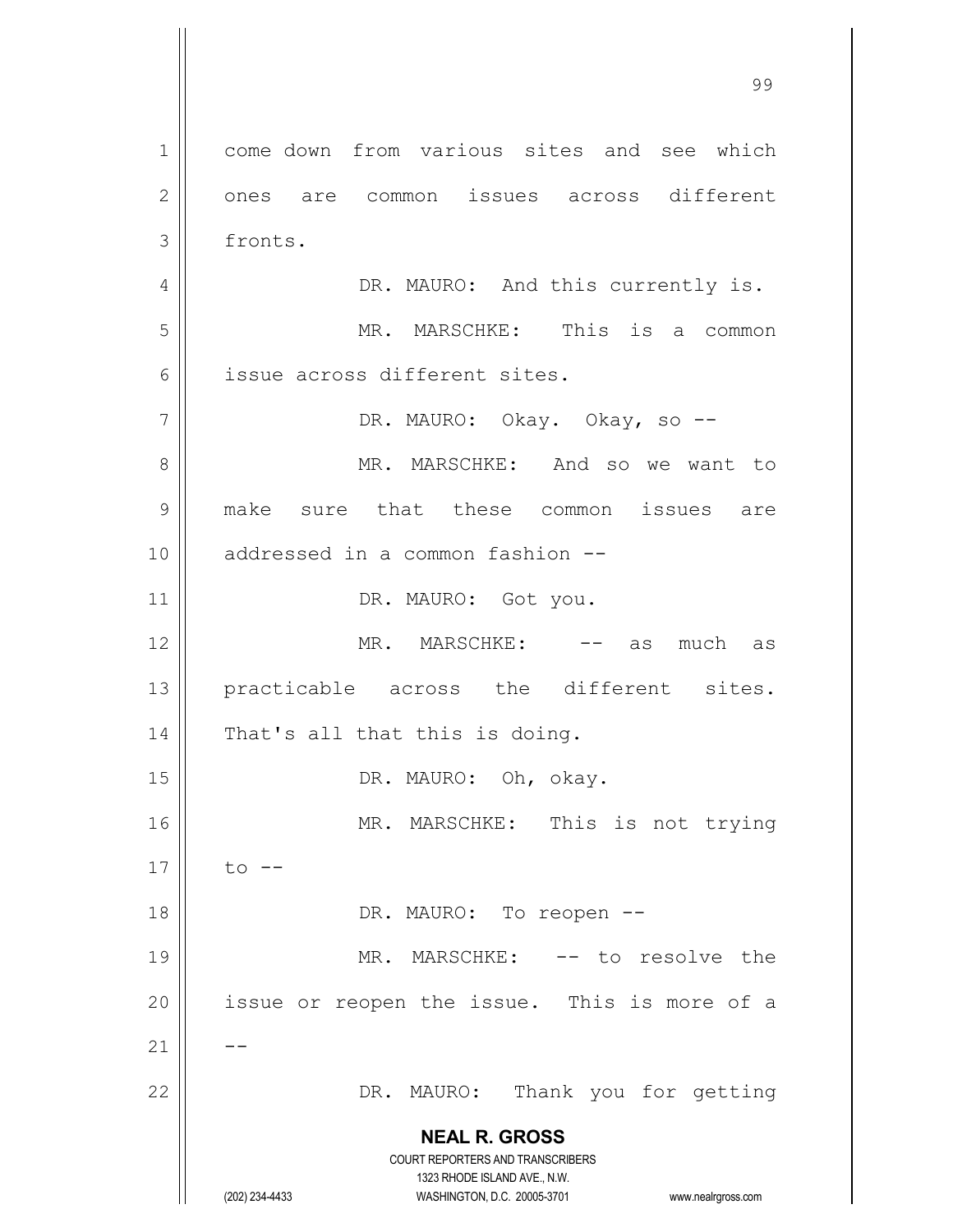come down from various sites and see which ones are common issues across different fronts.

DR. MAURO: And this currently is.

MR. MARSCHKE: This is a common issue across different sites.

DR. MAURO: Okay. Okay, so --

MR. MARSCHKE: And so we want to make sure that these common issues are addressed in a common fashion --

DR. MAURO: Got you.

MR. MARSCHKE: -- as much as practicable across the different sites. That's all that this is doing.

DR. MAURO: Oh, okay.

MR. MARSCHKE: This is not trying to --

DR. MAURO: To reopen --

MR. MARSCHKE: -- to resolve the issue or reopen the issue. This is more of a --

DR. MAURO: Thank you for getting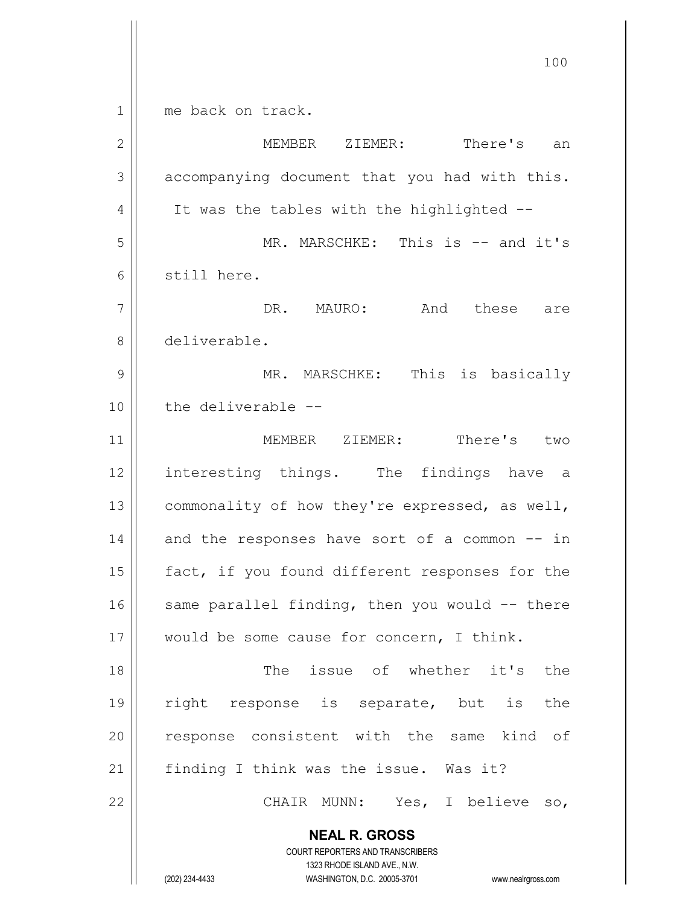me back on track.

MEMBER ZIEMER: There's an accompanying document that you had with this. It was the tables with the highlighted --

MR. MARSCHKE: This is -- and it's still here.

DR. MAURO: And these are deliverable.

MR. MARSCHKE: This is basically the deliverable --

MEMBER ZIEMER: There's two interesting things. The findings have a commonality of how they're expressed, as well, and the responses have sort of a common -- in fact, if you found different responses for the same parallel finding, then you would -- there would be some cause for concern, I think.

The issue of whether it's the right response is separate, but is the response consistent with the same kind of finding I think was the issue. Was it?

CHAIR MUNN: Yes, I believe so,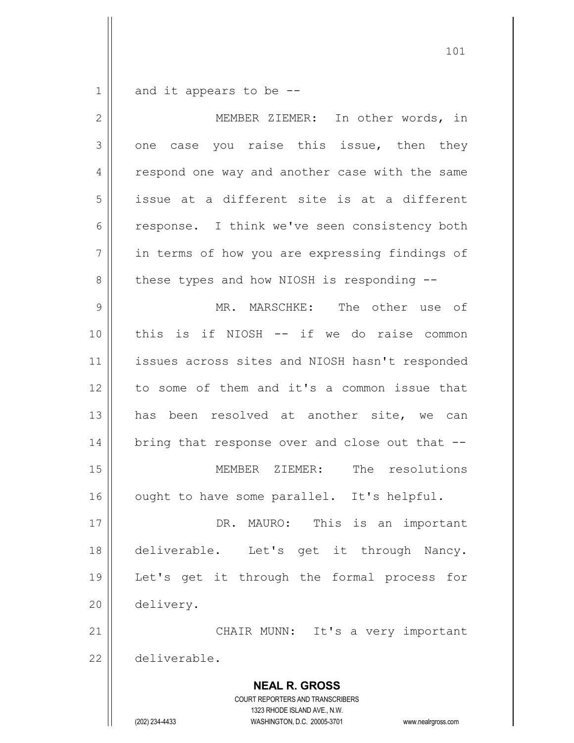and it appears to be --

MEMBER ZIEMER: In other words, in one case you raise this issue, then they respond one way and another case with the same issue at a different site is at a different response. I think we've seen consistency both in terms of how you are expressing findings of these types and how NIOSH is responding --

MR. MARSCHKE: The other use of this is if NIOSH -- if we do raise common issues across sites and NIOSH hasn't responded to some of them and it's a common issue that has been resolved at another site, we can bring that response over and close out that --

MEMBER ZIEMER: The resolutions ought to have some parallel. It's helpful.

DR. MAURO: This is an important deliverable. Let's get it through Nancy. Let's get it through the formal process for delivery.

CHAIR MUNN: It's a very important deliverable.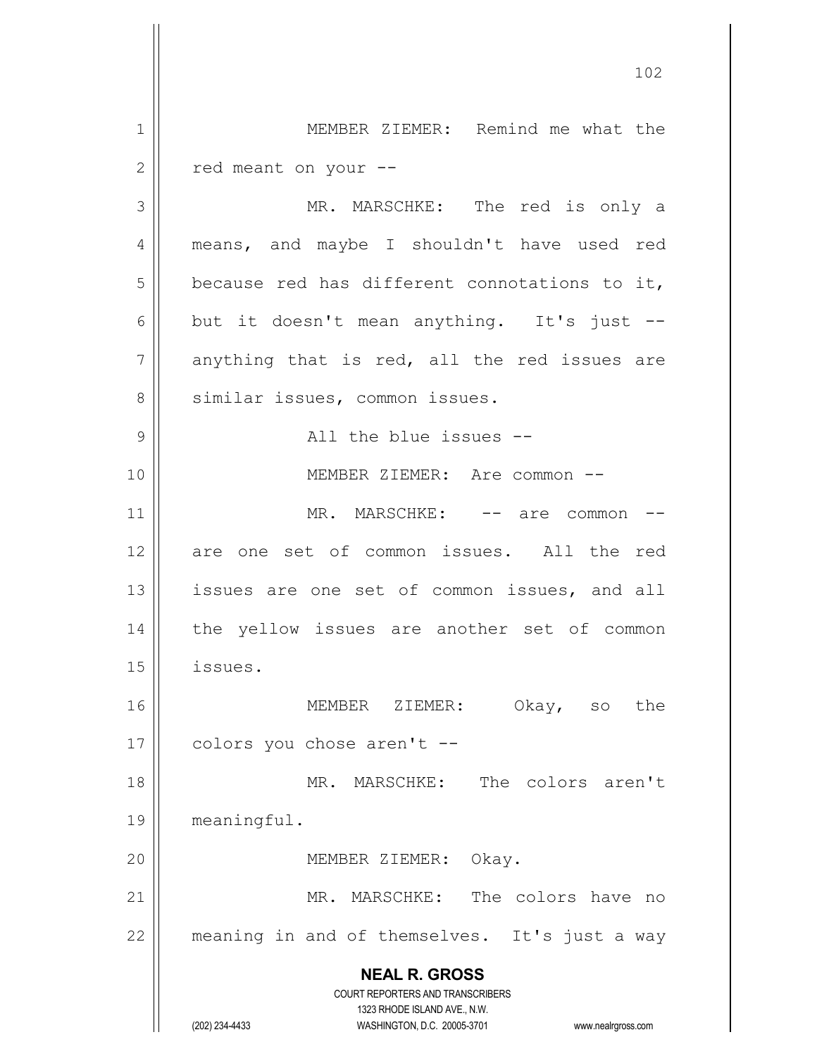MEMBER ZIEMER: Remind me what the red meant on your --

MR. MARSCHKE: The red is only a means, and maybe I shouldn't have used red because red has different connotations to it, but it doesn't mean anything. It's just -- anything that is red, all the red issues are similar issues, common issues.

All the blue issues --

MEMBER ZIEMER: Are common --

MR. MARSCHKE: -- are common -- are one set of common issues. All the red issues are one set of common issues, and all the yellow issues are another set of common issues.

MEMBER ZIEMER: Okay, so the colors you chose aren't --

MR. MARSCHKE: The colors aren't meaningful.

MEMBER ZIEMER: Okay.

MR. MARSCHKE: The colors have no meaning in and of themselves. It's just a way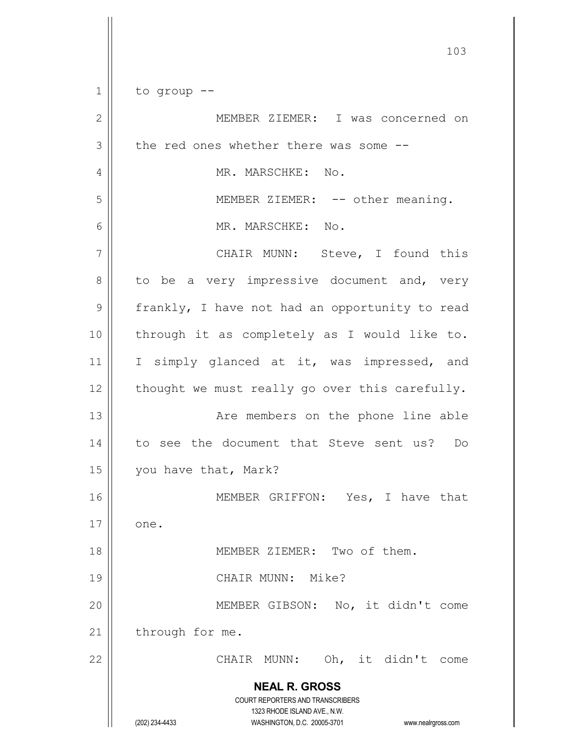to group --

MEMBER ZIEMER: I was concerned on the red ones whether there was some --

MR. MARSCHKE: No.

MEMBER ZIEMER: -- other meaning.

MR. MARSCHKE: No.

CHAIR MUNN: Steve, I found this to be a very impressive document and, very frankly, I have not had an opportunity to read through it as completely as I would like to. I simply glanced at it, was impressed, and thought we must really go over this carefully.

Are members on the phone line able to see the document that Steve sent us? Do you have that, Mark?

MEMBER GRIFFON: Yes, I have that one.

MEMBER ZIEMER: Two of them.

CHAIR MUNN: Mike?

MEMBER GIBSON: No, it didn't come through for me.

CHAIR MUNN: Oh, it didn't come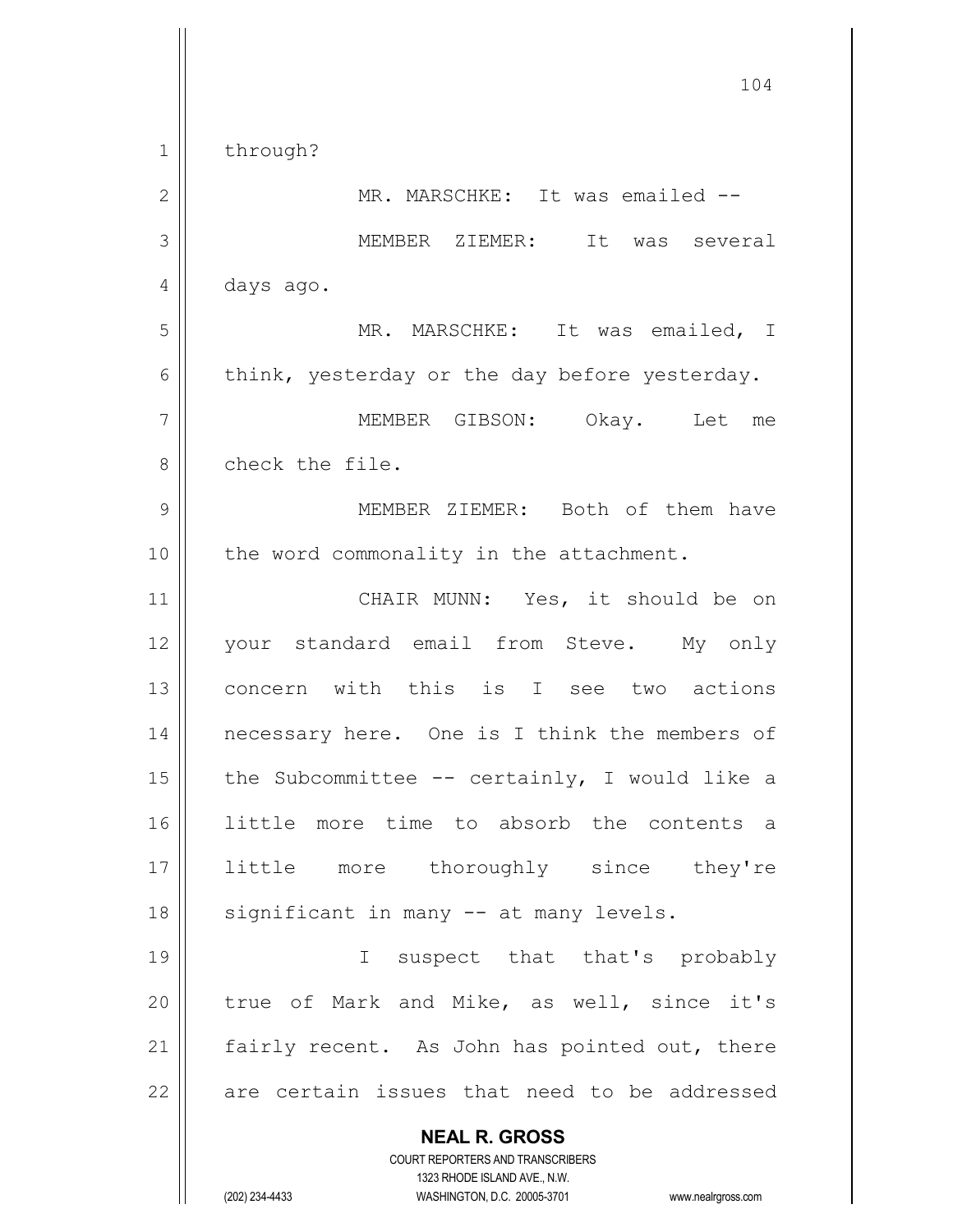through?

MR. MARSCHKE: It was emailed --

MEMBER ZIEMER: It was several days ago.

MR. MARSCHKE: It was emailed, I think, yesterday or the day before yesterday.

MEMBER GIBSON: Okay. Let me check the file.

MEMBER ZIEMER: Both of them have the word commonality in the attachment.

CHAIR MUNN: Yes, it should be on your standard email from Steve. My only concern with this is I see two actions necessary here. One is I think the members of the Subcommittee -- certainly, I would like a little more time to absorb the contents a little more thoroughly since they're significant in many -- at many levels.

I suspect that that's probably true of Mark and Mike, as well, since it's fairly recent. As John has pointed out, there are certain issues that need to be addressed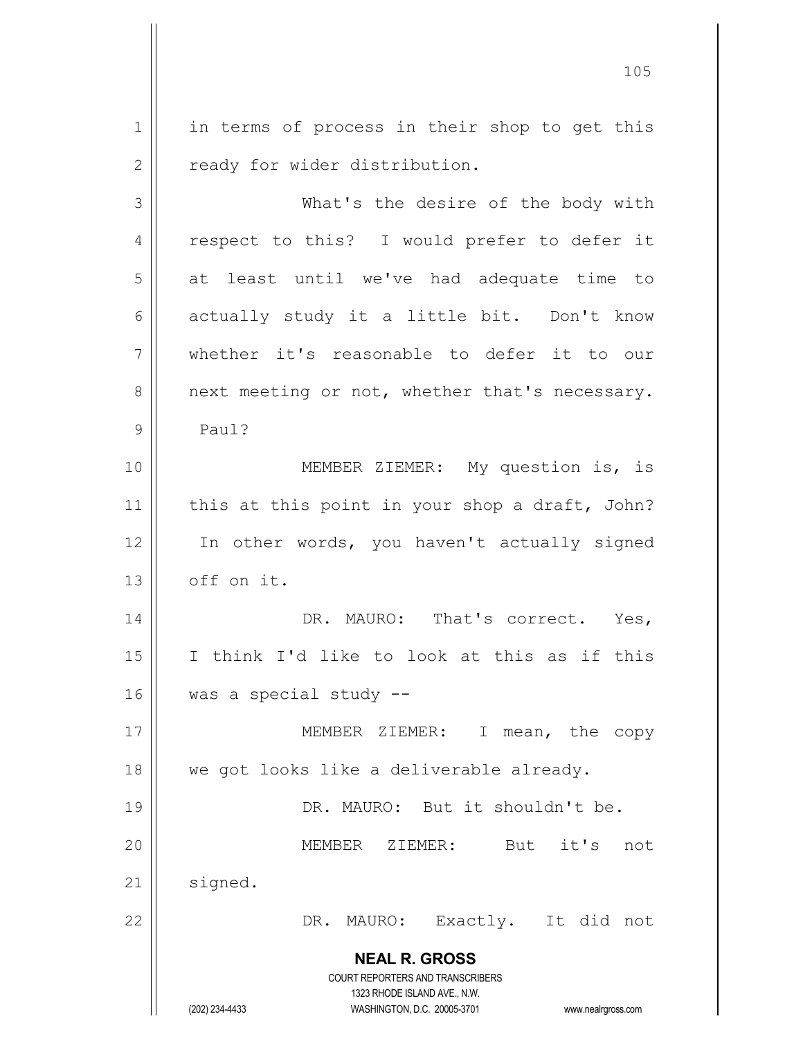in terms of process in their shop to get this ready for wider distribution.

What's the desire of the body with respect to this? I would prefer to defer it at least until we've had adequate time to actually study it a little bit. Don't know whether it's reasonable to defer it to our next meeting or not, whether that's necessary. Paul?

MEMBER ZIEMER: My question is, is this at this point in your shop a draft, John? In other words, you haven't actually signed off on it.

DR. MAURO: That's correct. Yes, I think I'd like to look at this as if this was a special study --

MEMBER ZIEMER: I mean, the copy we got looks like a deliverable already.

DR. MAURO: But it shouldn't be.

MEMBER ZIEMER: But it's not signed.

DR. MAURO: Exactly. It did not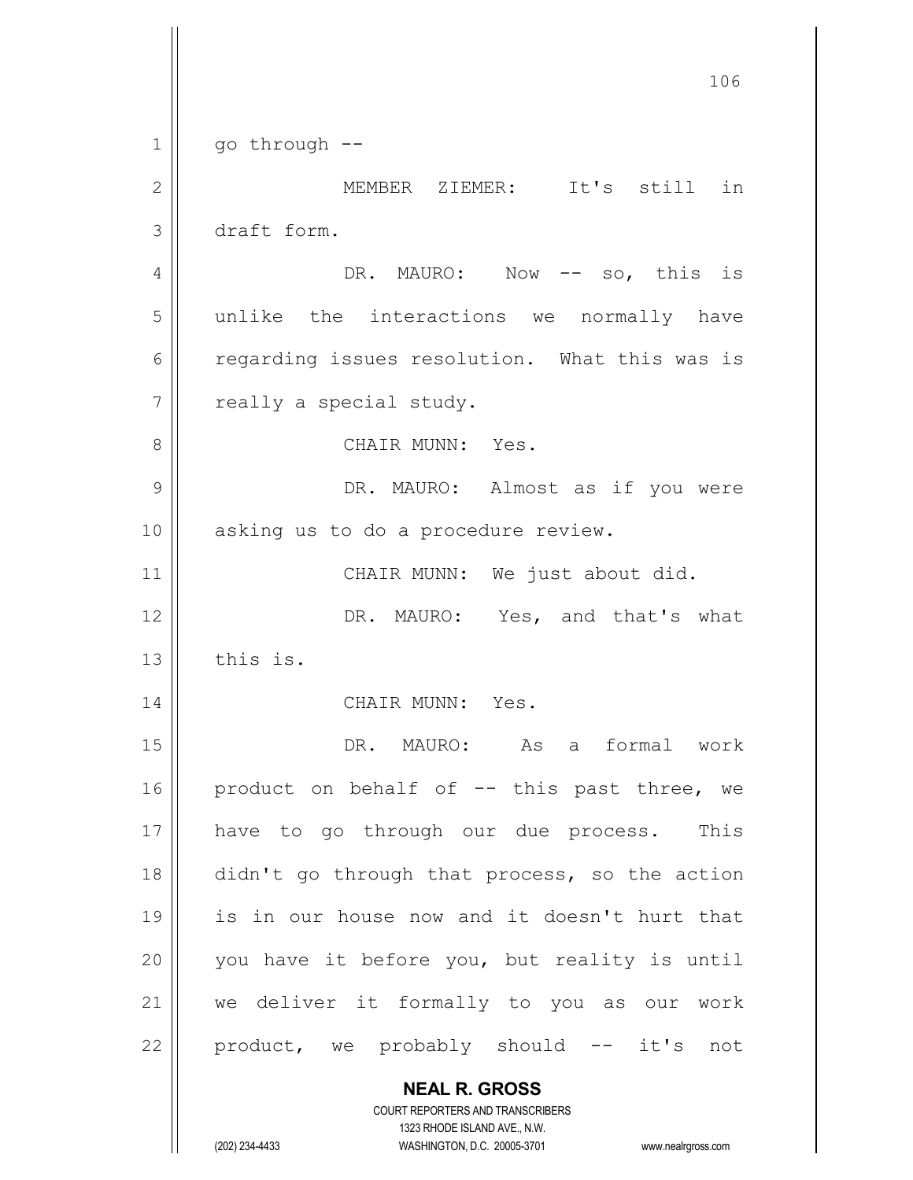go through --

MEMBER ZIEMER: It's still in draft form.

DR. MAURO: Now -- so, this is unlike the interactions we normally have regarding issues resolution. What this was is really a special study.

CHAIR MUNN: Yes.

DR. MAURO: Almost as if you were asking us to do a procedure review.

CHAIR MUNN: We just about did.

DR. MAURO: Yes, and that's what this is.

CHAIR MUNN: Yes.

DR. MAURO: As a formal work product on behalf of -- this past three, we have to go through our due process. This didn't go through that process, so the action is in our house now and it doesn't hurt that you have it before you, but reality is until we deliver it formally to you as our work product, we probably should -- it's not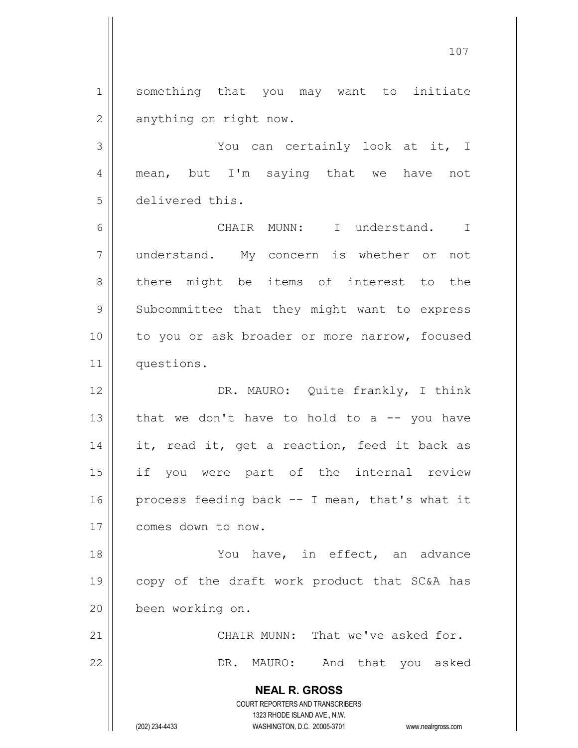something that you may want to initiate anything on right now.

You can certainly look at it, I mean, but I'm saying that we have not delivered this.

CHAIR MUNN: I understand. I understand. My concern is whether or not there might be items of interest to the Subcommittee that they might want to express to you or ask broader or more narrow, focused questions.

DR. MAURO: Quite frankly, I think that we don't have to hold to a -- you have it, read it, get a reaction, feed it back as if you were part of the internal review process feeding back -- I mean, that's what it comes down to now.

You have, in effect, an advance copy of the draft work product that SC&A has been working on.

CHAIR MUNN: That we've asked for.

DR. MAURO: And that you asked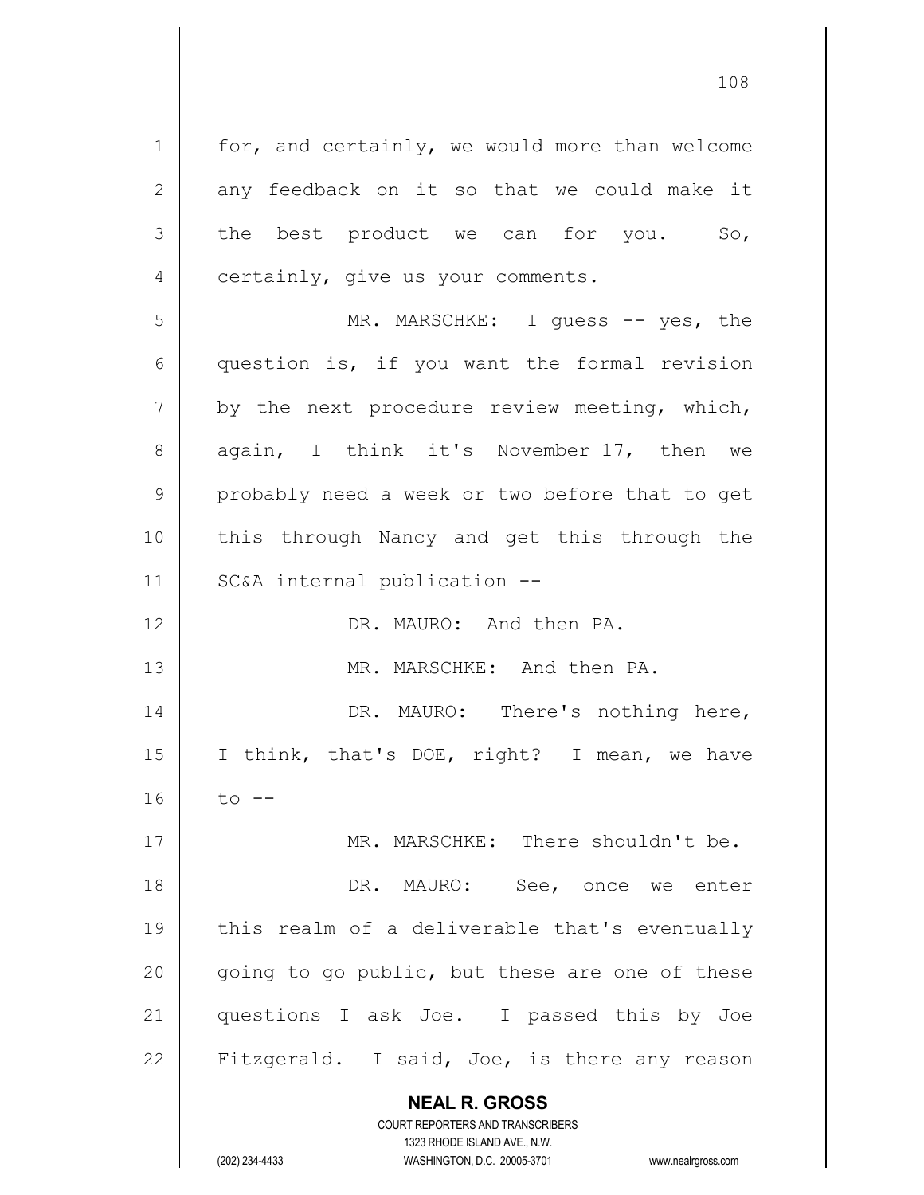for, and certainly, we would more than welcome any feedback on it so that we could make it the best product we can for you. So, certainly, give us your comments.

MR. MARSCHKE: I guess -- yes, the question is, if you want the formal revision by the next procedure review meeting, which, again, I think it's November 17, then we probably need a week or two before that to get this through Nancy and get this through the SC&A internal publication --

DR. MAURO: And then PA.

MR. MARSCHKE: And then PA.

DR. MAURO: There's nothing here, I think, that's DOE, right? I mean, we have to --

MR. MARSCHKE: There shouldn't be.

DR. MAURO: See, once we enter this realm of a deliverable that's eventually going to go public, but these are one of these questions I ask Joe. I passed this by Joe Fitzgerald. I said, Joe, is there any reason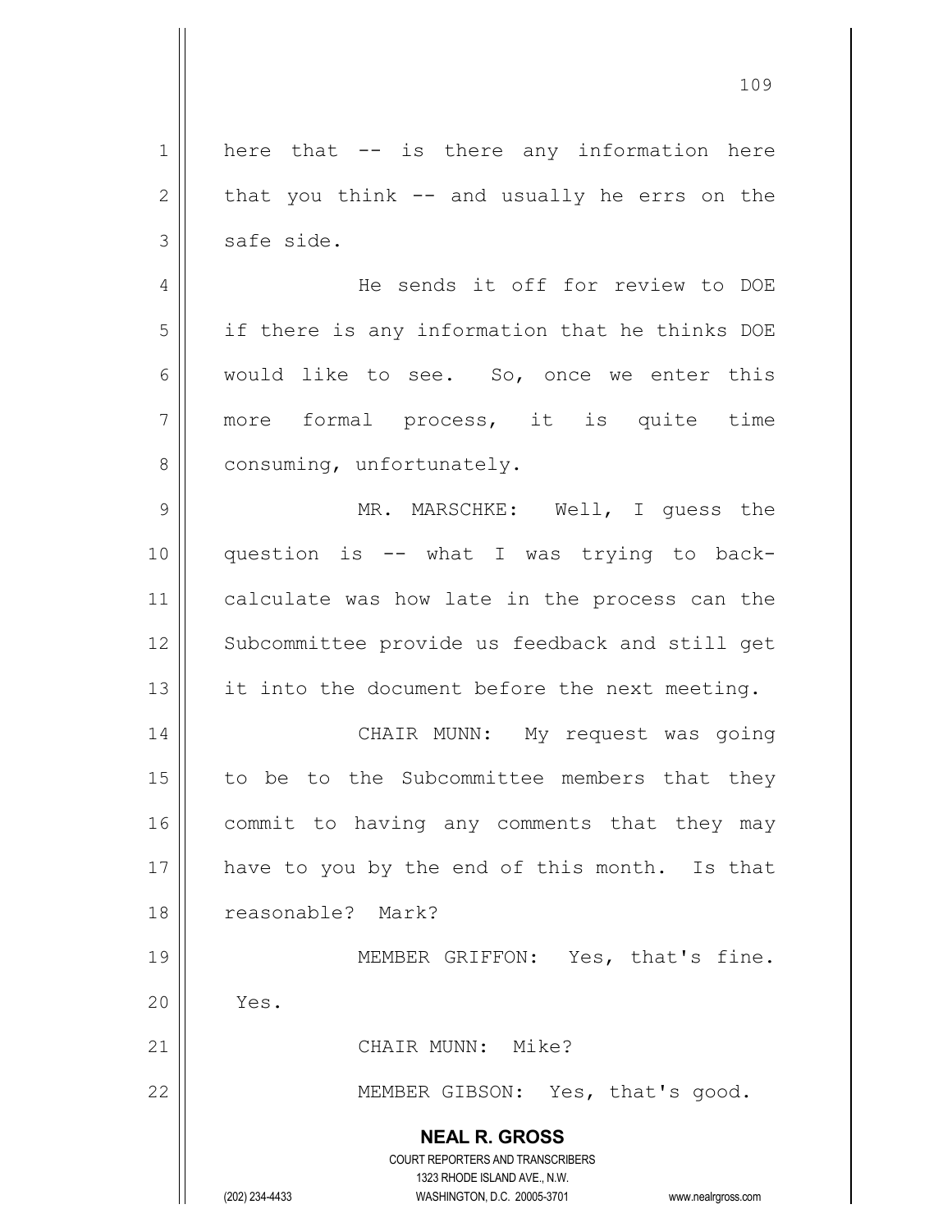here that -- is there any information here that you think -- and usually he errs on the safe side.

He sends it off for review to DOE if there is any information that he thinks DOE would like to see. So, once we enter this more formal process, it is quite time consuming, unfortunately.

MR. MARSCHKE: Well, I guess the question is -- what I was trying to back-calculate was how late in the process can the Subcommittee provide us feedback and still get it into the document before the next meeting.

CHAIR MUNN: My request was going to be to the Subcommittee members that they commit to having any comments that they may have to you by the end of this month. Is that reasonable? Mark?

MEMBER GRIFFON: Yes, that's fine. Yes.

CHAIR MUNN: Mike?

MEMBER GIBSON: Yes, that's good.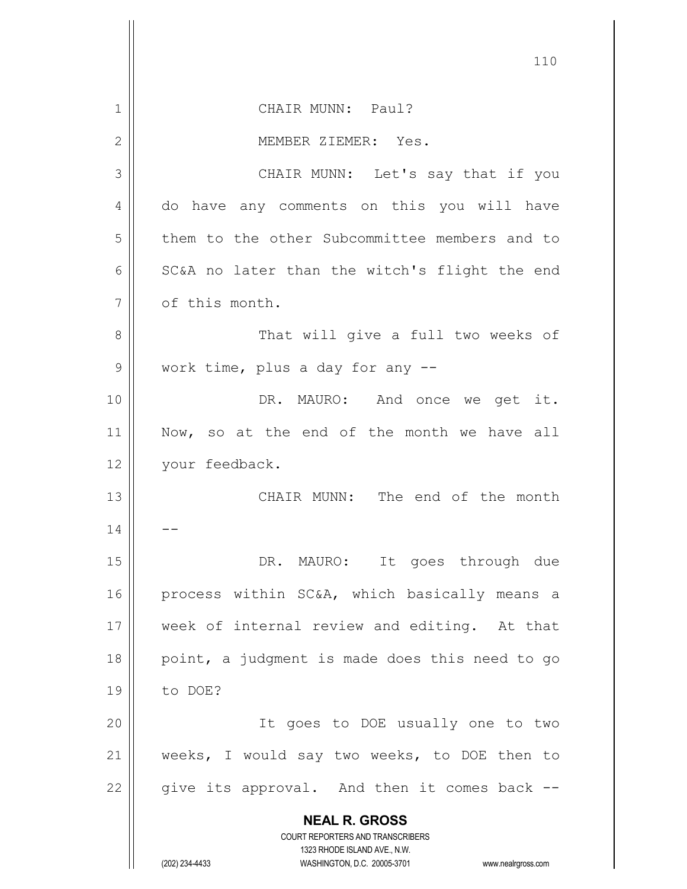CHAIR MUNN: Paul?

MEMBER ZIEMER: Yes.

CHAIR MUNN: Let's say that if you do have any comments on this you will have them to the other Subcommittee members and to SC&A no later than the witch's flight the end of this month.

That will give a full two weeks of work time, plus a day for any --

DR. MAURO: And once we get it. Now, so at the end of the month we have all your feedback.

CHAIR MUNN: The end of the month --

DR. MAURO: It goes through due process within SC&A, which basically means a week of internal review and editing. At that point, a judgment is made does this need to go to DOE?

It goes to DOE usually one to two weeks, I would say two weeks, to DOE then to give its approval. And then it comes back --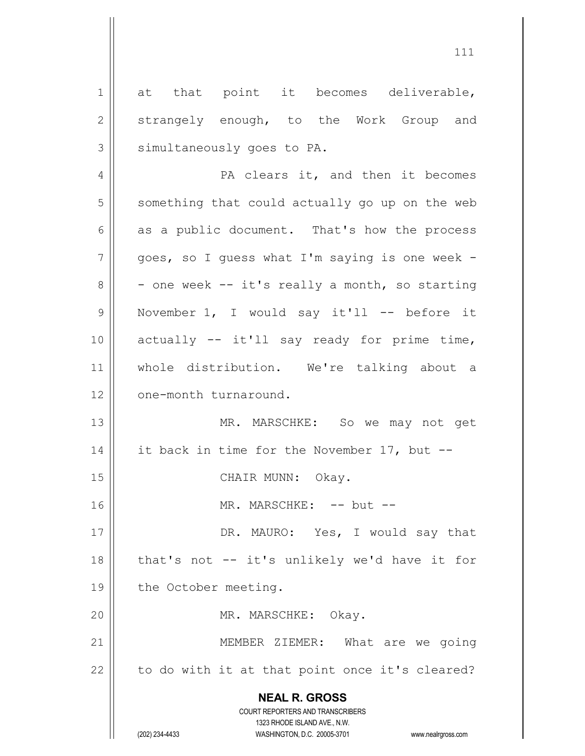at that point it becomes deliverable, strangely enough, to the Work Group and simultaneously goes to PA.

PA clears it, and then it becomes something that could actually go up on the web as a public document. That's how the process goes, so I guess what I'm saying is one week -- one week -- it's really a month, so starting November 1, I would say it'll -- before it actually -- it'll say ready for prime time, whole distribution. We're talking about a one-month turnaround.

MR. MARSCHKE: So we may not get it back in time for the November 17, but --

CHAIR MUNN: Okay.

MR. MARSCHKE: -- but --

DR. MAURO: Yes, I would say that that's not -- it's unlikely we'd have it for the October meeting.

MR. MARSCHKE: Okay.

MEMBER ZIEMER: What are we going to do with it at that point once it's cleared?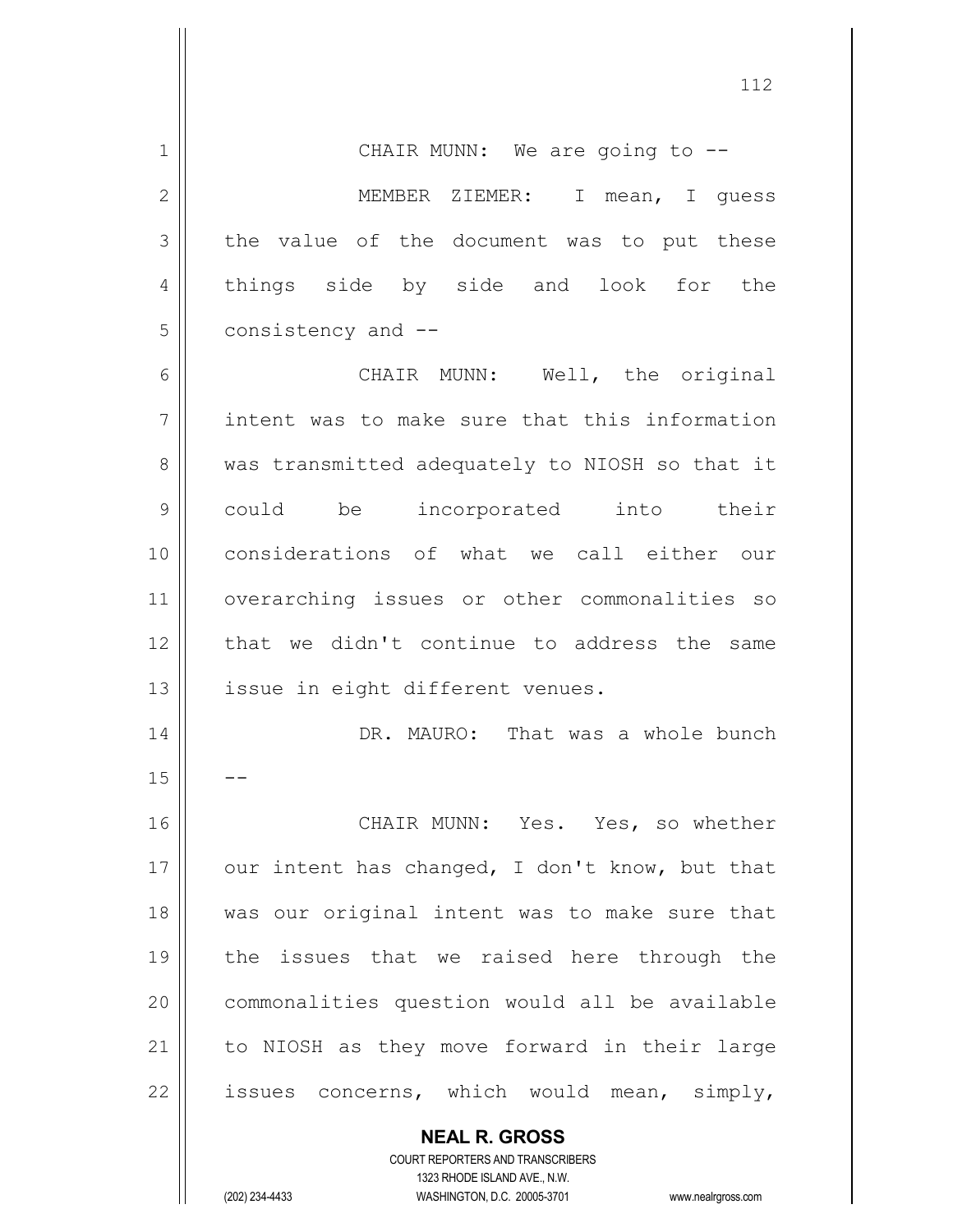CHAIR MUNN: We are going to --

MEMBER ZIEMER: I mean, I guess the value of the document was to put these things side by side and look for the consistency and --

CHAIR MUNN: Well, the original intent was to make sure that this information was transmitted adequately to NIOSH so that it could be incorporated into their considerations of what we call either our overarching issues or other commonalities so that we didn't continue to address the same issue in eight different venues.

DR. MAURO: That was a whole bunch --

CHAIR MUNN: Yes. Yes, so whether our intent has changed, I don't know, but that was our original intent was to make sure that the issues that we raised here through the commonalities question would all be available to NIOSH as they move forward in their large issues concerns, which would mean, simply,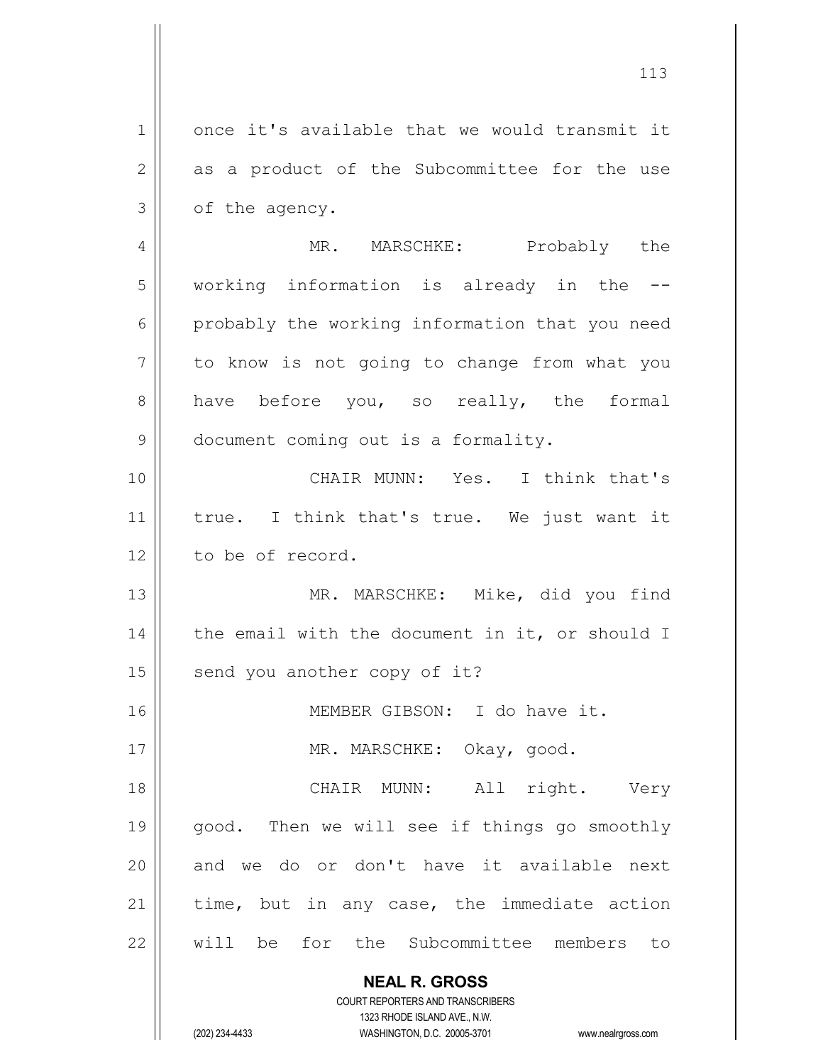once it's available that we would transmit it as a product of the Subcommittee for the use of the agency.

MR. MARSCHKE: Probably the working information is already in the -- probably the working information that you need to know is not going to change from what you have before you, so really, the formal document coming out is a formality.

CHAIR MUNN: Yes. I think that's true. I think that's true. We just want it to be of record.

MR. MARSCHKE: Mike, did you find the email with the document in it, or should I send you another copy of it?

MEMBER GIBSON: I do have it.

MR. MARSCHKE: Okay, good.

CHAIR MUNN: All right. Very good. Then we will see if things go smoothly and we do or don't have it available next time, but in any case, the immediate action will be for the Subcommittee members to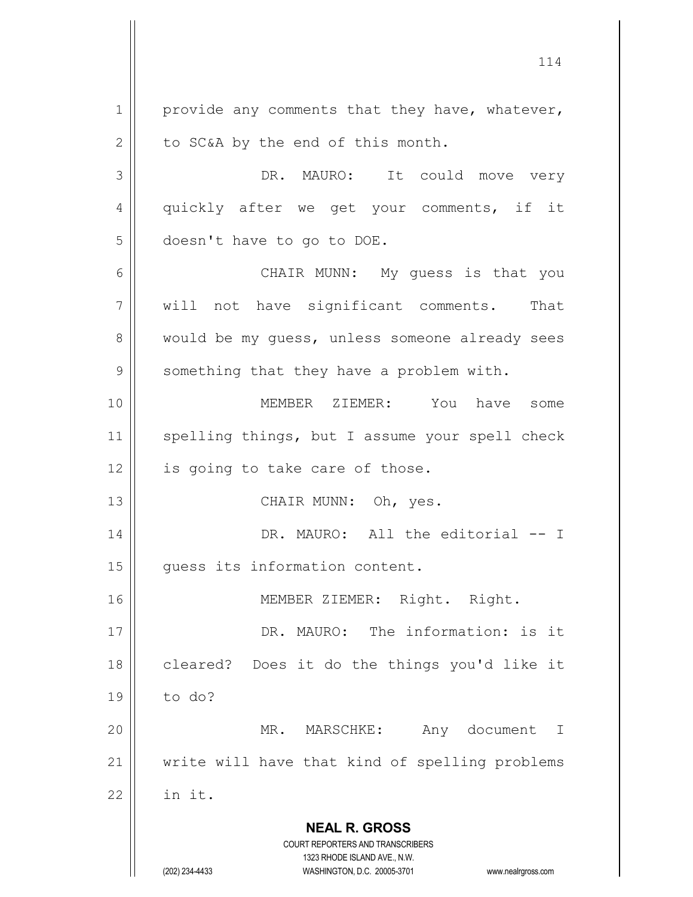provide any comments that they have, whatever, to SC&A by the end of this month.

DR. MAURO: It could move very quickly after we get your comments, if it doesn't have to go to DOE.

CHAIR MUNN: My guess is that you will not have significant comments. That would be my guess, unless someone already sees something that they have a problem with.

MEMBER ZIEMER: You have some spelling things, but I assume your spell check is going to take care of those.

CHAIR MUNN: Oh, yes.

DR. MAURO: All the editorial -- I guess its information content.

MEMBER ZIEMER: Right. Right.

DR. MAURO: The information: is it cleared? Does it do the things you'd like it to do?

MR. MARSCHKE: Any document I write will have that kind of spelling problems in it.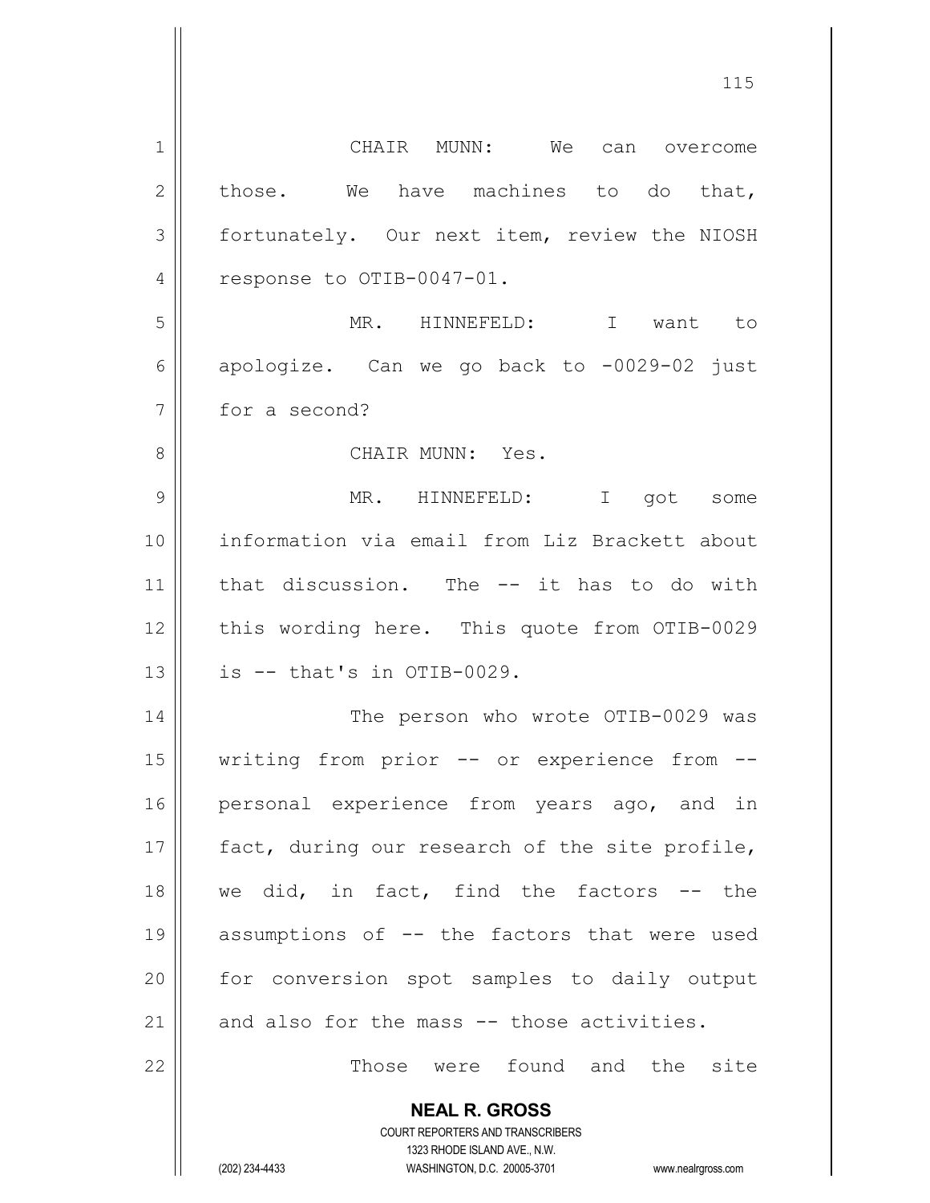CHAIR MUNN: We can overcome those. We have machines to do that, fortunately. Our next item, review the NIOSH response to OTIB-0047-01.

MR. HINNEFELD: I want to apologize. Can we go back to -0029-02 just for a second?

CHAIR MUNN: Yes.

MR. HINNEFELD: I got some information via email from Liz Brackett about that discussion. The -- it has to do with this wording here. This quote from OTIB-0029 is -- that's in OTIB-0029.

The person who wrote OTIB-0029 was writing from prior -- or experience from -- personal experience from years ago, and in fact, during our research of the site profile, we did, in fact, find the factors -- the assumptions of -- the factors that were used for conversion spot samples to daily output and also for the mass -- those activities.

Those were found and the site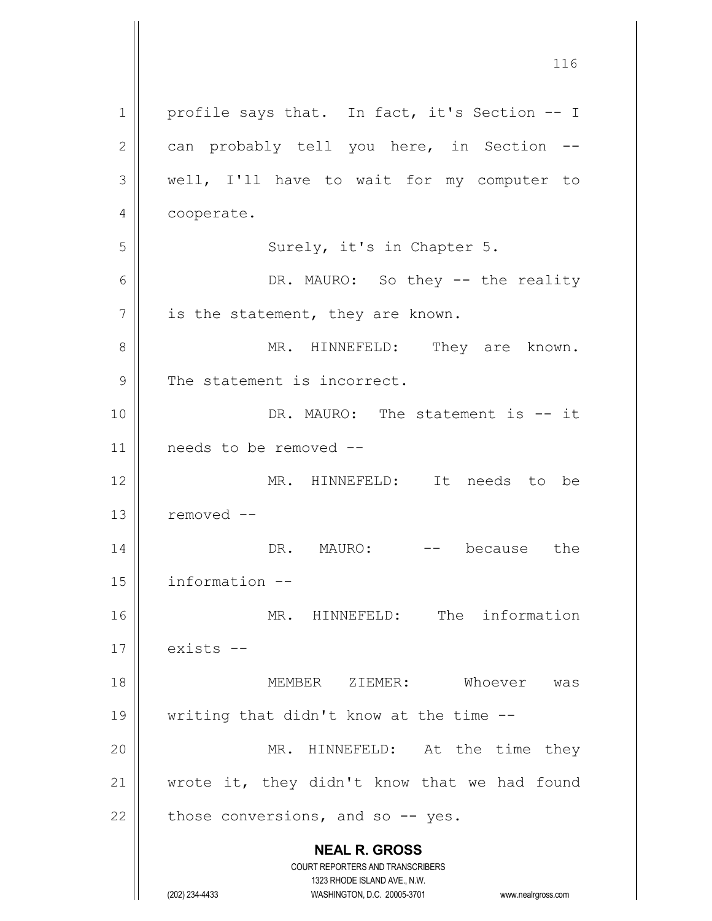profile says that. In fact, it's Section -- I can probably tell you here, in Section -- well, I'll have to wait for my computer to cooperate.

Surely, it's in Chapter 5.

DR. MAURO: So they -- the reality is the statement, they are known.

MR. HINNEFELD: They are known. The statement is incorrect.

DR. MAURO: The statement is -- it needs to be removed --

MR. HINNEFELD: It needs to be removed --

DR. MAURO: -- because the information --

MR. HINNEFELD: The information exists --

MEMBER ZIEMER: Whoever was writing that didn't know at the time --

MR. HINNEFELD: At the time they wrote it, they didn't know that we had found those conversions, and so -- yes.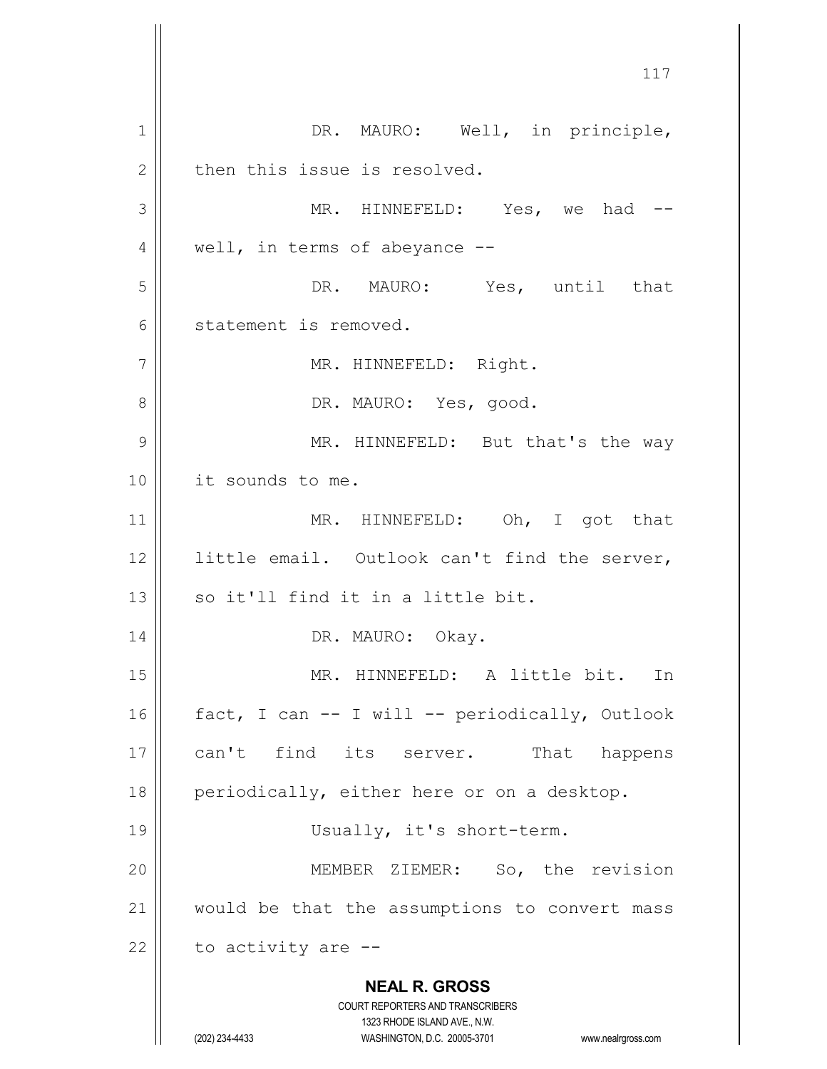DR. MAURO: Well, in principle, then this issue is resolved.

MR. HINNEFELD: Yes, we had -- well, in terms of abeyance --

DR. MAURO: Yes, until that statement is removed.

MR. HINNEFELD: Right.

DR. MAURO: Yes, good.

MR. HINNEFELD: But that's the way it sounds to me.

MR. HINNEFELD: Oh, I got that little email. Outlook can't find the server, so it'll find it in a little bit.

DR. MAURO: Okay.

MR. HINNEFELD: A little bit. In fact, I can -- I will -- periodically, Outlook can't find its server. That happens periodically, either here or on a desktop.

Usually, it's short-term.

MEMBER ZIEMER: So, the revision would be that the assumptions to convert mass to activity are --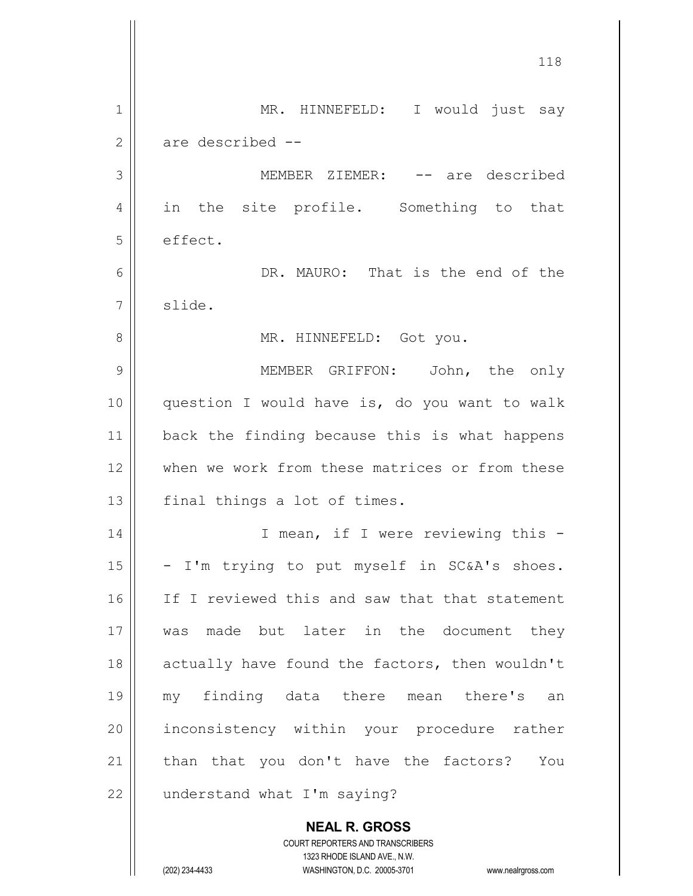MR. HINNEFELD: I would just say are described --

MEMBER ZIEMER: -- are described in the site profile. Something to that effect.

DR. MAURO: That is the end of the slide.

MR. HINNEFELD: Got you.

MEMBER GRIFFON: John, the only question I would have is, do you want to walk back the finding because this is what happens when we work from these matrices or from these final things a lot of times.

I mean, if I were reviewing this -- I'm trying to put myself in SC&A's shoes. If I reviewed this and saw that that statement was made but later in the document they actually have found the factors, then wouldn't my finding data there mean there's an inconsistency within your procedure rather than that you don't have the factors? You understand what I'm saying?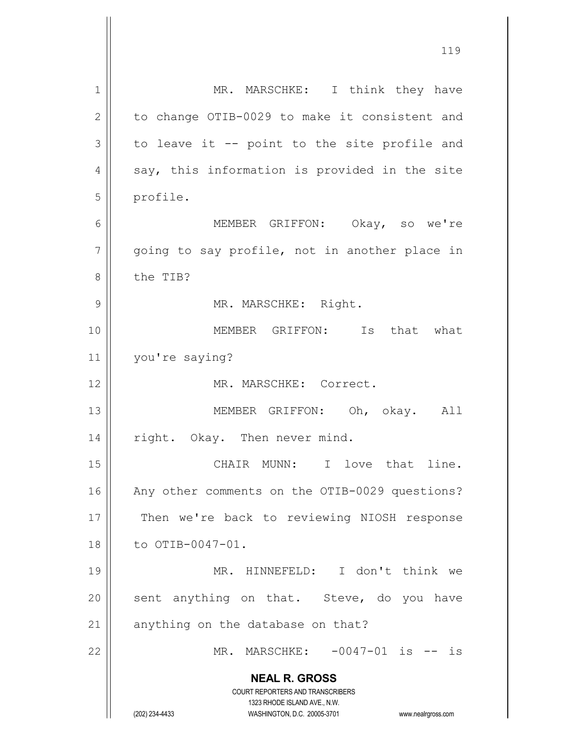MR. MARSCHKE: I think they have to change OTIB-0029 to make it consistent and to leave it -- point to the site profile and say, this information is provided in the site profile.

MEMBER GRIFFON: Okay, so we're going to say profile, not in another place in the TIB?

MR. MARSCHKE: Right.

MEMBER GRIFFON: Is that what you're saying?

MR. MARSCHKE: Correct.

MEMBER GRIFFON: Oh, okay. All right. Okay. Then never mind.

CHAIR MUNN: I love that line. Any other comments on the OTIB-0029 questions? Then we're back to reviewing NIOSH response to OTIB-0047-01.

MR. HINNEFELD: I don't think we sent anything on that. Steve, do you have anything on the database on that?

MR. MARSCHKE: -0047-01 is -- is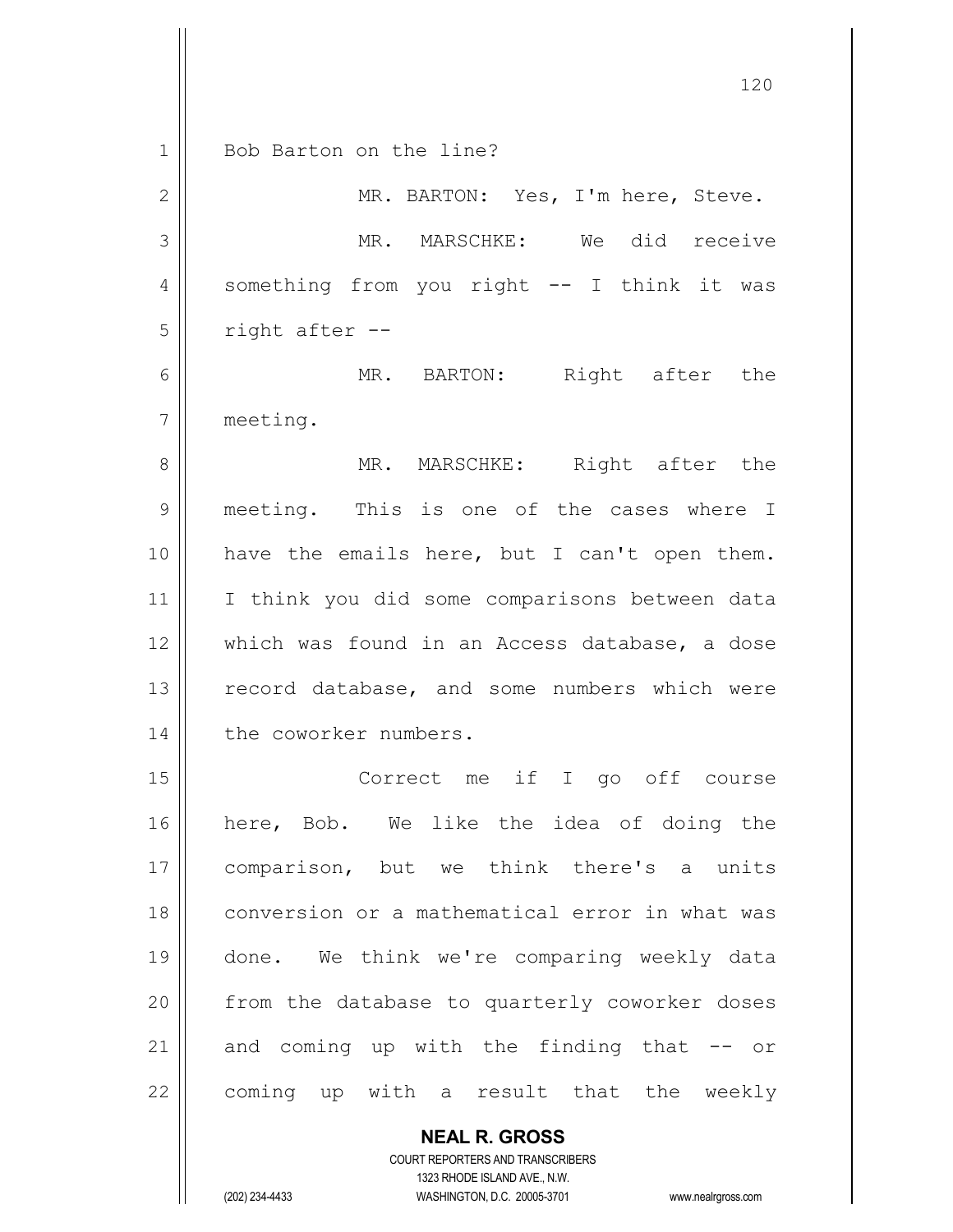Bob Barton on the line?

MR. BARTON: Yes, I'm here, Steve.

MR. MARSCHKE: We did receive something from you right -- I think it was right after --

MR. BARTON: Right after the meeting.

MR. MARSCHKE: Right after the meeting. This is one of the cases where I have the emails here, but I can't open them. I think you did some comparisons between data which was found in an Access database, a dose record database, and some numbers which were the coworker numbers.

Correct me if I go off course here, Bob. We like the idea of doing the comparison, but we think there's a units conversion or a mathematical error in what was done. We think we're comparing weekly data from the database to quarterly coworker doses and coming up with the finding that -- or coming up with a result that the weekly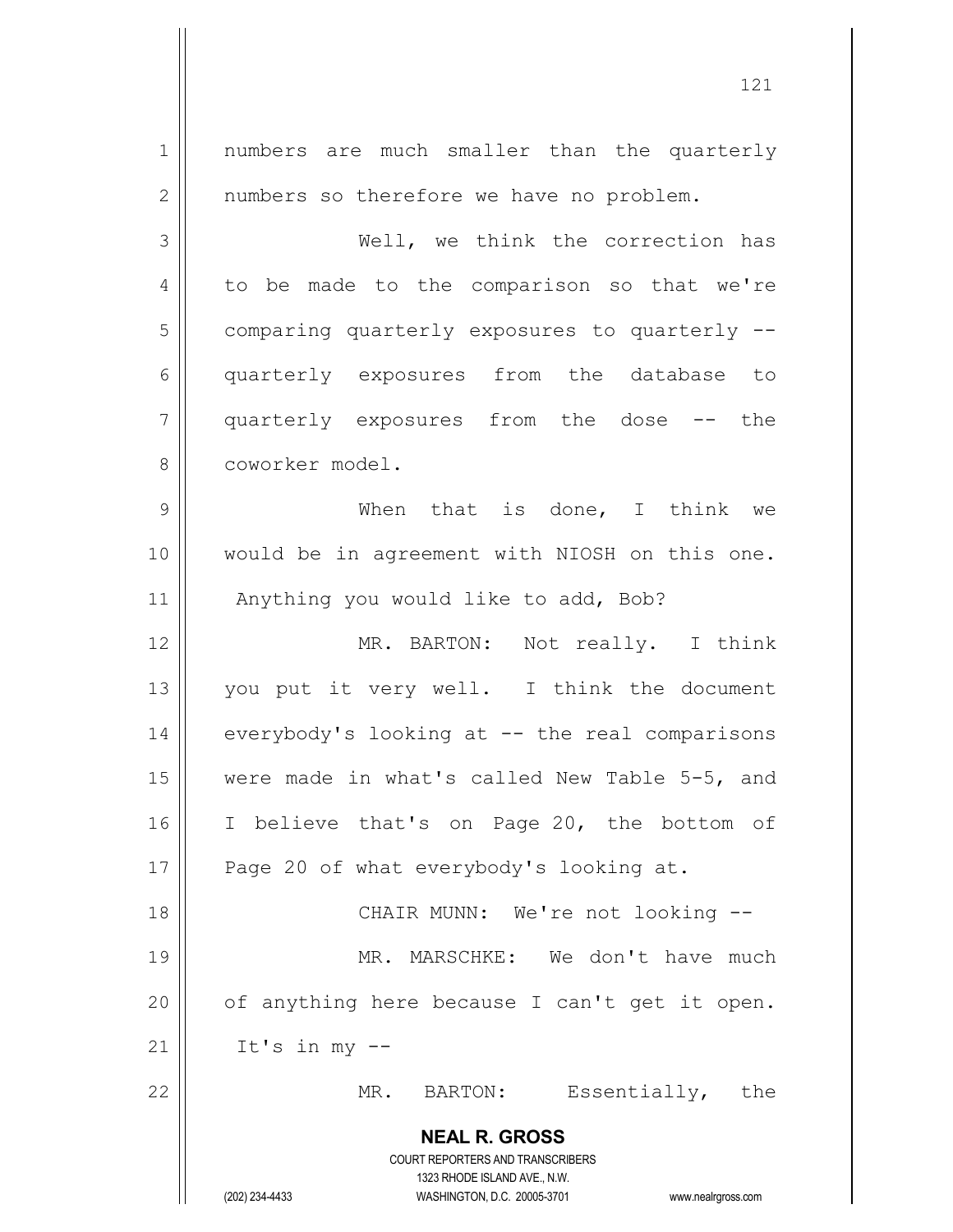numbers are much smaller than the quarterly numbers so therefore we have no problem.

Well, we think the correction has to be made to the comparison so that we're comparing quarterly exposures to quarterly -- quarterly exposures from the database to quarterly exposures from the dose -- the coworker model.

When that is done, I think we would be in agreement with NIOSH on this one. Anything you would like to add, Bob?

MR. BARTON: Not really. I think you put it very well. I think the document everybody's looking at -- the real comparisons were made in what's called New Table 5-5, and I believe that's on Page 20, the bottom of Page 20 of what everybody's looking at.

CHAIR MUNN: We're not looking --

MR. MARSCHKE: We don't have much of anything here because I can't get it open. It's in my --

MR. BARTON: Essentially, the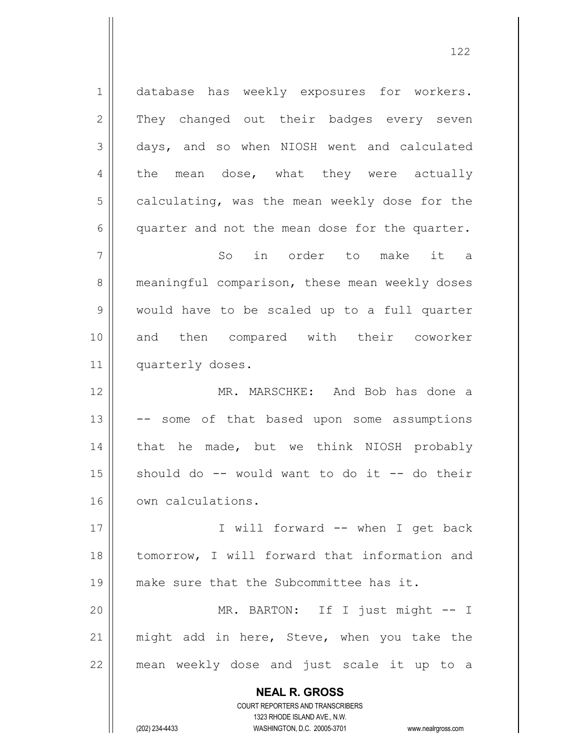database has weekly exposures for workers. They changed out their badges every seven days, and so when NIOSH went and calculated the mean dose, what they were actually calculating, was the mean weekly dose for the quarter and not the mean dose for the quarter.

So in order to make it a meaningful comparison, these mean weekly doses would have to be scaled up to a full quarter and then compared with their coworker quarterly doses.

MR. MARSCHKE: And Bob has done a -- some of that based upon some assumptions that he made, but we think NIOSH probably should do -- would want to do it -- do their own calculations.

I will forward -- when I get back tomorrow, I will forward that information and make sure that the Subcommittee has it.

MR. BARTON: If I just might -- I might add in here, Steve, when you take the mean weekly dose and just scale it up to a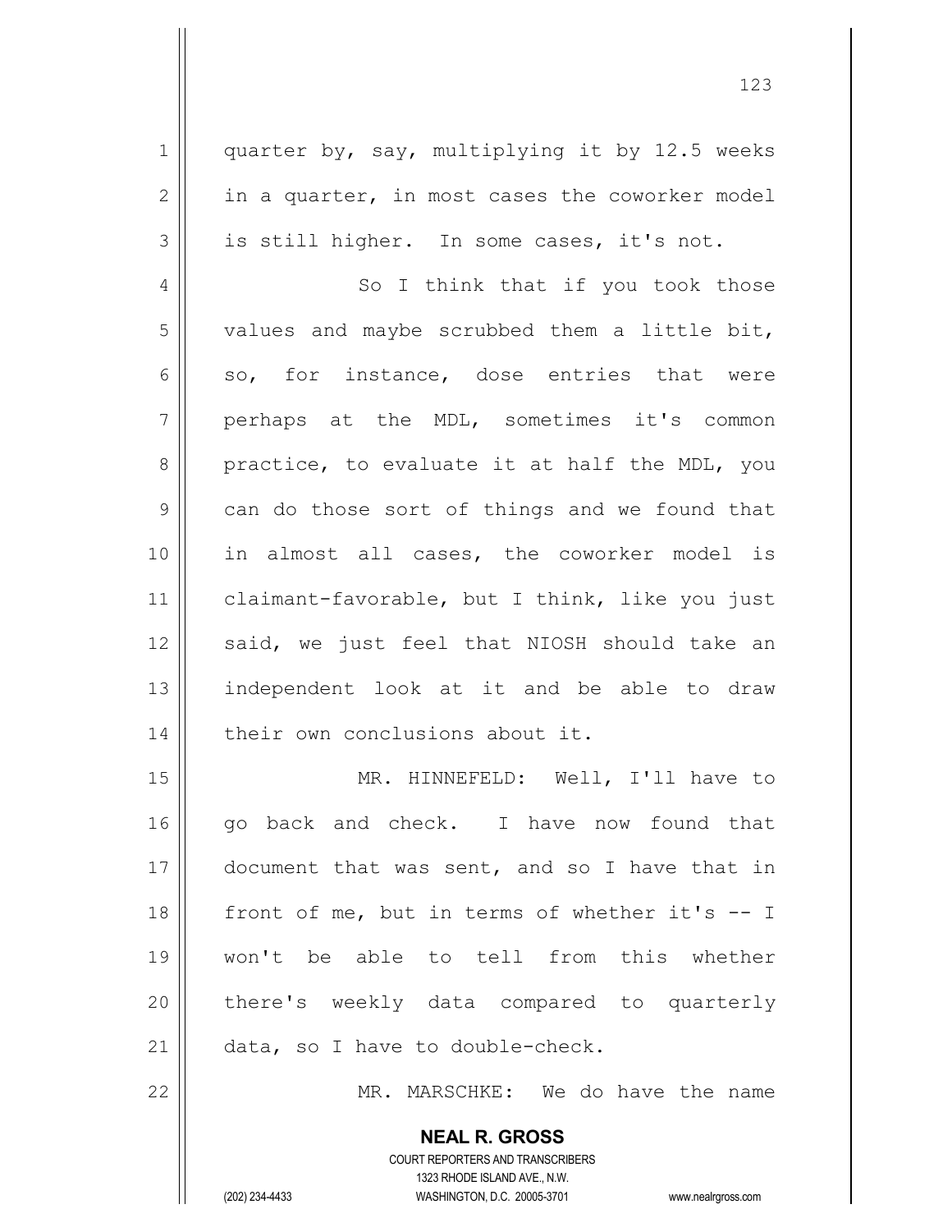quarter by, say, multiplying it by 12.5 weeks in a quarter, in most cases the coworker model is still higher. In some cases, it's not.

So I think that if you took those values and maybe scrubbed them a little bit, so, for instance, dose entries that were perhaps at the MDL, sometimes it's common practice, to evaluate it at half the MDL, you can do those sort of things and we found that in almost all cases, the coworker model is claimant-favorable, but I think, like you just said, we just feel that NIOSH should take an independent look at it and be able to draw their own conclusions about it.

MR. HINNEFELD: Well, I'll have to go back and check. I have now found that document that was sent, and so I have that in front of me, but in terms of whether it's -- I won't be able to tell from this whether there's weekly data compared to quarterly data, so I have to double-check.

MR. MARSCHKE: We do have the name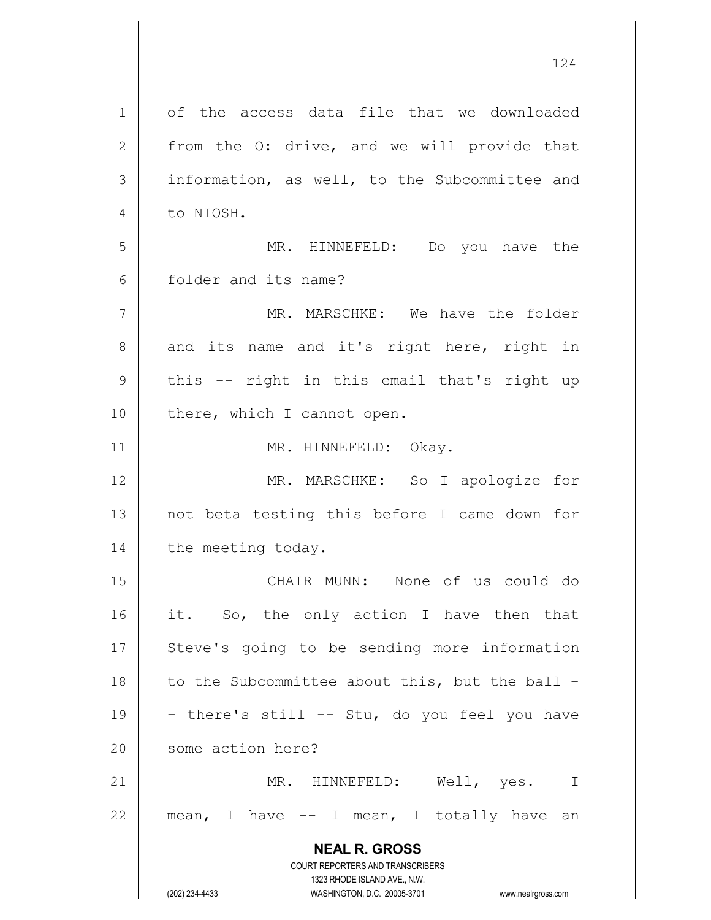of the access data file that we downloaded from the O: drive, and we will provide that information, as well, to the Subcommittee and to NIOSH.

MR. HINNEFELD: Do you have the folder and its name?

MR. MARSCHKE: We have the folder and its name and it's right here, right in this -- right in this email that's right up there, which I cannot open.

MR. HINNEFELD: Okay.

MR. MARSCHKE: So I apologize for not beta testing this before I came down for the meeting today.

CHAIR MUNN: None of us could do it. So, the only action I have then that Steve's going to be sending more information to the Subcommittee about this, but the ball -- there's still -- Stu, do you feel you have some action here?

MR. HINNEFELD: Well, yes. I mean, I have -- I mean, I totally have an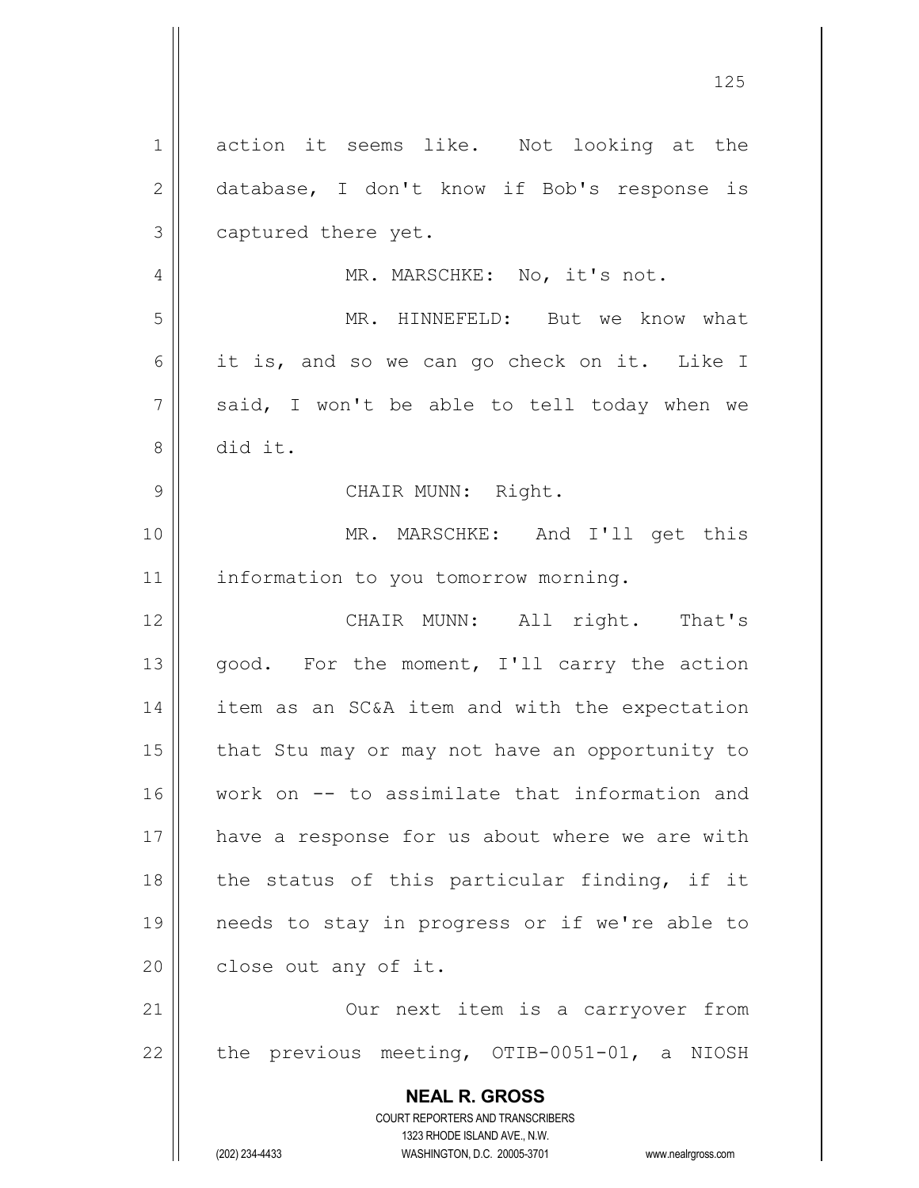action it seems like. Not looking at the database, I don't know if Bob's response is captured there yet.

MR. MARSCHKE: No, it's not.

MR. HINNEFELD: But we know what it is, and so we can go check on it. Like I said, I won't be able to tell today when we did it.

CHAIR MUNN: Right.

MR. MARSCHKE: And I'll get this information to you tomorrow morning.

CHAIR MUNN: All right. That's good. For the moment, I'll carry the action item as an SC&A item and with the expectation that Stu may or may not have an opportunity to work on -- to assimilate that information and have a response for us about where we are with the status of this particular finding, if it needs to stay in progress or if we're able to close out any of it.

Our next item is a carryover from the previous meeting, OTIB-0051-01, a NIOSH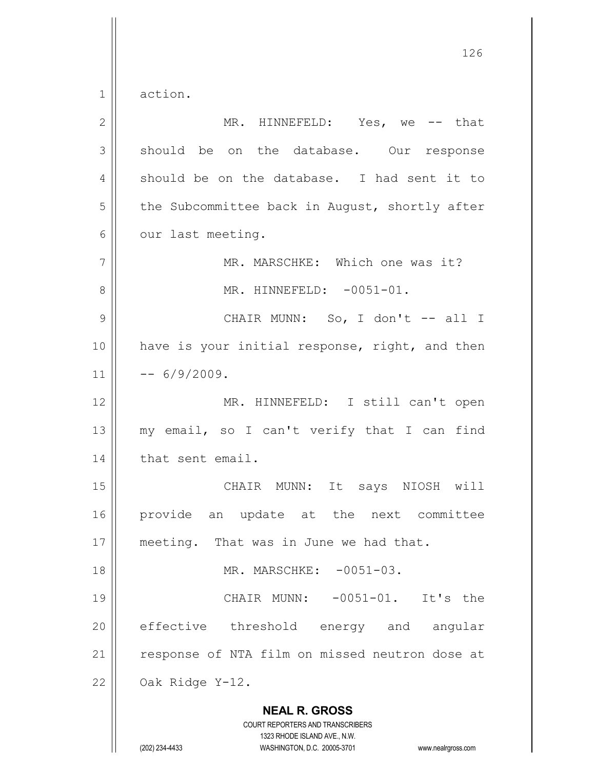action.

MR. HINNEFELD: Yes, we -- that should be on the database. Our response should be on the database. I had sent it to the Subcommittee back in August, shortly after our last meeting.

MR. MARSCHKE: Which one was it?

MR. HINNEFELD: -0051-01.

CHAIR MUNN: So, I don't -- all I have is your initial response, right, and then -- 6/9/2009.

MR. HINNEFELD: I still can't open my email, so I can't verify that I can find that sent email.

CHAIR MUNN: It says NIOSH will provide an update at the next committee meeting. That was in June we had that.

MR. MARSCHKE: -0051-03.

CHAIR MUNN: -0051-01. It's the effective threshold energy and angular response of NTA film on missed neutron dose at Oak Ridge Y-12.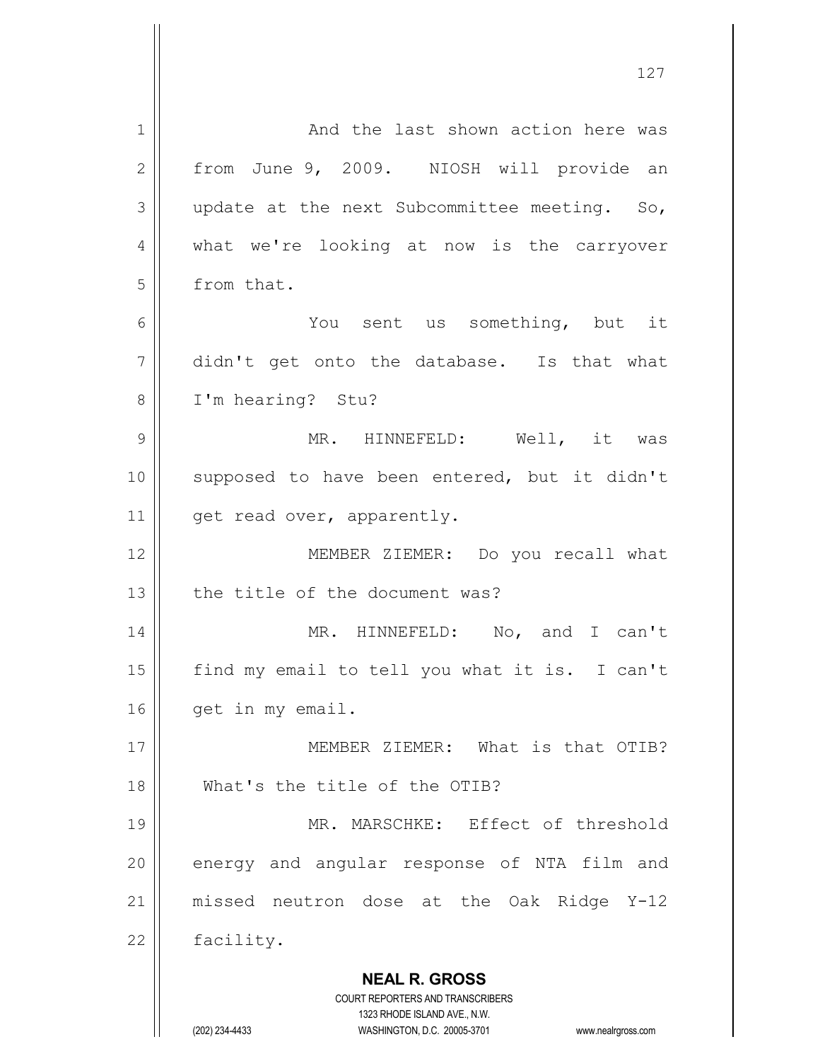And the last shown action here was from June 9, 2009. NIOSH will provide an update at the next Subcommittee meeting. So, what we're looking at now is the carryover from that.

You sent us something, but it didn't get onto the database. Is that what I'm hearing? Stu?

MR. HINNEFELD: Well, it was supposed to have been entered, but it didn't get read over, apparently.

MEMBER ZIEMER: Do you recall what the title of the document was?

MR. HINNEFELD: No, and I can't find my email to tell you what it is. I can't get in my email.

MEMBER ZIEMER: What is that OTIB? What's the title of the OTIB?

MR. MARSCHKE: Effect of threshold energy and angular response of NTA film and missed neutron dose at the Oak Ridge Y-12 facility.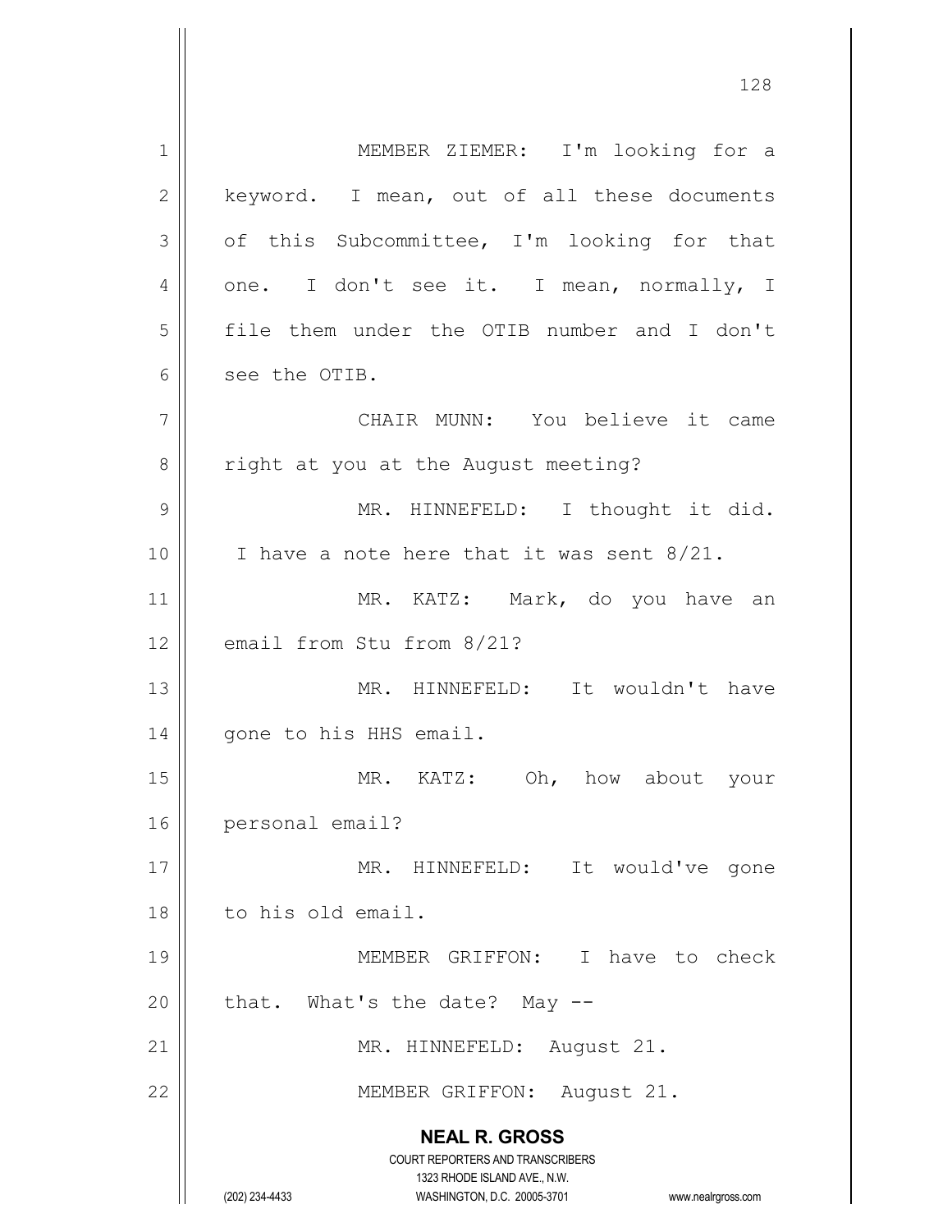MEMBER ZIEMER: I'm looking for a keyword. I mean, out of all these documents of this Subcommittee, I'm looking for that one. I don't see it. I mean, normally, I file them under the OTIB number and I don't see the OTIB.

CHAIR MUNN: You believe it came right at you at the August meeting?

MR. HINNEFELD: I thought it did. I have a note here that it was sent 8/21.

MR. KATZ: Mark, do you have an email from Stu from 8/21?

MR. HINNEFELD: It wouldn't have gone to his HHS email.

MR. KATZ: Oh, how about your personal email?

MR. HINNEFELD: It would've gone to his old email.

MEMBER GRIFFON: I have to check that. What's the date? May --

MR. HINNEFELD: August 21.

MEMBER GRIFFON: August 21.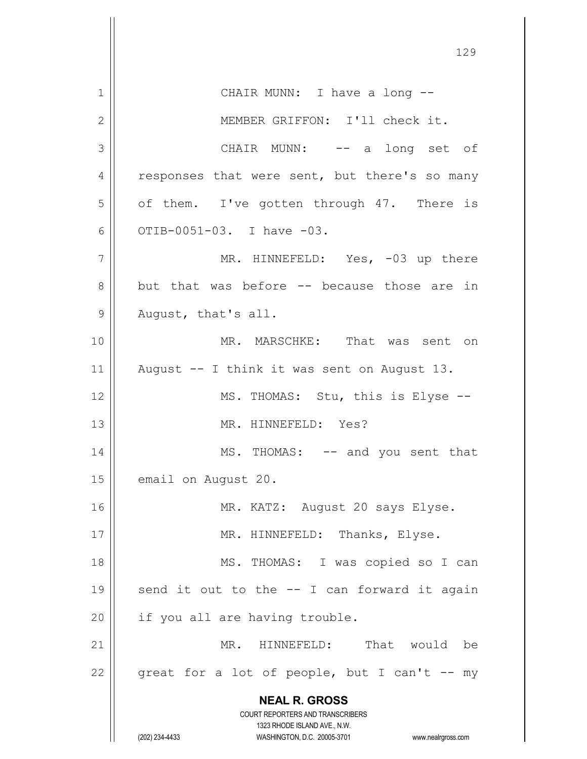CHAIR MUNN: I have a long --

MEMBER GRIFFON: I'll check it.

CHAIR MUNN: -- a long set of responses that were sent, but there's so many of them. I've gotten through 47. There is OTIB-0051-03. I have -03.

MR. HINNEFELD: Yes, -03 up there but that was before -- because those are in August, that's all.

MR. MARSCHKE: That was sent on August -- I think it was sent on August 13.

MS. THOMAS: Stu, this is Elyse --

MR. HINNEFELD: Yes?

MS. THOMAS: -- and you sent that email on August 20.

MR. KATZ: August 20 says Elyse.

MR. HINNEFELD: Thanks, Elyse.

MS. THOMAS: I was copied so I can send it out to the -- I can forward it again if you all are having trouble.

MR. HINNEFELD: That would be great for a lot of people, but I can't -- my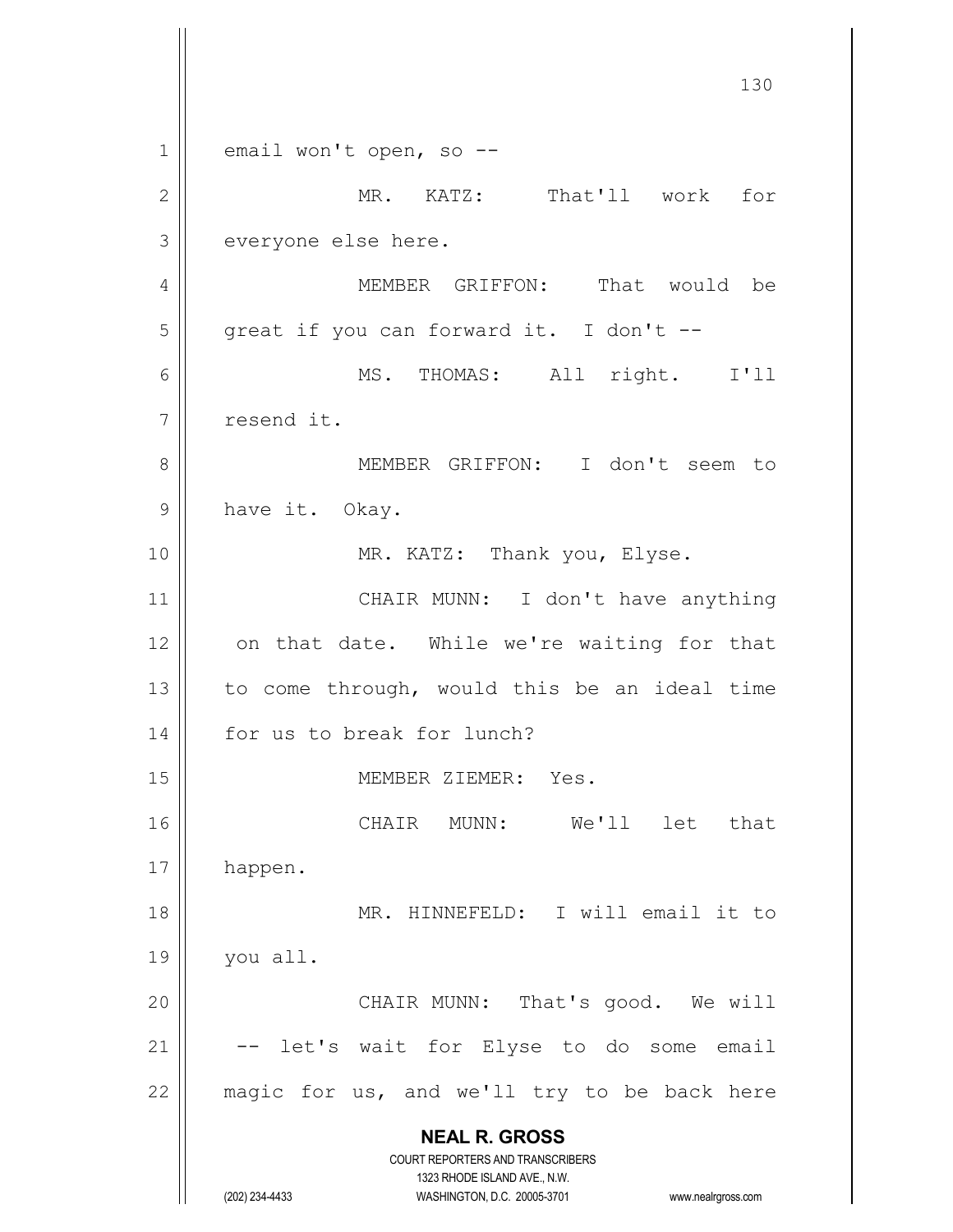email won't open, so --

MR. KATZ: That'll work for everyone else here.

MEMBER GRIFFON: That would be great if you can forward it. I don't --

MS. THOMAS: All right. I'll resend it.

MEMBER GRIFFON: I don't seem to have it. Okay.

MR. KATZ: Thank you, Elyse.

CHAIR MUNN: I don't have anything on that date. While we're waiting for that to come through, would this be an ideal time for us to break for lunch?

MEMBER ZIEMER: Yes.

CHAIR MUNN: We'll let that happen.

MR. HINNEFELD: I will email it to you all.

CHAIR MUNN: That's good. We will -- let's wait for Elyse to do some email magic for us, and we'll try to be back here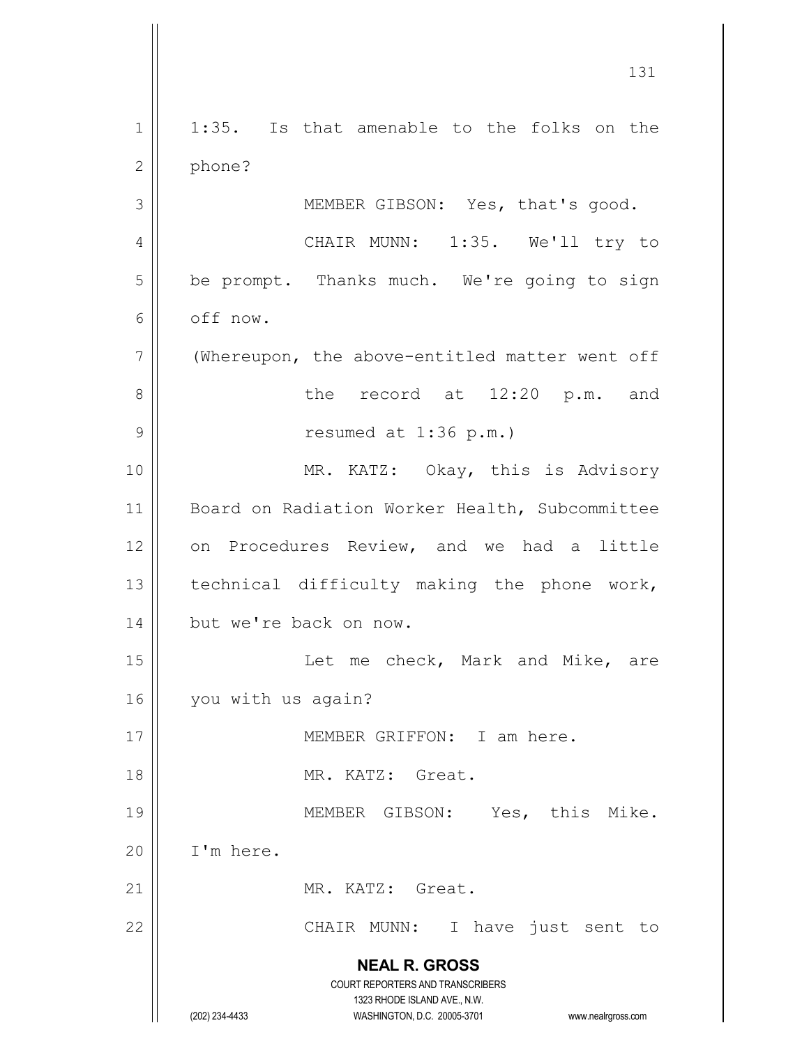1:35. Is that amenable to the folks on the phone?

MEMBER GIBSON: Yes, that's good.

CHAIR MUNN: 1:35. We'll try to be prompt. Thanks much. We're going to sign off now.

(Whereupon, the above-entitled matter went off the record at 12:20 p.m. and resumed at 1:36 p.m.)

MR. KATZ: Okay, this is Advisory Board on Radiation Worker Health, Subcommittee on Procedures Review, and we had a little technical difficulty making the phone work, but we're back on now.

Let me check, Mark and Mike, are you with us again?

MEMBER GRIFFON: I am here.

MR. KATZ: Great.

MEMBER GIBSON: Yes, this Mike. I'm here.

MR. KATZ: Great.

CHAIR MUNN: I have just sent to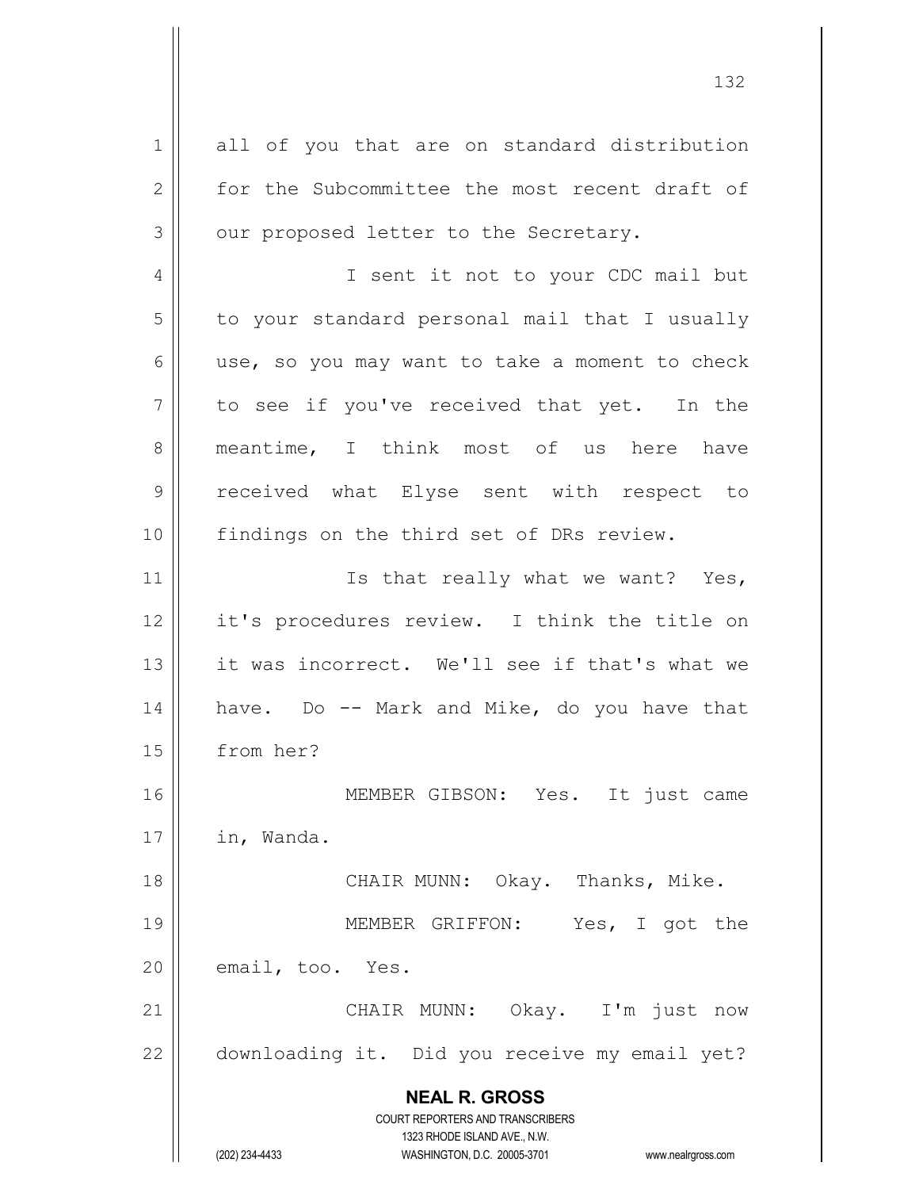all of you that are on standard distribution for the Subcommittee the most recent draft of our proposed letter to the Secretary.

I sent it not to your CDC mail but to your standard personal mail that I usually use, so you may want to take a moment to check to see if you've received that yet. In the meantime, I think most of us here have received what Elyse sent with respect to findings on the third set of DRs review.

Is that really what we want? Yes, it's procedures review. I think the title on it was incorrect. We'll see if that's what we have. Do -- Mark and Mike, do you have that from her?

MEMBER GIBSON: Yes. It just came in, Wanda.

CHAIR MUNN: Okay. Thanks, Mike.

MEMBER GRIFFON: Yes, I got the email, too. Yes.

CHAIR MUNN: Okay. I'm just now downloading it. Did you receive my email yet?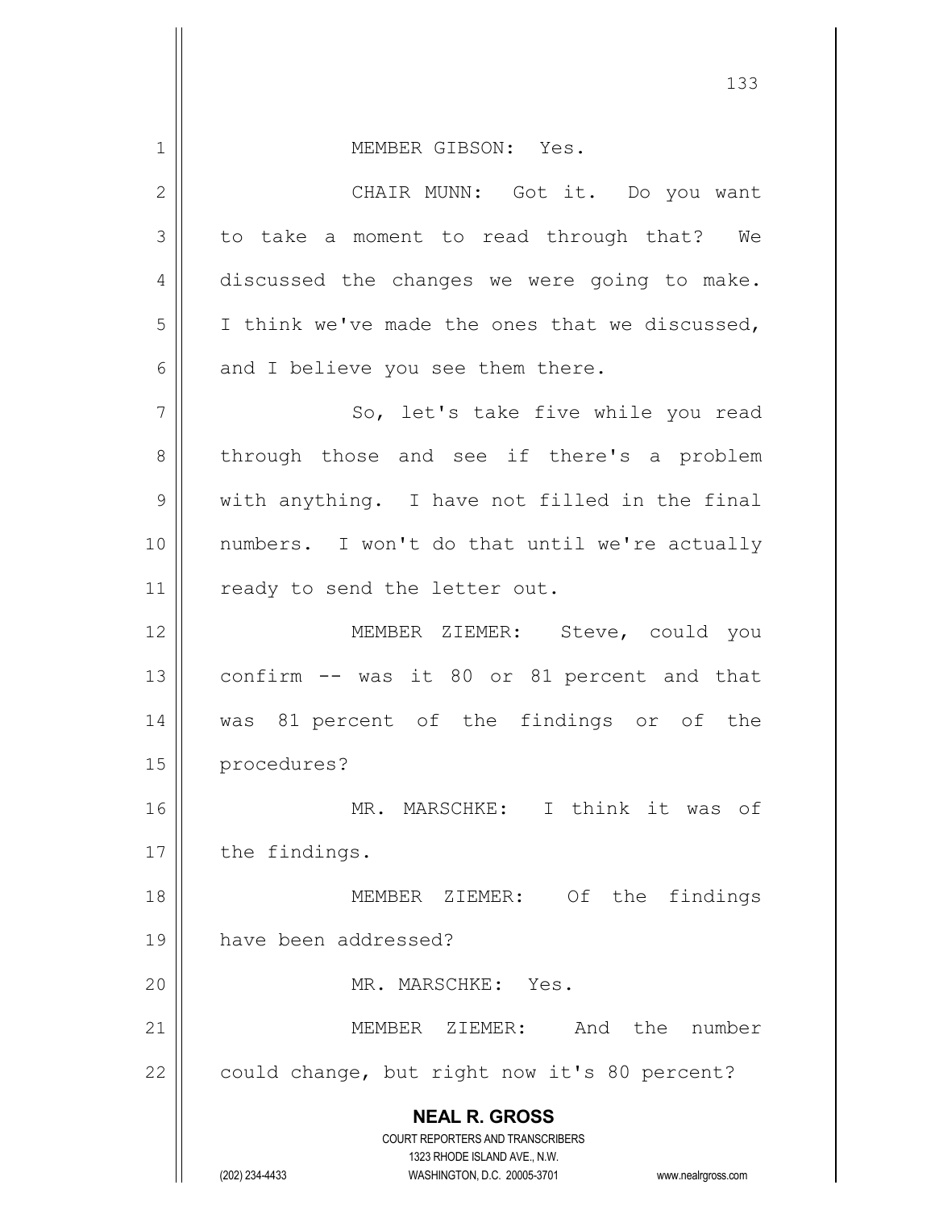MEMBER GIBSON: Yes.

CHAIR MUNN: Got it. Do you want to take a moment to read through that? We discussed the changes we were going to make. I think we've made the ones that we discussed, and I believe you see them there.

So, let's take five while you read through those and see if there's a problem with anything. I have not filled in the final numbers. I won't do that until we're actually ready to send the letter out.

MEMBER ZIEMER: Steve, could you confirm -- was it 80 or 81 percent and that was 81 percent of the findings or of the procedures?

MR. MARSCHKE: I think it was of the findings.

MEMBER ZIEMER: Of the findings have been addressed?

MR. MARSCHKE: Yes.

MEMBER ZIEMER: And the number could change, but right now it's 80 percent?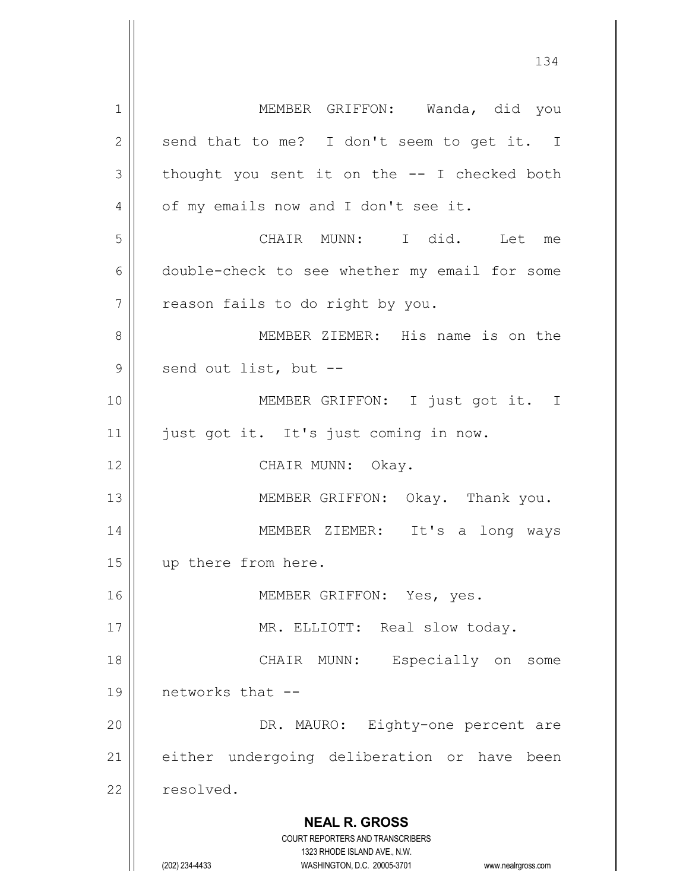MEMBER GRIFFON: Wanda, did you send that to me? I don't seem to get it. I thought you sent it on the -- I checked both of my emails now and I don't see it.

CHAIR MUNN: I did. Let me double-check to see whether my email for some reason fails to do right by you.

MEMBER ZIEMER: His name is on the send out list, but --

MEMBER GRIFFON: I just got it. I just got it. It's just coming in now.

CHAIR MUNN: Okay.

MEMBER GRIFFON: Okay. Thank you.

MEMBER ZIEMER: It's a long ways up there from here.

MEMBER GRIFFON: Yes, yes.

MR. ELLIOTT: Real slow today.

CHAIR MUNN: Especially on some networks that --

DR. MAURO: Eighty-one percent are either undergoing deliberation or have been resolved.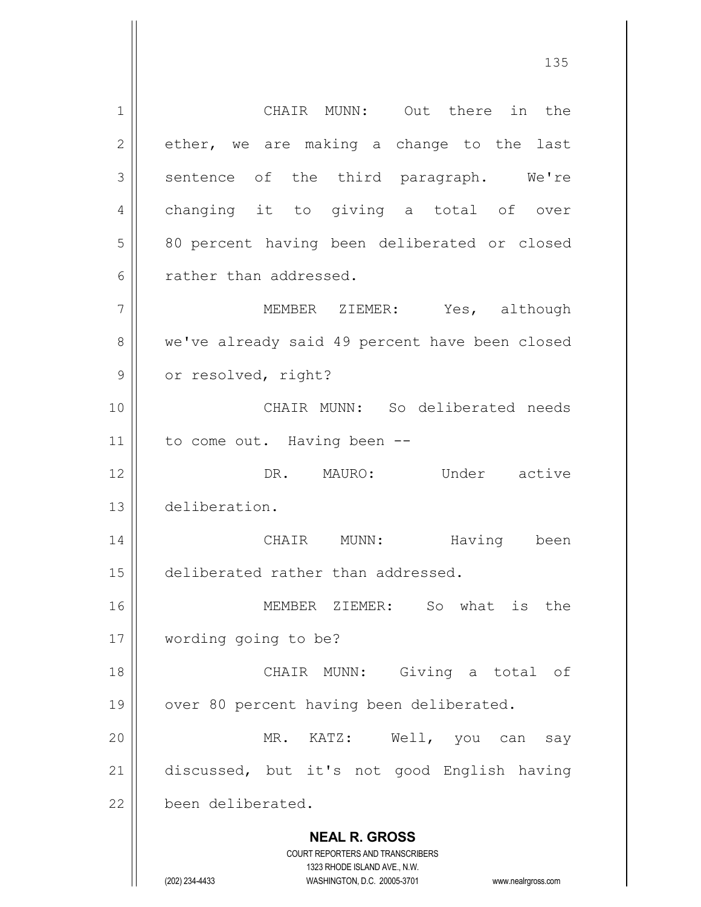CHAIR MUNN: Out there in the ether, we are making a change to the last sentence of the third paragraph. We're changing it to giving a total of over 80 percent having been deliberated or closed rather than addressed.

MEMBER ZIEMER: Yes, although we've already said 49 percent have been closed or resolved, right?

CHAIR MUNN: So deliberated needs to come out. Having been --

DR. MAURO: Under active deliberation.

CHAIR MUNN: Having been deliberated rather than addressed.

MEMBER ZIEMER: So what is the wording going to be?

CHAIR MUNN: Giving a total of over 80 percent having been deliberated.

MR. KATZ: Well, you can say discussed, but it's not good English having been deliberated.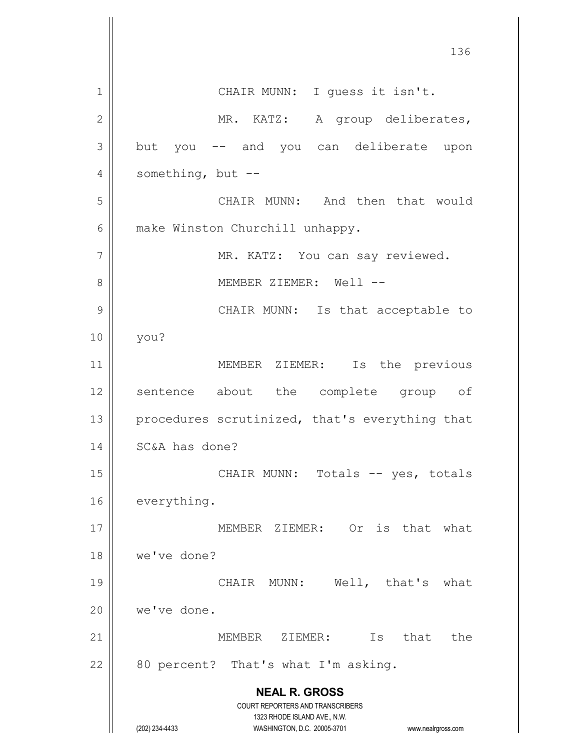CHAIR MUNN: I guess it isn't.

MR. KATZ: A group deliberates, but you -- and you can deliberate upon something, but --

CHAIR MUNN: And then that would make Winston Churchill unhappy.

MR. KATZ: You can say reviewed.

MEMBER ZIEMER: Well --

CHAIR MUNN: Is that acceptable to you?

MEMBER ZIEMER: Is the previous sentence about the complete group of procedures scrutinized, that's everything that SC&A has done?

CHAIR MUNN: Totals -- yes, totals everything.

MEMBER ZIEMER: Or is that what we've done?

CHAIR MUNN: Well, that's what we've done.

MEMBER ZIEMER: Is that the 80 percent? That's what I'm asking.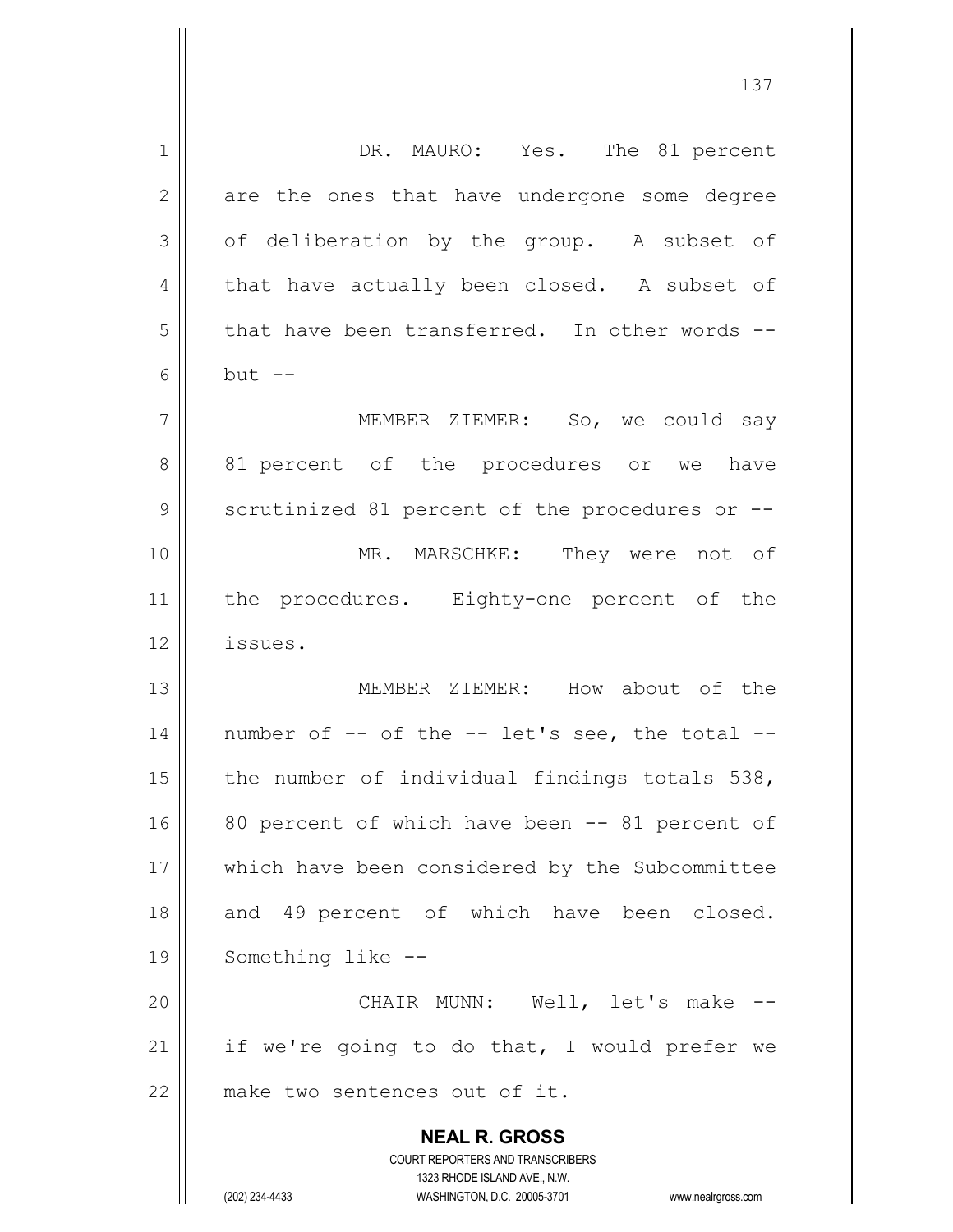DR. MAURO: Yes. The 81 percent are the ones that have undergone some degree of deliberation by the group. A subset of that have actually been closed. A subset of that have been transferred. In other words -- but --

MEMBER ZIEMER: So, we could say 81 percent of the procedures or we have scrutinized 81 percent of the procedures or --

MR. MARSCHKE: They were not of the procedures. Eighty-one percent of the issues.

MEMBER ZIEMER: How about of the number of -- of the -- let's see, the total -- the number of individual findings totals 538, 80 percent of which have been -- 81 percent of which have been considered by the Subcommittee and 49 percent of which have been closed. Something like --

CHAIR MUNN: Well, let's make -- if we're going to do that, I would prefer we make two sentences out of it.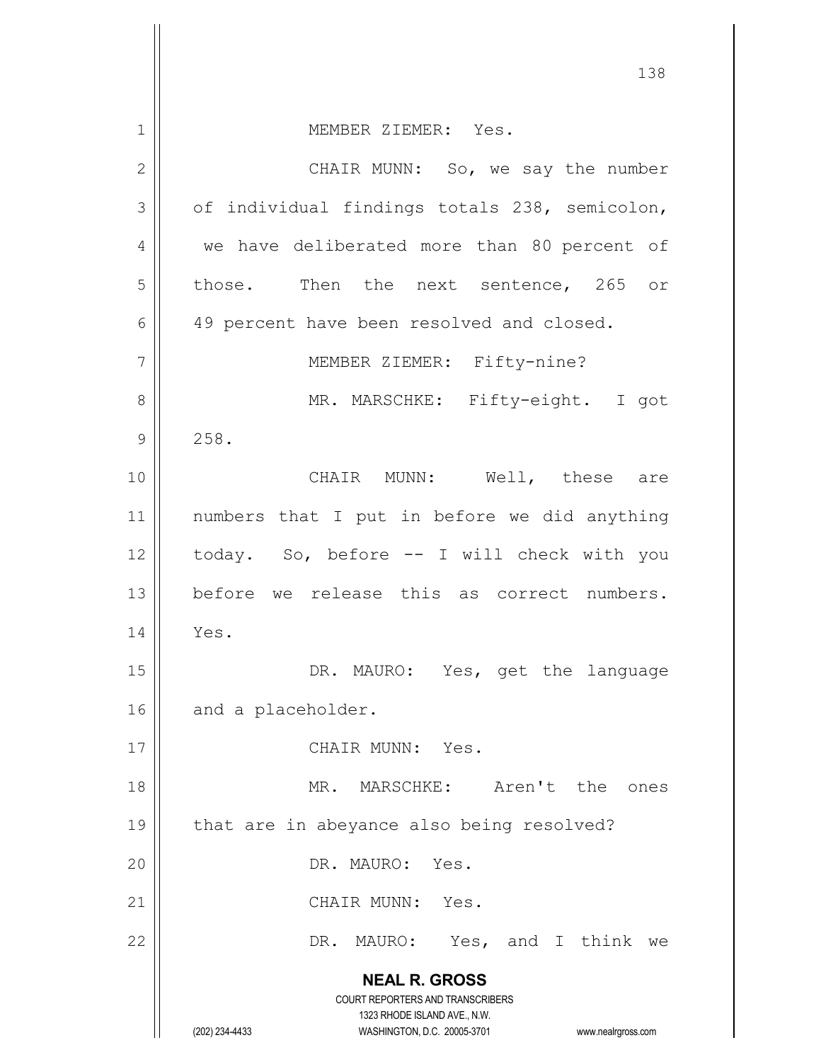MEMBER ZIEMER: Yes.

CHAIR MUNN: So, we say the number of individual findings totals 238, semicolon, we have deliberated more than 80 percent of those. Then the next sentence, 265 or 49 percent have been resolved and closed.

MEMBER ZIEMER: Fifty-nine?

MR. MARSCHKE: Fifty-eight. I got 258.

CHAIR MUNN: Well, these are numbers that I put in before we did anything today. So, before -- I will check with you before we release this as correct numbers. Yes.

DR. MAURO: Yes, get the language and a placeholder.

CHAIR MUNN: Yes.

MR. MARSCHKE: Aren't the ones that are in abeyance also being resolved?

DR. MAURO: Yes.

CHAIR MUNN: Yes.

DR. MAURO: Yes, and I think we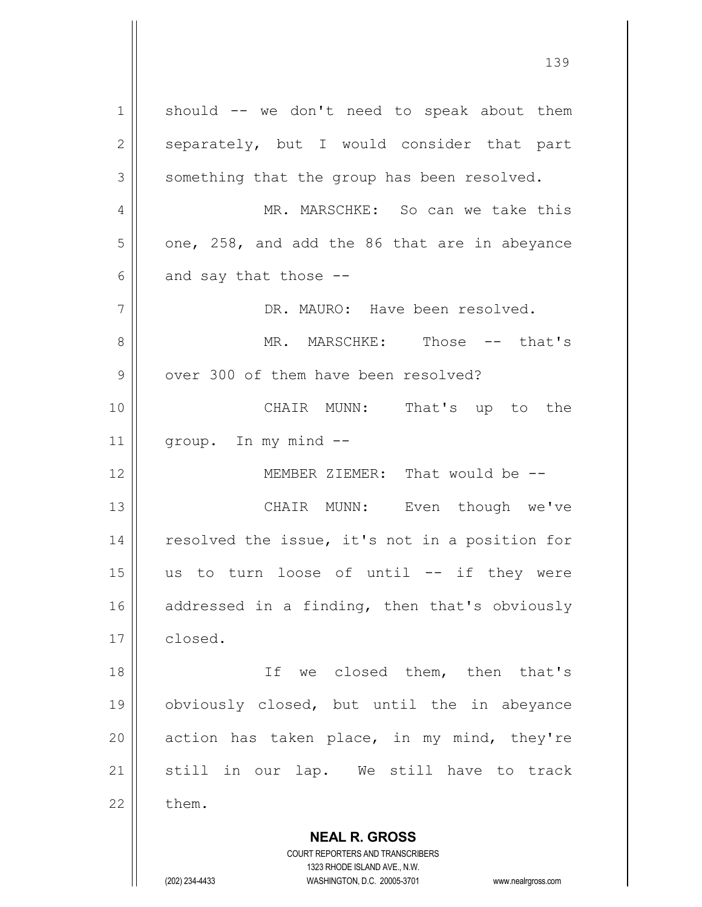should -- we don't need to speak about them separately, but I would consider that part something that the group has been resolved.

MR. MARSCHKE: So can we take this one, 258, and add the 86 that are in abeyance and say that those --

DR. MAURO: Have been resolved.

MR. MARSCHKE: Those -- that's over 300 of them have been resolved?

CHAIR MUNN: That's up to the group. In my mind --

MEMBER ZIEMER: That would be --

CHAIR MUNN: Even though we've resolved the issue, it's not in a position for us to turn loose of until -- if they were addressed in a finding, then that's obviously closed.

If we closed them, then that's obviously closed, but until the in abeyance action has taken place, in my mind, they're still in our lap. We still have to track them.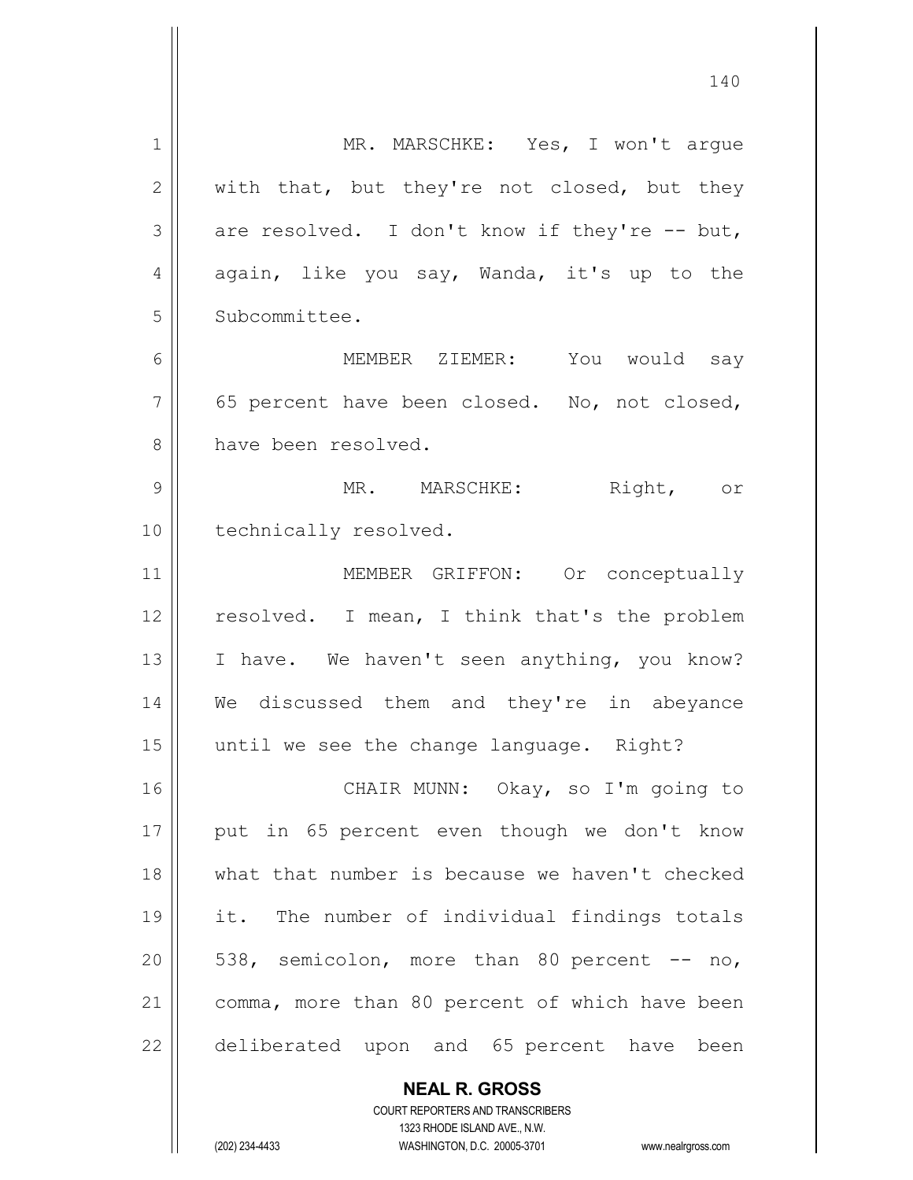MR. MARSCHKE: Yes, I won't argue with that, but they're not closed, but they are resolved. I don't know if they're -- but, again, like you say, Wanda, it's up to the Subcommittee.

MEMBER ZIEMER: You would say 65 percent have been closed. No, not closed, have been resolved.

MR. MARSCHKE: Right, or technically resolved.

MEMBER GRIFFON: Or conceptually resolved. I mean, I think that's the problem I have. We haven't seen anything, you know? We discussed them and they're in abeyance until we see the change language. Right?

CHAIR MUNN: Okay, so I'm going to put in 65 percent even though we don't know what that number is because we haven't checked it. The number of individual findings totals 538, semicolon, more than 80 percent -- no, comma, more than 80 percent of which have been deliberated upon and 65 percent have been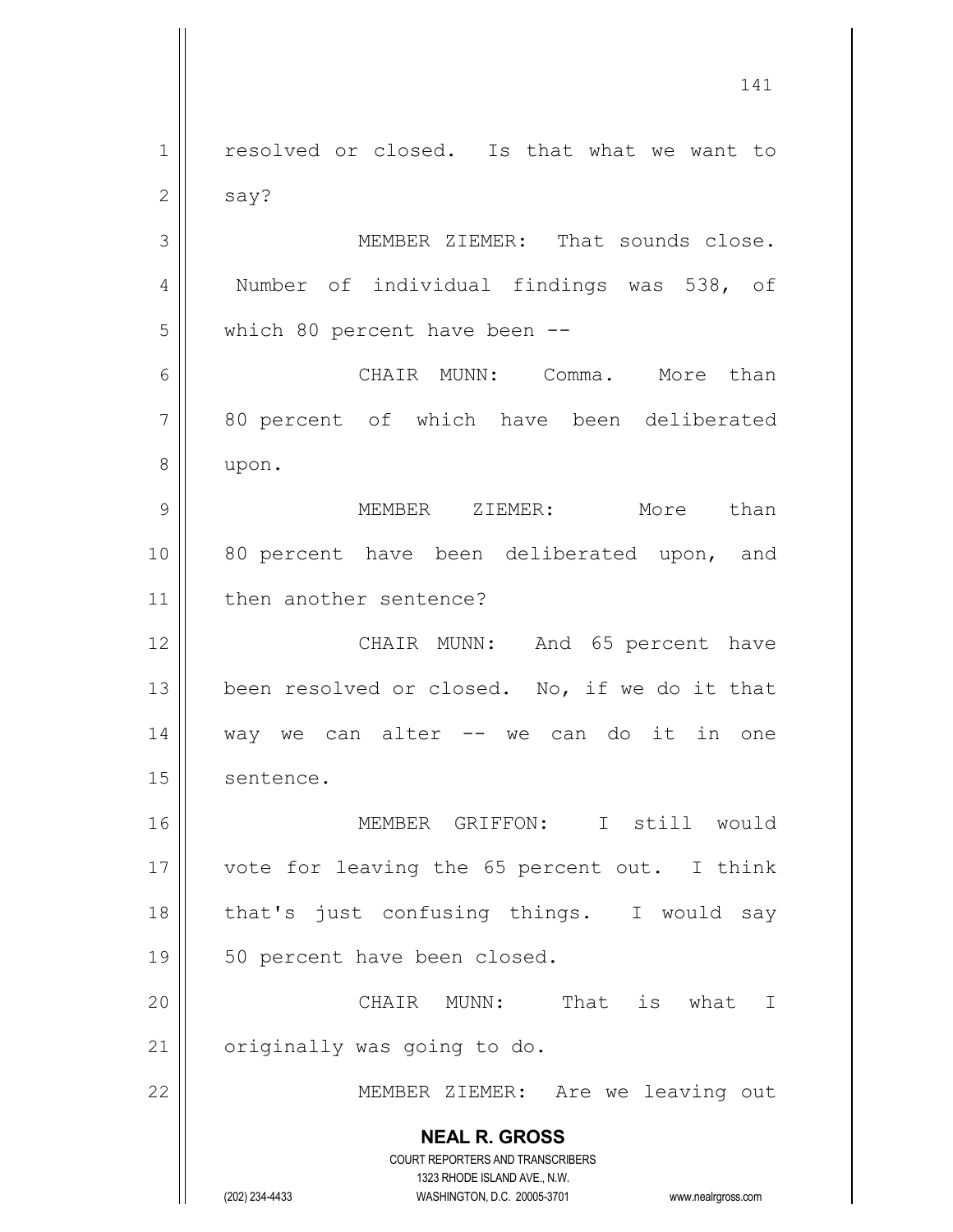resolved or closed. Is that what we want to say?

MEMBER ZIEMER: That sounds close. Number of individual findings was 538, of which 80 percent have been --

CHAIR MUNN: Comma. More than 80 percent of which have been deliberated upon.

MEMBER ZIEMER: More than 80 percent have been deliberated upon, and then another sentence?

CHAIR MUNN: And 65 percent have been resolved or closed. No, if we do it that way we can alter -- we can do it in one sentence.

MEMBER GRIFFON: I still would vote for leaving the 65 percent out. I think that's just confusing things. I would say 50 percent have been closed.

CHAIR MUNN: That is what I originally was going to do.

MEMBER ZIEMER: Are we leaving out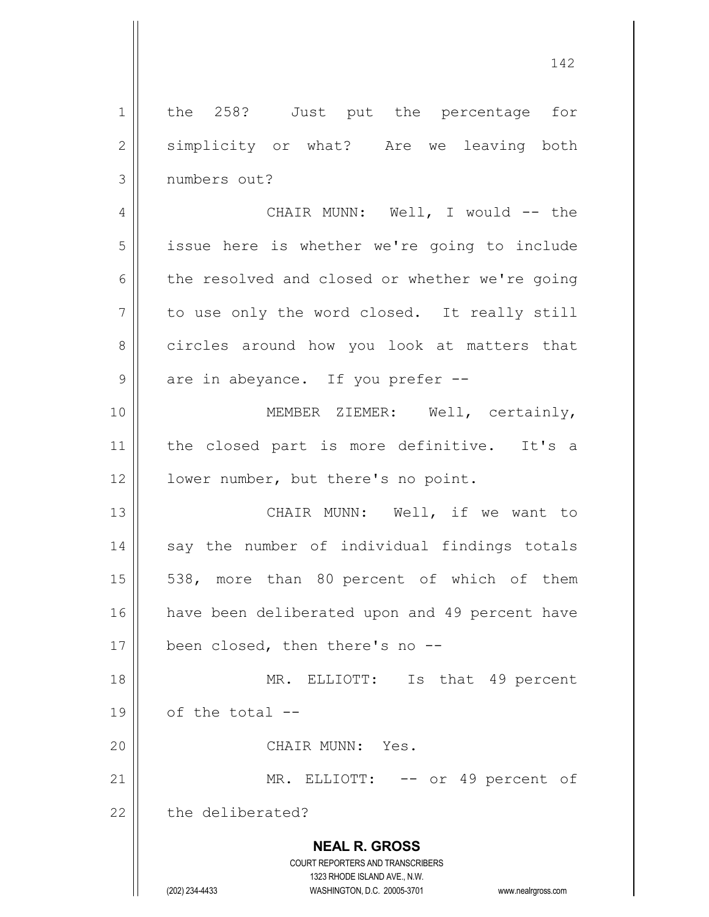the 258? Just put the percentage for simplicity or what? Are we leaving both numbers out?

CHAIR MUNN: Well, I would -- the issue here is whether we're going to include the resolved and closed or whether we're going to use only the word closed. It really still circles around how you look at matters that are in abeyance. If you prefer --

MEMBER ZIEMER: Well, certainly, the closed part is more definitive. It's a lower number, but there's no point.

CHAIR MUNN: Well, if we want to say the number of individual findings totals 538, more than 80 percent of which of them have been deliberated upon and 49 percent have been closed, then there's no --

MR. ELLIOTT: Is that 49 percent of the total --

CHAIR MUNN: Yes.

MR. ELLIOTT: -- or 49 percent of the deliberated?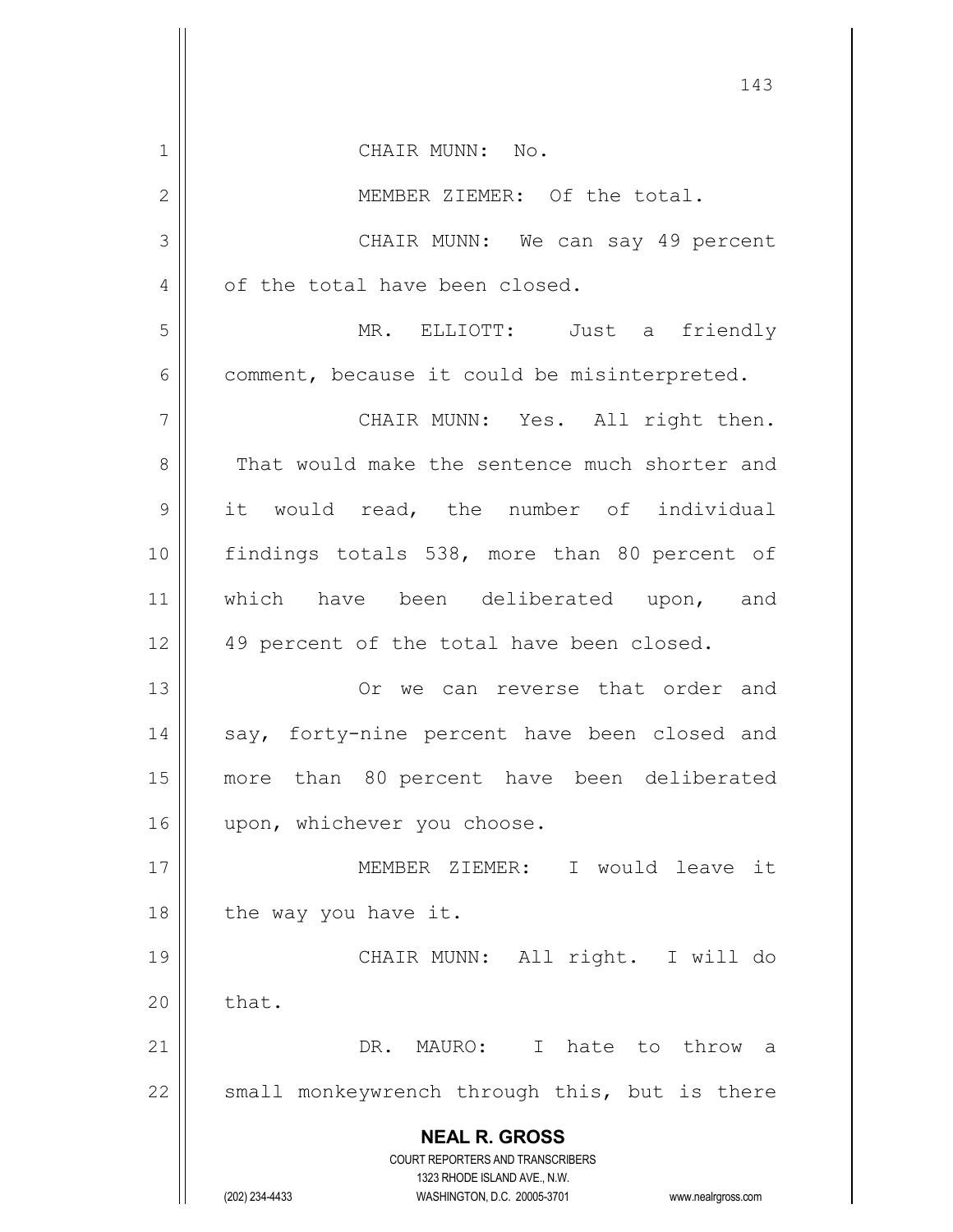CHAIR MUNN: No.

MEMBER ZIEMER: Of the total.

CHAIR MUNN: We can say 49 percent of the total have been closed.

MR. ELLIOTT: Just a friendly comment, because it could be misinterpreted.

CHAIR MUNN: Yes. All right then. That would make the sentence much shorter and it would read, the number of individual findings totals 538, more than 80 percent of which have been deliberated upon, and 49 percent of the total have been closed.

Or we can reverse that order and say, forty-nine percent have been closed and more than 80 percent have been deliberated upon, whichever you choose.

MEMBER ZIEMER: I would leave it the way you have it.

CHAIR MUNN: All right. I will do that.

DR. MAURO: I hate to throw a small monkeywrench through this, but is there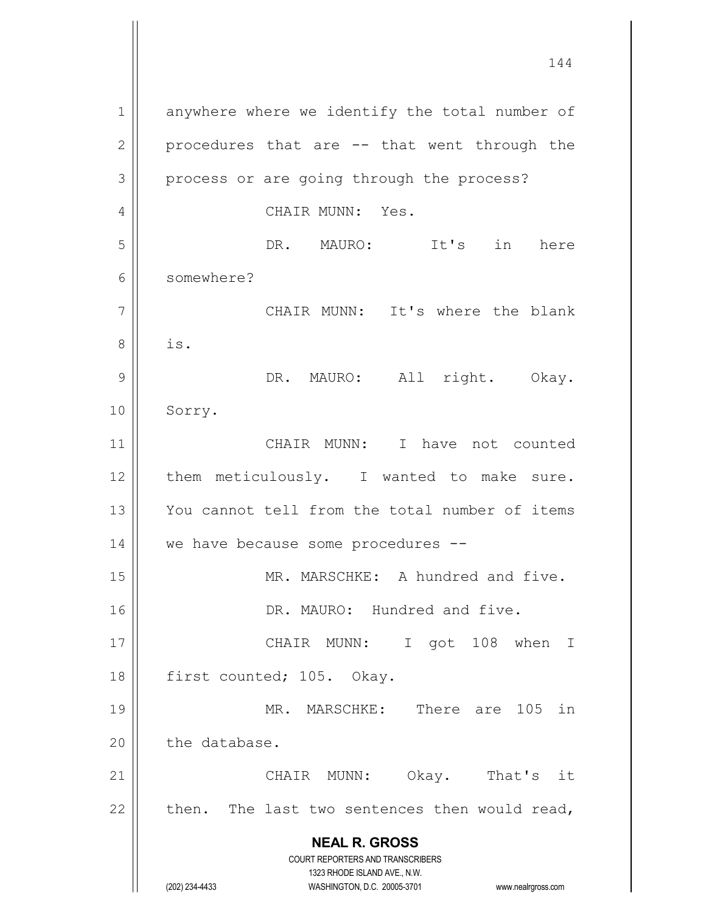anywhere where we identify the total number of procedures that are -- that went through the process or are going through the process?

CHAIR MUNN: Yes.

DR. MAURO: It's in here somewhere?

CHAIR MUNN: It's where the blank is.

DR. MAURO: All right. Okay. Sorry.

CHAIR MUNN: I have not counted them meticulously. I wanted to make sure. You cannot tell from the total number of items we have because some procedures --

MR. MARSCHKE: A hundred and five.

DR. MAURO: Hundred and five.

CHAIR MUNN: I got 108 when I first counted; 105. Okay.

MR. MARSCHKE: There are 105 in the database.

CHAIR MUNN: Okay. That's it then. The last two sentences then would read,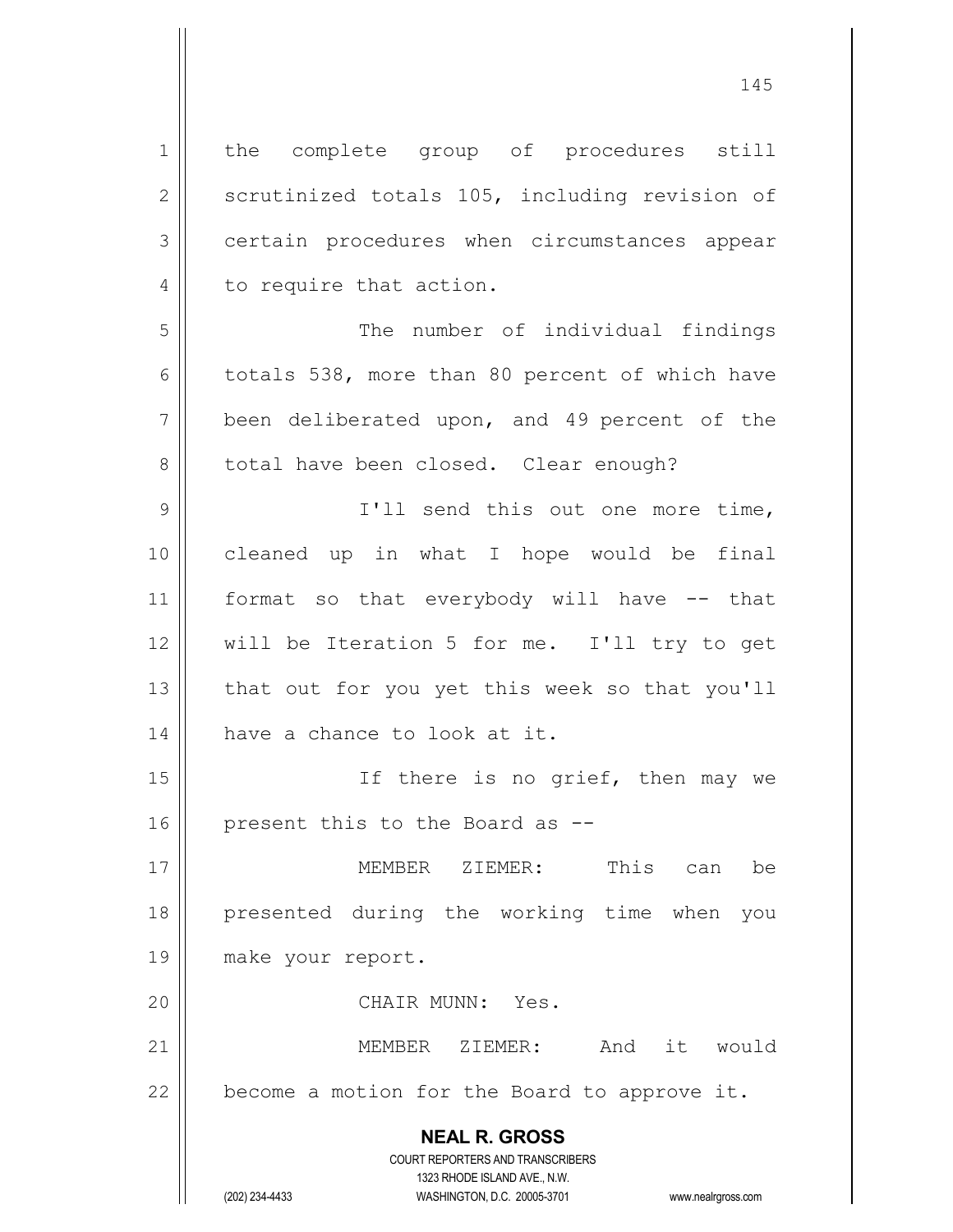the complete group of procedures still scrutinized totals 105, including revision of certain procedures when circumstances appear to require that action.

The number of individual findings totals 538, more than 80 percent of which have been deliberated upon, and 49 percent of the total have been closed. Clear enough?

I'll send this out one more time, cleaned up in what I hope would be final format so that everybody will have -- that will be Iteration 5 for me. I'll try to get that out for you yet this week so that you'll have a chance to look at it.

If there is no grief, then may we present this to the Board as --

MEMBER ZIEMER: This can be presented during the working time when you make your report.

CHAIR MUNN: Yes.

MEMBER ZIEMER: And it would become a motion for the Board to approve it.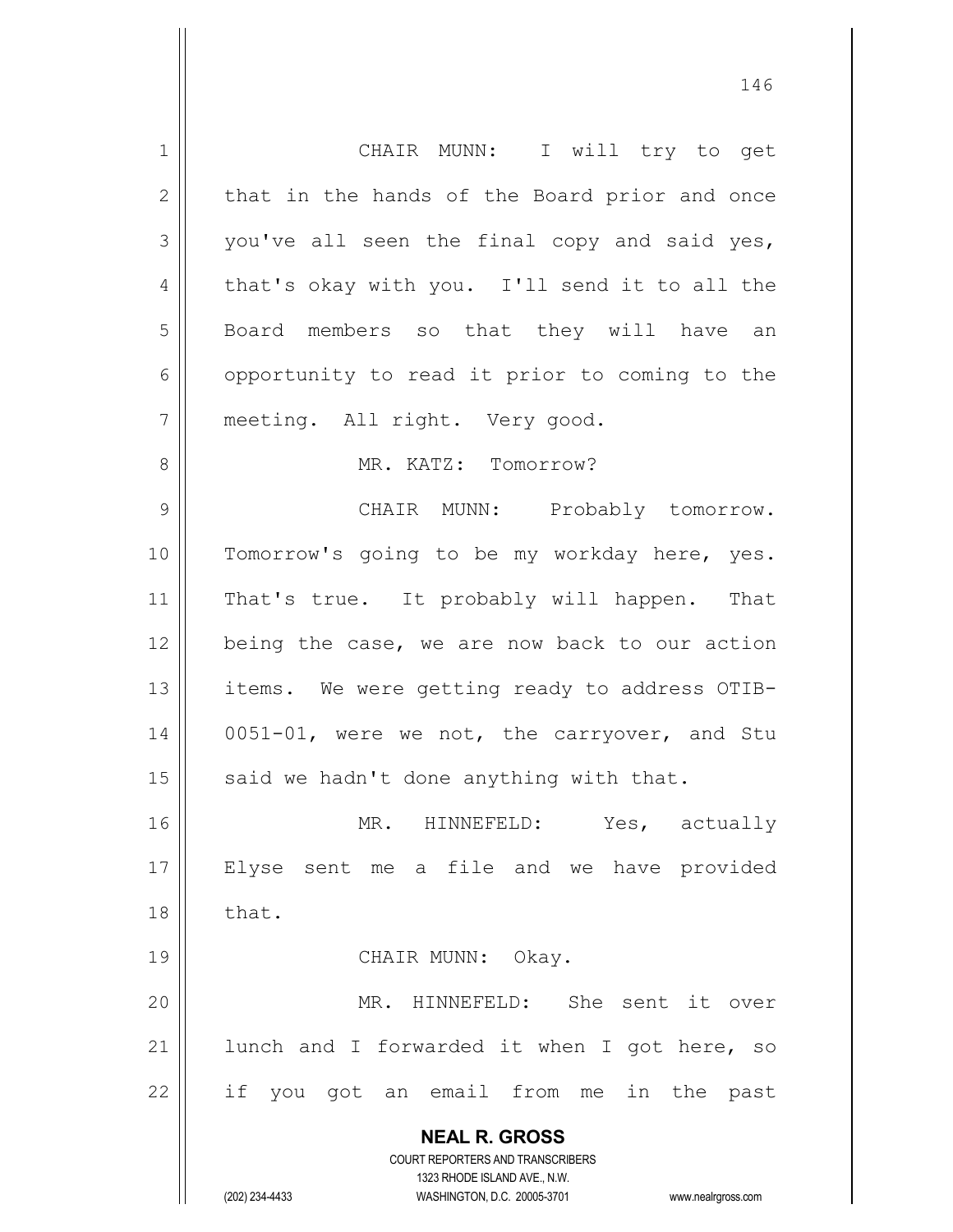CHAIR MUNN: I will try to get that in the hands of the Board prior and once you've all seen the final copy and said yes, that's okay with you. I'll send it to all the Board members so that they will have an opportunity to read it prior to coming to the meeting. All right. Very good.

MR. KATZ: Tomorrow?

CHAIR MUNN: Probably tomorrow. Tomorrow's going to be my workday here, yes. That's true. It probably will happen. That being the case, we are now back to our action items. We were getting ready to address OTIB-0051-01, were we not, the carryover, and Stu said we hadn't done anything with that.

MR. HINNEFELD: Yes, actually Elyse sent me a file and we have provided that.

CHAIR MUNN: Okay.

MR. HINNEFELD: She sent it over lunch and I forwarded it when I got here, so if you got an email from me in the past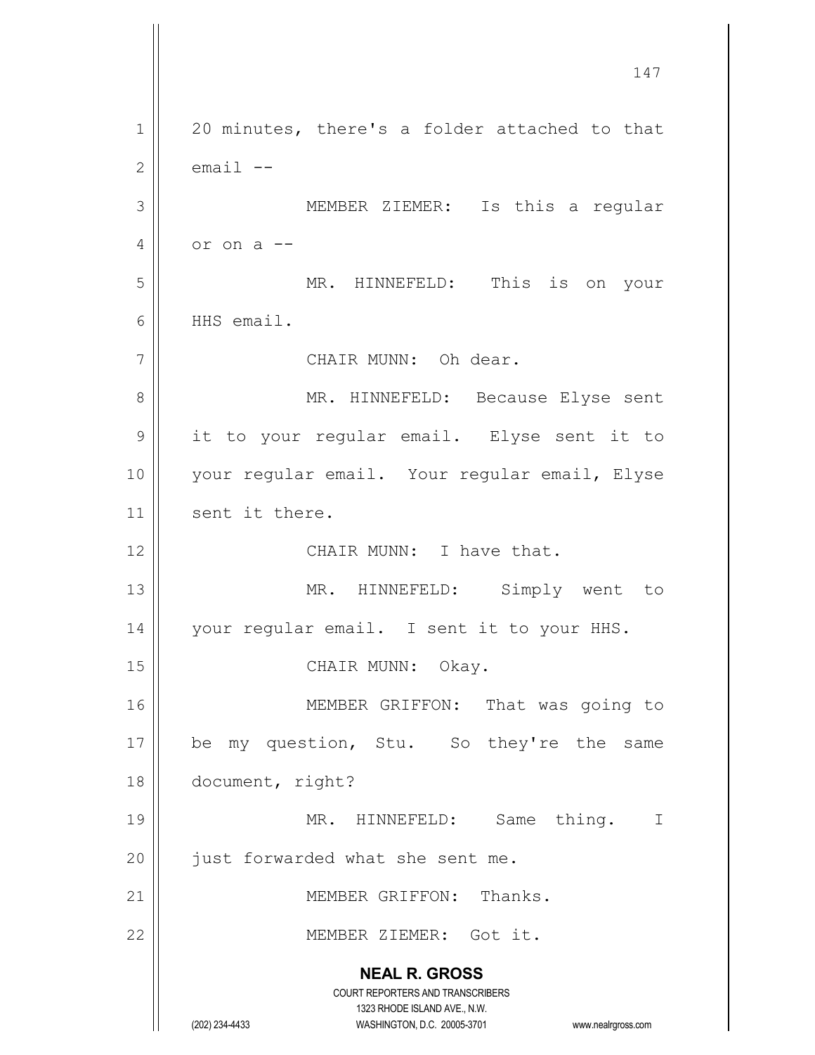20 minutes, there's a folder attached to that email --

MEMBER ZIEMER: Is this a regular or on a --

MR. HINNEFELD: This is on your HHS email.

CHAIR MUNN: Oh dear.

MR. HINNEFELD: Because Elyse sent it to your regular email. Elyse sent it to your regular email. Your regular email, Elyse sent it there.

CHAIR MUNN: I have that.

MR. HINNEFELD: Simply went to your regular email. I sent it to your HHS.

CHAIR MUNN: Okay.

MEMBER GRIFFON: That was going to be my question, Stu. So they're the same document, right?

MR. HINNEFELD: Same thing. I just forwarded what she sent me.

MEMBER GRIFFON: Thanks.

MEMBER ZIEMER: Got it.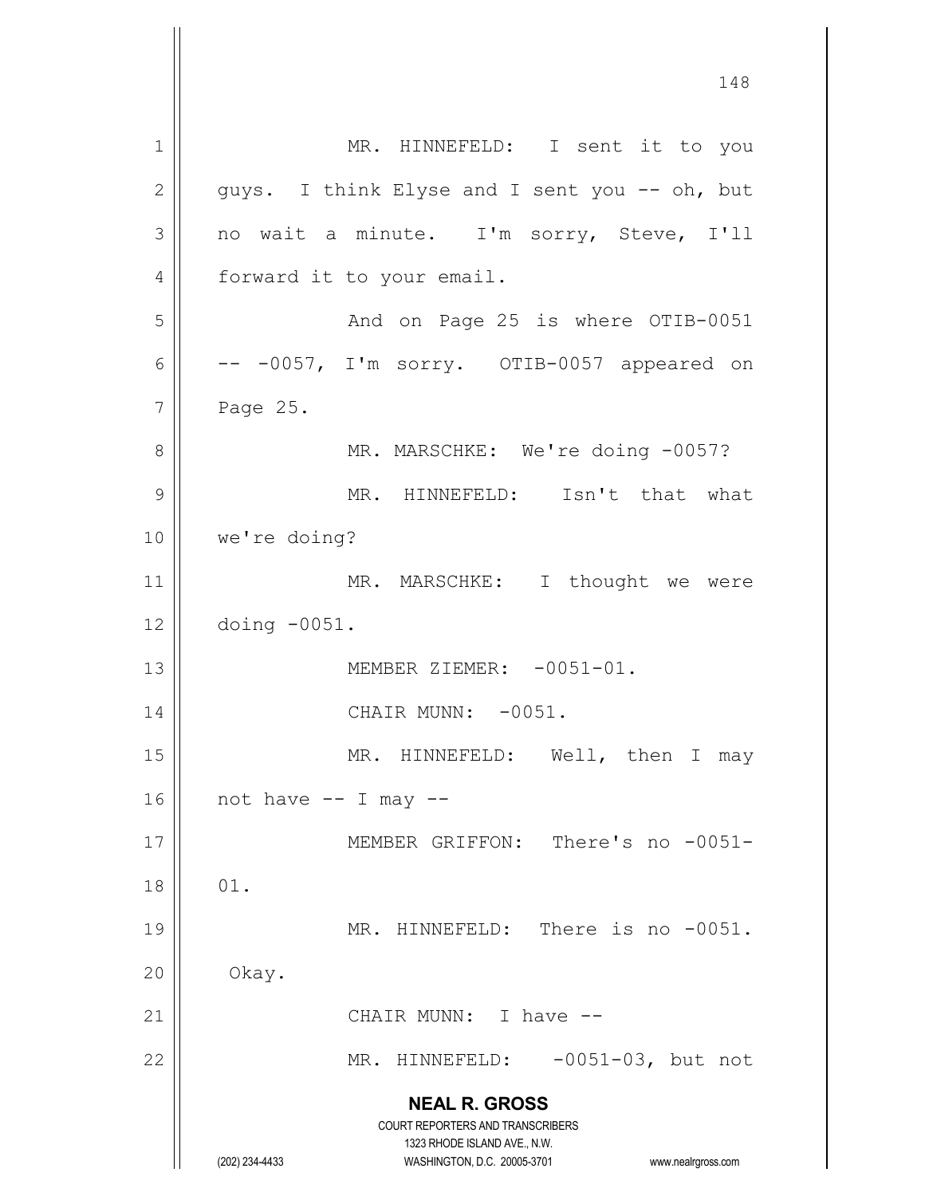MR. HINNEFELD: I sent it to you guys. I think Elyse and I sent you -- oh, but no wait a minute. I'm sorry, Steve, I'll forward it to your email.

And on Page 25 is where OTIB-0051 -- -0057, I'm sorry. OTIB-0057 appeared on Page 25.

MR. MARSCHKE: We're doing -0057?

MR. HINNEFELD: Isn't that what we're doing?

MR. MARSCHKE: I thought we were doing -0051.

MEMBER ZIEMER: -0051-01.

CHAIR MUNN: -0051.

MR. HINNEFELD: Well, then I may not have -- I may --

MEMBER GRIFFON: There's no -0051-01.

MR. HINNEFELD: There is no -0051. Okay.

CHAIR MUNN: I have --

MR. HINNEFELD: -0051-03, but not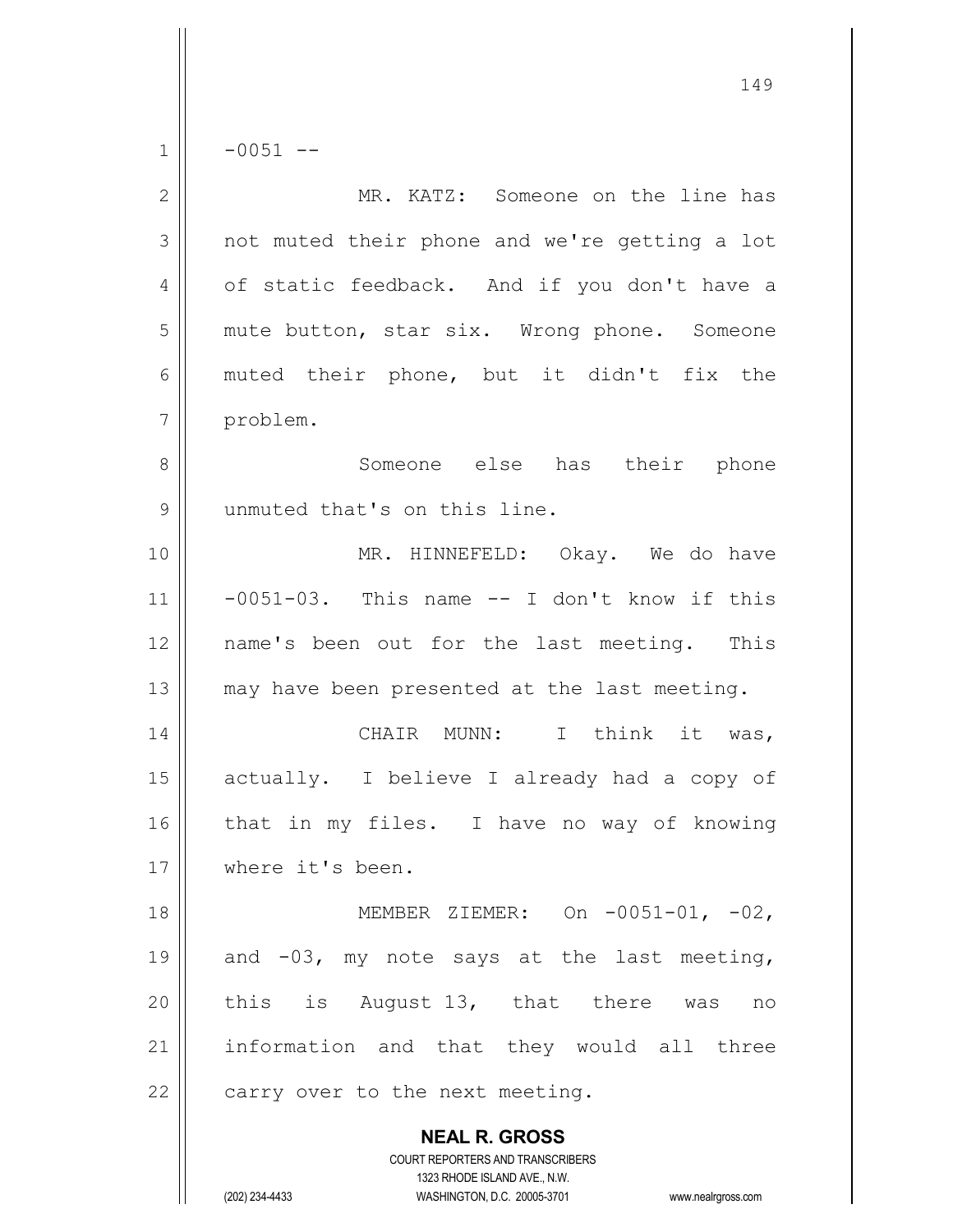-0051 --

MR. KATZ: Someone on the line has not muted their phone and we're getting a lot of static feedback. And if you don't have a mute button, star six. Wrong phone. Someone muted their phone, but it didn't fix the problem.

Someone else has their phone unmuted that's on this line.

MR. HINNEFELD: Okay. We do have -0051-03. This name -- I don't know if this name's been out for the last meeting. This may have been presented at the last meeting.

CHAIR MUNN: I think it was, actually. I believe I already had a copy of that in my files. I have no way of knowing where it's been.

MEMBER ZIEMER: On -0051-01, -02, and -03, my note says at the last meeting, this is August 13, that there was no information and that they would all three carry over to the next meeting.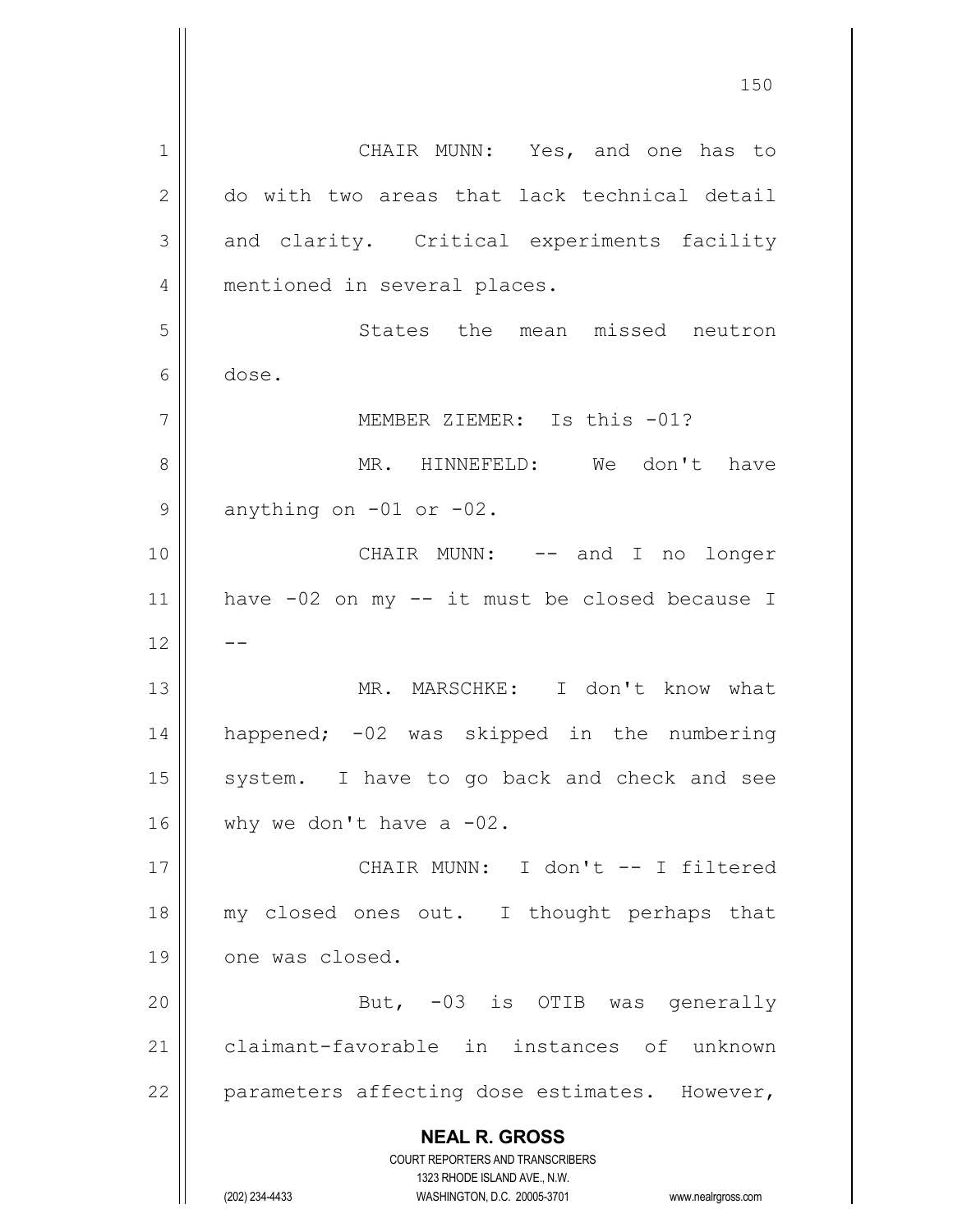CHAIR MUNN: Yes, and one has to do with two areas that lack technical detail and clarity. Critical experiments facility mentioned in several places.

States the mean missed neutron dose.

MEMBER ZIEMER: Is this -01?

MR. HINNEFELD: We don't have anything on -01 or -02.

CHAIR MUNN: -- and I no longer have -02 on my -- it must be closed because I --

MR. MARSCHKE: I don't know what happened; -02 was skipped in the numbering system. I have to go back and check and see why we don't have a -02.

CHAIR MUNN: I don't -- I filtered my closed ones out. I thought perhaps that one was closed.

But, -03 is OTIB was generally claimant-favorable in instances of unknown parameters affecting dose estimates. However,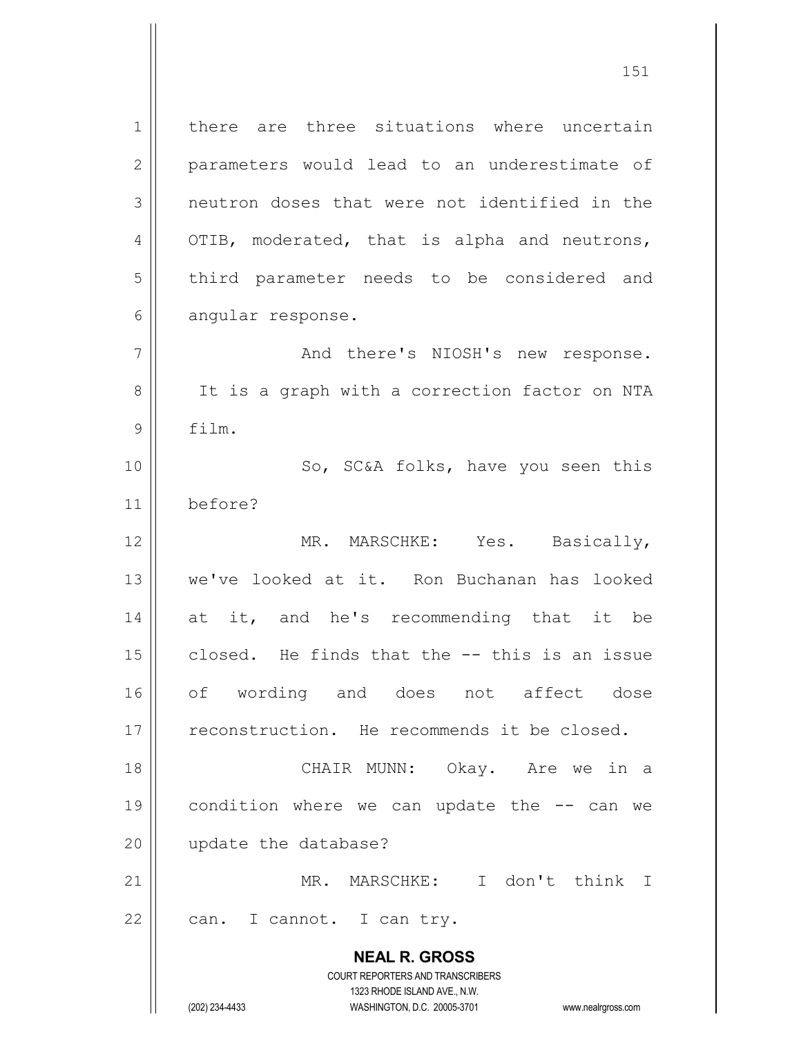there are three situations where uncertain parameters would lead to an underestimate of neutron doses that were not identified in the OTIB, moderated, that is alpha and neutrons, third parameter needs to be considered and angular response.

And there's NIOSH's new response. It is a graph with a correction factor on NTA film.

So, SC&A folks, have you seen this before?

MR. MARSCHKE: Yes. Basically, we've looked at it. Ron Buchanan has looked at it, and he's recommending that it be closed. He finds that the -- this is an issue of wording and does not affect dose reconstruction. He recommends it be closed.

CHAIR MUNN: Okay. Are we in a condition where we can update the -- can we update the database?

MR. MARSCHKE: I don't think I can. I cannot. I can try.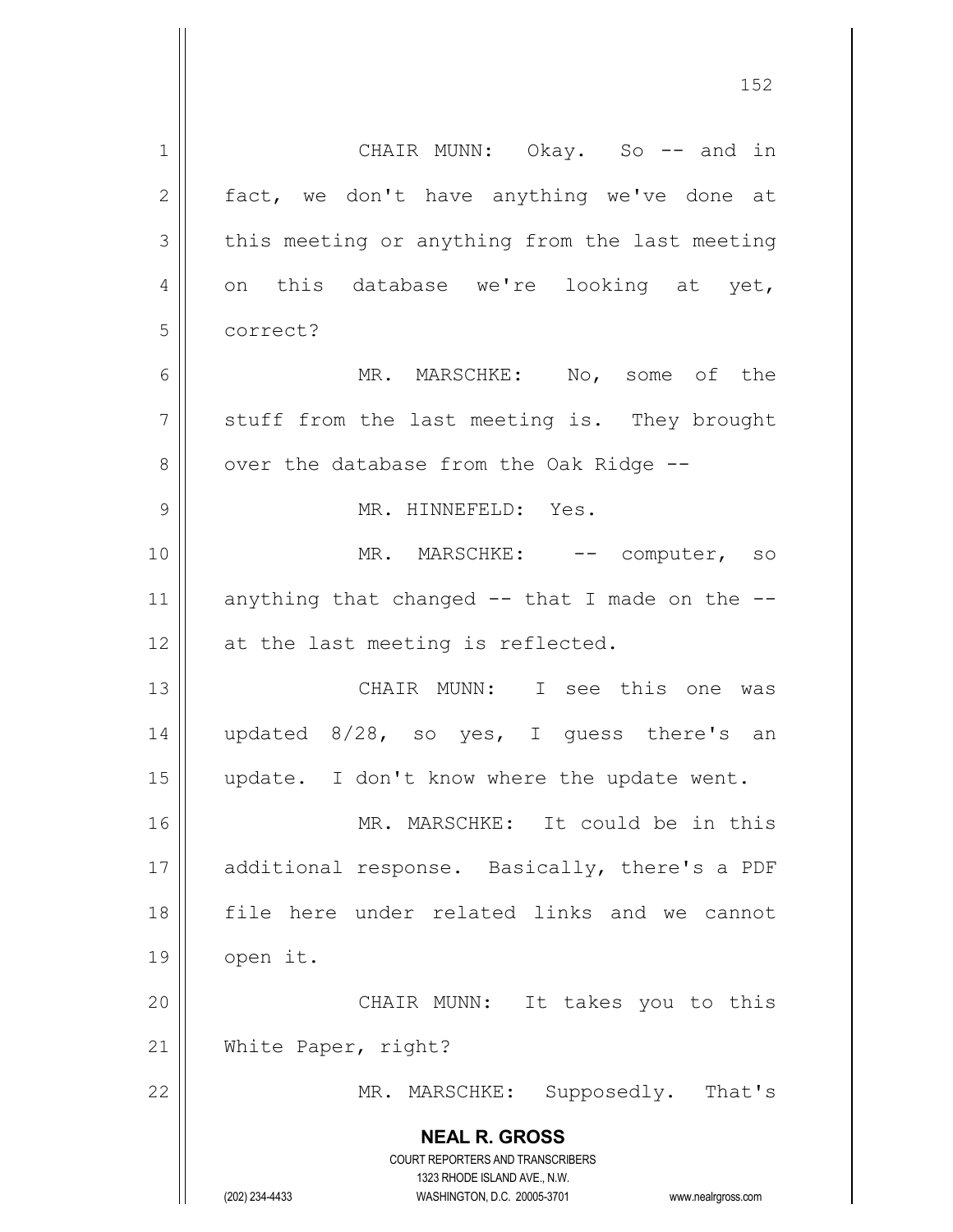CHAIR MUNN: Okay. So -- and in fact, we don't have anything we've done at this meeting or anything from the last meeting on this database we're looking at yet, correct?

MR. MARSCHKE: No, some of the stuff from the last meeting is. They brought over the database from the Oak Ridge --

MR. HINNEFELD: Yes.

MR. MARSCHKE: -- computer, so anything that changed -- that I made on the -- at the last meeting is reflected.

CHAIR MUNN: I see this one was updated 8/28, so yes, I guess there's an update. I don't know where the update went.

MR. MARSCHKE: It could be in this additional response. Basically, there's a PDF file here under related links and we cannot open it.

CHAIR MUNN: It takes you to this White Paper, right?

MR. MARSCHKE: Supposedly. That's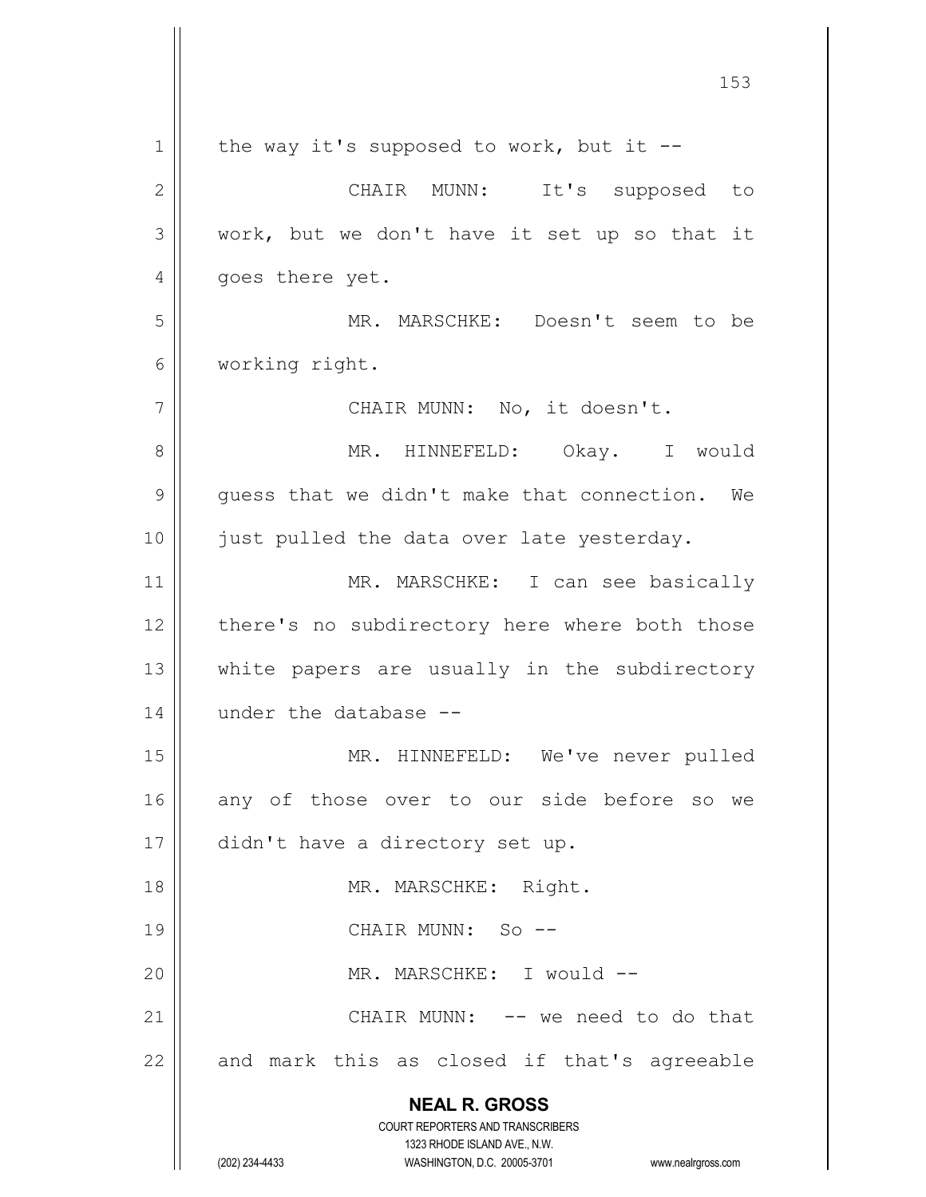the way it's supposed to work, but it --

CHAIR MUNN: It's supposed to work, but we don't have it set up so that it goes there yet.

MR. MARSCHKE: Doesn't seem to be working right.

CHAIR MUNN: No, it doesn't.

MR. HINNEFELD: Okay. I would guess that we didn't make that connection. We just pulled the data over late yesterday.

MR. MARSCHKE: I can see basically there's no subdirectory here where both those white papers are usually in the subdirectory under the database --

MR. HINNEFELD: We've never pulled any of those over to our side before so we didn't have a directory set up.

MR. MARSCHKE: Right.

CHAIR MUNN: So --

MR. MARSCHKE: I would --

CHAIR MUNN: -- we need to do that and mark this as closed if that's agreeable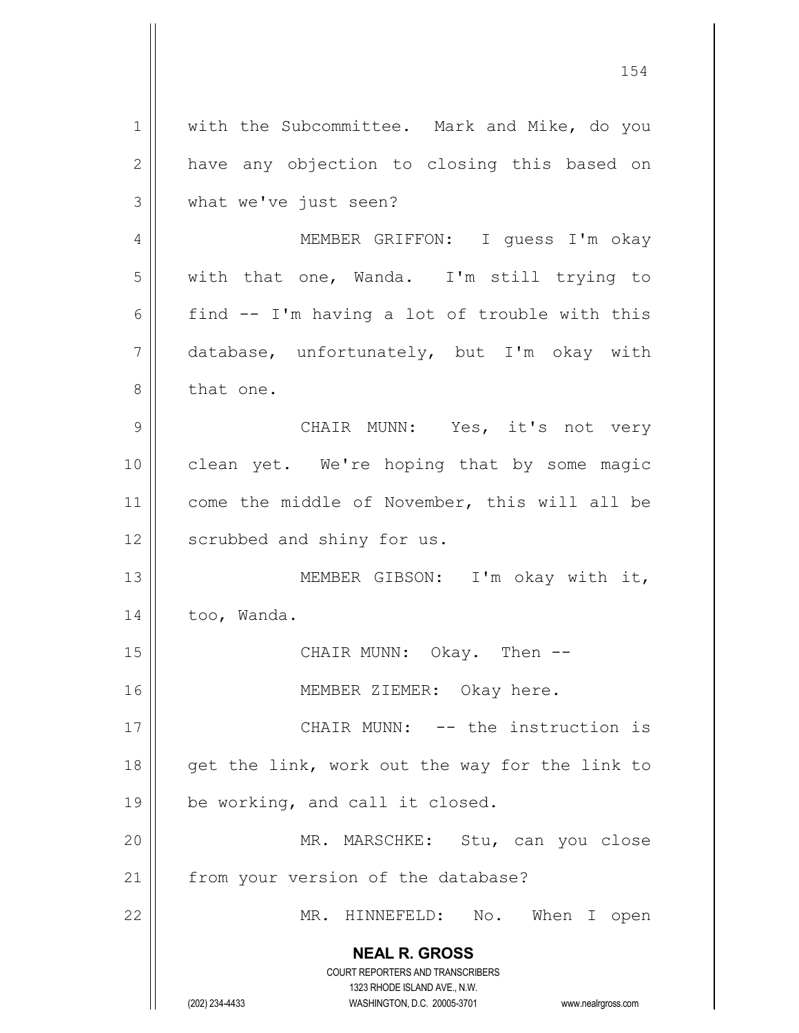with the Subcommittee. Mark and Mike, do you have any objection to closing this based on what we've just seen?

MEMBER GRIFFON: I guess I'm okay with that one, Wanda. I'm still trying to find -- I'm having a lot of trouble with this database, unfortunately, but I'm okay with that one.

CHAIR MUNN: Yes, it's not very clean yet. We're hoping that by some magic come the middle of November, this will all be scrubbed and shiny for us.

MEMBER GIBSON: I'm okay with it, too, Wanda.

CHAIR MUNN: Okay. Then --

MEMBER ZIEMER: Okay here.

CHAIR MUNN: -- the instruction is get the link, work out the way for the link to be working, and call it closed.

MR. MARSCHKE: Stu, can you close from your version of the database?

MR. HINNEFELD: No. When I open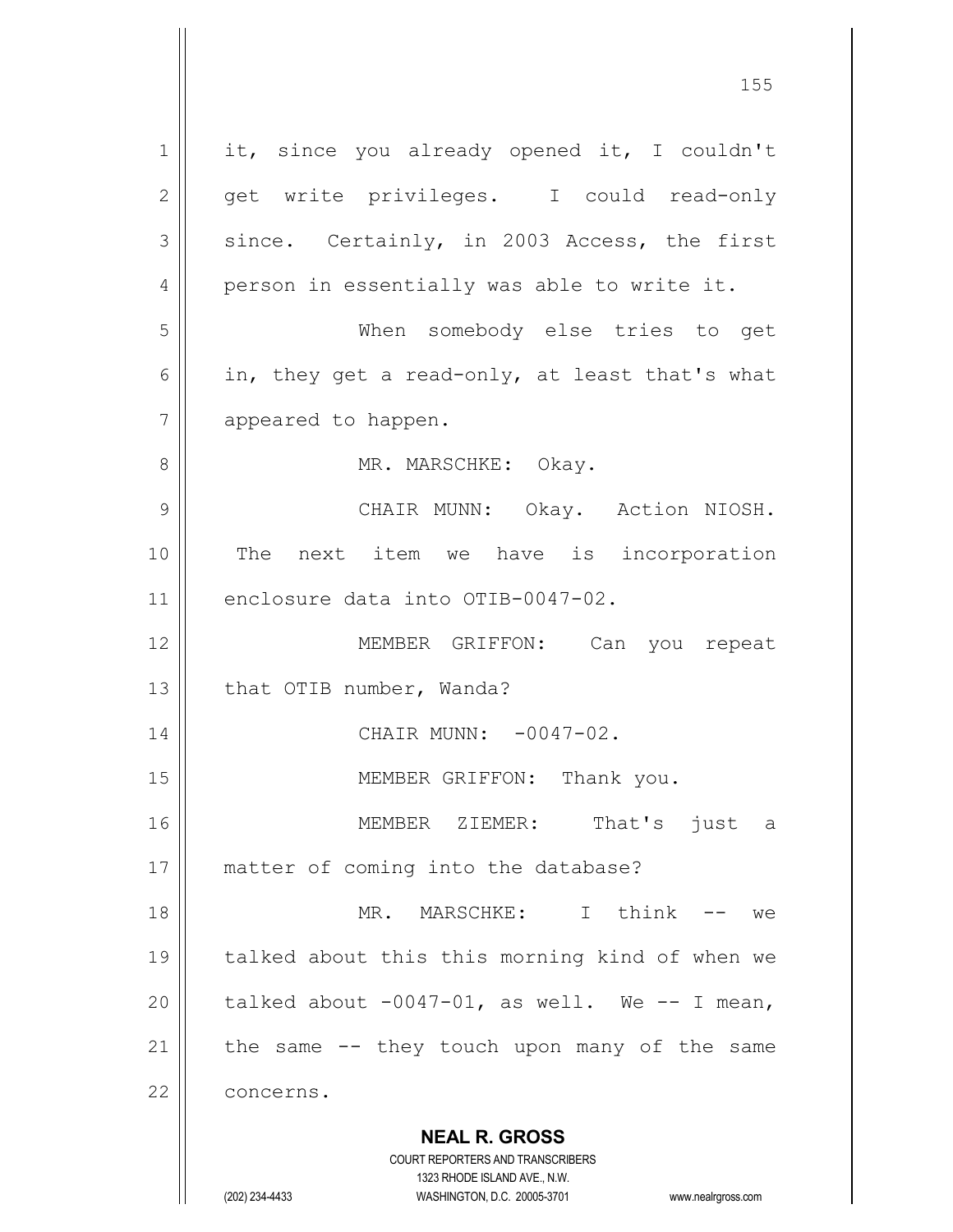it, since you already opened it, I couldn't get write privileges. I could read-only since. Certainly, in 2003 Access, the first person in essentially was able to write it.

When somebody else tries to get in, they get a read-only, at least that's what appeared to happen.

MR. MARSCHKE: Okay.

CHAIR MUNN: Okay. Action NIOSH. The next item we have is incorporation enclosure data into OTIB-0047-02.

MEMBER GRIFFON: Can you repeat that OTIB number, Wanda?

CHAIR MUNN: -0047-02.

MEMBER GRIFFON: Thank you.

MEMBER ZIEMER: That's just a matter of coming into the database?

MR. MARSCHKE: I think -- we talked about this this morning kind of when we talked about -0047-01, as well. We -- I mean, the same -- they touch upon many of the same concerns.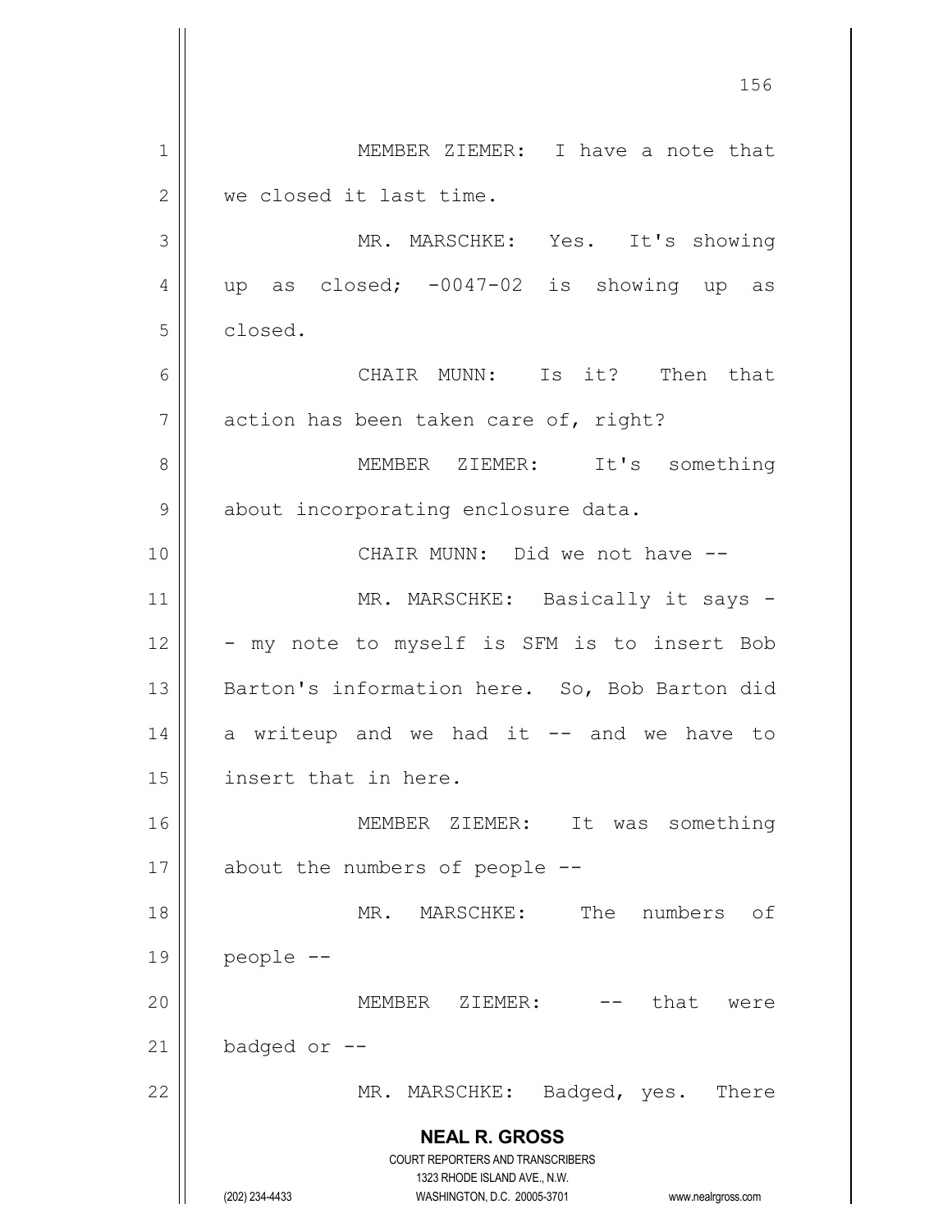MEMBER ZIEMER: I have a note that we closed it last time.

MR. MARSCHKE: Yes. It's showing up as closed; -0047-02 is showing up as closed.

CHAIR MUNN: Is it? Then that action has been taken care of, right?

MEMBER ZIEMER: It's something about incorporating enclosure data.

CHAIR MUNN: Did we not have --

MR. MARSCHKE: Basically it says -- my note to myself is SFM is to insert Bob Barton's information here. So, Bob Barton did a writeup and we had it -- and we have to insert that in here.

MEMBER ZIEMER: It was something about the numbers of people --

MR. MARSCHKE: The numbers of people --

MEMBER ZIEMER: -- that were badged or --

MR. MARSCHKE: Badged, yes. There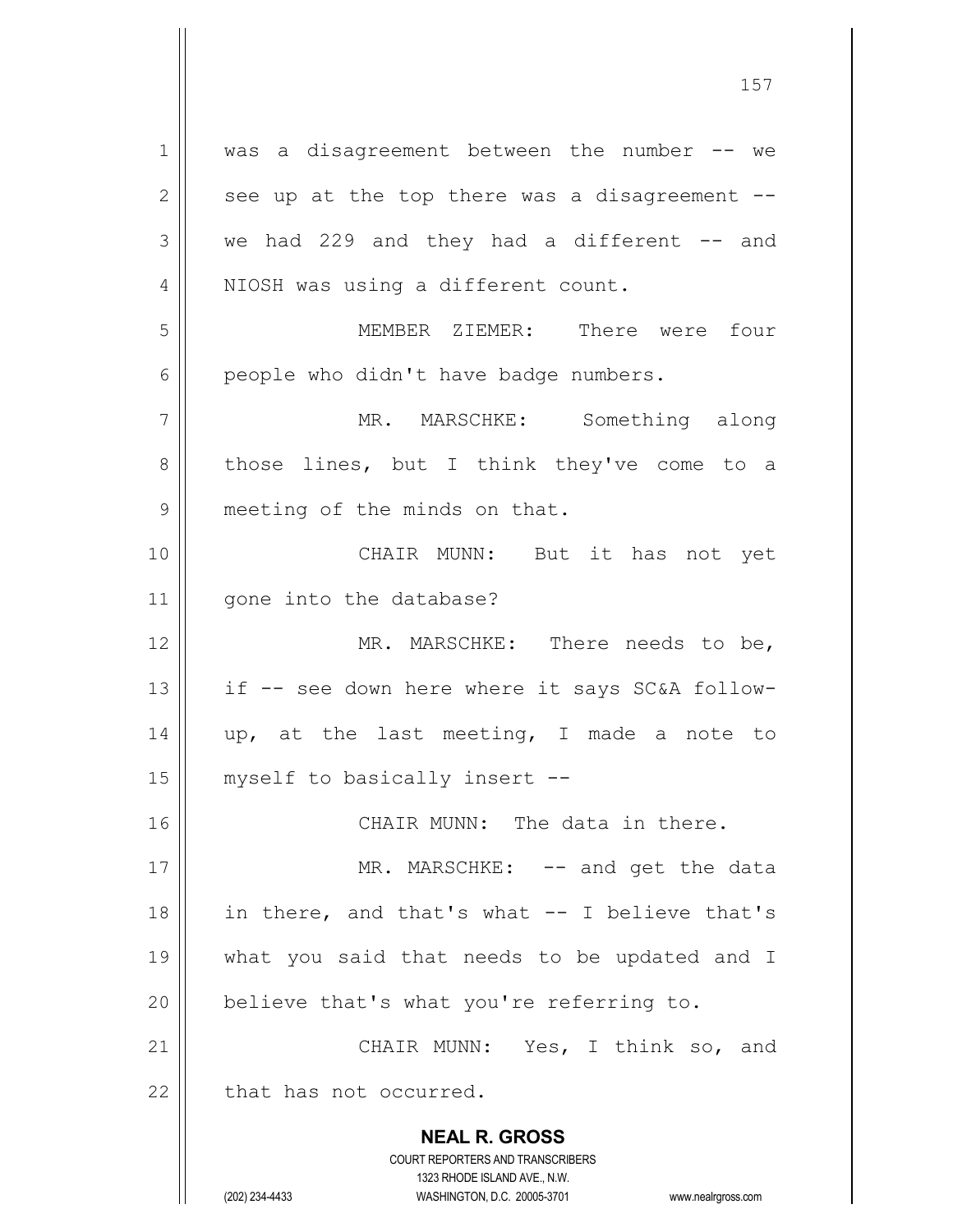was a disagreement between the number -- we see up at the top there was a disagreement -- we had 229 and they had a different -- and NIOSH was using a different count.

MEMBER ZIEMER: There were four people who didn't have badge numbers.

MR. MARSCHKE: Something along those lines, but I think they've come to a meeting of the minds on that.

CHAIR MUNN: But it has not yet gone into the database?

MR. MARSCHKE: There needs to be, if -- see down here where it says SC&A follow-up, at the last meeting, I made a note to myself to basically insert --

CHAIR MUNN: The data in there.

MR. MARSCHKE: -- and get the data in there, and that's what -- I believe that's what you said that needs to be updated and I believe that's what you're referring to.

CHAIR MUNN: Yes, I think so, and that has not occurred.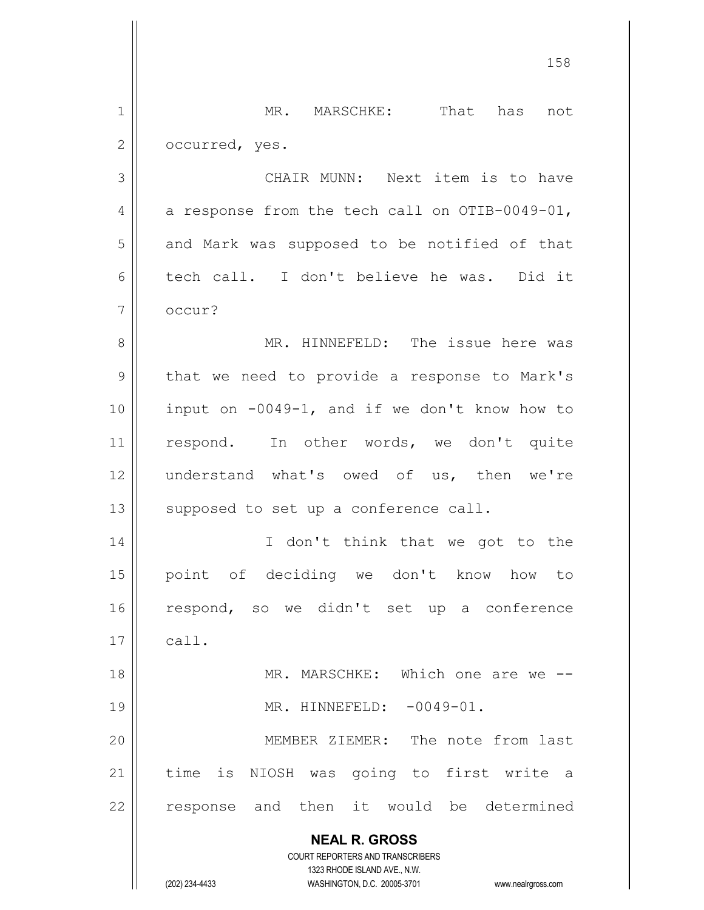MR. MARSCHKE: That has not occurred, yes.

CHAIR MUNN: Next item is to have a response from the tech call on OTIB-0049-01, and Mark was supposed to be notified of that tech call. I don't believe he was. Did it occur?

MR. HINNEFELD: The issue here was that we need to provide a response to Mark's input on -0049-1, and if we don't know how to respond. In other words, we don't quite understand what's owed of us, then we're supposed to set up a conference call.

I don't think that we got to the point of deciding we don't know how to respond, so we didn't set up a conference call.

MR. MARSCHKE: Which one are we --

MR. HINNEFELD: -0049-01.

MEMBER ZIEMER: The note from last time is NIOSH was going to first write a response and then it would be determined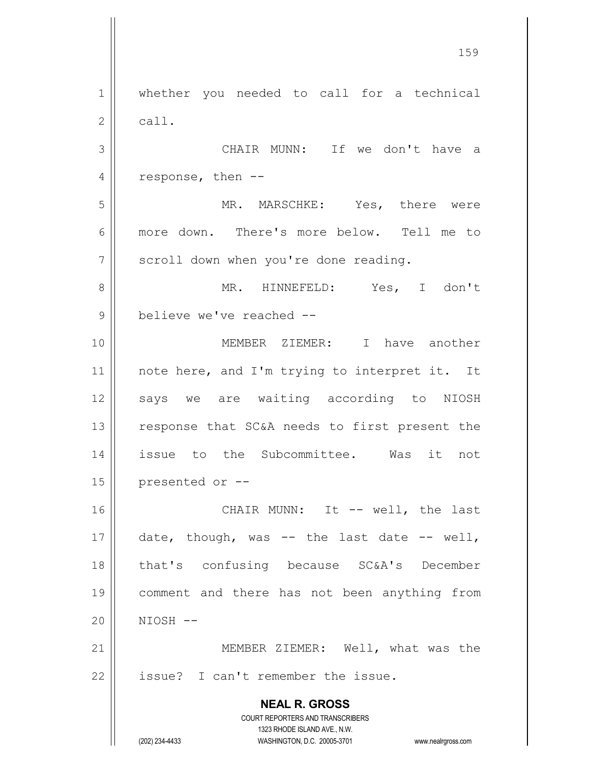whether you needed to call for a technical call.

CHAIR MUNN: If we don't have a response, then --

MR. MARSCHKE: Yes, there were more down. There's more below. Tell me to scroll down when you're done reading.

MR. HINNEFELD: Yes, I don't believe we've reached --

MEMBER ZIEMER: I have another note here, and I'm trying to interpret it. It says we are waiting according to NIOSH response that SC&A needs to first present the issue to the Subcommittee. Was it not presented or --

CHAIR MUNN: It -- well, the last date, though, was -- the last date -- well, that's confusing because SC&A's December comment and there has not been anything from NIOSH --

MEMBER ZIEMER: Well, what was the issue? I can't remember the issue.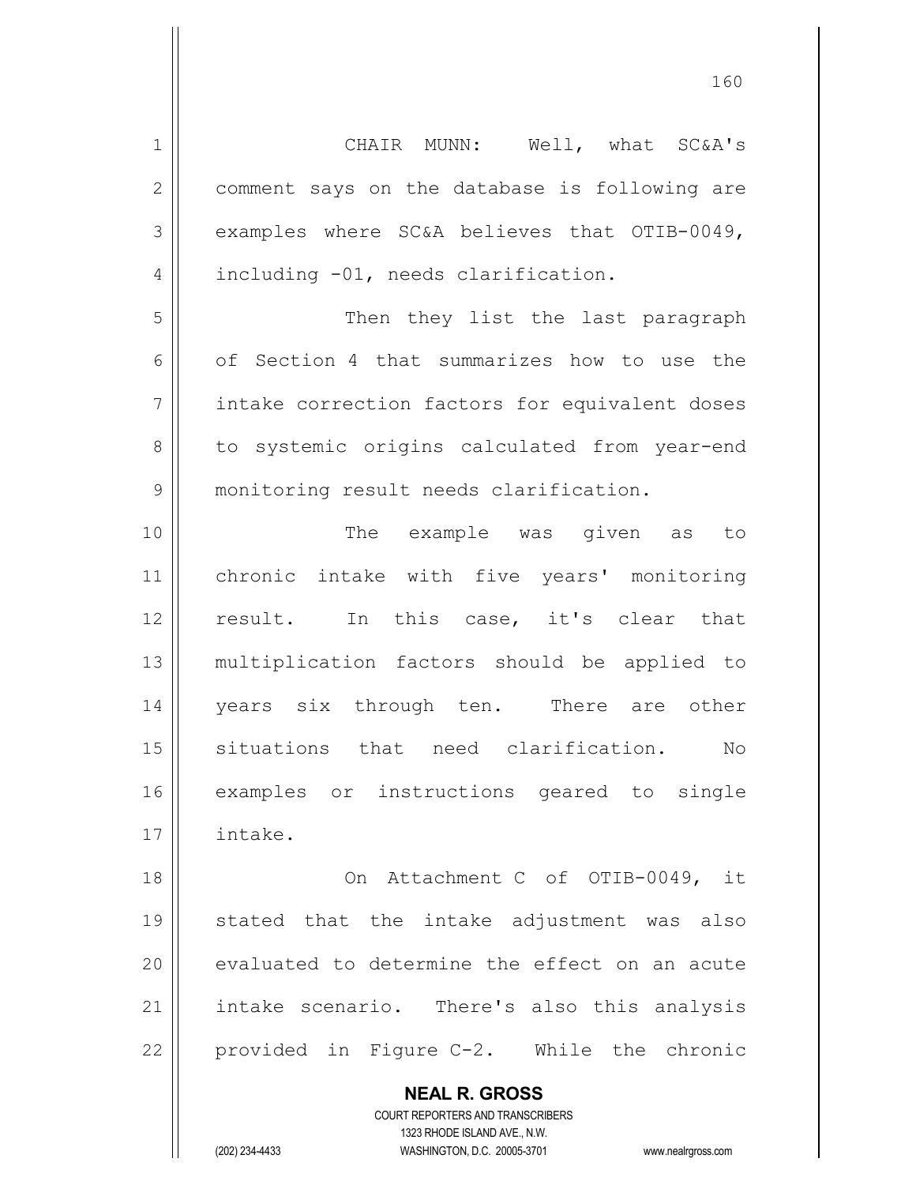CHAIR MUNN: Well, what SC&A's comment says on the database is following are examples where SC&A believes that OTIB-0049, including -01, needs clarification.

Then they list the last paragraph of Section 4 that summarizes how to use the intake correction factors for equivalent doses to systemic origins calculated from year-end monitoring result needs clarification.

The example was given as to chronic intake with five years' monitoring result. In this case, it's clear that multiplication factors should be applied to years six through ten. There are other situations that need clarification. No examples or instructions geared to single intake.

On Attachment C of OTIB-0049, it stated that the intake adjustment was also evaluated to determine the effect on an acute intake scenario. There's also this analysis provided in Figure C-2. While the chronic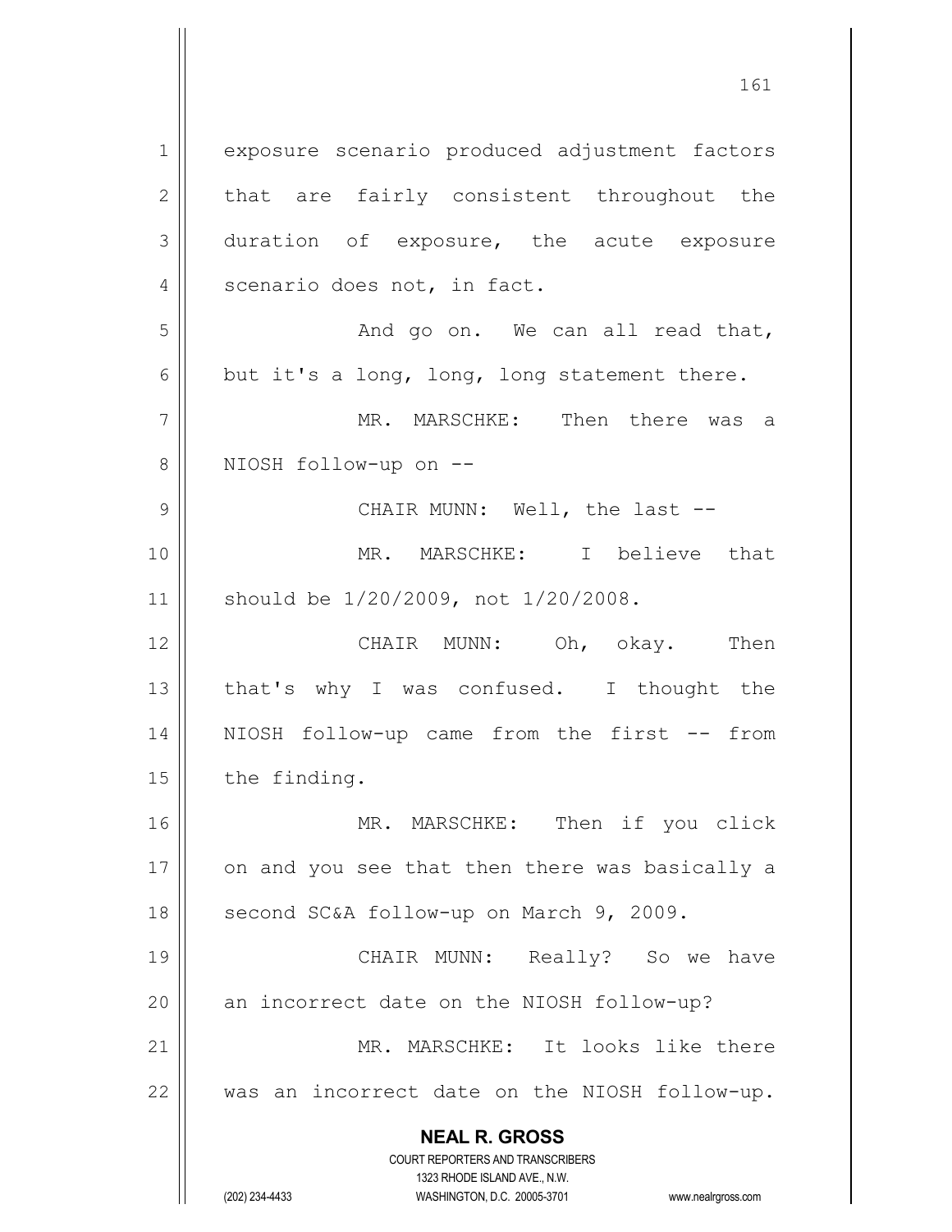exposure scenario produced adjustment factors that are fairly consistent throughout the duration of exposure, the acute exposure scenario does not, in fact.

And go on. We can all read that, but it's a long, long, long statement there.

MR. MARSCHKE: Then there was a NIOSH follow-up on --

CHAIR MUNN: Well, the last --

MR. MARSCHKE: I believe that should be 1/20/2009, not 1/20/2008.

CHAIR MUNN: Oh, okay. Then that's why I was confused. I thought the NIOSH follow-up came from the first -- from the finding.

MR. MARSCHKE: Then if you click on and you see that then there was basically a second SC&A follow-up on March 9, 2009.

CHAIR MUNN: Really? So we have an incorrect date on the NIOSH follow-up?

MR. MARSCHKE: It looks like there was an incorrect date on the NIOSH follow-up.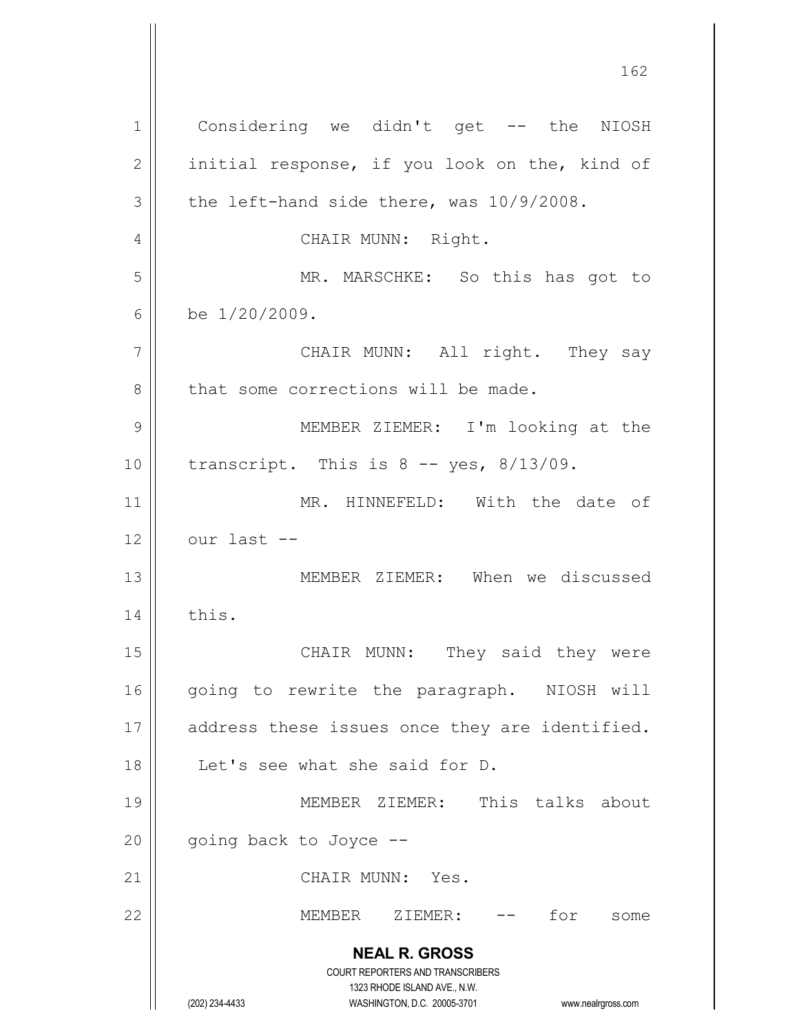Considering we didn't get -- the NIOSH initial response, if you look on the, kind of the left-hand side there, was 10/9/2008.

CHAIR MUNN: Right.

MR. MARSCHKE: So this has got to be 1/20/2009.

CHAIR MUNN: All right. They say that some corrections will be made.

MEMBER ZIEMER: I'm looking at the transcript. This is 8 -- yes, 8/13/09.

MR. HINNEFELD: With the date of our last --

MEMBER ZIEMER: When we discussed this.

CHAIR MUNN: They said they were going to rewrite the paragraph. NIOSH will address these issues once they are identified. Let's see what she said for D.

MEMBER ZIEMER: This talks about going back to Joyce --

CHAIR MUNN: Yes.

MEMBER ZIEMER: -- for some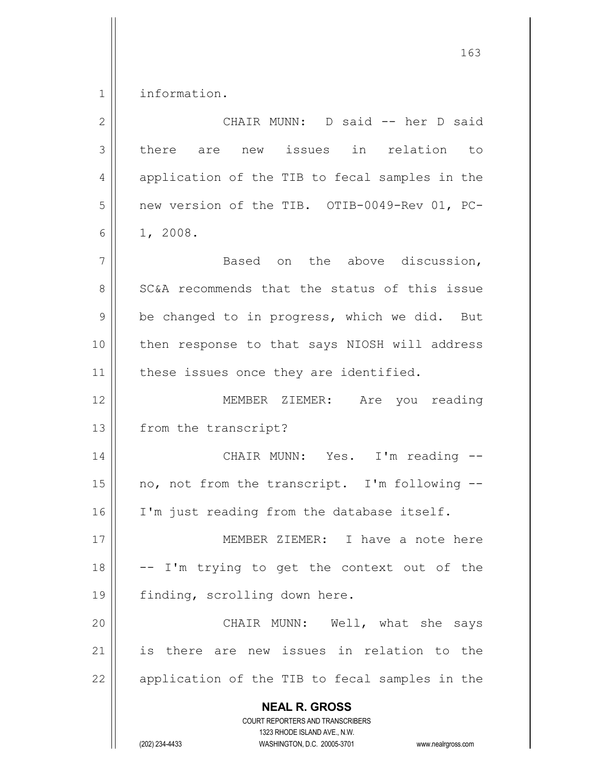information.

CHAIR MUNN: D said -- her D said there are new issues in relation to application of the TIB to fecal samples in the new version of the TIB. OTIB-0049-Rev 01, PC-1, 2008.

Based on the above discussion, SC&A recommends that the status of this issue be changed to in progress, which we did. But then response to that says NIOSH will address these issues once they are identified.

MEMBER ZIEMER: Are you reading from the transcript?

CHAIR MUNN: Yes. I'm reading -- no, not from the transcript. I'm following -- I'm just reading from the database itself.

MEMBER ZIEMER: I have a note here -- I'm trying to get the context out of the finding, scrolling down here.

CHAIR MUNN: Well, what she says is there are new issues in relation to the application of the TIB to fecal samples in the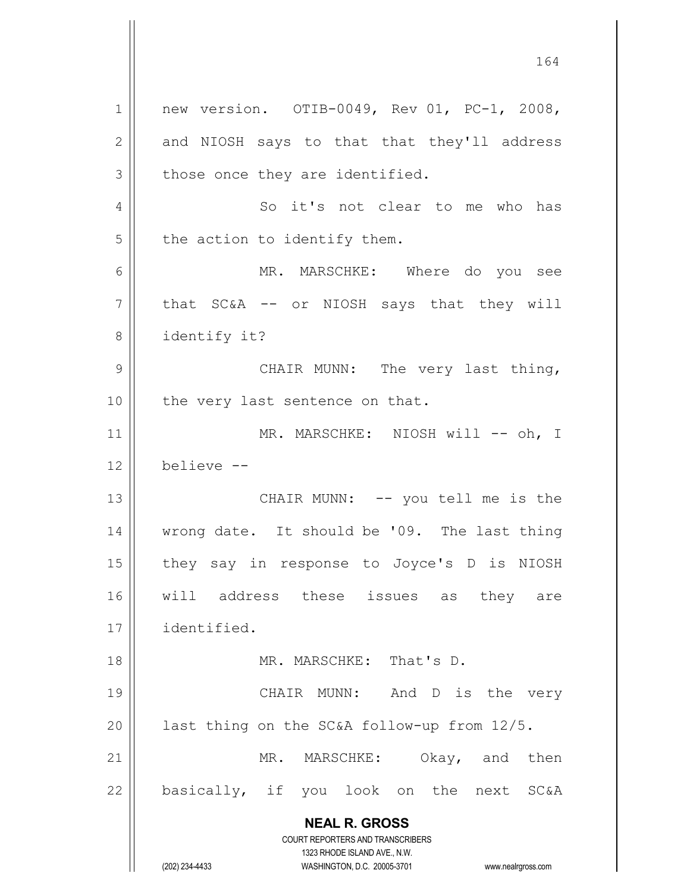new version. OTIB-0049, Rev 01, PC-1, 2008, and NIOSH says to that that they'll address those once they are identified.

So it's not clear to me who has the action to identify them.

MR. MARSCHKE: Where do you see that SC&A -- or NIOSH says that they will identify it?

CHAIR MUNN: The very last thing, the very last sentence on that.

MR. MARSCHKE: NIOSH will -- oh, I believe --

CHAIR MUNN: -- you tell me is the wrong date. It should be '09. The last thing they say in response to Joyce's D is NIOSH will address these issues as they are identified.

MR. MARSCHKE: That's D.

CHAIR MUNN: And D is the very last thing on the SC&A follow-up from 12/5.

MR. MARSCHKE: Okay, and then basically, if you look on the next SC&A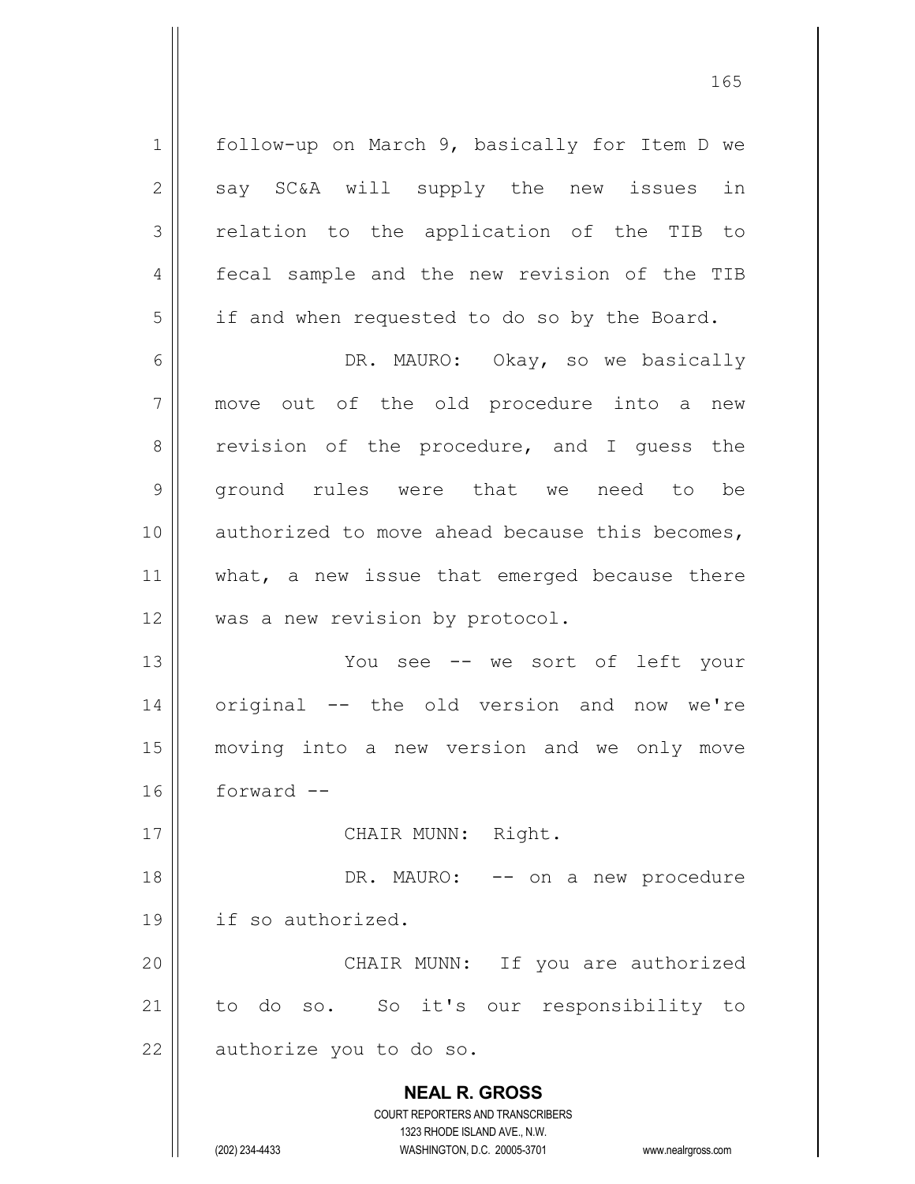follow-up on March 9, basically for Item D we say SC&A will supply the new issues in relation to the application of the TIB to fecal sample and the new revision of the TIB if and when requested to do so by the Board.

DR. MAURO: Okay, so we basically move out of the old procedure into a new revision of the procedure, and I guess the ground rules were that we need to be authorized to move ahead because this becomes, what, a new issue that emerged because there was a new revision by protocol.

You see -- we sort of left your original -- the old version and now we're moving into a new version and we only move forward --

CHAIR MUNN: Right.

DR. MAURO: -- on a new procedure if so authorized.

CHAIR MUNN: If you are authorized to do so. So it's our responsibility to authorize you to do so.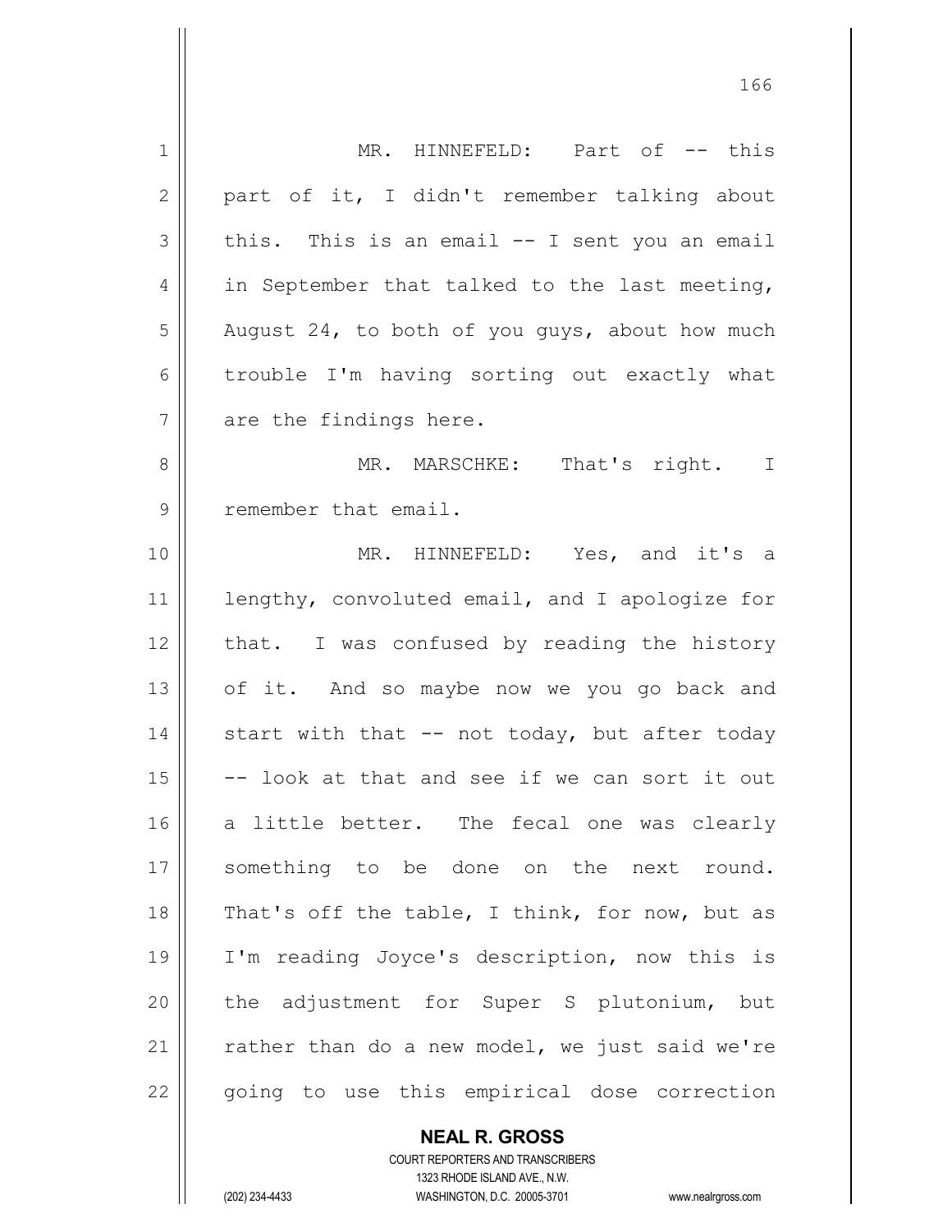MR. HINNEFELD: Part of -- this part of it, I didn't remember talking about this. This is an email -- I sent you an email in September that talked to the last meeting, August 24, to both of you guys, about how much trouble I'm having sorting out exactly what are the findings here.

MR. MARSCHKE: That's right. I remember that email.

MR. HINNEFELD: Yes, and it's a lengthy, convoluted email, and I apologize for that. I was confused by reading the history of it. And so maybe now we you go back and start with that -- not today, but after today -- look at that and see if we can sort it out a little better. The fecal one was clearly something to be done on the next round. That's off the table, I think, for now, but as I'm reading Joyce's description, now this is the adjustment for Super S plutonium, but rather than do a new model, we just said we're going to use this empirical dose correction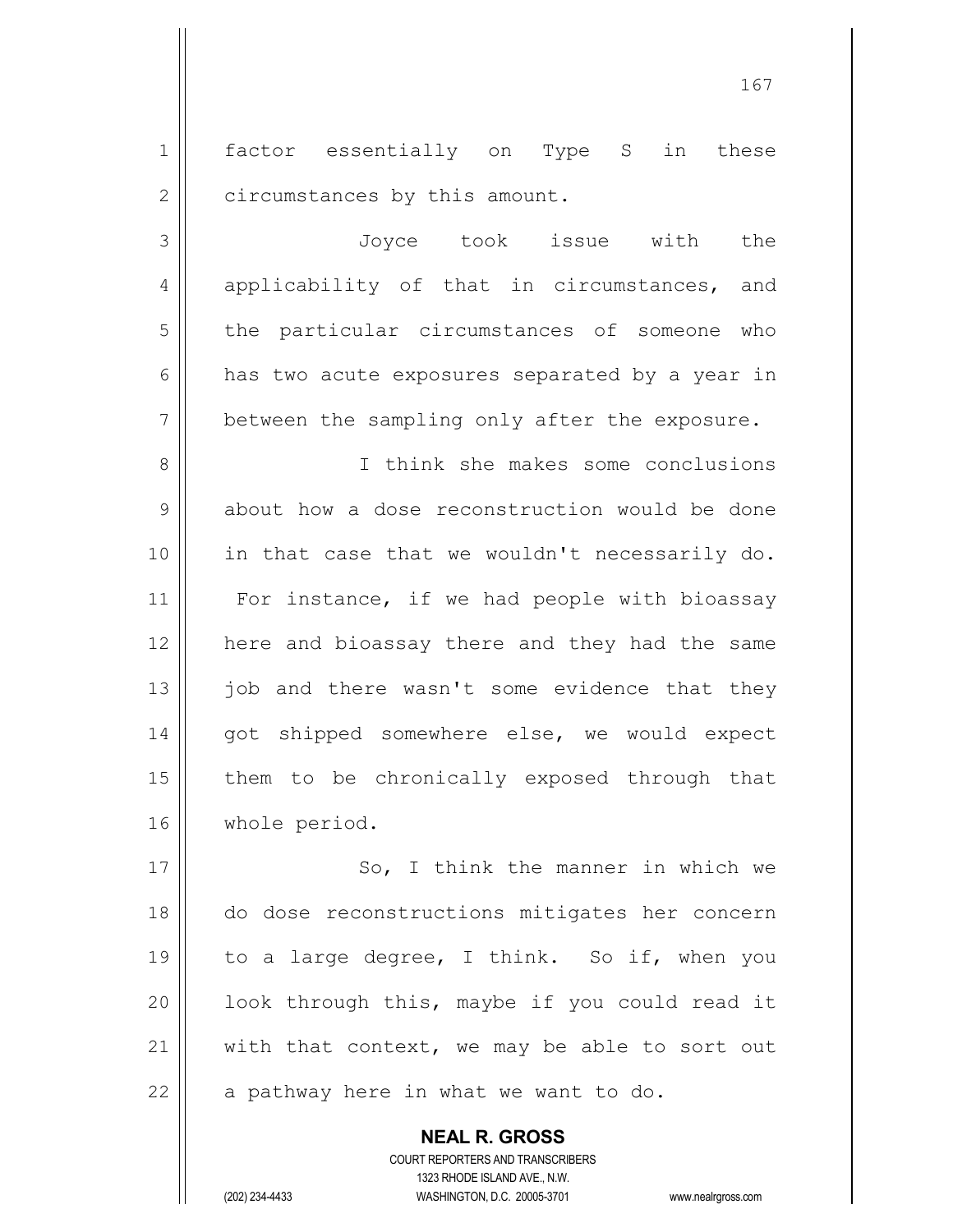factor essentially on Type S in these circumstances by this amount.

Joyce took issue with the applicability of that in circumstances, and the particular circumstances of someone who has two acute exposures separated by a year in between the sampling only after the exposure.

I think she makes some conclusions about how a dose reconstruction would be done in that case that we wouldn't necessarily do. For instance, if we had people with bioassay here and bioassay there and they had the same job and there wasn't some evidence that they got shipped somewhere else, we would expect them to be chronically exposed through that whole period.

So, I think the manner in which we do dose reconstructions mitigates her concern to a large degree, I think. So if, when you look through this, maybe if you could read it with that context, we may be able to sort out a pathway here in what we want to do.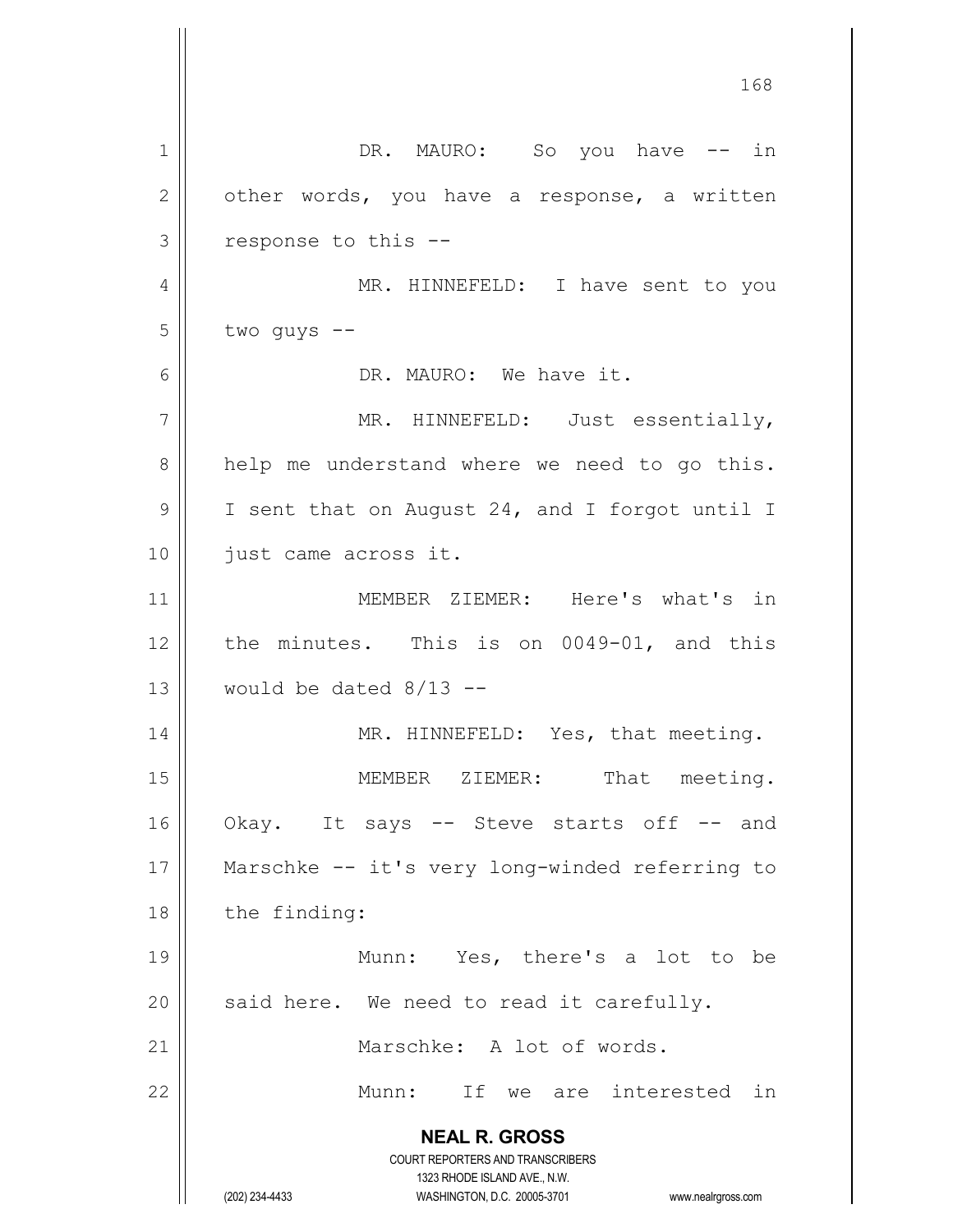DR. MAURO: So you have -- in other words, you have a response, a written response to this --

MR. HINNEFELD: I have sent to you two guys --

DR. MAURO: We have it.

MR. HINNEFELD: Just essentially, help me understand where we need to go this. I sent that on August 24, and I forgot until I just came across it.

MEMBER ZIEMER: Here's what's in the minutes. This is on 0049-01, and this would be dated 8/13 --

MR. HINNEFELD: Yes, that meeting.

MEMBER ZIEMER: That meeting. Okay. It says -- Steve starts off -- and Marschke -- it's very long-winded referring to the finding:

Munn: Yes, there's a lot to be said here. We need to read it carefully.

Marschke: A lot of words.

Munn: If we are interested in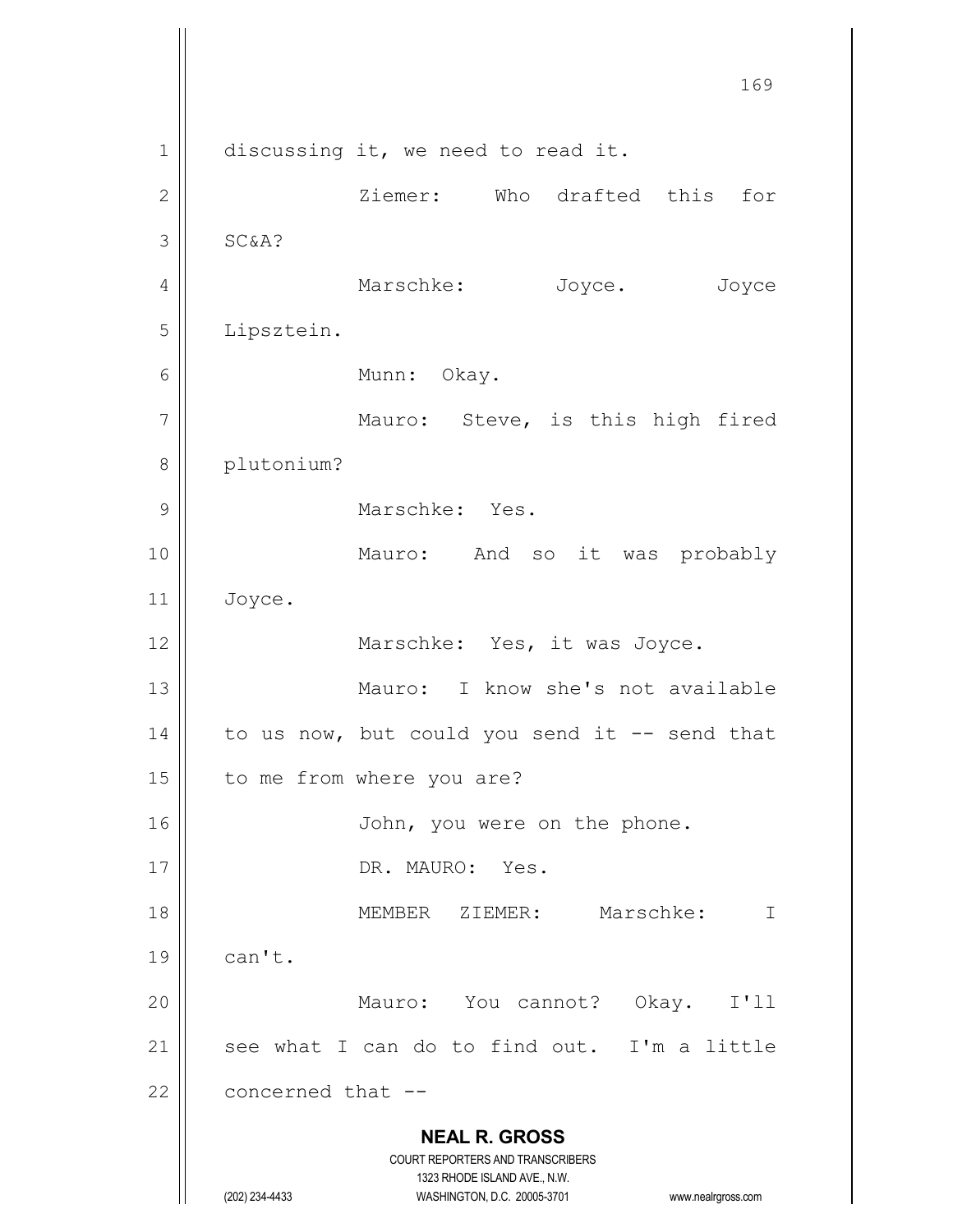discussing it, we need to read it.

Ziemer: Who drafted this for SC&A?

Marschke: Joyce. Joyce Lipsztein.

Munn: Okay.

Mauro: Steve, is this high fired plutonium?

Marschke: Yes.

Mauro: And so it was probably Joyce.

Marschke: Yes, it was Joyce.

Mauro: I know she's not available to us now, but could you send it -- send that to me from where you are?

John, you were on the phone.

DR. MAURO: Yes.

MEMBER ZIEMER: Marschke: I can't.

Mauro: You cannot? Okay. I'll see what I can do to find out. I'm a little concerned that --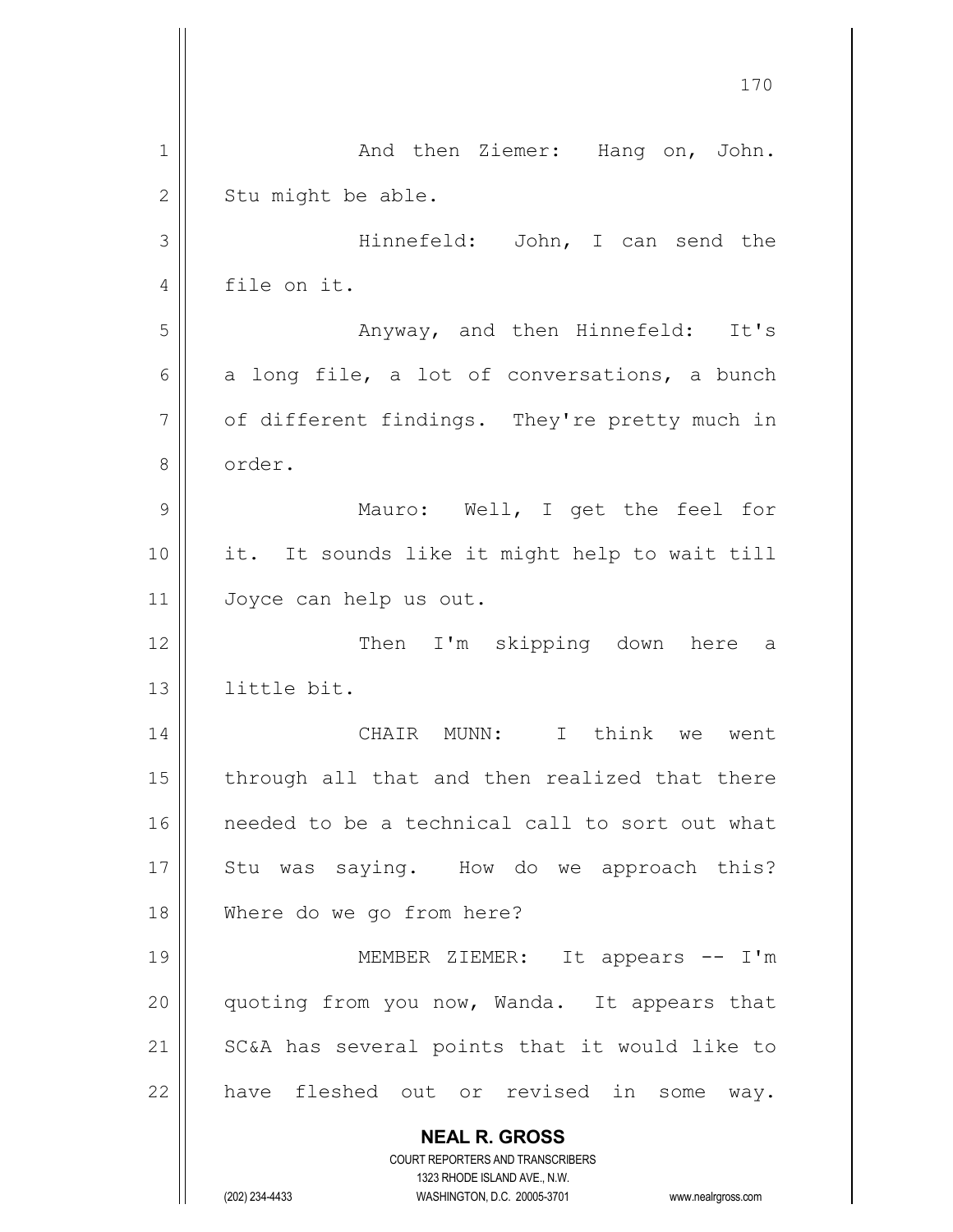And then Ziemer: Hang on, John. Stu might be able.

Hinnefeld: John, I can send the file on it.

Anyway, and then Hinnefeld: It's a long file, a lot of conversations, a bunch of different findings. They're pretty much in order.

Mauro: Well, I get the feel for it. It sounds like it might help to wait till Joyce can help us out.

Then I'm skipping down here a little bit.

CHAIR MUNN: I think we went through all that and then realized that there needed to be a technical call to sort out what Stu was saying. How do we approach this? Where do we go from here?

MEMBER ZIEMER: It appears -- I'm quoting from you now, Wanda. It appears that SC&A has several points that it would like to have fleshed out or revised in some way.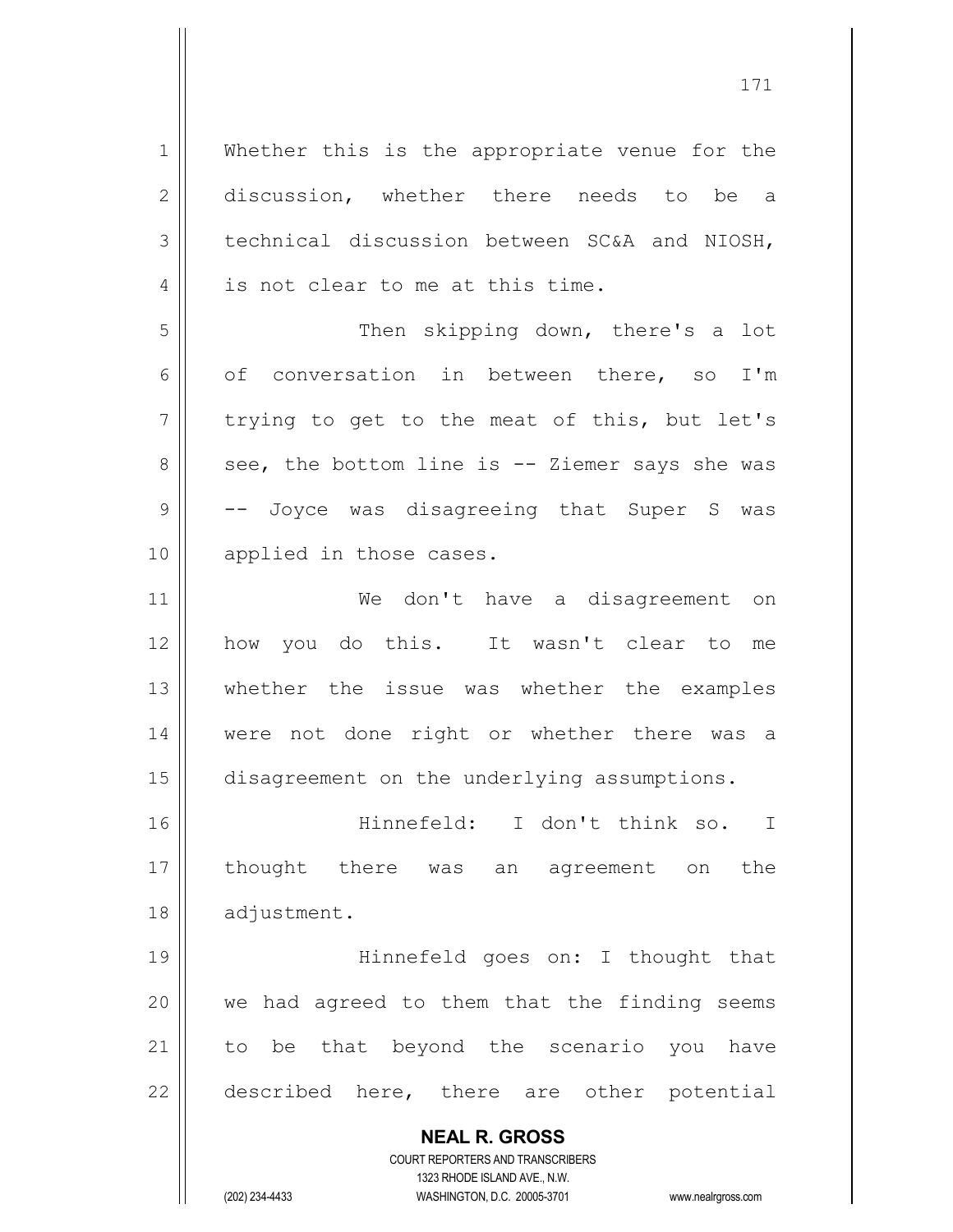Whether this is the appropriate venue for the discussion, whether there needs to be a technical discussion between SC&A and NIOSH, is not clear to me at this time.

Then skipping down, there's a lot of conversation in between there, so I'm trying to get to the meat of this, but let's see, the bottom line is -- Ziemer says she was -- Joyce was disagreeing that Super S was applied in those cases.

We don't have a disagreement on how you do this. It wasn't clear to me whether the issue was whether the examples were not done right or whether there was a disagreement on the underlying assumptions.

Hinnefeld: I don't think so. I thought there was an agreement on the adjustment.

Hinnefeld goes on: I thought that we had agreed to them that the finding seems to be that beyond the scenario you have described here, there are other potential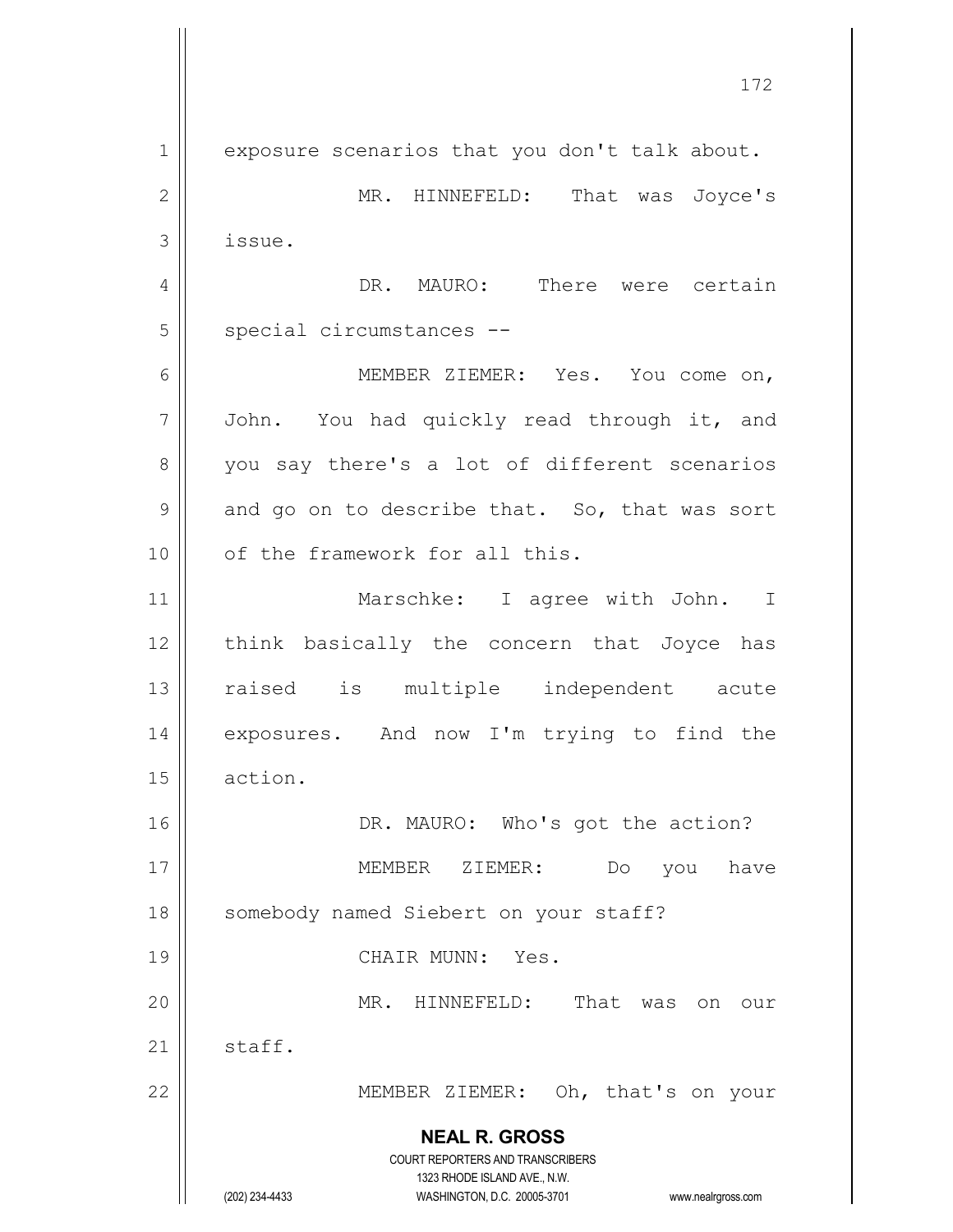exposure scenarios that you don't talk about.

MR. HINNEFELD: That was Joyce's issue.

DR. MAURO: There were certain special circumstances --

MEMBER ZIEMER: Yes. You come on, John. You had quickly read through it, and you say there's a lot of different scenarios and go on to describe that. So, that was sort of the framework for all this.

Marschke: I agree with John. I think basically the concern that Joyce has raised is multiple independent acute exposures. And now I'm trying to find the action.

DR. MAURO: Who's got the action?

MEMBER ZIEMER: Do you have somebody named Siebert on your staff?

CHAIR MUNN: Yes.

MR. HINNEFELD: That was on our staff.

MEMBER ZIEMER: Oh, that's on your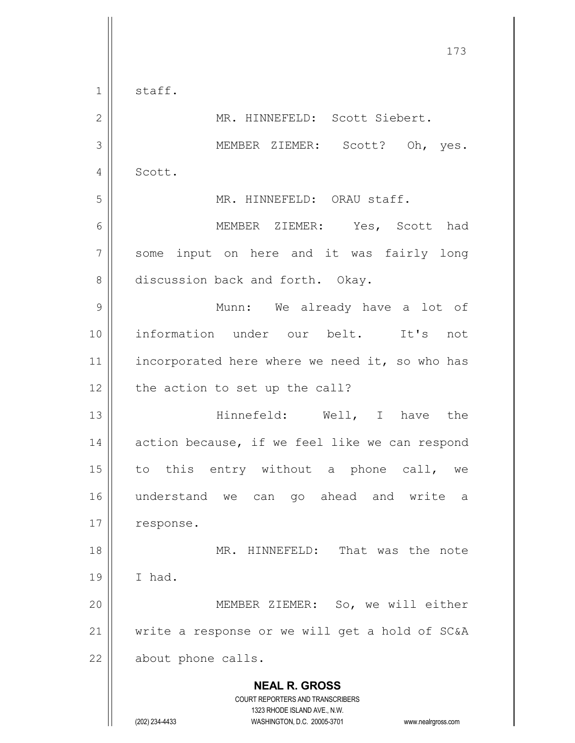staff.

MR. HINNEFELD: Scott Siebert.

MEMBER ZIEMER: Scott? Oh, yes. Scott.

MR. HINNEFELD: ORAU staff.

MEMBER ZIEMER: Yes, Scott had some input on here and it was fairly long discussion back and forth. Okay.

Munn: We already have a lot of information under our belt. It's not incorporated here where we need it, so who has the action to set up the call?

Hinnefeld: Well, I have the action because, if we feel like we can respond to this entry without a phone call, we understand we can go ahead and write a response.

MR. HINNEFELD: That was the note I had.

MEMBER ZIEMER: So, we will either write a response or we will get a hold of SC&A about phone calls.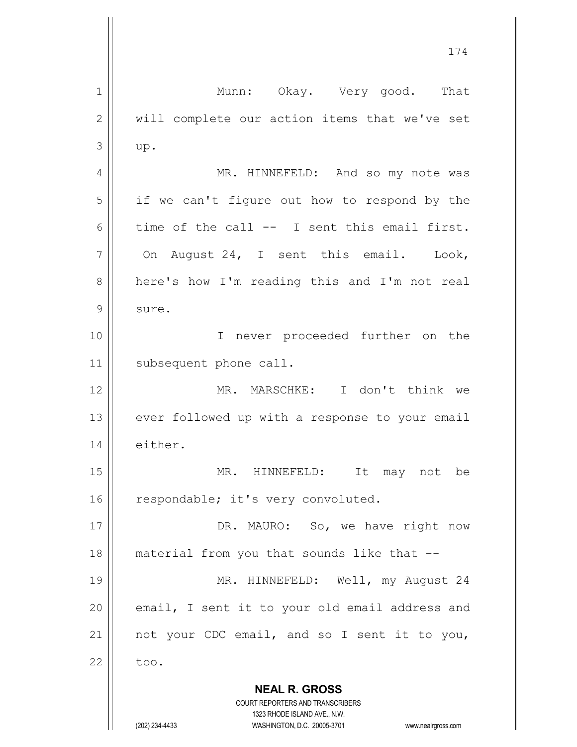Munn: Okay. Very good. That will complete our action items that we've set up.

MR. HINNEFELD: And so my note was if we can't figure out how to respond by the time of the call -- I sent this email first. On August 24, I sent this email. Look, here's how I'm reading this and I'm not real sure.

I never proceeded further on the subsequent phone call.

MR. MARSCHKE: I don't think we ever followed up with a response to your email either.

MR. HINNEFELD: It may not be respondable; it's very convoluted.

DR. MAURO: So, we have right now material from you that sounds like that --

MR. HINNEFELD: Well, my August 24 email, I sent it to your old email address and not your CDC email, and so I sent it to you, too.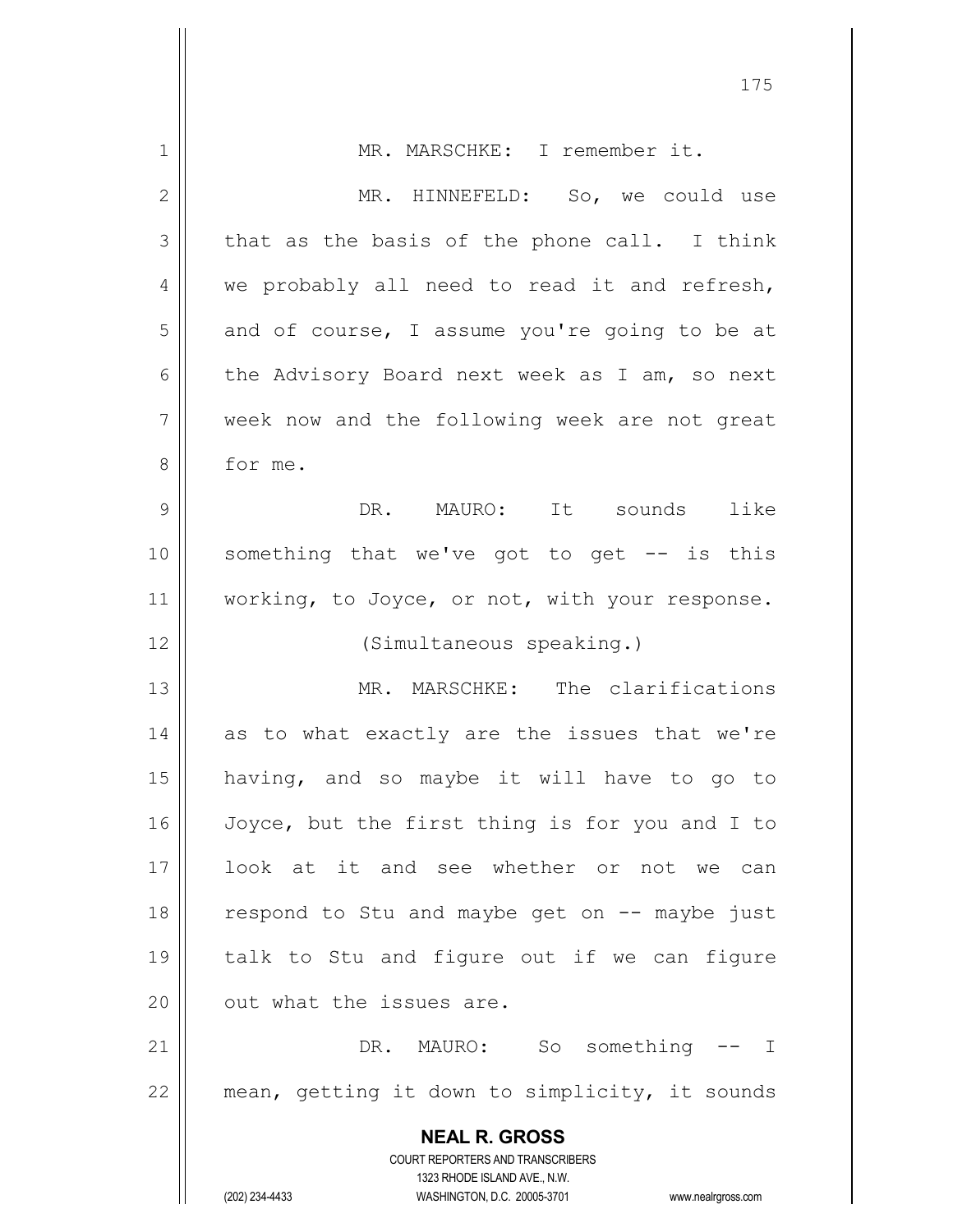MR. MARSCHKE: I remember it.

MR. HINNEFELD: So, we could use that as the basis of the phone call. I think we probably all need to read it and refresh, and of course, I assume you're going to be at the Advisory Board next week as I am, so next week now and the following week are not great for me.

DR. MAURO: It sounds like something that we've got to get -- is this working, to Joyce, or not, with your response.

(Simultaneous speaking.)

MR. MARSCHKE: The clarifications as to what exactly are the issues that we're having, and so maybe it will have to go to Joyce, but the first thing is for you and I to look at it and see whether or not we can respond to Stu and maybe get on -- maybe just talk to Stu and figure out if we can figure out what the issues are.

DR. MAURO: So something -- I mean, getting it down to simplicity, it sounds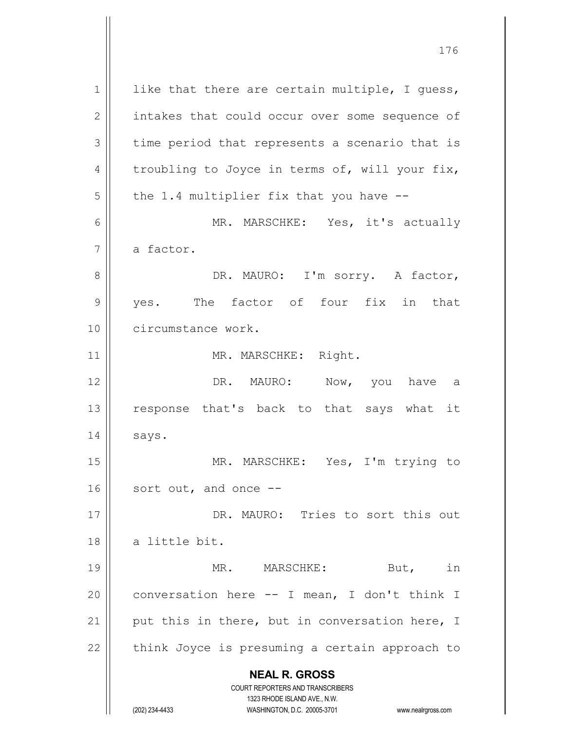like that there are certain multiple, I guess, intakes that could occur over some sequence of time period that represents a scenario that is troubling to Joyce in terms of, will your fix, the 1.4 multiplier fix that you have --

MR. MARSCHKE: Yes, it's actually a factor.

DR. MAURO: I'm sorry. A factor, yes. The factor of four fix in that circumstance work.

MR. MARSCHKE: Right.

DR. MAURO: Now, you have a response that's back to that says what it says.

MR. MARSCHKE: Yes, I'm trying to sort out, and once --

DR. MAURO: Tries to sort this out a little bit.

MR. MARSCHKE: But, in conversation here -- I mean, I don't think I put this in there, but in conversation here, I think Joyce is presuming a certain approach to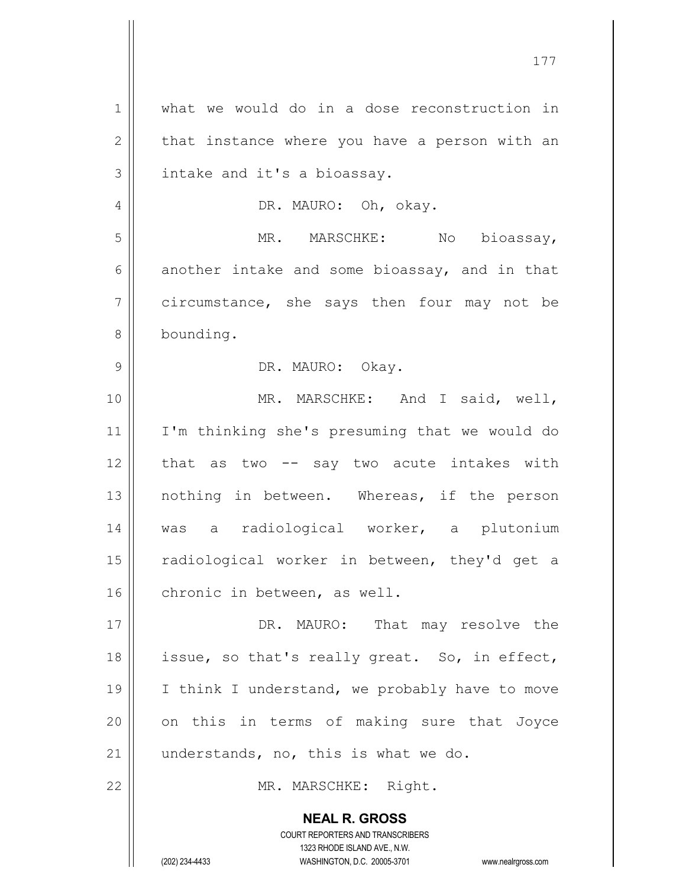what we would do in a dose reconstruction in that instance where you have a person with an intake and it's a bioassay.

DR. MAURO: Oh, okay.

MR. MARSCHKE: No bioassay, another intake and some bioassay, and in that circumstance, she says then four may not be bounding.

DR. MAURO: Okay.

MR. MARSCHKE: And I said, well, I'm thinking she's presuming that we would do that as two -- say two acute intakes with nothing in between. Whereas, if the person was a radiological worker, a plutonium radiological worker in between, they'd get a chronic in between, as well.

DR. MAURO: That may resolve the issue, so that's really great. So, in effect, I think I understand, we probably have to move on this in terms of making sure that Joyce understands, no, this is what we do.

MR. MARSCHKE: Right.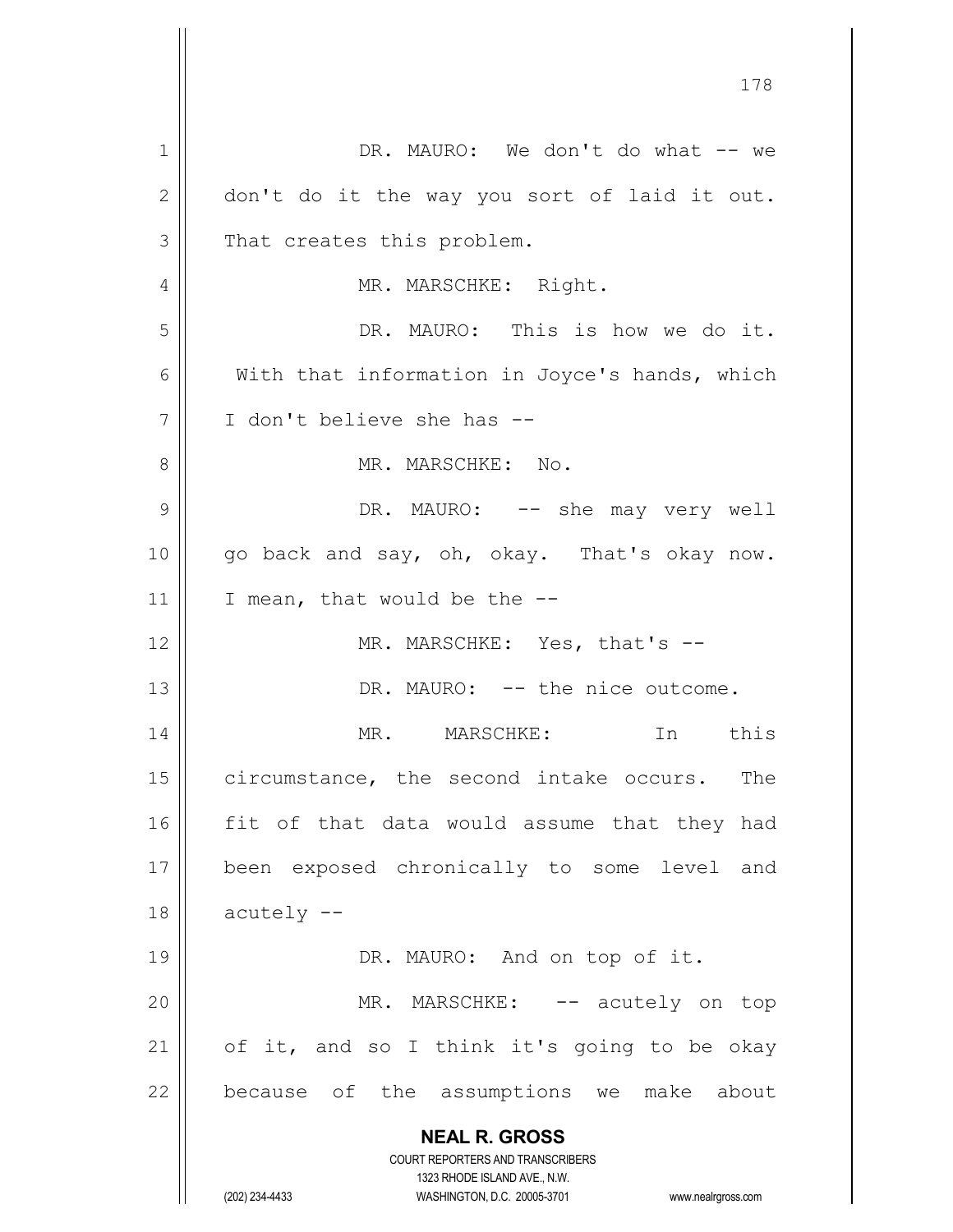DR. MAURO: We don't do what -- we don't do it the way you sort of laid it out. That creates this problem.

MR. MARSCHKE: Right.

DR. MAURO: This is how we do it. With that information in Joyce's hands, which I don't believe she has --

MR. MARSCHKE: No.

DR. MAURO: -- she may very well go back and say, oh, okay. That's okay now. I mean, that would be the --

MR. MARSCHKE: Yes, that's --

DR. MAURO: -- the nice outcome.

MR. MARSCHKE: In this circumstance, the second intake occurs. The fit of that data would assume that they had been exposed chronically to some level and acutely --

DR. MAURO: And on top of it.

MR. MARSCHKE: -- acutely on top of it, and so I think it's going to be okay because of the assumptions we make about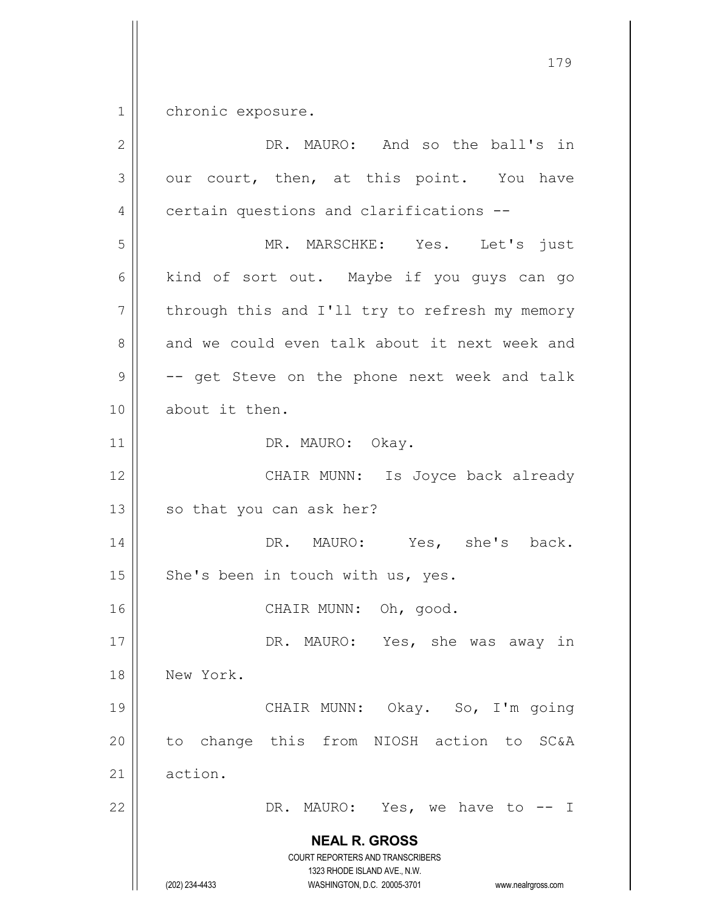chronic exposure.

DR. MAURO: And so the ball's in our court, then, at this point. You have certain questions and clarifications --

MR. MARSCHKE: Yes. Let's just kind of sort out. Maybe if you guys can go through this and I'll try to refresh my memory and we could even talk about it next week and -- get Steve on the phone next week and talk about it then.

DR. MAURO: Okay.

CHAIR MUNN: Is Joyce back already so that you can ask her?

DR. MAURO: Yes, she's back. She's been in touch with us, yes.

CHAIR MUNN: Oh, good.

DR. MAURO: Yes, she was away in New York.

CHAIR MUNN: Okay. So, I'm going to change this from NIOSH action to SC&A action.

DR. MAURO: Yes, we have to -- I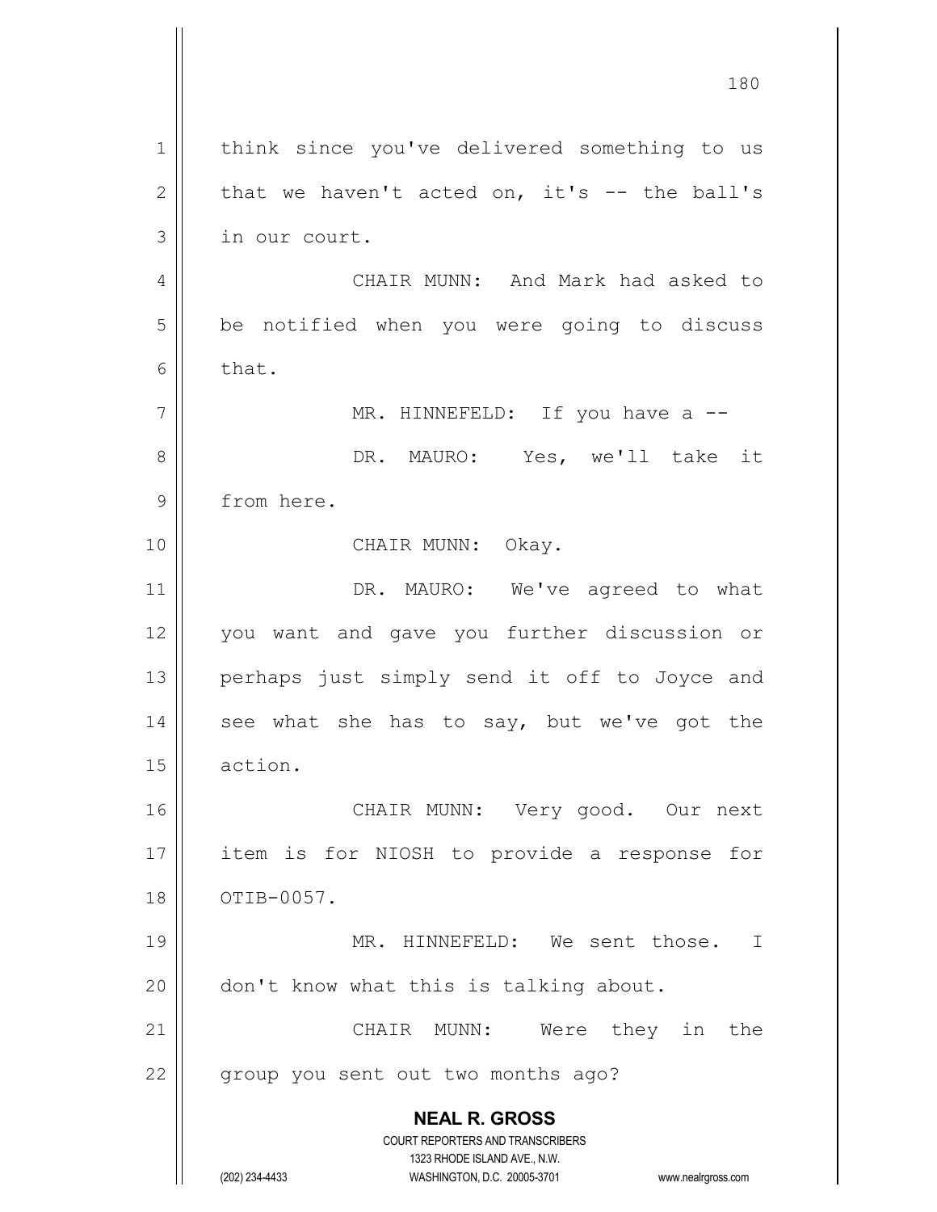think since you've delivered something to us that we haven't acted on, it's -- the ball's in our court.

CHAIR MUNN: And Mark had asked to be notified when you were going to discuss that.

MR. HINNEFELD: If you have a --

DR. MAURO: Yes, we'll take it from here.

CHAIR MUNN: Okay.

DR. MAURO: We've agreed to what you want and gave you further discussion or perhaps just simply send it off to Joyce and see what she has to say, but we've got the action.

CHAIR MUNN: Very good. Our next item is for NIOSH to provide a response for OTIB-0057.

MR. HINNEFELD: We sent those. I don't know what this is talking about.

CHAIR MUNN: Were they in the group you sent out two months ago?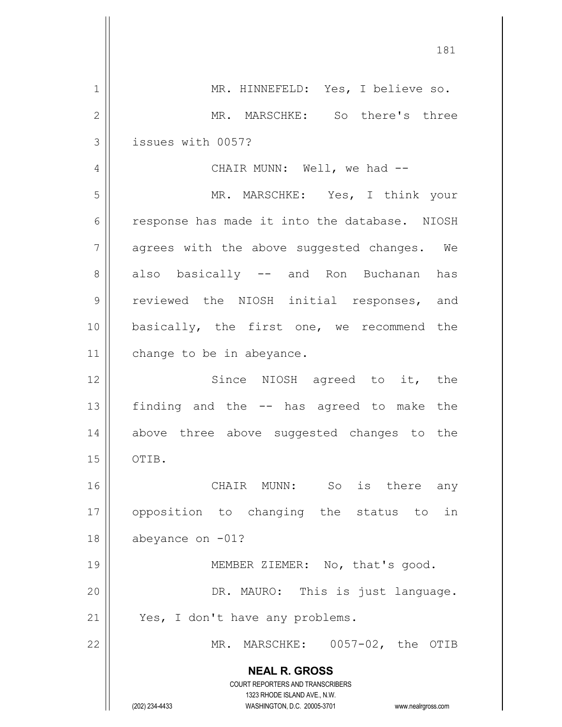MR. HINNEFELD: Yes, I believe so.

MR. MARSCHKE: So there's three issues with 0057?

CHAIR MUNN: Well, we had --

MR. MARSCHKE: Yes, I think your response has made it into the database. NIOSH agrees with the above suggested changes. We also basically -- and Ron Buchanan has reviewed the NIOSH initial responses, and basically, the first one, we recommend the change to be in abeyance.

Since NIOSH agreed to it, the finding and the -- has agreed to make the above three above suggested changes to the OTIB.

CHAIR MUNN: So is there any opposition to changing the status to in abeyance on -01?

MEMBER ZIEMER: No, that's good.

DR. MAURO: This is just language. Yes, I don't have any problems.

MR. MARSCHKE: 0057-02, the OTIB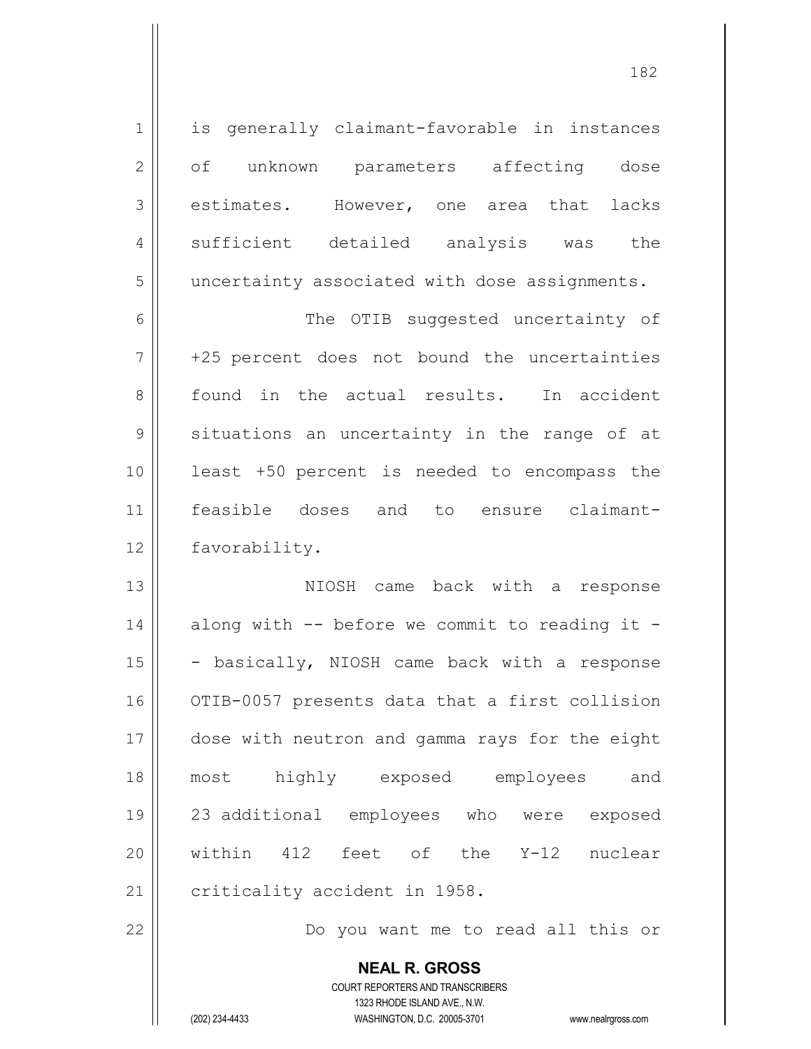is generally claimant-favorable in instances of unknown parameters affecting dose estimates. However, one area that lacks sufficient detailed analysis was the uncertainty associated with dose assignments.

The OTIB suggested uncertainty of +25 percent does not bound the uncertainties found in the actual results. In accident situations an uncertainty in the range of at least +50 percent is needed to encompass the feasible doses and to ensure claimant-favorability.

NIOSH came back with a response along with -- before we commit to reading it -- basically, NIOSH came back with a response OTIB-0057 presents data that a first collision dose with neutron and gamma rays for the eight most highly exposed employees and 23 additional employees who were exposed within 412 feet of the Y-12 nuclear criticality accident in 1958.

Do you want me to read all this or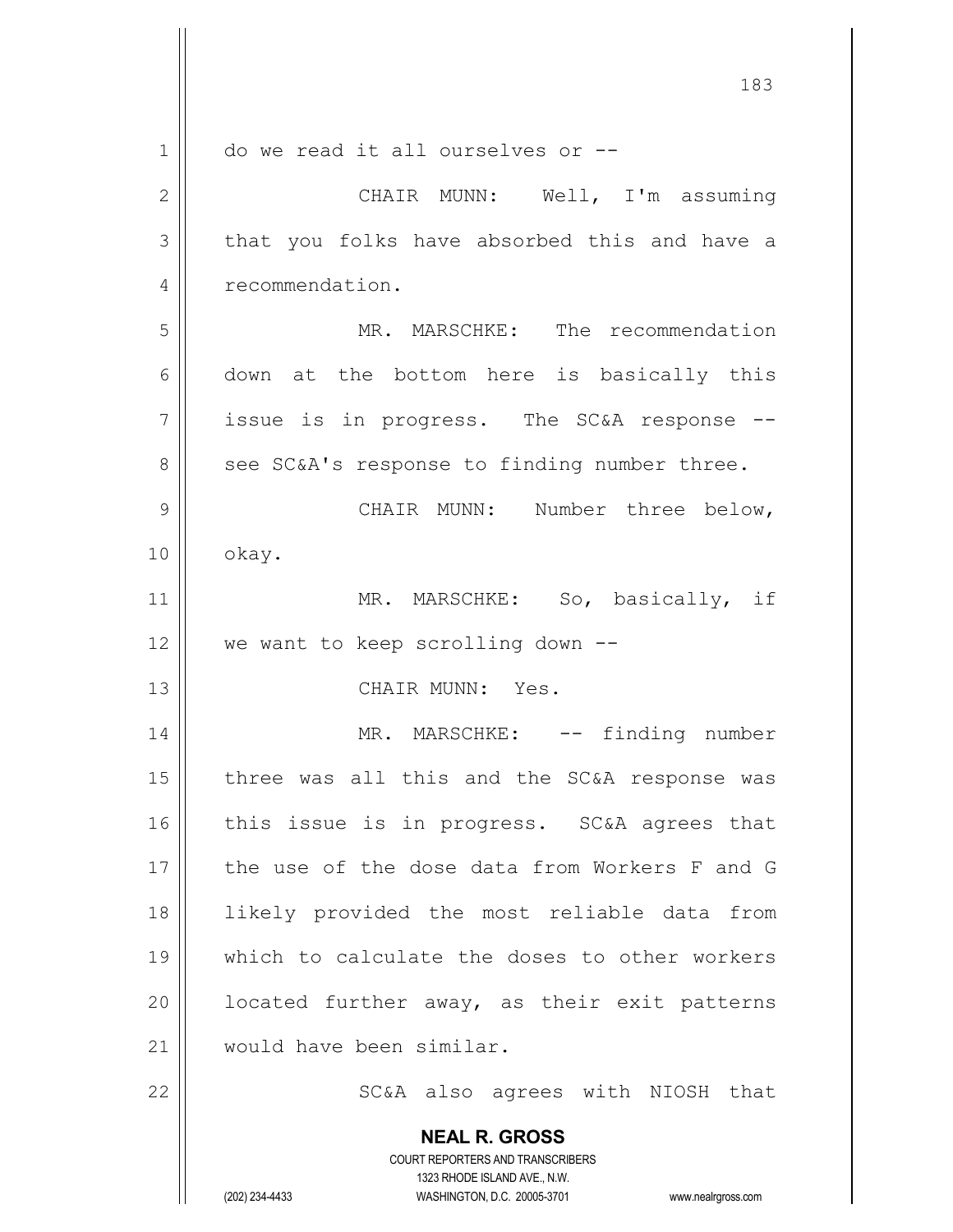do we read it all ourselves or --

CHAIR MUNN: Well, I'm assuming that you folks have absorbed this and have a recommendation.

MR. MARSCHKE: The recommendation down at the bottom here is basically this issue is in progress. The SC&A response -- see SC&A's response to finding number three.

CHAIR MUNN: Number three below, okay.

MR. MARSCHKE: So, basically, if we want to keep scrolling down --

CHAIR MUNN: Yes.

MR. MARSCHKE: -- finding number three was all this and the SC&A response was this issue is in progress. SC&A agrees that the use of the dose data from Workers F and G likely provided the most reliable data from which to calculate the doses to other workers located further away, as their exit patterns would have been similar.

SC&A also agrees with NIOSH that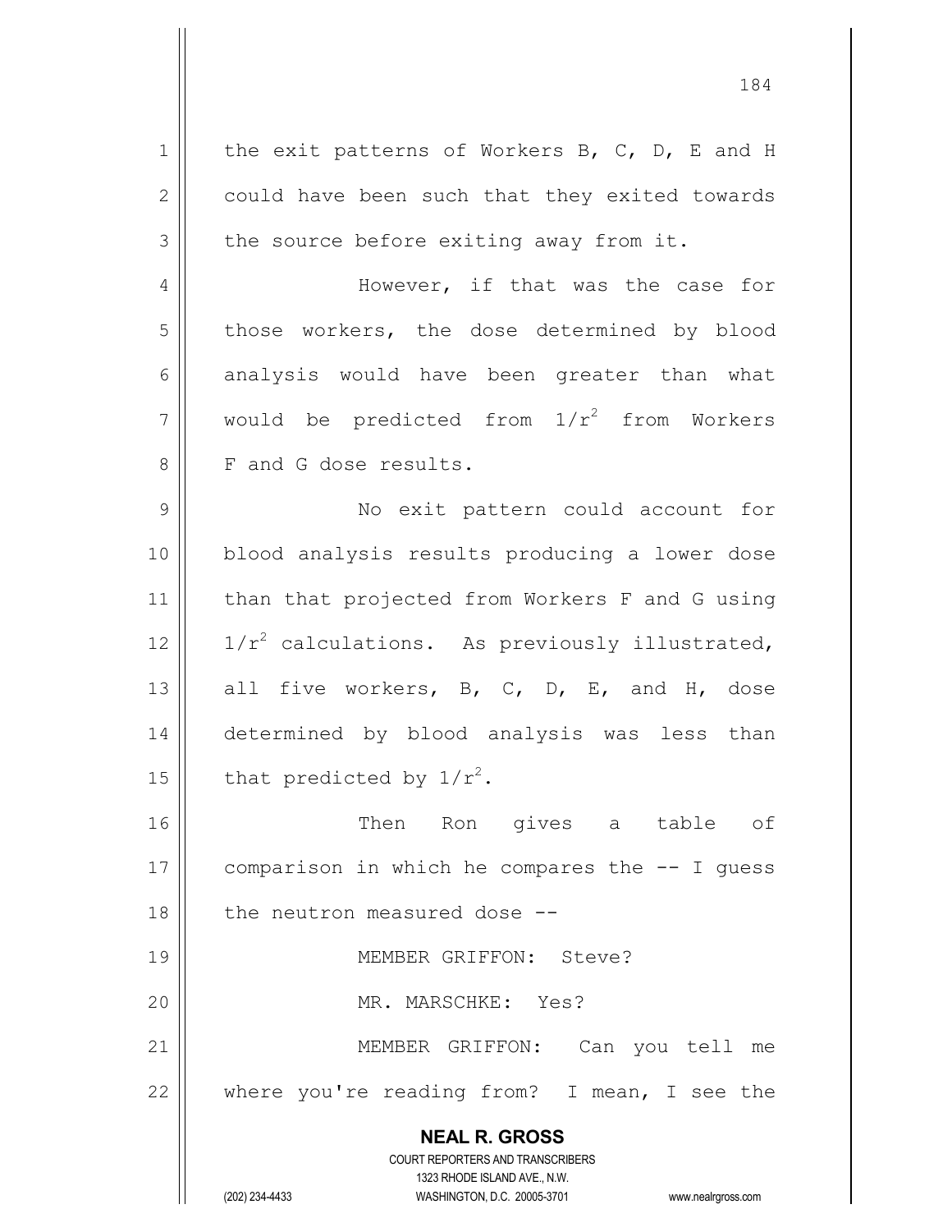the exit patterns of Workers B, C, D, E and H could have been such that they exited towards the source before exiting away from it.

However, if that was the case for those workers, the dose determined by blood analysis would have been greater than what would be predicted from $1/r^2$ from Workers F and G dose results.

No exit pattern could account for blood analysis results producing a lower dose than that projected from Workers F and G using $1/r^2$ calculations. As previously illustrated, all five workers, B, C, D, E, and H, dose determined by blood analysis was less than that predicted by $1/r^2$.

Then Ron gives a table of comparison in which he compares the -- I guess the neutron measured dose --

MEMBER GRIFFON: Steve?

MR. MARSCHKE: Yes?

MEMBER GRIFFON: Can you tell me where you're reading from? I mean, I see the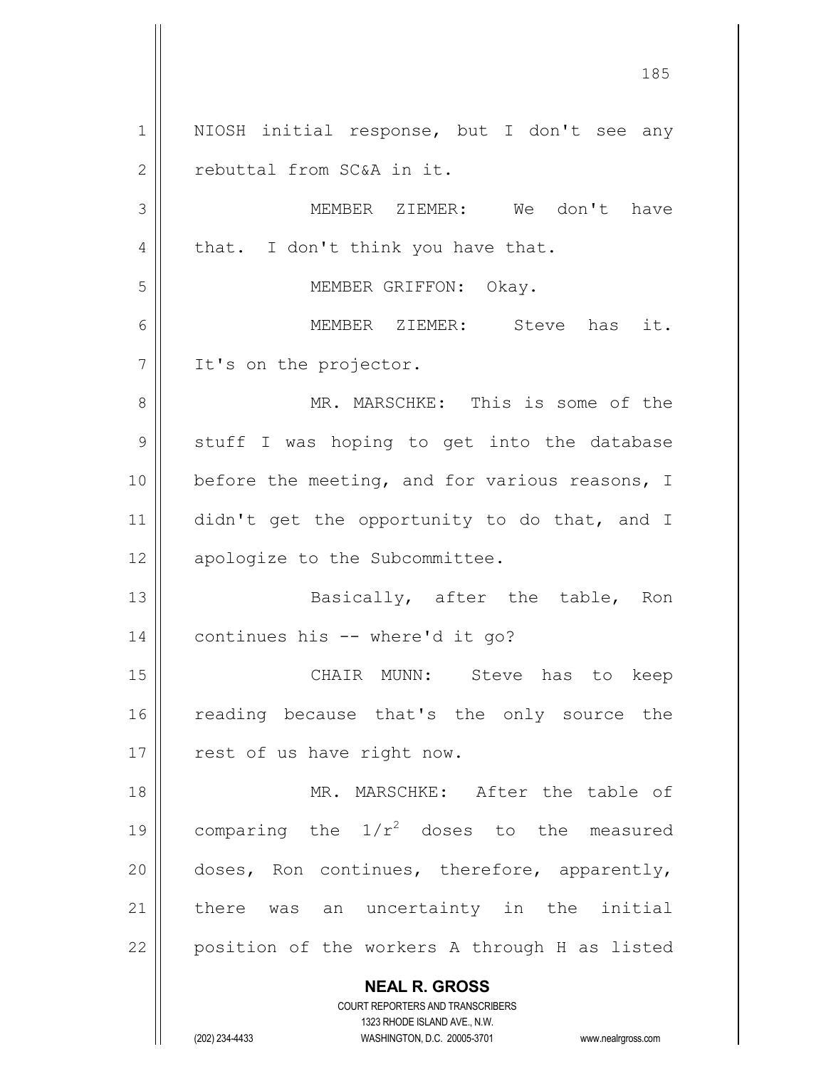NIOSH initial response, but I don't see any rebuttal from SC&A in it.

MEMBER ZIEMER: We don't have that. I don't think you have that.

MEMBER GRIFFON: Okay.

MEMBER ZIEMER: Steve has it. It's on the projector.

MR. MARSCHKE: This is some of the stuff I was hoping to get into the database before the meeting, and for various reasons, I didn't get the opportunity to do that, and I apologize to the Subcommittee.

Basically, after the table, Ron continues his -- where'd it go?

CHAIR MUNN: Steve has to keep reading because that's the only source the rest of us have right now.

MR. MARSCHKE: After the table of comparing the $1/r^2$ doses to the measured doses, Ron continues, therefore, apparently, there was an uncertainty in the initial position of the workers A through H as listed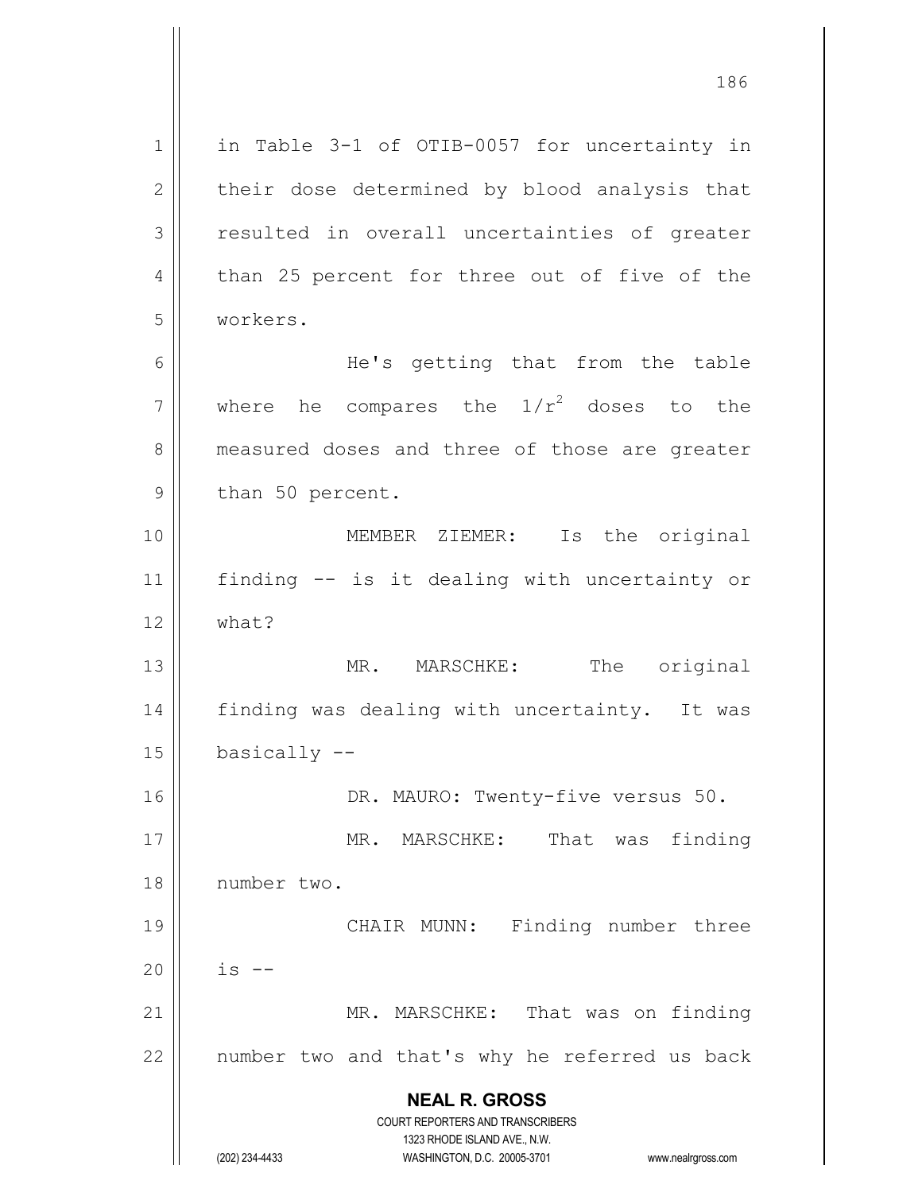in Table 3-1 of OTIB-0057 for uncertainty in their dose determined by blood analysis that resulted in overall uncertainties of greater than 25 percent for three out of five of the workers.

He's getting that from the table where he compares the $1/r^2$ doses to the measured doses and three of those are greater than 50 percent.

MEMBER ZIEMER: Is the original finding -- is it dealing with uncertainty or what?

MR. MARSCHKE: The original finding was dealing with uncertainty. It was basically --

DR. MAURO: Twenty-five versus 50.

MR. MARSCHKE: That was finding number two.

CHAIR MUNN: Finding number three is --

MR. MARSCHKE: That was on finding number two and that's why he referred us back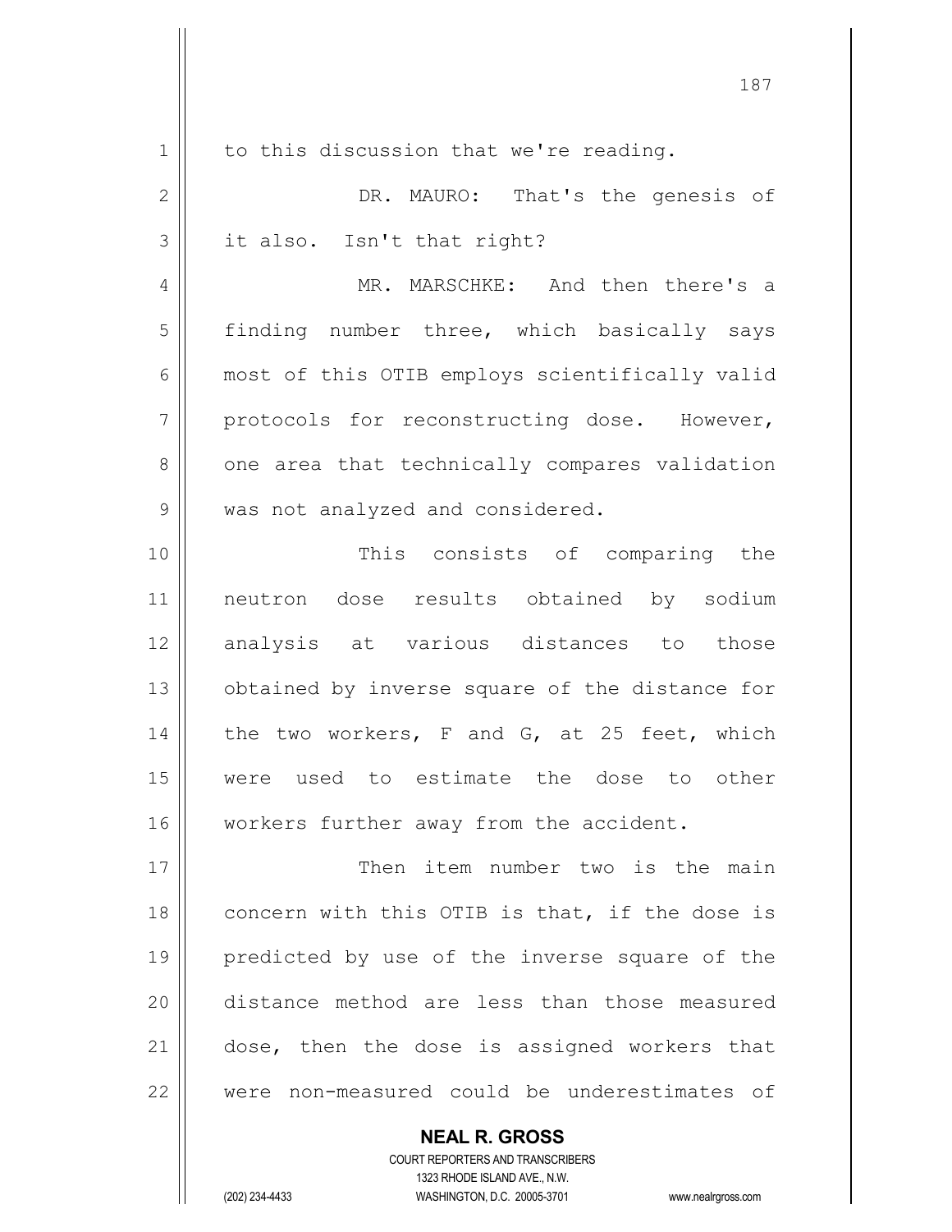to this discussion that we're reading.

DR. MAURO: That's the genesis of it also. Isn't that right?

MR. MARSCHKE: And then there's a finding number three, which basically says most of this OTIB employs scientifically valid protocols for reconstructing dose. However, one area that technically compares validation was not analyzed and considered.

This consists of comparing the neutron dose results obtained by sodium analysis at various distances to those obtained by inverse square of the distance for the two workers, F and G, at 25 feet, which were used to estimate the dose to other workers further away from the accident.

Then item number two is the main concern with this OTIB is that, if the dose is predicted by use of the inverse square of the distance method are less than those measured dose, then the dose is assigned workers that were non-measured could be underestimates of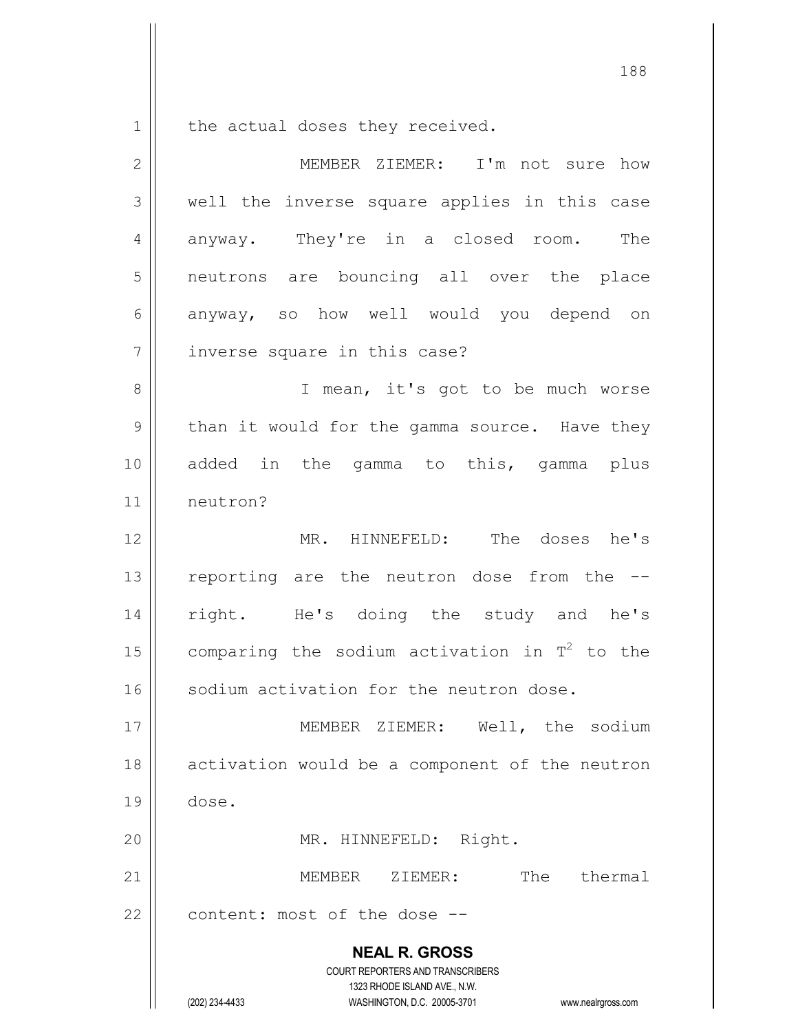the actual doses they received.

MEMBER ZIEMER: I'm not sure how well the inverse square applies in this case anyway. They're in a closed room. The neutrons are bouncing all over the place anyway, so how well would you depend on inverse square in this case?

I mean, it's got to be much worse than it would for the gamma source. Have they added in the gamma to this, gamma plus neutron?

MR. HINNEFELD: The doses he's reporting are the neutron dose from the -- right. He's doing the study and he's comparing the sodium activation in $T^2$ to the sodium activation for the neutron dose.

MEMBER ZIEMER: Well, the sodium activation would be a component of the neutron dose.

MR. HINNEFELD: Right.

MEMBER ZIEMER: The thermal content: most of the dose --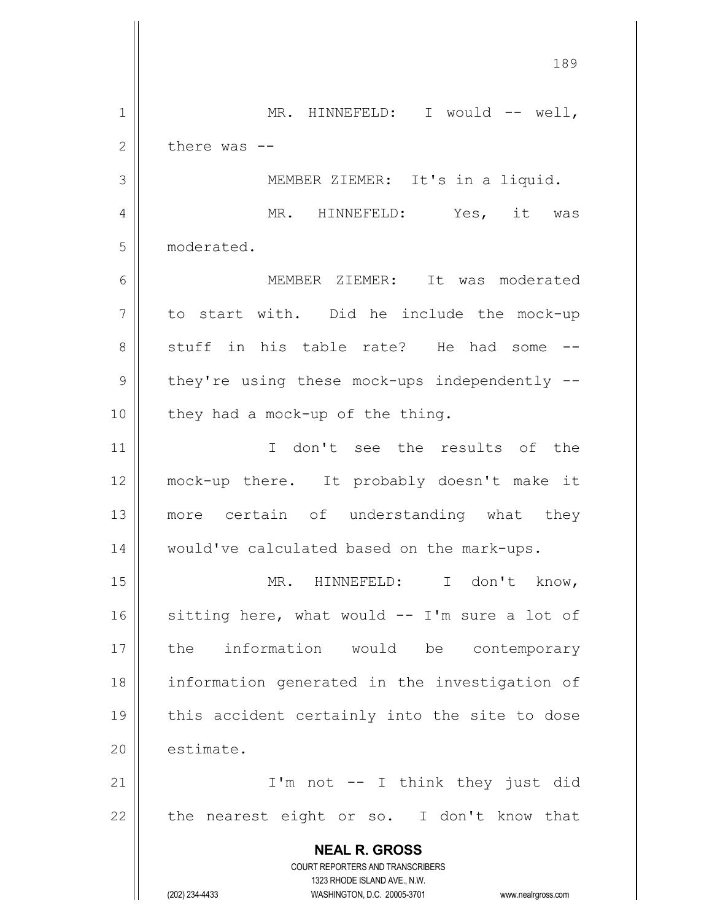MR. HINNEFELD: I would -- well, there was --

MEMBER ZIEMER: It's in a liquid.

MR. HINNEFELD: Yes, it was moderated.

MEMBER ZIEMER: It was moderated to start with. Did he include the mock-up stuff in his table rate? He had some -- they're using these mock-ups independently -- they had a mock-up of the thing.

I don't see the results of the mock-up there. It probably doesn't make it more certain of understanding what they would've calculated based on the mark-ups.

MR. HINNEFELD: I don't know, sitting here, what would -- I'm sure a lot of the information would be contemporary information generated in the investigation of this accident certainly into the site to dose estimate.

I'm not -- I think they just did the nearest eight or so. I don't know that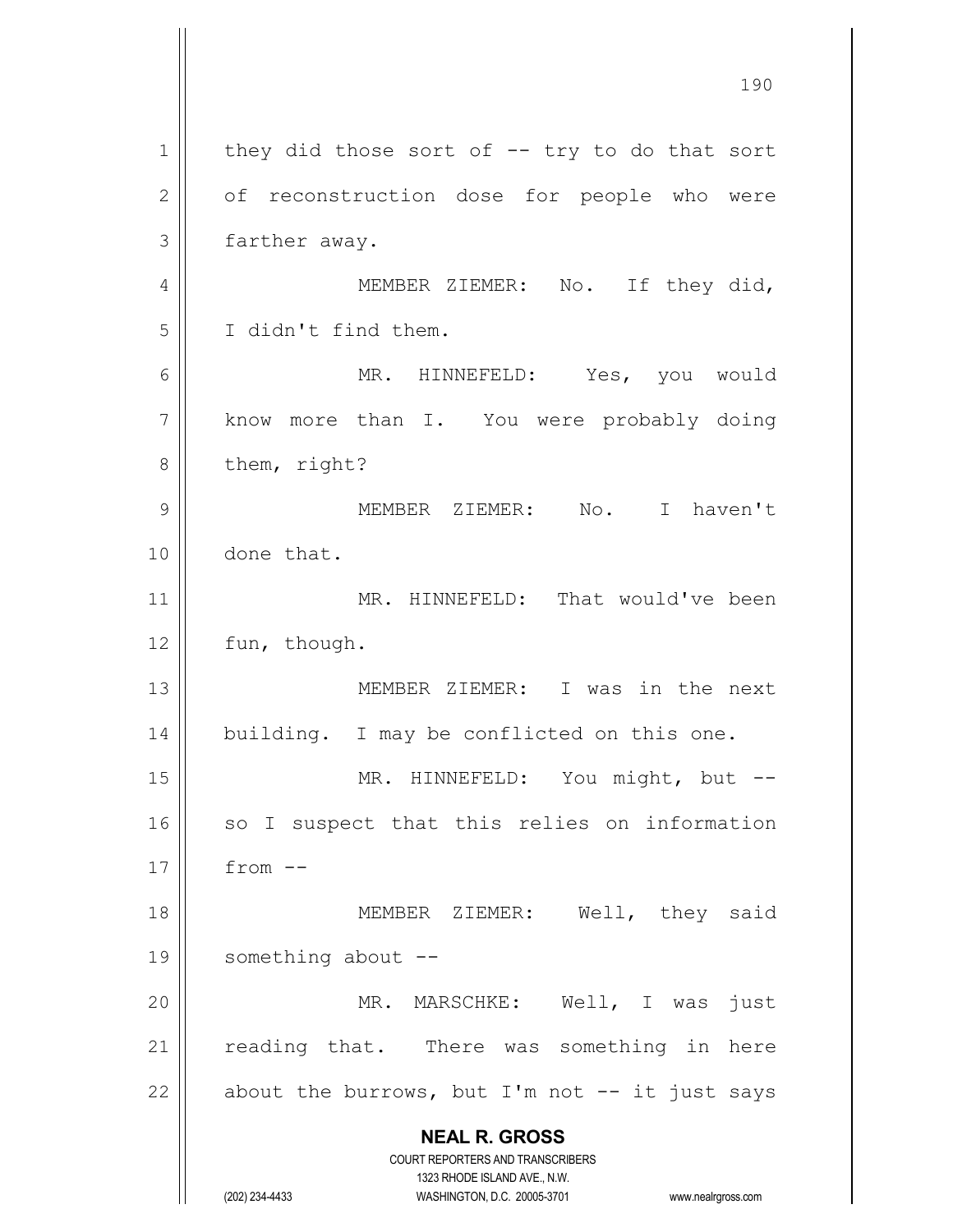they did those sort of -- try to do that sort of reconstruction dose for people who were farther away.

MEMBER ZIEMER: No. If they did, I didn't find them.

MR. HINNEFELD: Yes, you would know more than I. You were probably doing them, right?

MEMBER ZIEMER: No. I haven't done that.

MR. HINNEFELD: That would've been fun, though.

MEMBER ZIEMER: I was in the next building. I may be conflicted on this one.

MR. HINNEFELD: You might, but -- so I suspect that this relies on information from --

MEMBER ZIEMER: Well, they said something about --

MR. MARSCHKE: Well, I was just reading that. There was something in here about the burrows, but I'm not -- it just says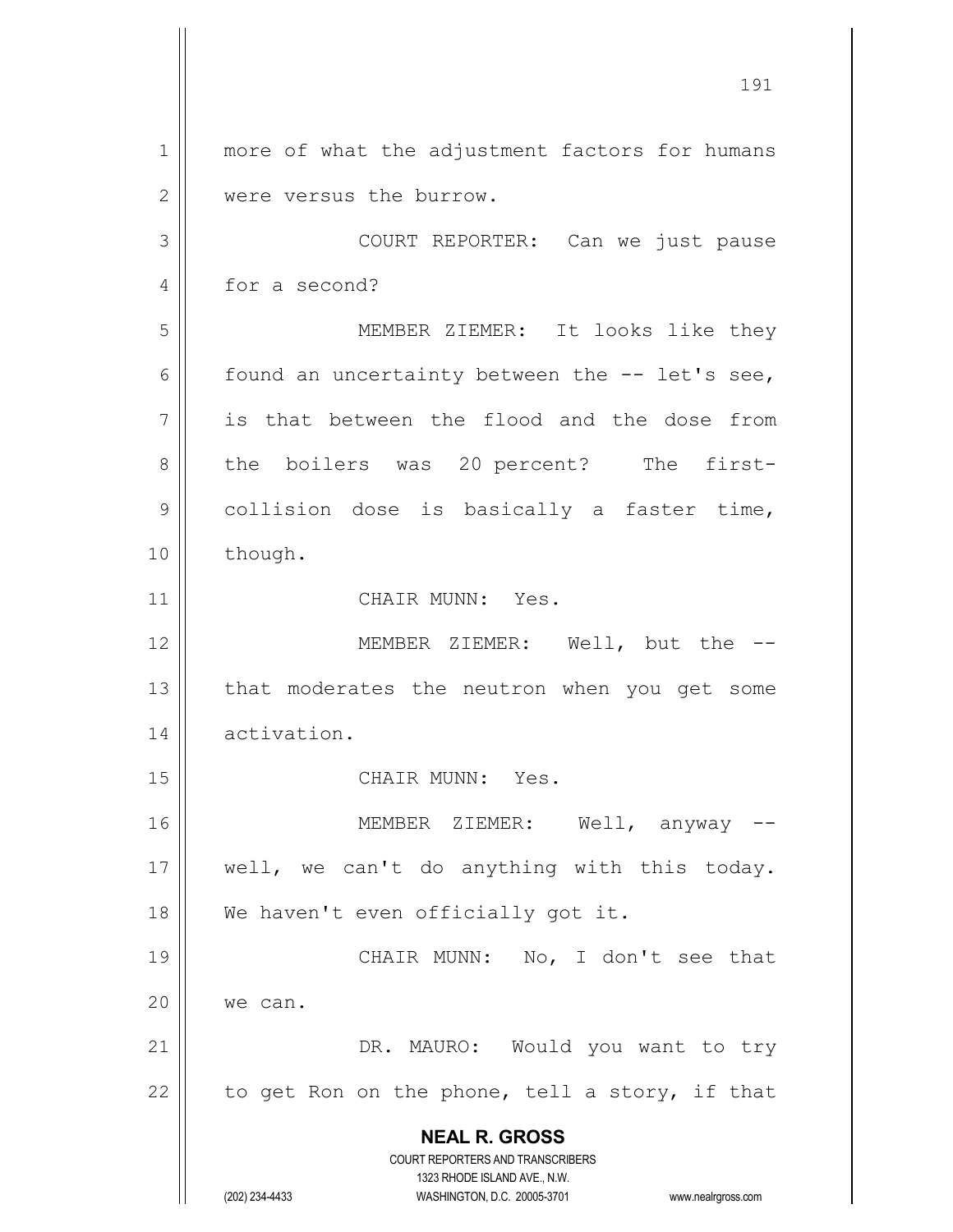more of what the adjustment factors for humans were versus the burrow.

COURT REPORTER: Can we just pause for a second?

MEMBER ZIEMER: It looks like they found an uncertainty between the -- let's see, is that between the flood and the dose from the boilers was 20 percent? The first-collision dose is basically a faster time, though.

CHAIR MUNN: Yes.

MEMBER ZIEMER: Well, but the -- that moderates the neutron when you get some activation.

CHAIR MUNN: Yes.

MEMBER ZIEMER: Well, anyway -- well, we can't do anything with this today. We haven't even officially got it.

CHAIR MUNN: No, I don't see that we can.

DR. MAURO: Would you want to try to get Ron on the phone, tell a story, if that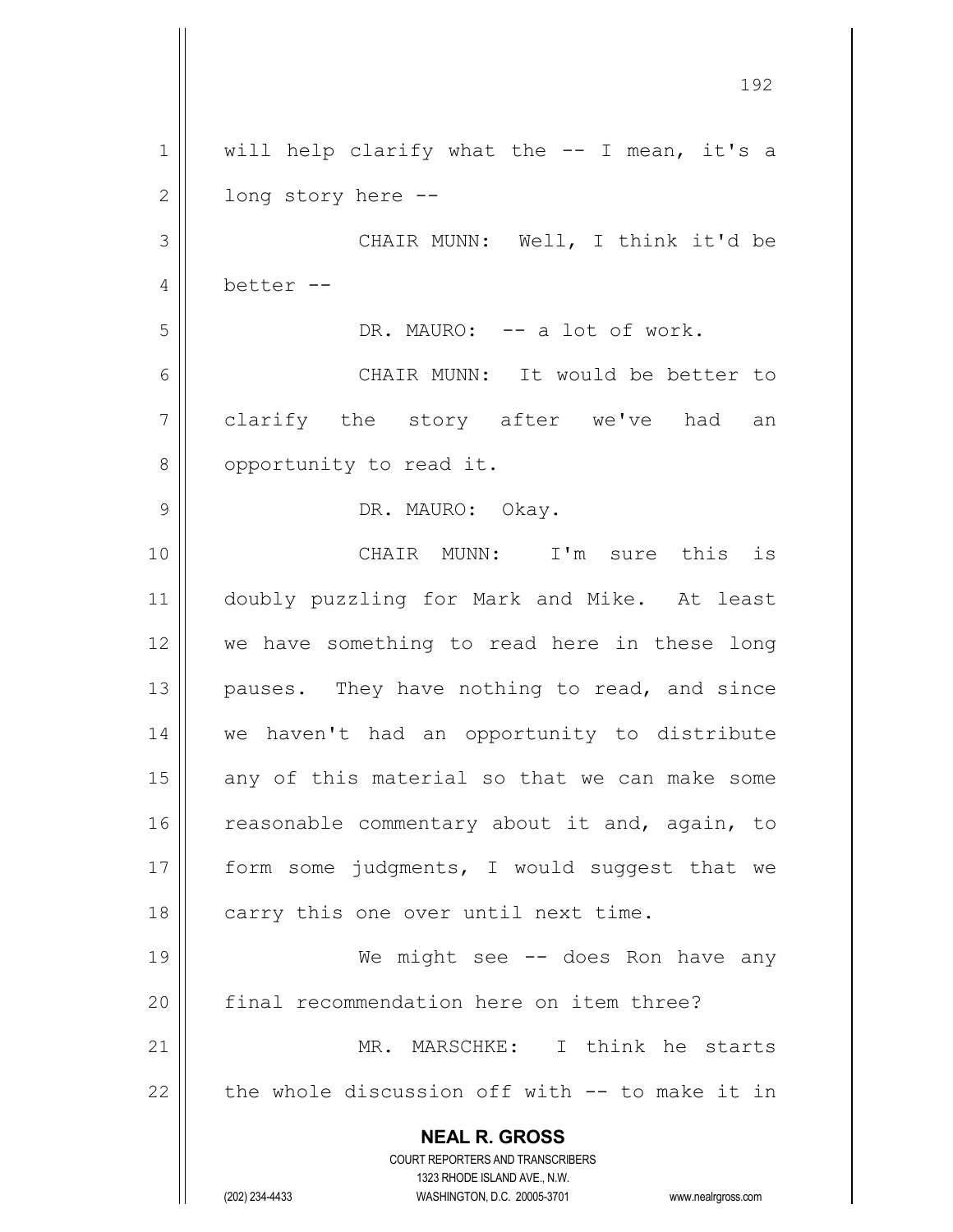will help clarify what the -- I mean, it's a long story here --

CHAIR MUNN: Well, I think it'd be better --

DR. MAURO: -- a lot of work.

CHAIR MUNN: It would be better to clarify the story after we've had an opportunity to read it.

DR. MAURO: Okay.

CHAIR MUNN: I'm sure this is doubly puzzling for Mark and Mike. At least we have something to read here in these long pauses. They have nothing to read, and since we haven't had an opportunity to distribute any of this material so that we can make some reasonable commentary about it and, again, to form some judgments, I would suggest that we carry this one over until next time.

We might see -- does Ron have any final recommendation here on item three?

MR. MARSCHKE: I think he starts the whole discussion off with -- to make it in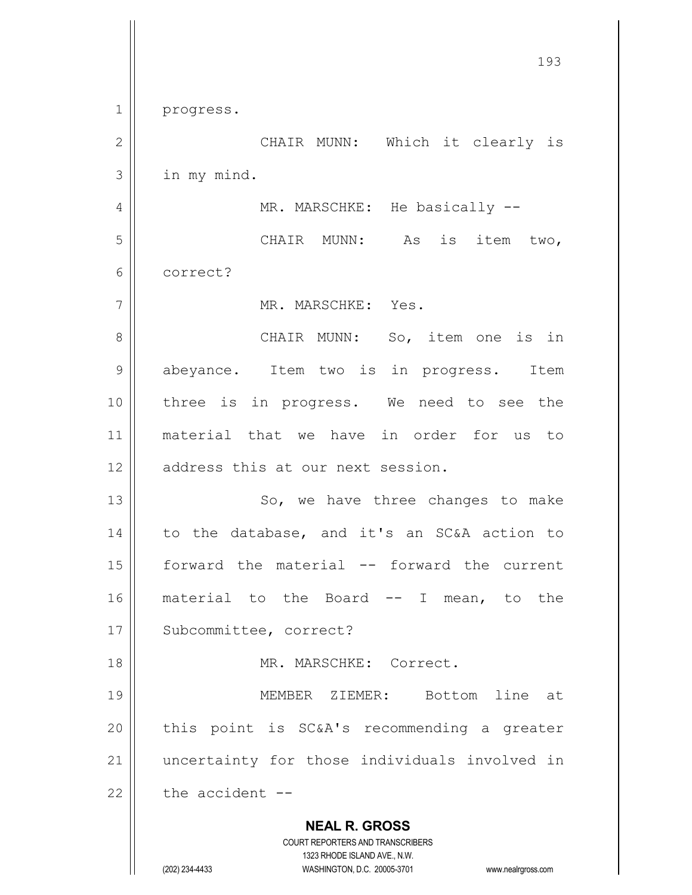progress.

CHAIR MUNN: Which it clearly is in my mind.

MR. MARSCHKE: He basically --

CHAIR MUNN: As is item two, correct?

MR. MARSCHKE: Yes.

CHAIR MUNN: So, item one is in abeyance. Item two is in progress. Item three is in progress. We need to see the material that we have in order for us to address this at our next session.

So, we have three changes to make to the database, and it's an SC&A action to forward the material -- forward the current material to the Board -- I mean, to the Subcommittee, correct?

MR. MARSCHKE: Correct.

MEMBER ZIEMER: Bottom line at this point is SC&A's recommending a greater uncertainty for those individuals involved in the accident --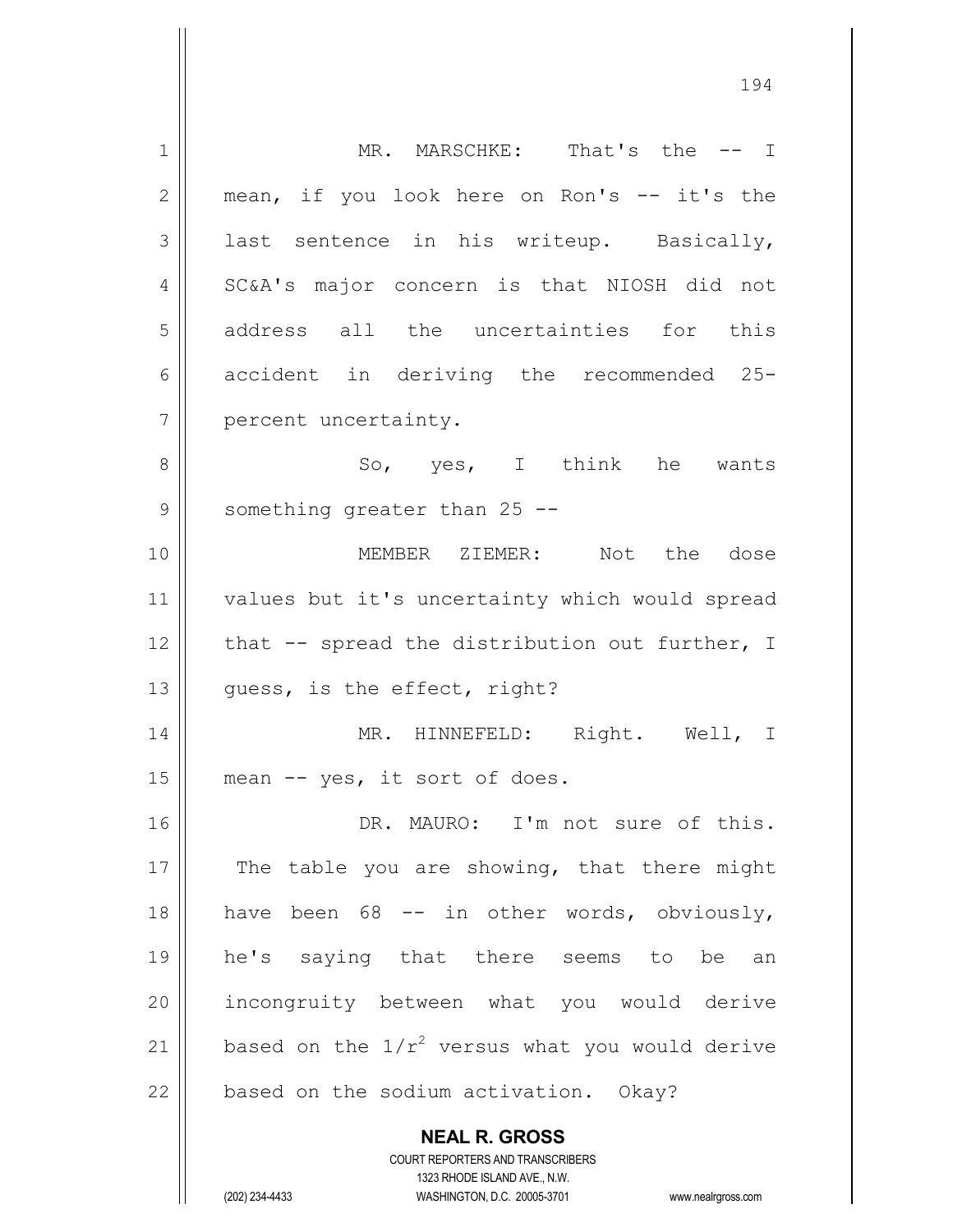MR. MARSCHKE: That's the -- I mean, if you look here on Ron's -- it's the last sentence in his writeup. Basically, SC&A's major concern is that NIOSH did not address all the uncertainties for this accident in deriving the recommended 25-percent uncertainty.

So, yes, I think he wants something greater than 25 --

MEMBER ZIEMER: Not the dose values but it's uncertainty which would spread that -- spread the distribution out further, I guess, is the effect, right?

MR. HINNEFELD: Right. Well, I mean -- yes, it sort of does.

DR. MAURO: I'm not sure of this. The table you are showing, that there might have been 68 -- in other words, obviously, he's saying that there seems to be an incongruity between what you would derive based on the $1/r^2$ versus what you would derive based on the sodium activation. Okay?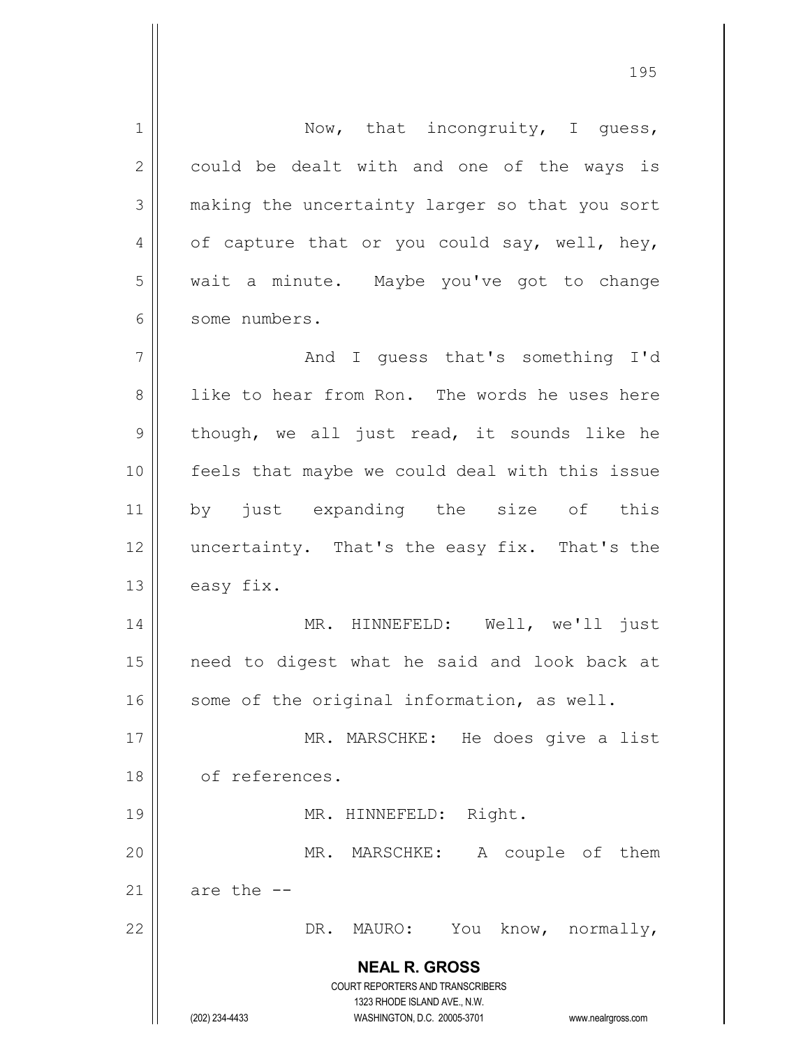Now, that incongruity, I guess, could be dealt with and one of the ways is making the uncertainty larger so that you sort of capture that or you could say, well, hey, wait a minute. Maybe you've got to change some numbers.

And I guess that's something I'd like to hear from Ron. The words he uses here though, we all just read, it sounds like he feels that maybe we could deal with this issue by just expanding the size of this uncertainty. That's the easy fix. That's the easy fix.

MR. HINNEFELD: Well, we'll just need to digest what he said and look back at some of the original information, as well.

MR. MARSCHKE: He does give a list of references.

MR. HINNEFELD: Right.

MR. MARSCHKE: A couple of them are the --

DR. MAURO: You know, normally,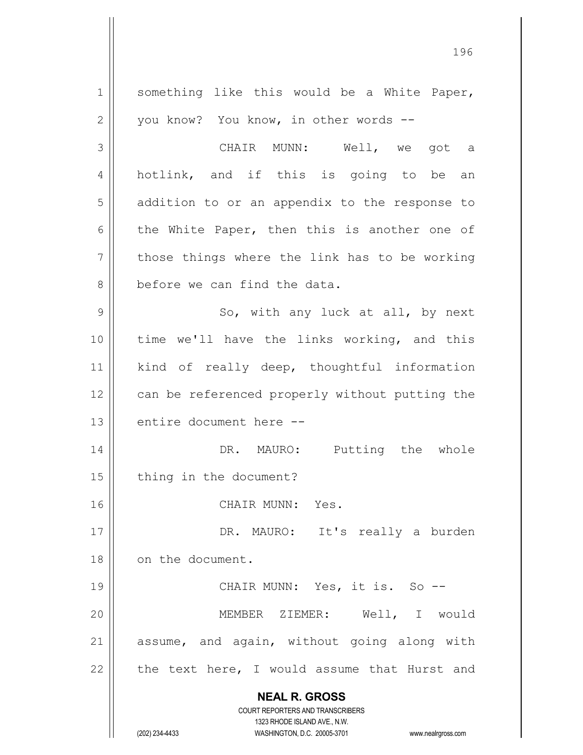something like this would be a White Paper, you know? You know, in other words --

CHAIR MUNN: Well, we got a hotlink, and if this is going to be an addition to or an appendix to the response to the White Paper, then this is another one of those things where the link has to be working before we can find the data.

So, with any luck at all, by next time we'll have the links working, and this kind of really deep, thoughtful information can be referenced properly without putting the entire document here --

DR. MAURO: Putting the whole thing in the document?

CHAIR MUNN: Yes.

DR. MAURO: It's really a burden on the document.

CHAIR MUNN: Yes, it is. So --

MEMBER ZIEMER: Well, I would assume, and again, without going along with the text here, I would assume that Hurst and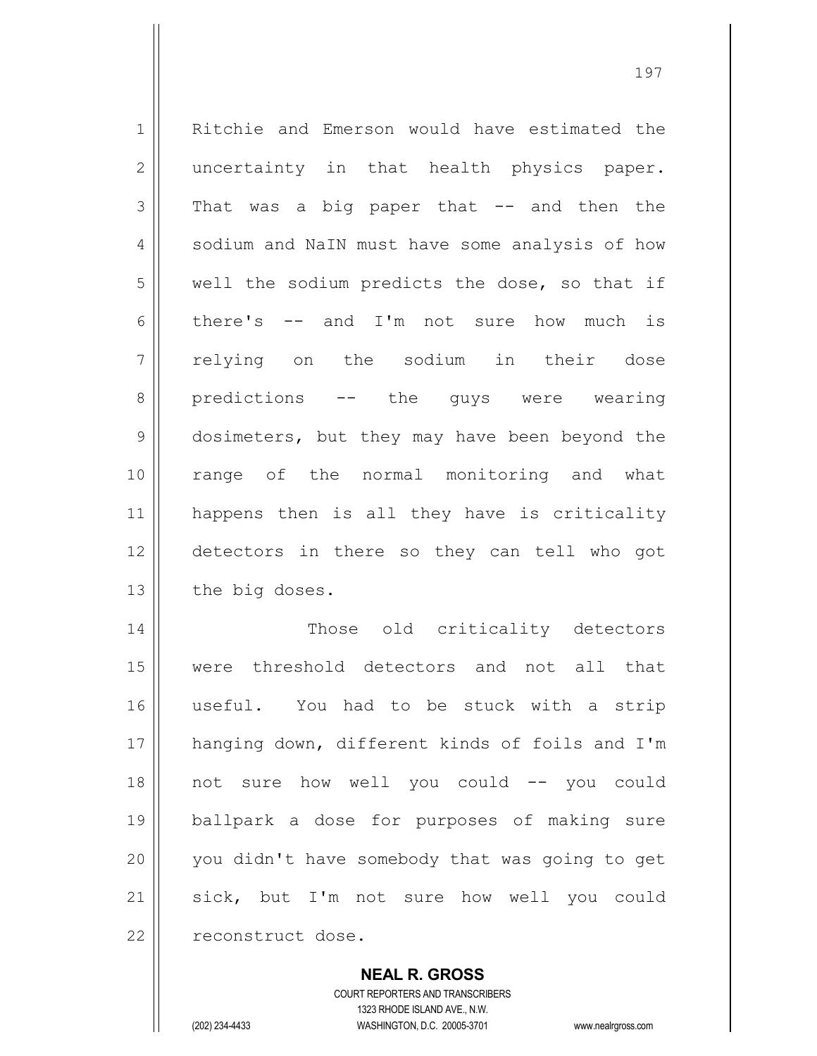Ritchie and Emerson would have estimated the uncertainty in that health physics paper. That was a big paper that -- and then the sodium and NaIN must have some analysis of how well the sodium predicts the dose, so that if there's -- and I'm not sure how much is relying on the sodium in their dose predictions -- the guys were wearing dosimeters, but they may have been beyond the range of the normal monitoring and what happens then is all they have is criticality detectors in there so they can tell who got the big doses.

Those old criticality detectors were threshold detectors and not all that useful. You had to be stuck with a strip hanging down, different kinds of foils and I'm not sure how well you could -- you could ballpark a dose for purposes of making sure you didn't have somebody that was going to get sick, but I'm not sure how well you could reconstruct dose.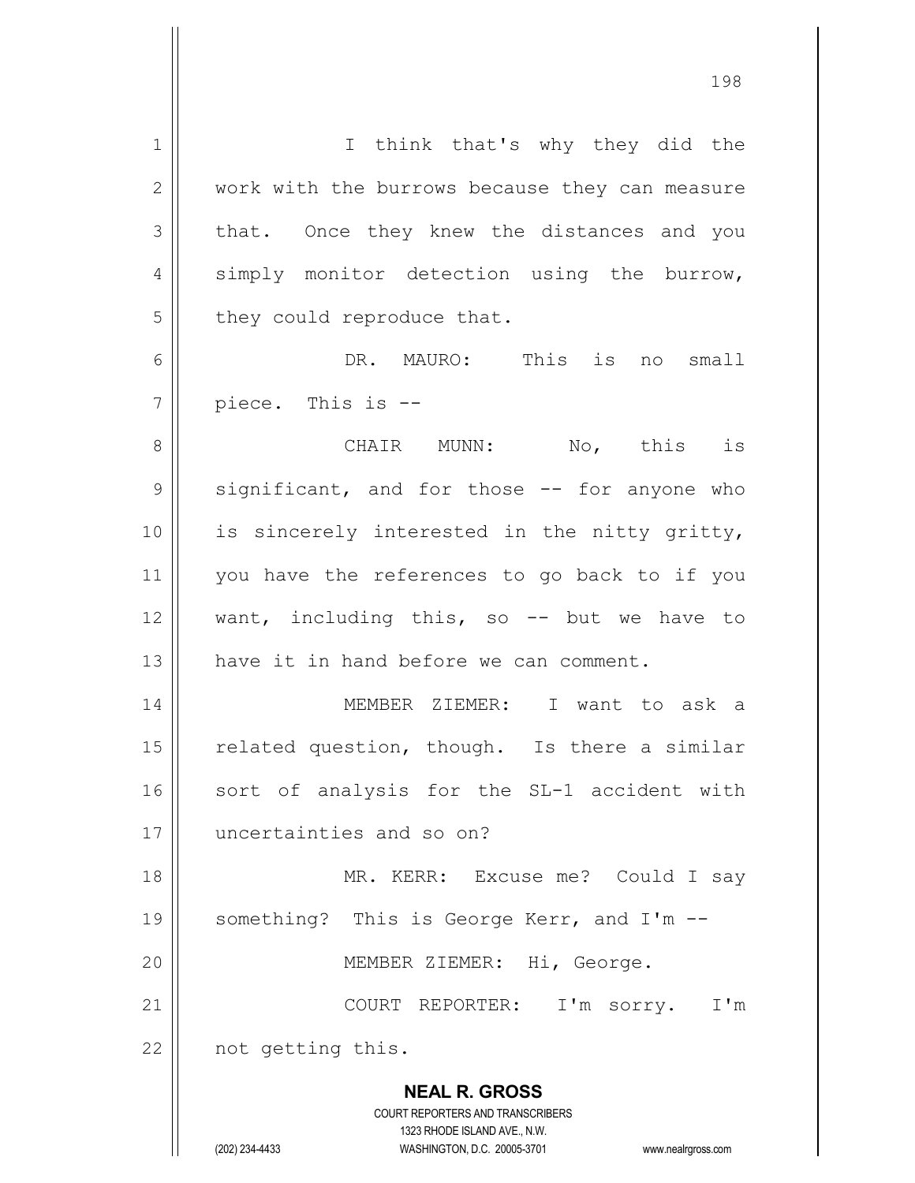I think that's why they did the work with the burrows because they can measure that. Once they knew the distances and you simply monitor detection using the burrow, they could reproduce that.

DR. MAURO: This is no small piece. This is --

CHAIR MUNN: No, this is significant, and for those -- for anyone who is sincerely interested in the nitty gritty, you have the references to go back to if you want, including this, so -- but we have to have it in hand before we can comment.

MEMBER ZIEMER: I want to ask a related question, though. Is there a similar sort of analysis for the SL-1 accident with uncertainties and so on?

MR. KERR: Excuse me? Could I say something? This is George Kerr, and I'm --

MEMBER ZIEMER: Hi, George.

COURT REPORTER: I'm sorry. I'm not getting this.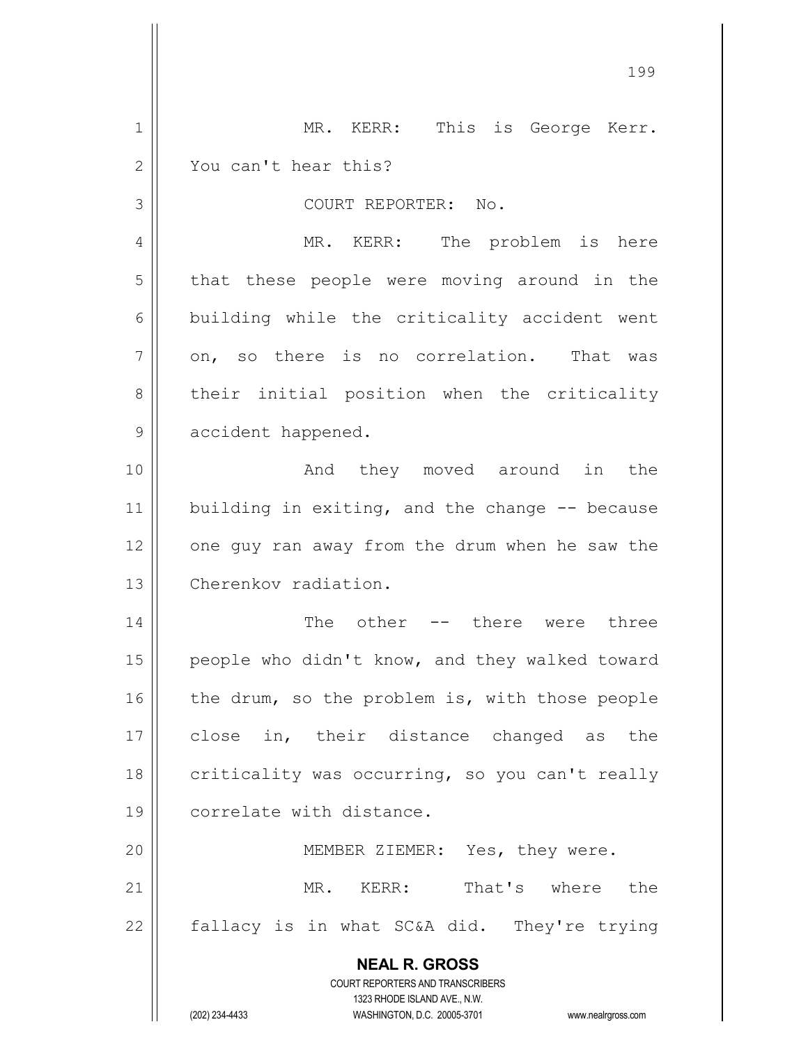MR. KERR: This is George Kerr. You can't hear this?

COURT REPORTER: No.

MR. KERR: The problem is here that these people were moving around in the building while the criticality accident went on, so there is no correlation. That was their initial position when the criticality accident happened.

And they moved around in the building in exiting, and the change -- because one guy ran away from the drum when he saw the Cherenkov radiation.

The other -- there were three people who didn't know, and they walked toward the drum, so the problem is, with those people close in, their distance changed as the criticality was occurring, so you can't really correlate with distance.

MEMBER ZIEMER: Yes, they were.

MR. KERR: That's where the fallacy is in what SC&A did. They're trying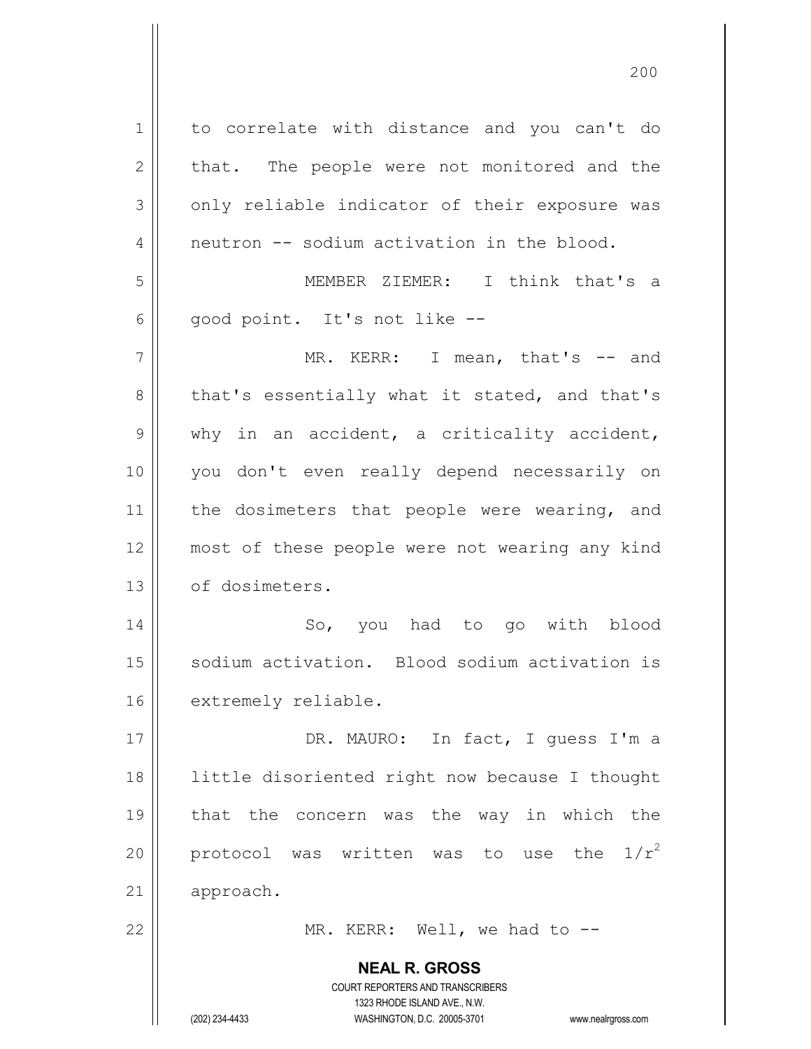to correlate with distance and you can't do that. The people were not monitored and the only reliable indicator of their exposure was neutron -- sodium activation in the blood.

MEMBER ZIEMER: I think that's a good point. It's not like --

MR. KERR: I mean, that's -- and that's essentially what it stated, and that's why in an accident, a criticality accident, you don't even really depend necessarily on the dosimeters that people were wearing, and most of these people were not wearing any kind of dosimeters.

So, you had to go with blood sodium activation. Blood sodium activation is extremely reliable.

DR. MAURO: In fact, I guess I'm a little disoriented right now because I thought that the concern was the way in which the protocol was written was to use the $1/r^2$ approach.

MR. KERR: Well, we had to --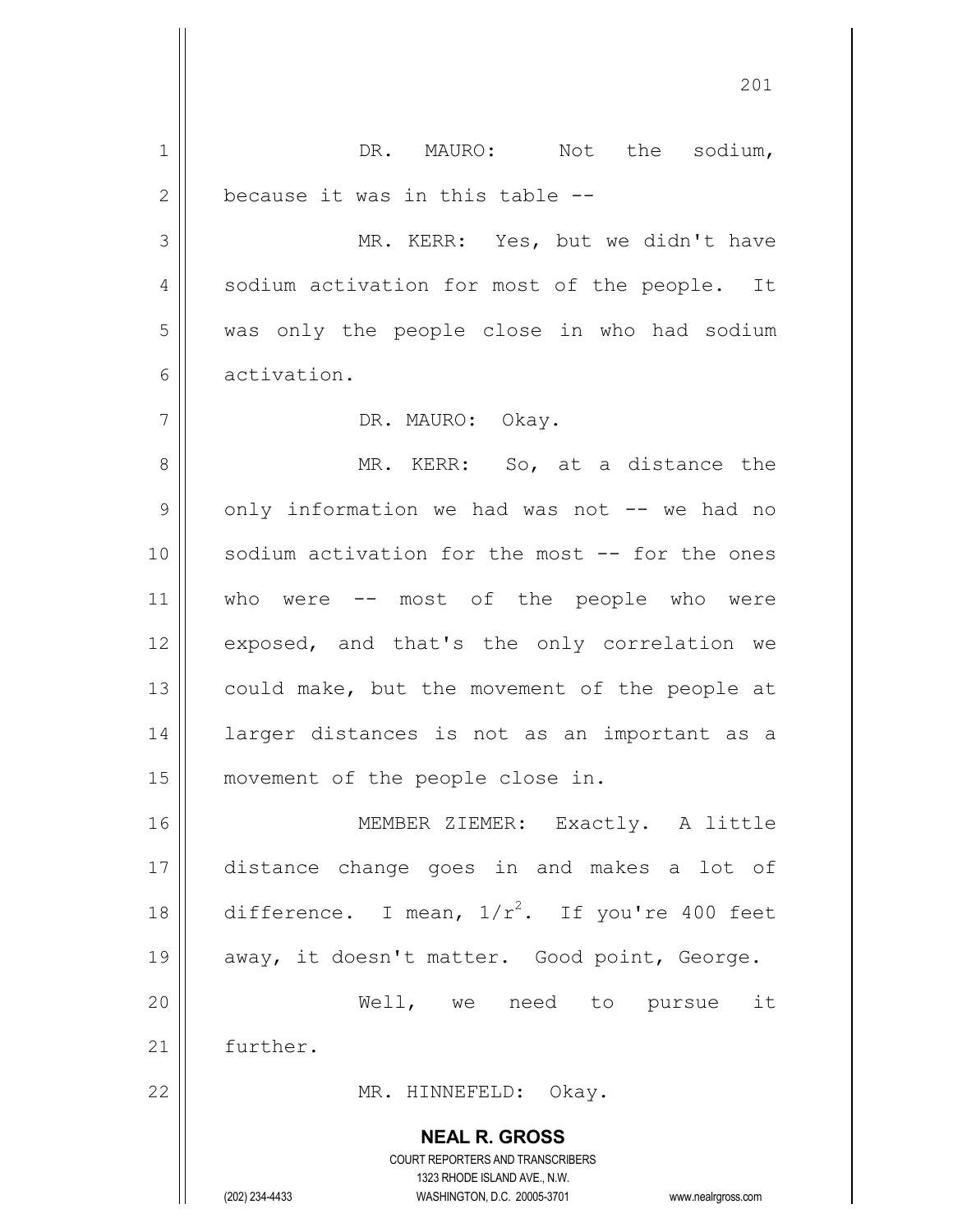DR. MAURO: Not the sodium, because it was in this table --

MR. KERR: Yes, but we didn't have sodium activation for most of the people. It was only the people close in who had sodium activation.

DR. MAURO: Okay.

MR. KERR: So, at a distance the only information we had was not -- we had no sodium activation for the most -- for the ones who were -- most of the people who were exposed, and that's the only correlation we could make, but the movement of the people at larger distances is not as an important as a movement of the people close in.

MEMBER ZIEMER: Exactly. A little distance change goes in and makes a lot of difference. I mean, $1/r^2$. If you're 400 feet away, it doesn't matter. Good point, George.

Well, we need to pursue it further.

MR. HINNEFELD: Okay.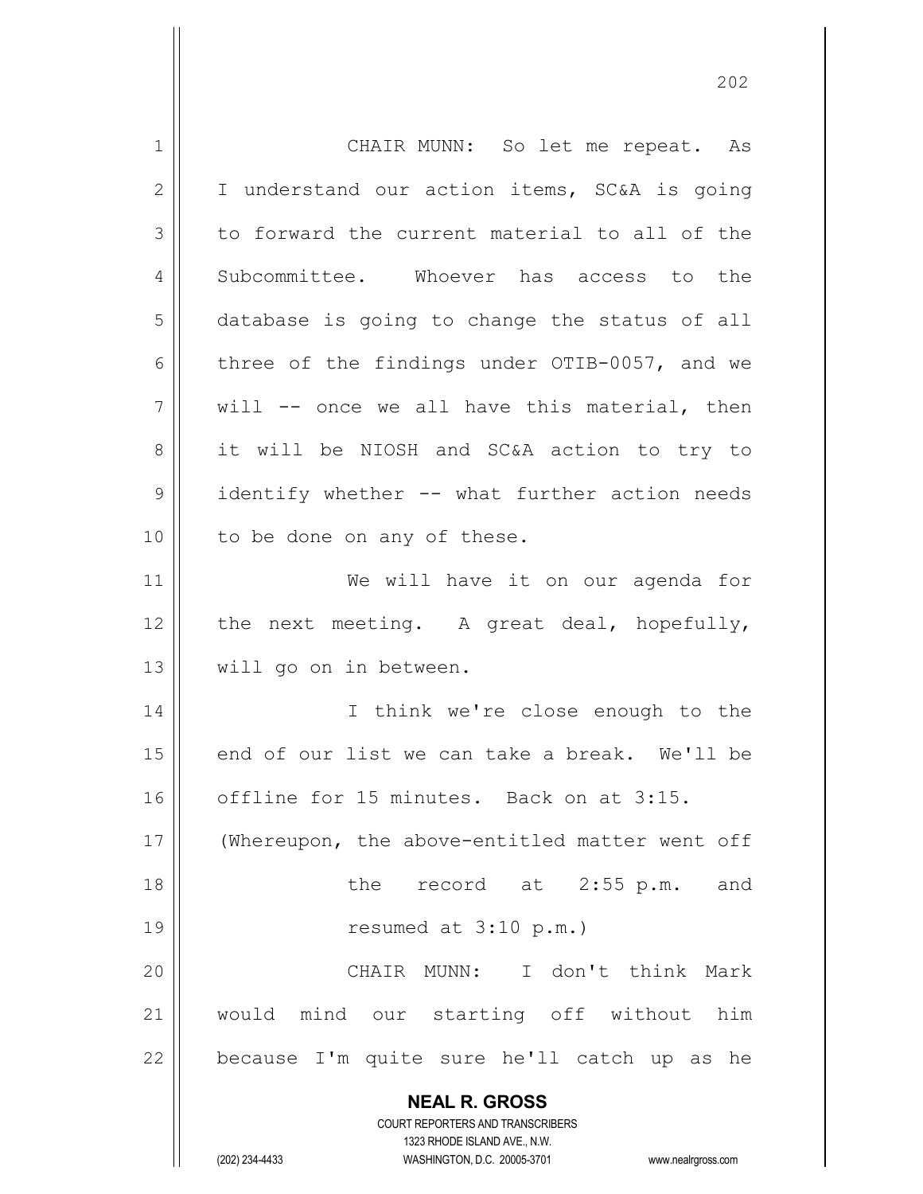CHAIR MUNN: So let me repeat. As I understand our action items, SC&A is going to forward the current material to all of the Subcommittee. Whoever has access to the database is going to change the status of all three of the findings under OTIB-0057, and we will -- once we all have this material, then it will be NIOSH and SC&A action to try to identify whether -- what further action needs to be done on any of these.

We will have it on our agenda for the next meeting. A great deal, hopefully, will go on in between.

I think we're close enough to the end of our list we can take a break. We'll be offline for 15 minutes. Back on at 3:15.

(Whereupon, the above-entitled matter went off the record at 2:55 p.m. and resumed at 3:10 p.m.)

CHAIR MUNN: I don't think Mark would mind our starting off without him because I'm quite sure he'll catch up as he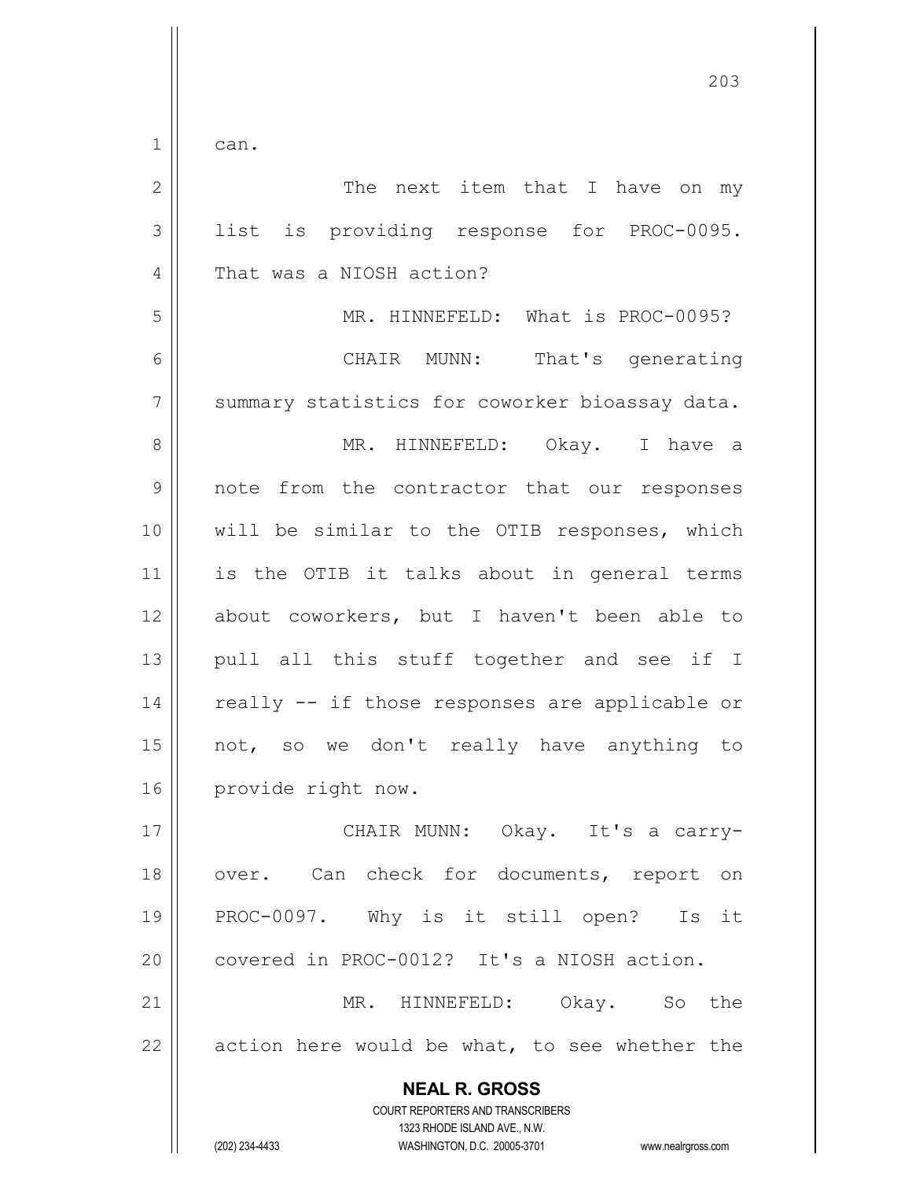can.

The next item that I have on my list is providing response for PROC-0095. That was a NIOSH action?

MR. HINNEFELD: What is PROC-0095?

CHAIR MUNN: That's generating summary statistics for coworker bioassay data.

MR. HINNEFELD: Okay. I have a note from the contractor that our responses will be similar to the OTIB responses, which is the OTIB it talks about in general terms about coworkers, but I haven't been able to pull all this stuff together and see if I really -- if those responses are applicable or not, so we don't really have anything to provide right now.

CHAIR MUNN: Okay. It's a carry-over. Can check for documents, report on PROC-0097. Why is it still open? Is it covered in PROC-0012? It's a NIOSH action.

MR. HINNEFELD: Okay. So the action here would be what, to see whether the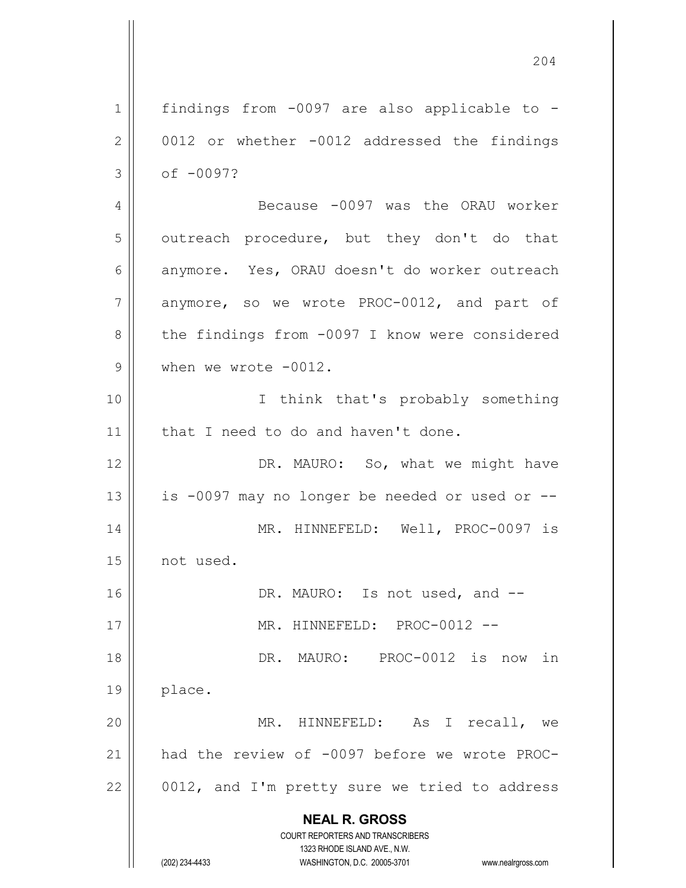findings from -0097 are also applicable to -0012 or whether -0012 addressed the findings of -0097?

Because -0097 was the ORAU worker outreach procedure, but they don't do that anymore. Yes, ORAU doesn't do worker outreach anymore, so we wrote PROC-0012, and part of the findings from -0097 I know were considered when we wrote -0012.

I think that's probably something that I need to do and haven't done.

DR. MAURO: So, what we might have is -0097 may no longer be needed or used or --

MR. HINNEFELD: Well, PROC-0097 is not used.

DR. MAURO: Is not used, and --

MR. HINNEFELD: PROC-0012 --

DR. MAURO: PROC-0012 is now in place.

MR. HINNEFELD: As I recall, we had the review of -0097 before we wrote PROC-0012, and I'm pretty sure we tried to address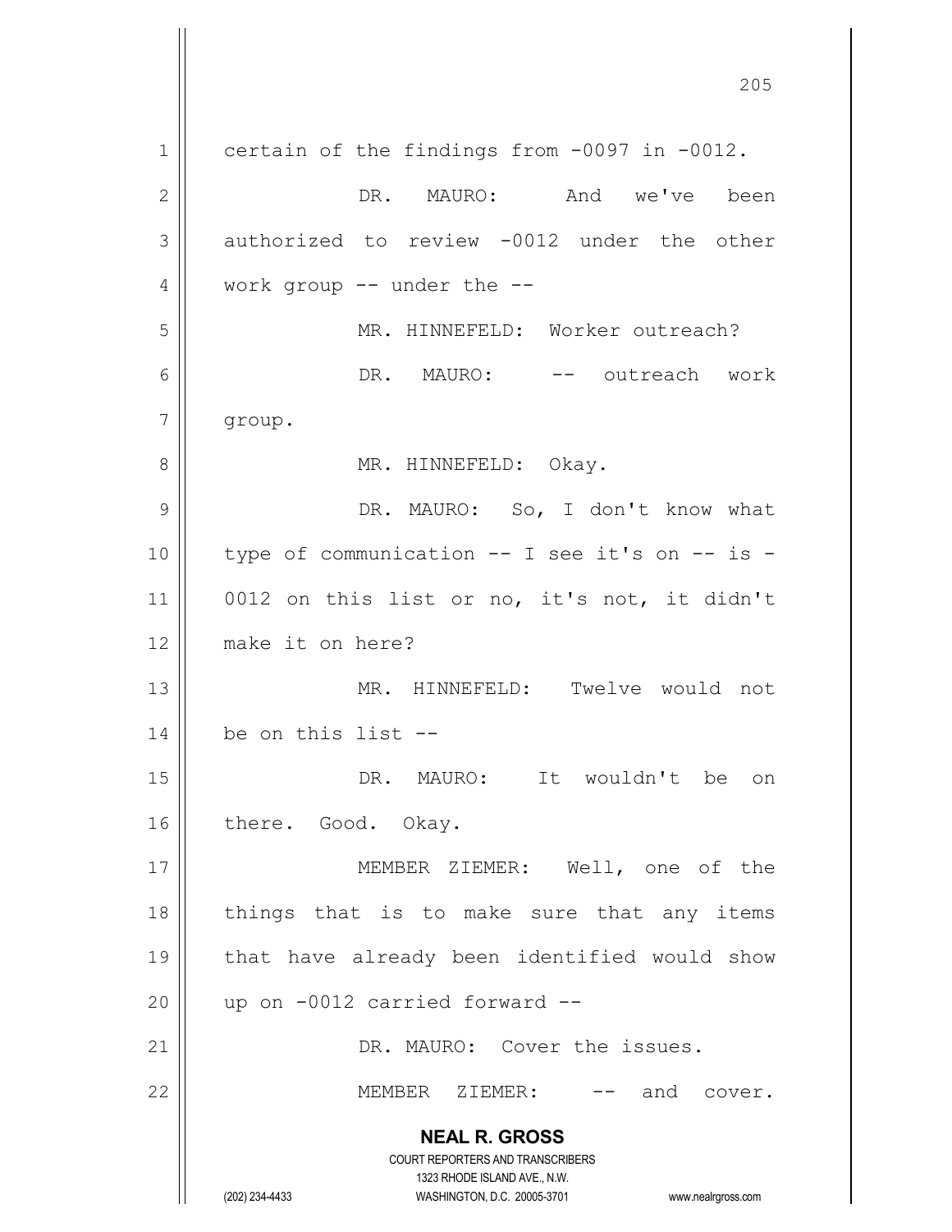certain of the findings from -0097 in -0012.

DR. MAURO: And we've been authorized to review -0012 under the other work group -- under the --

MR. HINNEFELD: Worker outreach?

DR. MAURO: -- outreach work group.

MR. HINNEFELD: Okay.

DR. MAURO: So, I don't know what type of communication -- I see it's on -- is -0012 on this list or no, it's not, it didn't make it on here?

MR. HINNEFELD: Twelve would not be on this list --

DR. MAURO: It wouldn't be on there. Good. Okay.

MEMBER ZIEMER: Well, one of the things that is to make sure that any items that have already been identified would show up on -0012 carried forward --

DR. MAURO: Cover the issues.

MEMBER ZIEMER: -- and cover.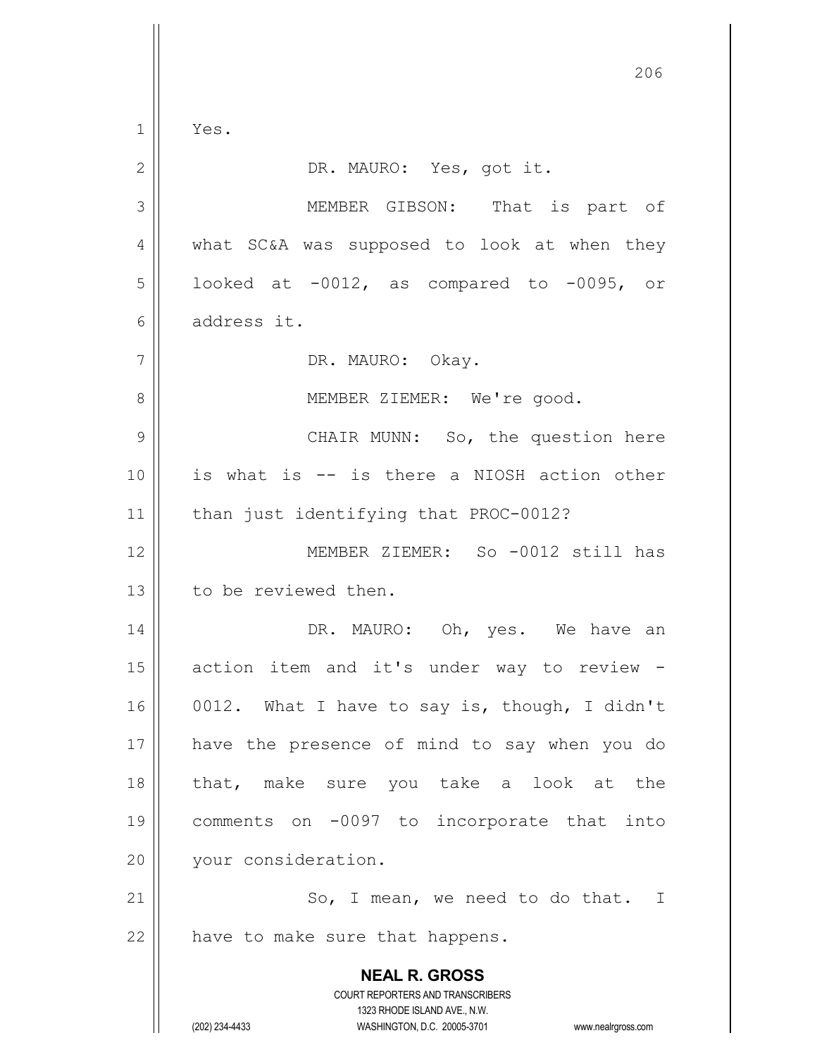Yes.

DR. MAURO: Yes, got it.

MEMBER GIBSON: That is part of what SC&A was supposed to look at when they looked at -0012, as compared to -0095, or address it.

DR. MAURO: Okay.

MEMBER ZIEMER: We're good.

CHAIR MUNN: So, the question here is what is -- is there a NIOSH action other than just identifying that PROC-0012?

MEMBER ZIEMER: So -0012 still has to be reviewed then.

DR. MAURO: Oh, yes. We have an action item and it's under way to review -0012. What I have to say is, though, I didn't have the presence of mind to say when you do that, make sure you take a look at the comments on -0097 to incorporate that into your consideration.

So, I mean, we need to do that. I have to make sure that happens.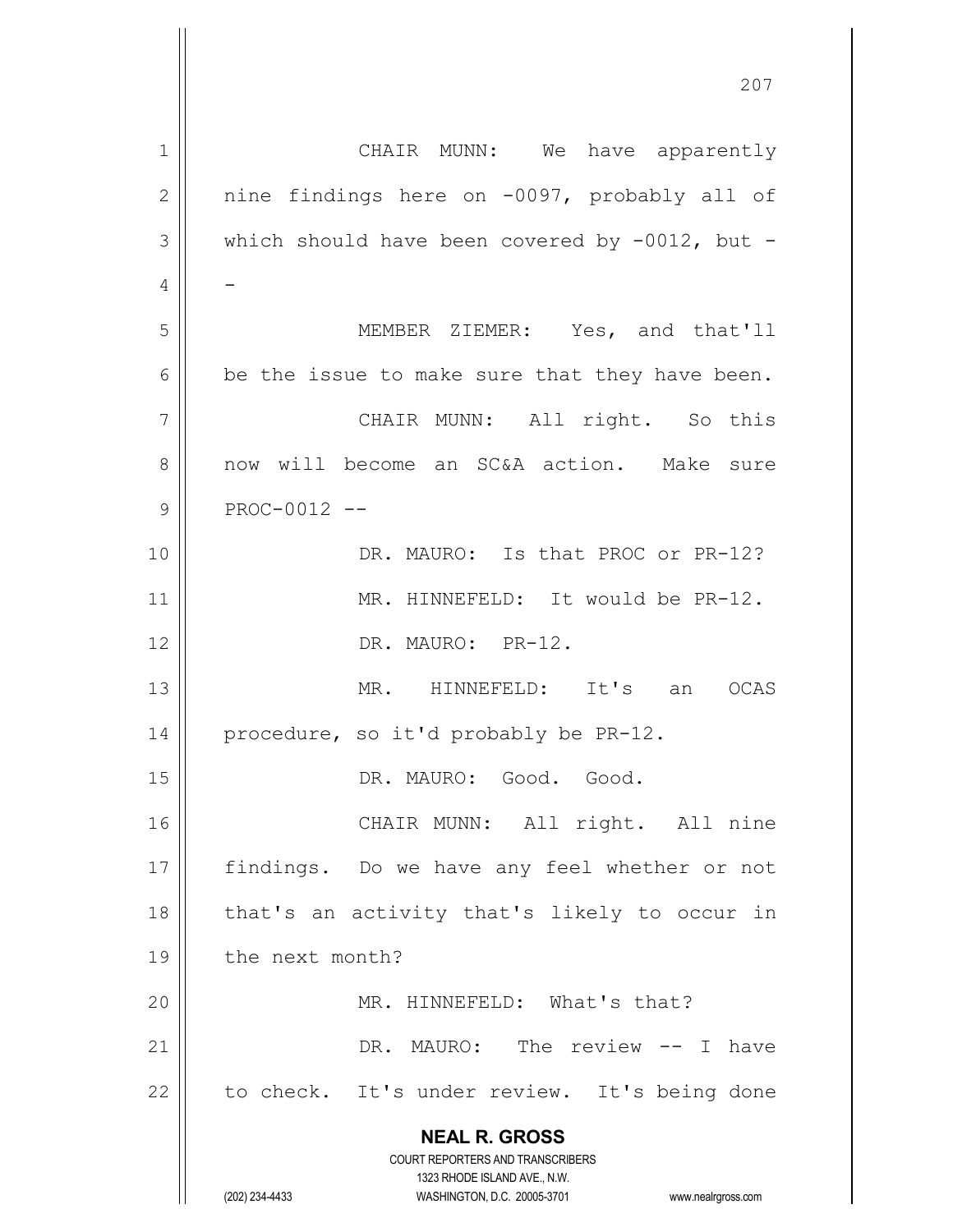CHAIR MUNN: We have apparently nine findings here on -0097, probably all of which should have been covered by -0012, but --

MEMBER ZIEMER: Yes, and that'll be the issue to make sure that they have been.

CHAIR MUNN: All right. So this now will become an SC&A action. Make sure PROC-0012 --

DR. MAURO: Is that PROC or PR-12?

MR. HINNEFELD: It would be PR-12.

DR. MAURO: PR-12.

MR. HINNEFELD: It's an OCAS procedure, so it'd probably be PR-12.

DR. MAURO: Good. Good.

CHAIR MUNN: All right. All nine findings. Do we have any feel whether or not that's an activity that's likely to occur in the next month?

MR. HINNEFELD: What's that?

DR. MAURO: The review -- I have to check. It's under review. It's being done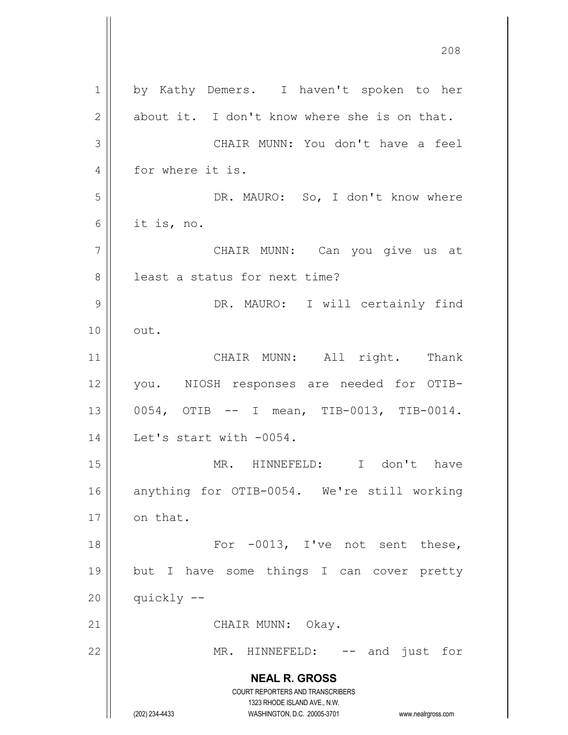by Kathy Demers. I haven't spoken to her about it. I don't know where she is on that.

CHAIR MUNN: You don't have a feel for where it is.

DR. MAURO: So, I don't know where it is, no.

CHAIR MUNN: Can you give us at least a status for next time?

DR. MAURO: I will certainly find out.

CHAIR MUNN: All right. Thank you. NIOSH responses are needed for OTIB-0054, OTIB -- I mean, TIB-0013, TIB-0014. Let's start with -0054.

MR. HINNEFELD: I don't have anything for OTIB-0054. We're still working on that.

For -0013, I've not sent these, but I have some things I can cover pretty quickly --

CHAIR MUNN: Okay.

MR. HINNEFELD: -- and just for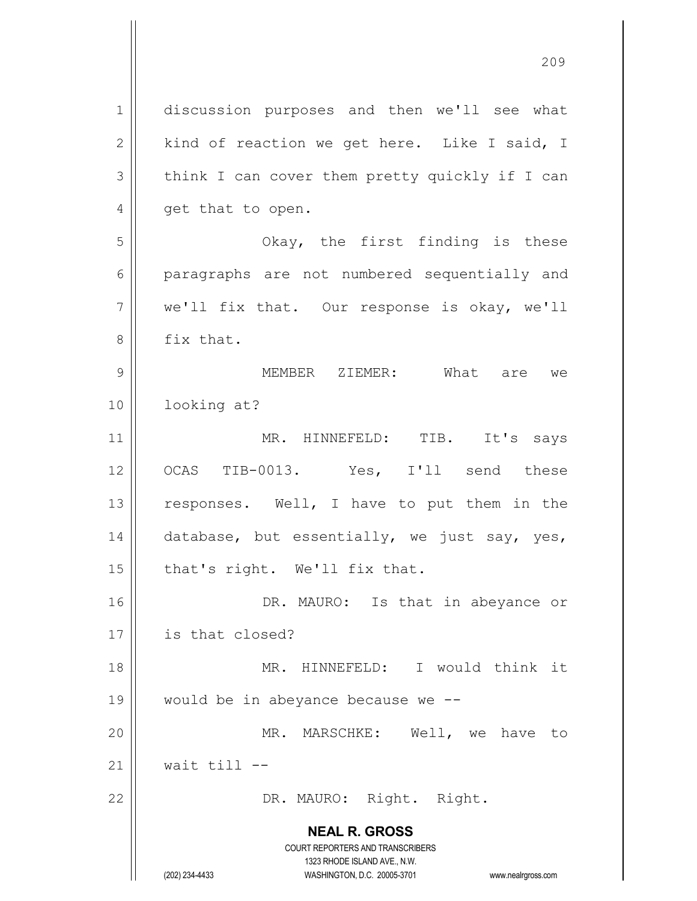discussion purposes and then we'll see what kind of reaction we get here. Like I said, I think I can cover them pretty quickly if I can get that to open.

Okay, the first finding is these paragraphs are not numbered sequentially and we'll fix that. Our response is okay, we'll fix that.

MEMBER ZIEMER: What are we looking at?

MR. HINNEFELD: TIB. It's says OCAS TIB-0013. Yes, I'll send these responses. Well, I have to put them in the database, but essentially, we just say, yes, that's right. We'll fix that.

DR. MAURO: Is that in abeyance or is that closed?

MR. HINNEFELD: I would think it would be in abeyance because we --

MR. MARSCHKE: Well, we have to wait till --

DR. MAURO: Right. Right.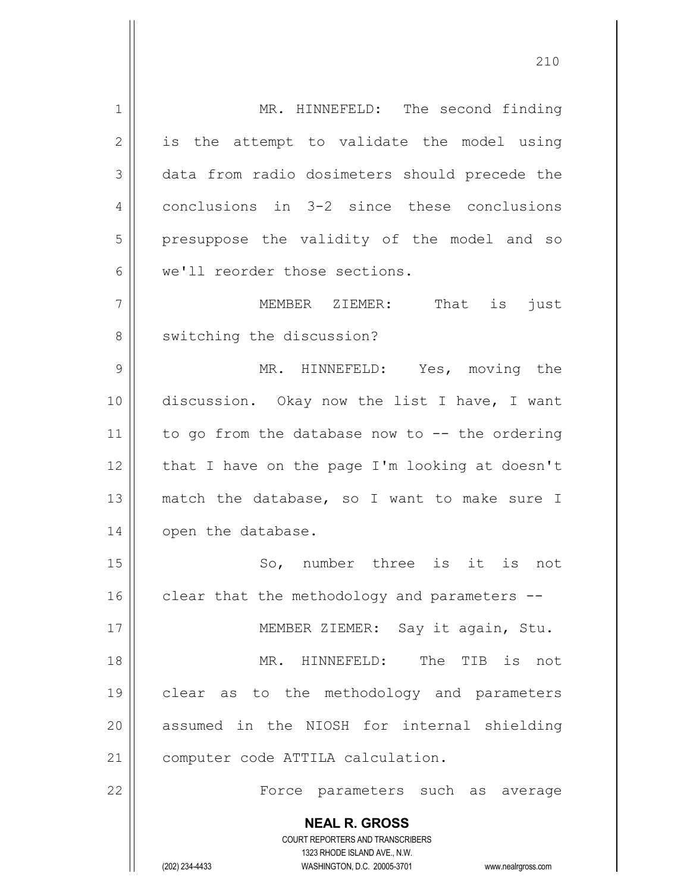MR. HINNEFELD: The second finding is the attempt to validate the model using data from radio dosimeters should precede the conclusions in 3-2 since these conclusions presuppose the validity of the model and so we'll reorder those sections.

MEMBER ZIEMER: That is just switching the discussion?

MR. HINNEFELD: Yes, moving the discussion. Okay now the list I have, I want to go from the database now to -- the ordering that I have on the page I'm looking at doesn't match the database, so I want to make sure I open the database.

So, number three is it is not clear that the methodology and parameters --

MEMBER ZIEMER: Say it again, Stu.

MR. HINNEFELD: The TIB is not clear as to the methodology and parameters assumed in the NIOSH for internal shielding computer code ATTILA calculation.

Force parameters such as average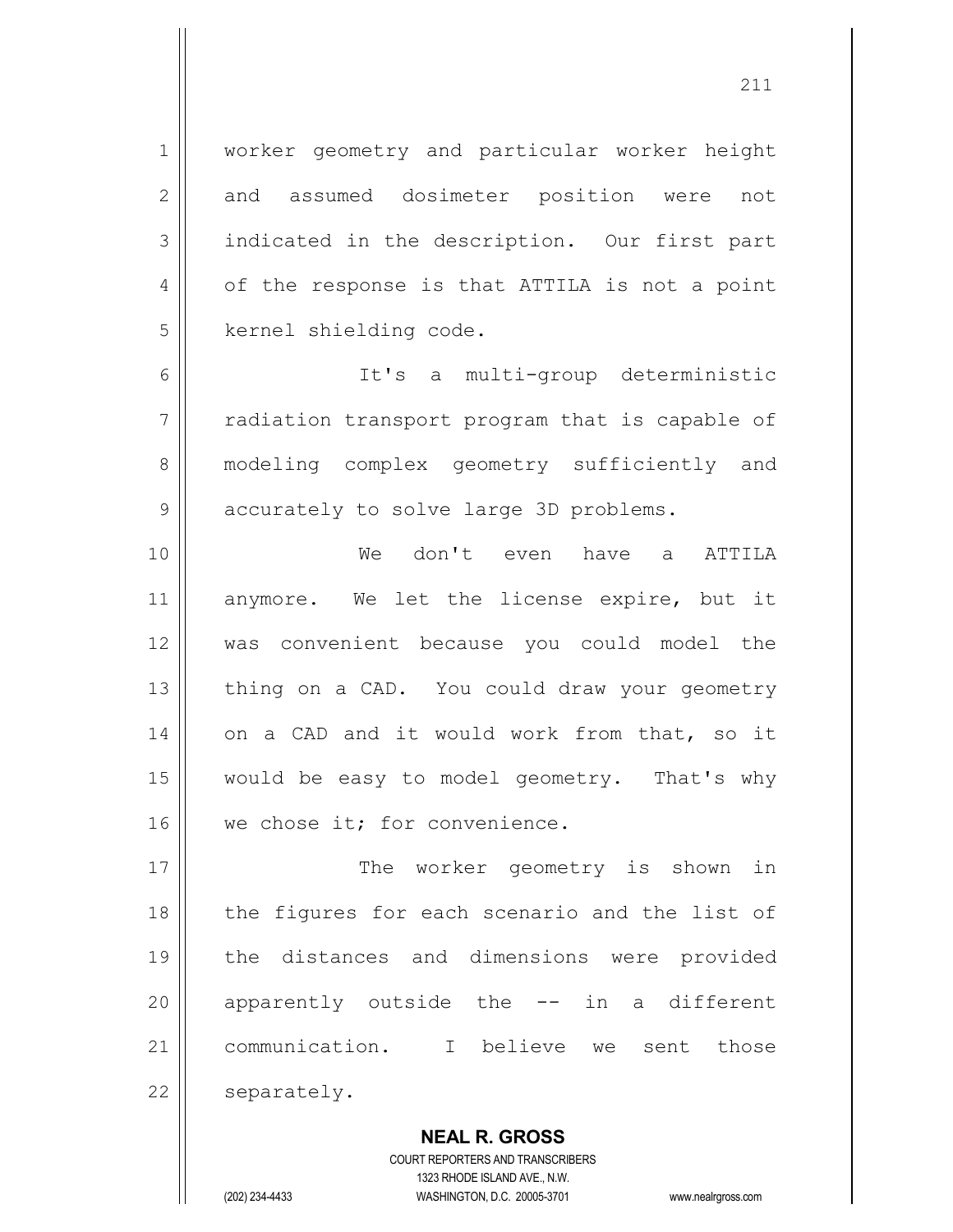worker geometry and particular worker height and assumed dosimeter position were not indicated in the description. Our first part of the response is that ATTILA is not a point kernel shielding code.

It's a multi-group deterministic radiation transport program that is capable of modeling complex geometry sufficiently and accurately to solve large 3D problems.

We don't even have a ATTILA anymore. We let the license expire, but it was convenient because you could model the thing on a CAD. You could draw your geometry on a CAD and it would work from that, so it would be easy to model geometry. That's why we chose it; for convenience.

The worker geometry is shown in the figures for each scenario and the list of the distances and dimensions were provided apparently outside the -- in a different communication. I believe we sent those separately.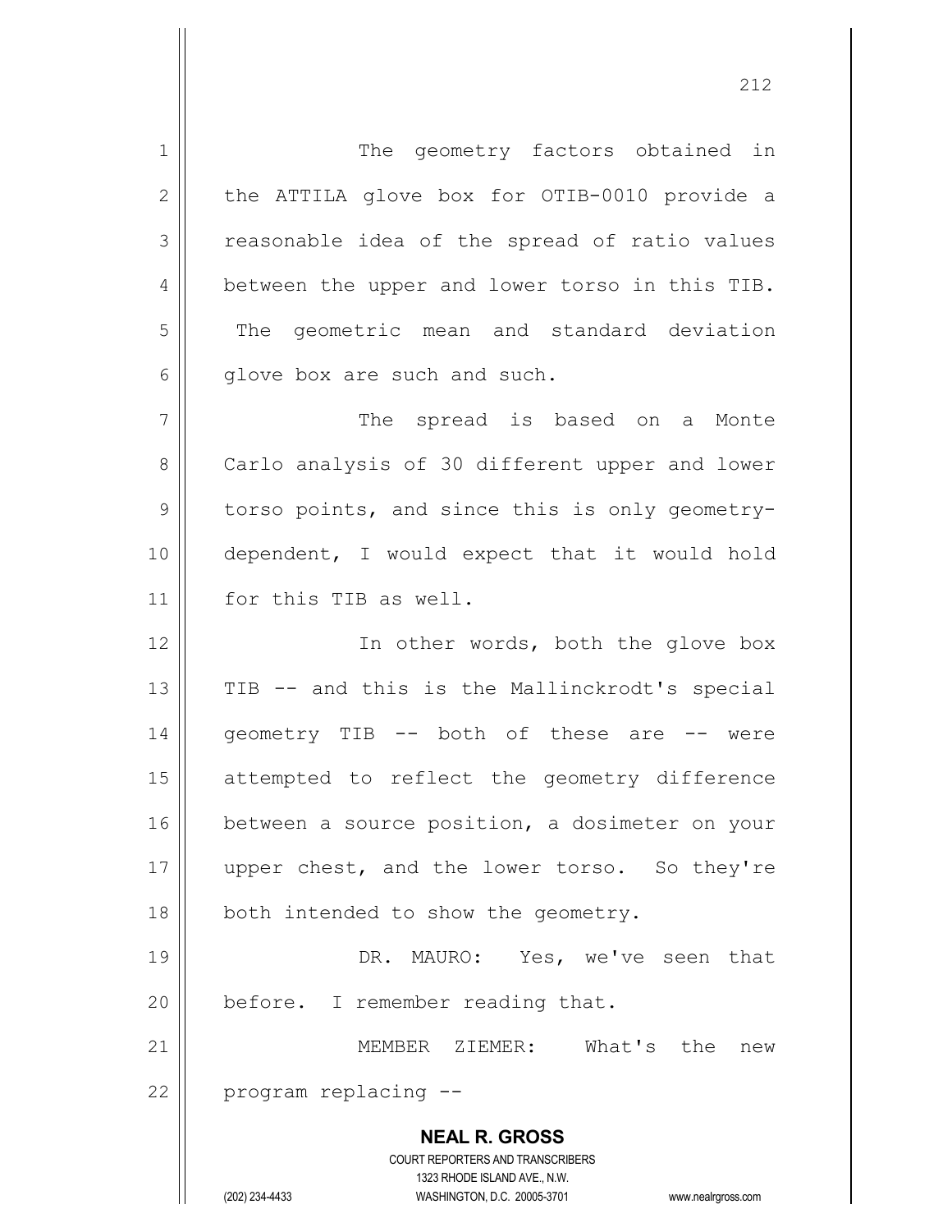The geometry factors obtained in the ATTILA glove box for OTIB-0010 provide a reasonable idea of the spread of ratio values between the upper and lower torso in this TIB. The geometric mean and standard deviation glove box are such and such.

The spread is based on a Monte Carlo analysis of 30 different upper and lower torso points, and since this is only geometry-dependent, I would expect that it would hold for this TIB as well.

In other words, both the glove box TIB -- and this is the Mallinckrodt's special geometry TIB -- both of these are -- were attempted to reflect the geometry difference between a source position, a dosimeter on your upper chest, and the lower torso. So they're both intended to show the geometry.

DR. MAURO: Yes, we've seen that before. I remember reading that.

MEMBER ZIEMER: What's the new program replacing --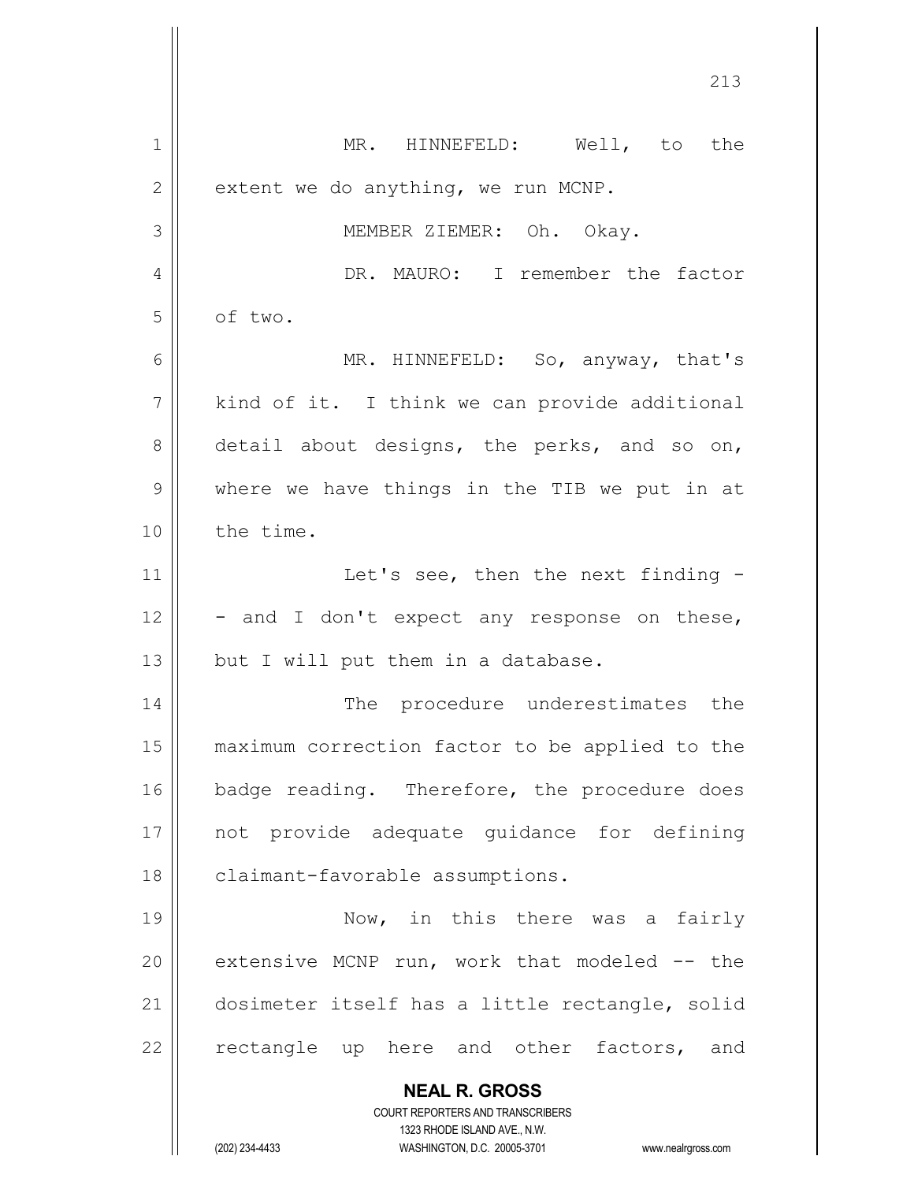MR. HINNEFELD: Well, to the extent we do anything, we run MCNP.

MEMBER ZIEMER: Oh. Okay.

DR. MAURO: I remember the factor of two.

MR. HINNEFELD: So, anyway, that's kind of it. I think we can provide additional detail about designs, the perks, and so on, where we have things in the TIB we put in at the time.

Let's see, then the next finding -- and I don't expect any response on these, but I will put them in a database.

The procedure underestimates the maximum correction factor to be applied to the badge reading. Therefore, the procedure does not provide adequate guidance for defining claimant-favorable assumptions.

Now, in this there was a fairly extensive MCNP run, work that modeled -- the dosimeter itself has a little rectangle, solid rectangle up here and other factors, and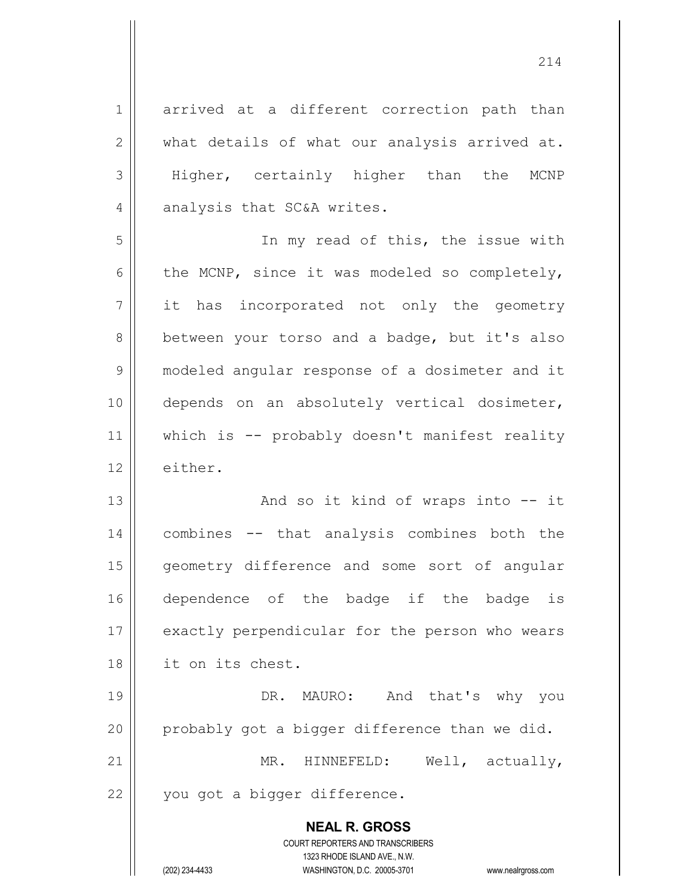arrived at a different correction path than what details of what our analysis arrived at. Higher, certainly higher than the MCNP analysis that SC&A writes.

In my read of this, the issue with the MCNP, since it was modeled so completely, it has incorporated not only the geometry between your torso and a badge, but it's also modeled angular response of a dosimeter and it depends on an absolutely vertical dosimeter, which is -- probably doesn't manifest reality either.

And so it kind of wraps into -- it combines -- that analysis combines both the geometry difference and some sort of angular dependence of the badge if the badge is exactly perpendicular for the person who wears it on its chest.

DR. MAURO: And that's why you probably got a bigger difference than we did.

MR. HINNEFELD: Well, actually, you got a bigger difference.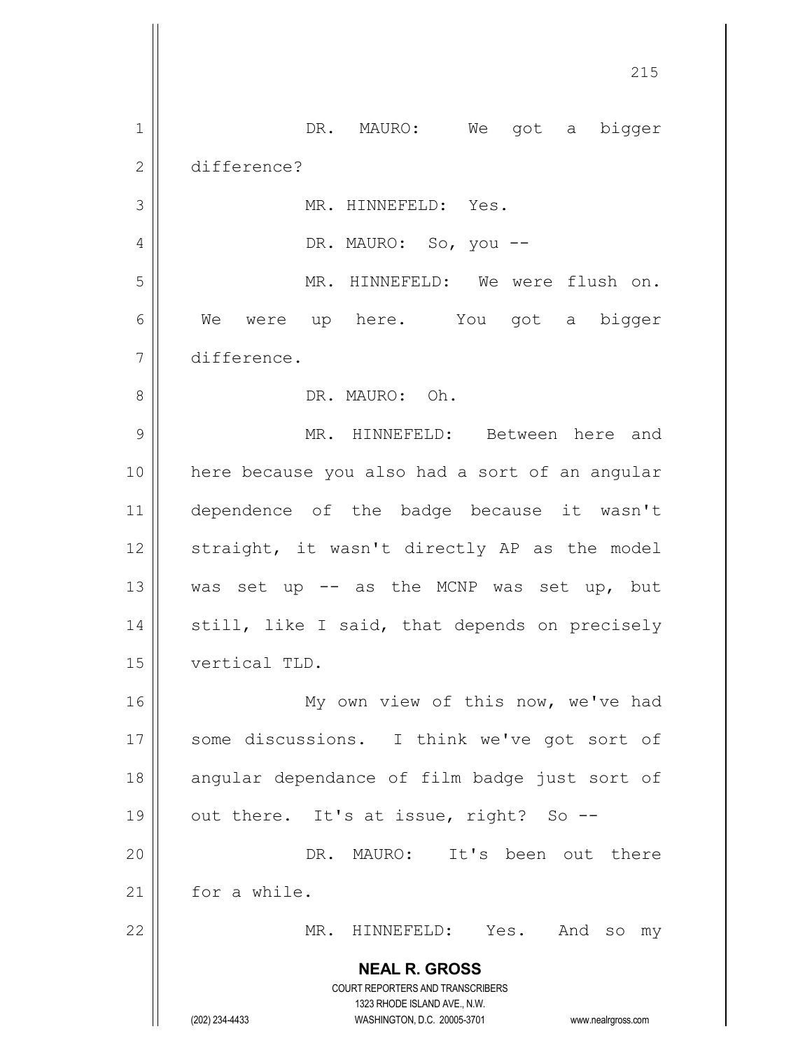DR. MAURO: We got a bigger difference?

MR. HINNEFELD: Yes.

DR. MAURO: So, you --

MR. HINNEFELD: We were flush on. We were up here. You got a bigger difference.

DR. MAURO: Oh.

MR. HINNEFELD: Between here and here because you also had a sort of an angular dependence of the badge because it wasn't straight, it wasn't directly AP as the model was set up -- as the MCNP was set up, but still, like I said, that depends on precisely vertical TLD.

My own view of this now, we've had some discussions. I think we've got sort of angular dependance of film badge just sort of out there. It's at issue, right? So --

DR. MAURO: It's been out there for a while.

MR. HINNEFELD: Yes. And so my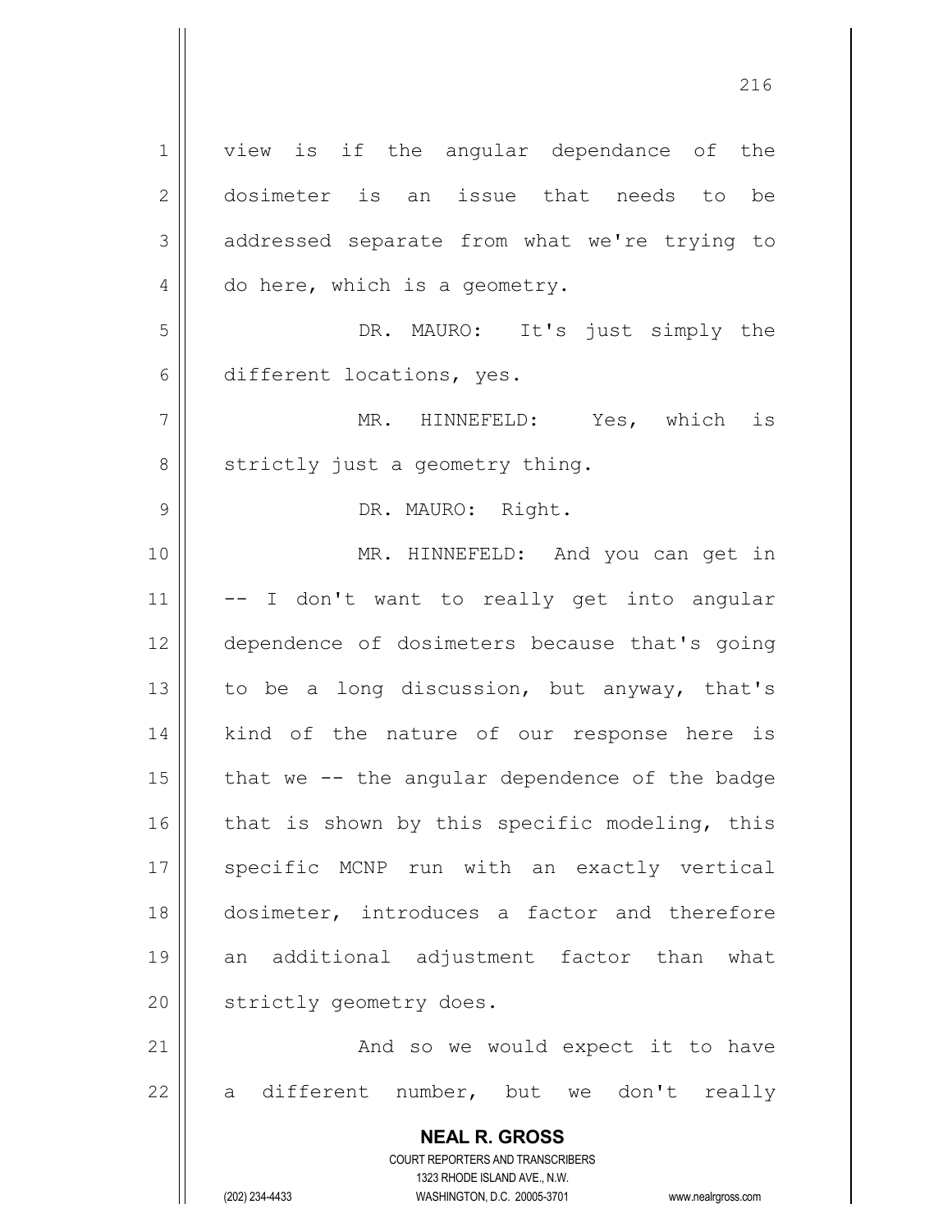view is if the angular dependance of the dosimeter is an issue that needs to be addressed separate from what we're trying to do here, which is a geometry.

DR. MAURO: It's just simply the different locations, yes.

MR. HINNEFELD: Yes, which is strictly just a geometry thing.

DR. MAURO: Right.

MR. HINNEFELD: And you can get in -- I don't want to really get into angular dependence of dosimeters because that's going to be a long discussion, but anyway, that's kind of the nature of our response here is that we -- the angular dependence of the badge that is shown by this specific modeling, this specific MCNP run with an exactly vertical dosimeter, introduces a factor and therefore an additional adjustment factor than what strictly geometry does.

And so we would expect it to have a different number, but we don't really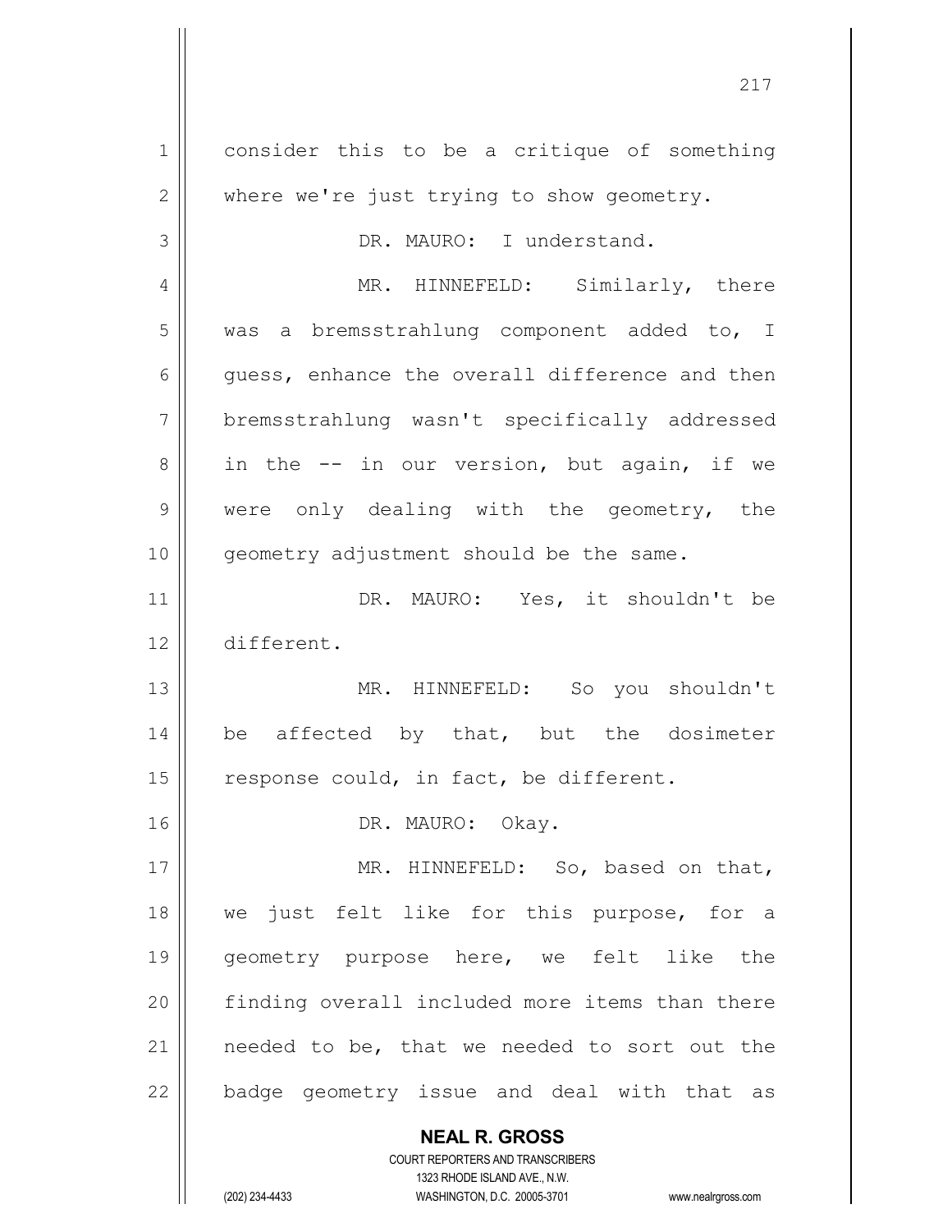consider this to be a critique of something where we're just trying to show geometry.

DR. MAURO: I understand.

MR. HINNEFELD: Similarly, there was a bremsstrahlung component added to, I guess, enhance the overall difference and then bremsstrahlung wasn't specifically addressed in the -- in our version, but again, if we were only dealing with the geometry, the geometry adjustment should be the same.

DR. MAURO: Yes, it shouldn't be different.

MR. HINNEFELD: So you shouldn't be affected by that, but the dosimeter response could, in fact, be different.

DR. MAURO: Okay.

MR. HINNEFELD: So, based on that, we just felt like for this purpose, for a geometry purpose here, we felt like the finding overall included more items than there needed to be, that we needed to sort out the badge geometry issue and deal with that as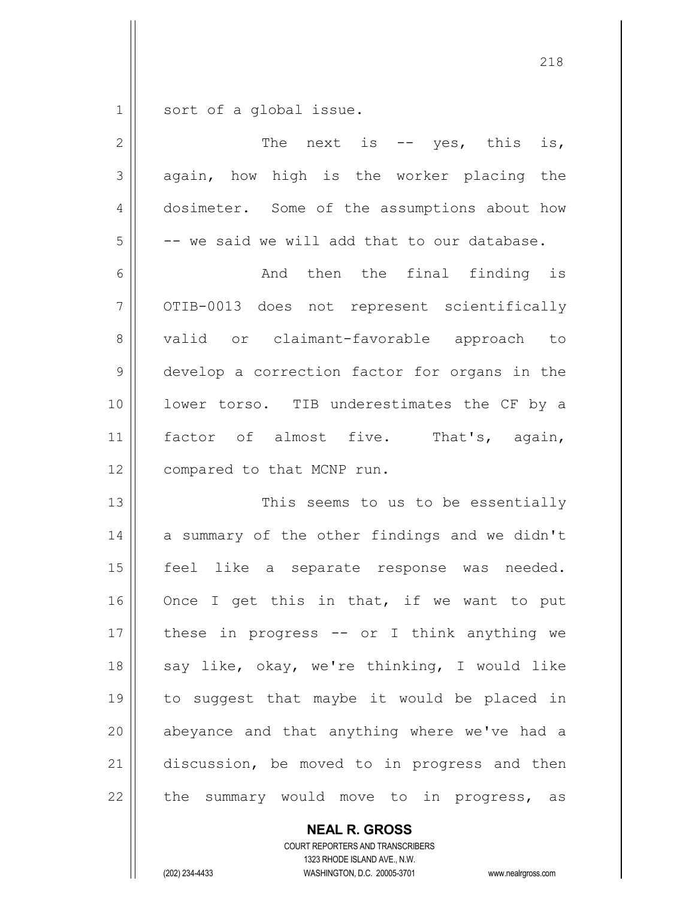sort of a global issue.

The next is -- yes, this is, again, how high is the worker placing the dosimeter. Some of the assumptions about how -- we said we will add that to our database.

And then the final finding is OTIB-0013 does not represent scientifically valid or claimant-favorable approach to develop a correction factor for organs in the lower torso. TIB underestimates the CF by a factor of almost five. That's, again, compared to that MCNP run.

This seems to us to be essentially a summary of the other findings and we didn't feel like a separate response was needed. Once I get this in that, if we want to put these in progress -- or I think anything we say like, okay, we're thinking, I would like to suggest that maybe it would be placed in abeyance and that anything where we've had a discussion, be moved to in progress and then the summary would move to in progress, as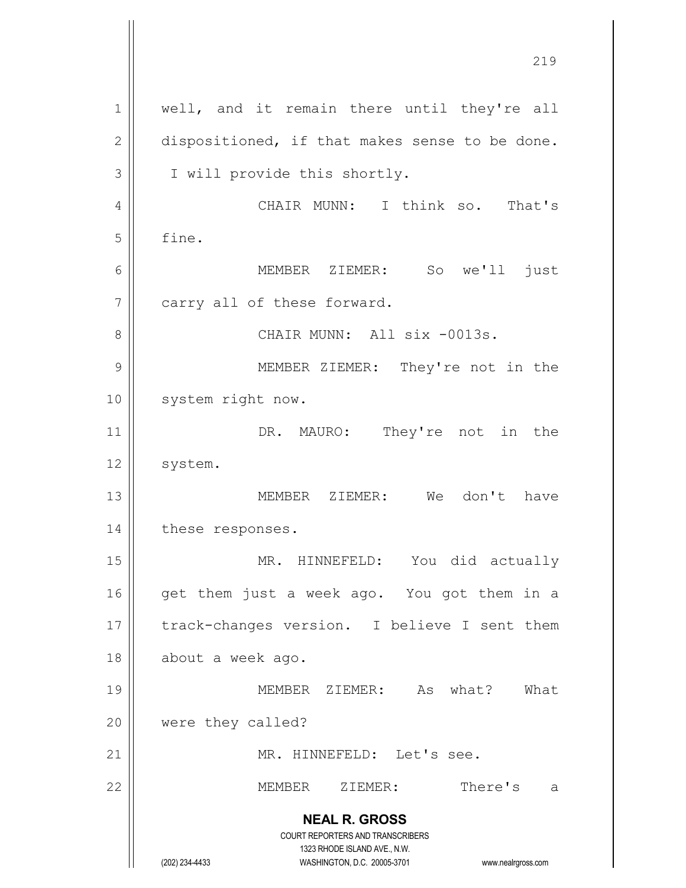well, and it remain there until they're all dispositioned, if that makes sense to be done. I will provide this shortly.

CHAIR MUNN: I think so. That's fine.

MEMBER ZIEMER: So we'll just carry all of these forward.

CHAIR MUNN: All six -0013s.

MEMBER ZIEMER: They're not in the system right now.

DR. MAURO: They're not in the system.

MEMBER ZIEMER: We don't have these responses.

MR. HINNEFELD: You did actually get them just a week ago. You got them in a track-changes version. I believe I sent them about a week ago.

MEMBER ZIEMER: As what? What were they called?

MR. HINNEFELD: Let's see.

MEMBER ZIEMER: There's a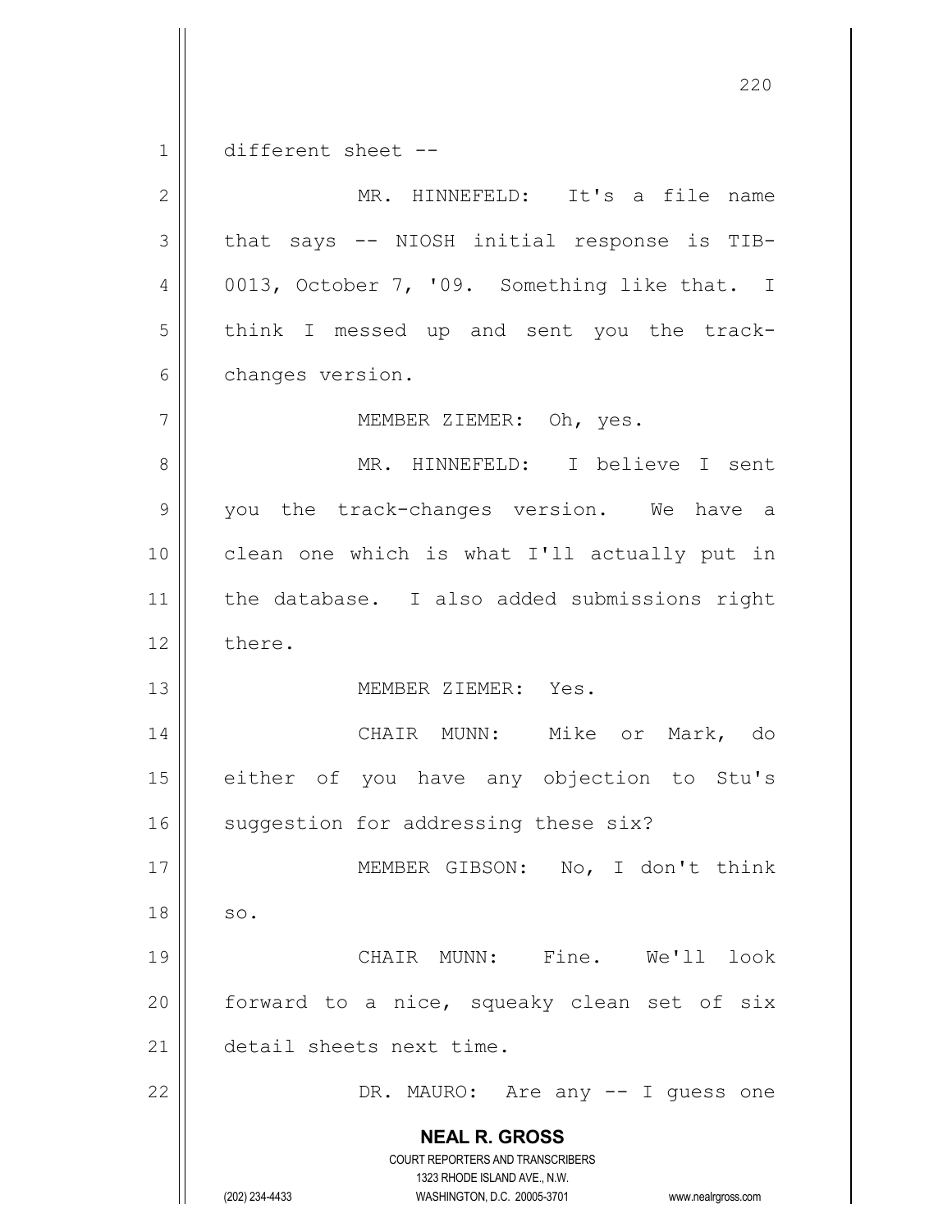different sheet --

MR. HINNEFELD: It's a file name that says -- NIOSH initial response is TIB-0013, October 7, '09. Something like that. I think I messed up and sent you the track-changes version.

MEMBER ZIEMER: Oh, yes.

MR. HINNEFELD: I believe I sent you the track-changes version. We have a clean one which is what I'll actually put in the database. I also added submissions right there.

MEMBER ZIEMER: Yes.

CHAIR MUNN: Mike or Mark, do either of you have any objection to Stu's suggestion for addressing these six?

MEMBER GIBSON: No, I don't think so.

CHAIR MUNN: Fine. We'll look forward to a nice, squeaky clean set of six detail sheets next time.

DR. MAURO: Are any -- I guess one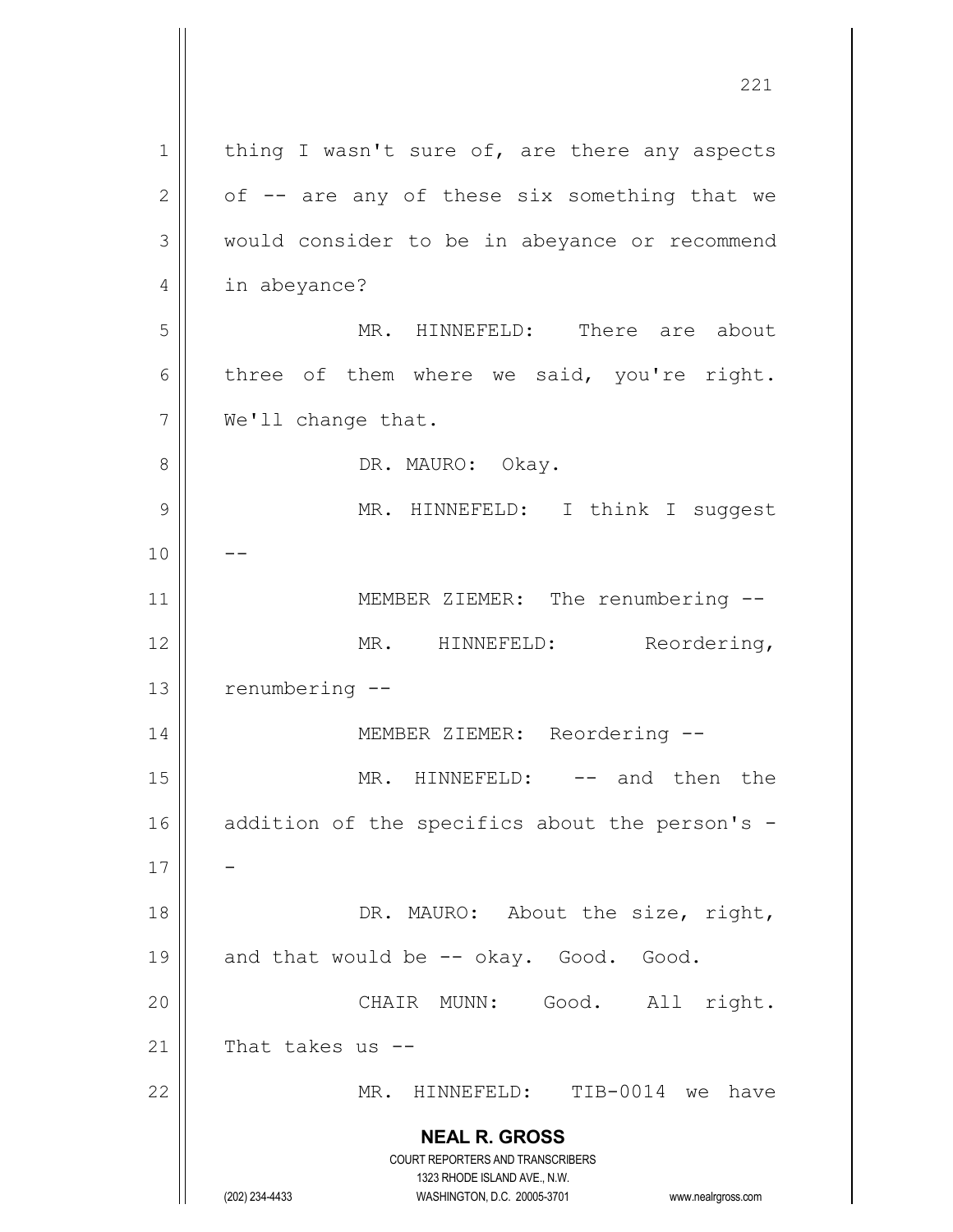thing I wasn't sure of, are there any aspects of -- are any of these six something that we would consider to be in abeyance or recommend in abeyance?

MR. HINNEFELD: There are about three of them where we said, you're right. We'll change that.

DR. MAURO: Okay.

MR. HINNEFELD: I think I suggest --

MEMBER ZIEMER: The renumbering --

MR. HINNEFELD: Reordering, renumbering --

MEMBER ZIEMER: Reordering --

MR. HINNEFELD: -- and then the addition of the specifics about the person's --

DR. MAURO: About the size, right, and that would be -- okay. Good. Good.

CHAIR MUNN: Good. All right. That takes us --

MR. HINNEFELD: TIB-0014 we have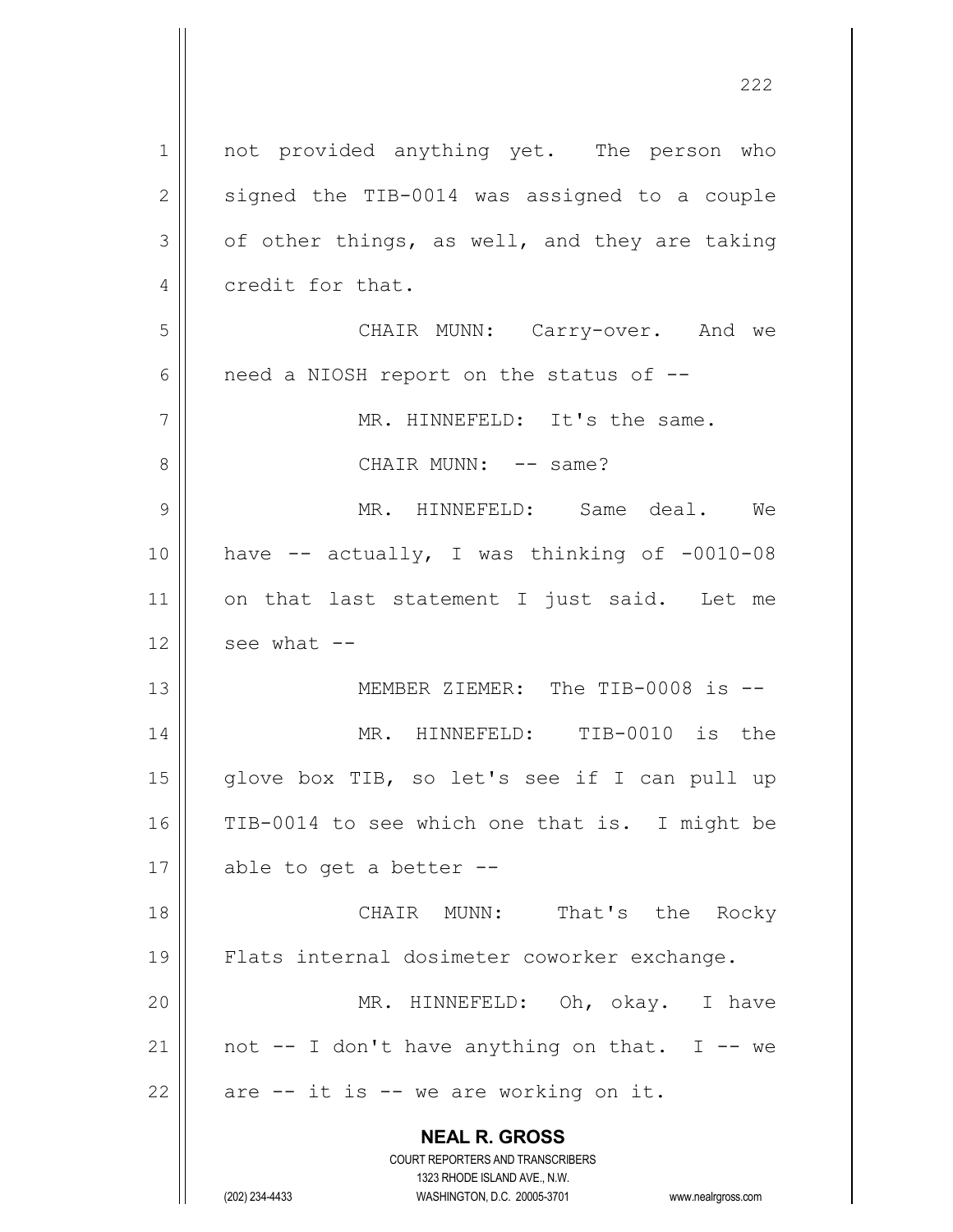not provided anything yet. The person who signed the TIB-0014 was assigned to a couple of other things, as well, and they are taking credit for that.

CHAIR MUNN: Carry-over. And we need a NIOSH report on the status of --

MR. HINNEFELD: It's the same.

CHAIR MUNN: -- same?

MR. HINNEFELD: Same deal. We have -- actually, I was thinking of -0010-08 on that last statement I just said. Let me see what --

MEMBER ZIEMER: The TIB-0008 is --

MR. HINNEFELD: TIB-0010 is the glove box TIB, so let's see if I can pull up TIB-0014 to see which one that is. I might be able to get a better --

CHAIR MUNN: That's the Rocky Flats internal dosimeter coworker exchange.

MR. HINNEFELD: Oh, okay. I have not -- I don't have anything on that. I -- we are -- it is -- we are working on it.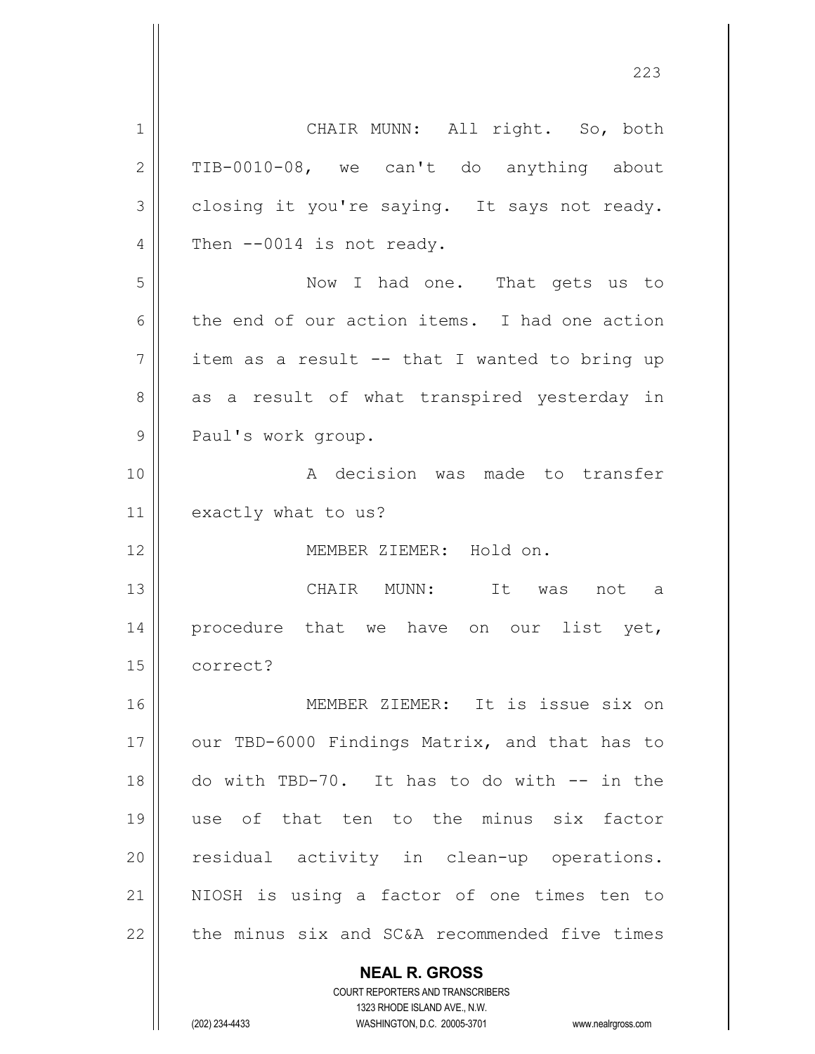CHAIR MUNN: All right. So, both TIB-0010-08, we can't do anything about closing it you're saying. It says not ready. Then --0014 is not ready.

Now I had one. That gets us to the end of our action items. I had one action item as a result -- that I wanted to bring up as a result of what transpired yesterday in Paul's work group.

A decision was made to transfer exactly what to us?

MEMBER ZIEMER: Hold on.

CHAIR MUNN: It was not a procedure that we have on our list yet, correct?

MEMBER ZIEMER: It is issue six on our TBD-6000 Findings Matrix, and that has to do with TBD-70. It has to do with -- in the use of that ten to the minus six factor residual activity in clean-up operations. NIOSH is using a factor of one times ten to the minus six and SC&A recommended five times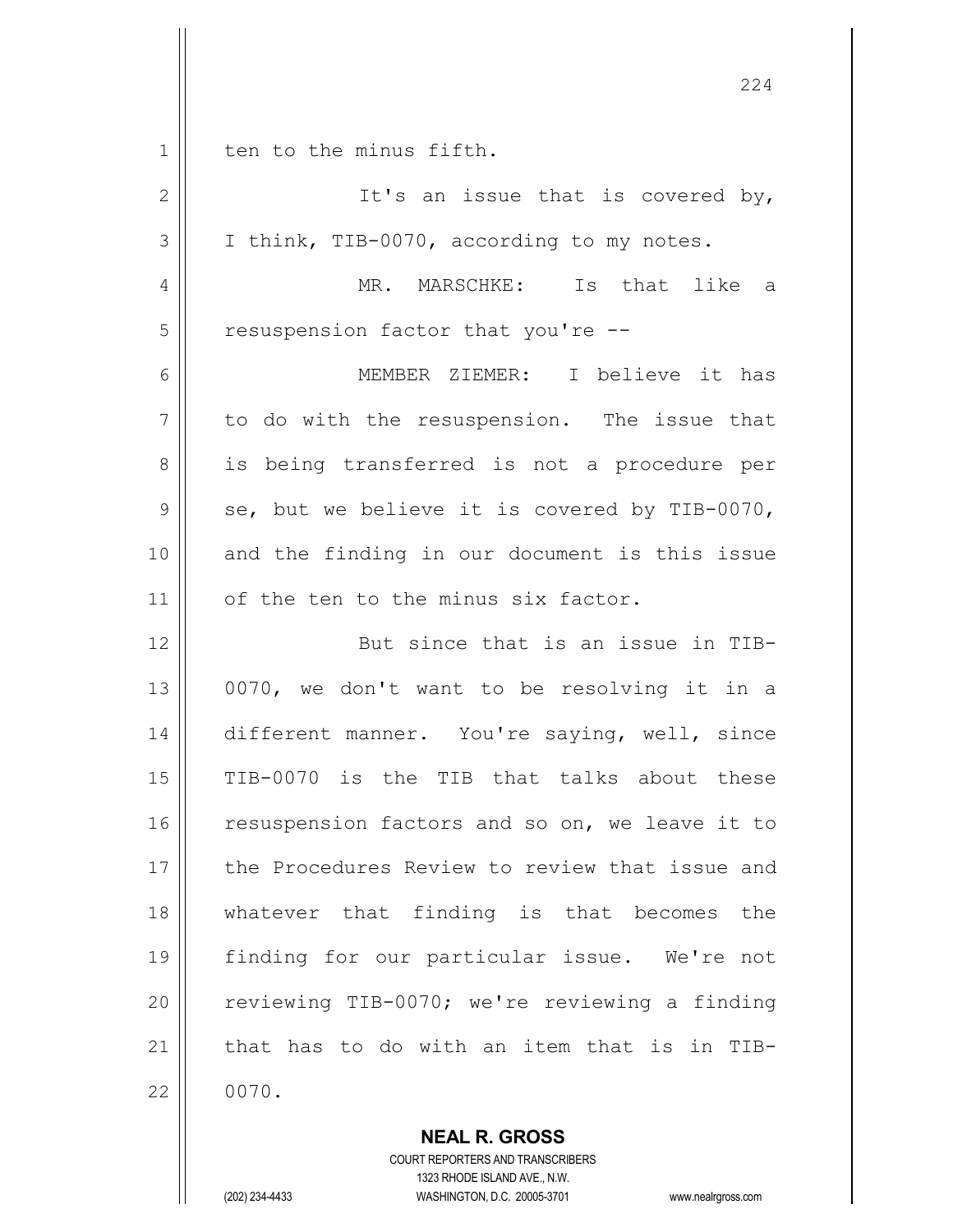ten to the minus fifth.

It's an issue that is covered by, I think, TIB-0070, according to my notes.

MR. MARSCHKE: Is that like a resuspension factor that you're --

MEMBER ZIEMER: I believe it has to do with the resuspension. The issue that is being transferred is not a procedure per se, but we believe it is covered by TIB-0070, and the finding in our document is this issue of the ten to the minus six factor.

But since that is an issue in TIB-0070, we don't want to be resolving it in a different manner. You're saying, well, since TIB-0070 is the TIB that talks about these resuspension factors and so on, we leave it to the Procedures Review to review that issue and whatever that finding is that becomes the finding for our particular issue. We're not reviewing TIB-0070; we're reviewing a finding that has to do with an item that is in TIB-0070.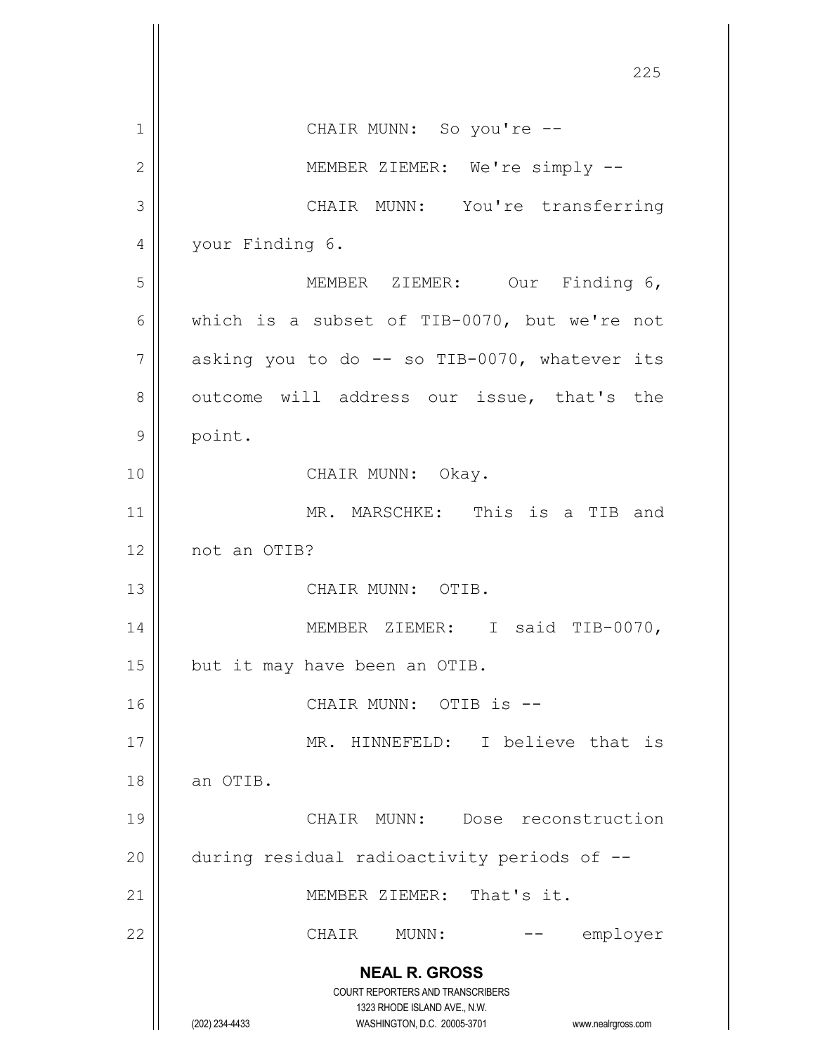CHAIR MUNN: So you're --

MEMBER ZIEMER: We're simply --

CHAIR MUNN: You're transferring your Finding 6.

MEMBER ZIEMER: Our Finding 6, which is a subset of TIB-0070, but we're not asking you to do -- so TIB-0070, whatever its outcome will address our issue, that's the point.

CHAIR MUNN: Okay.

MR. MARSCHKE: This is a TIB and not an OTIB?

CHAIR MUNN: OTIB.

MEMBER ZIEMER: I said TIB-0070, but it may have been an OTIB.

CHAIR MUNN: OTIB is --

MR. HINNEFELD: I believe that is an OTIB.

CHAIR MUNN: Dose reconstruction during residual radioactivity periods of --

MEMBER ZIEMER: That's it.

CHAIR MUNN: -- employer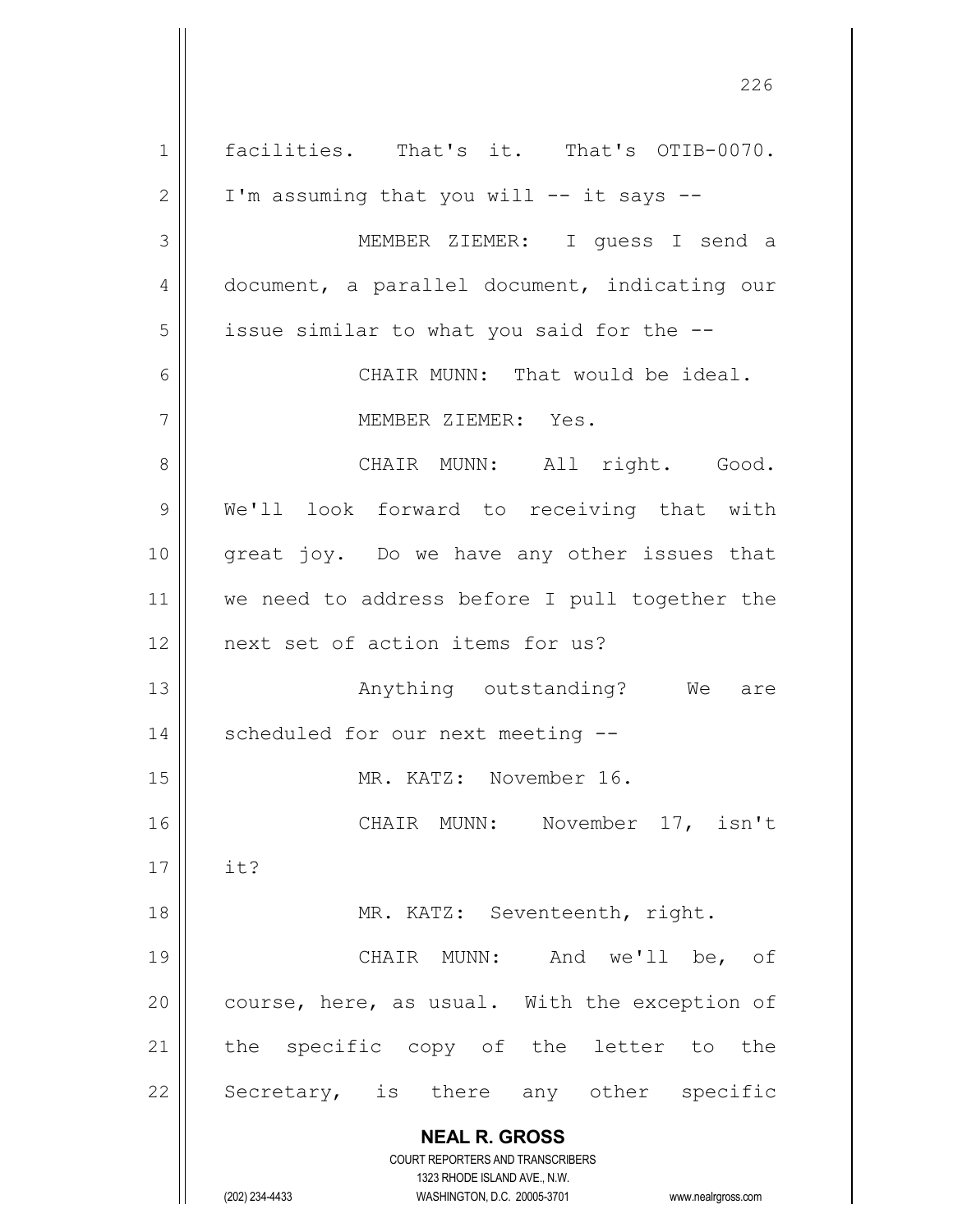facilities. That's it. That's OTIB-0070. I'm assuming that you will -- it says --

MEMBER ZIEMER: I guess I send a document, a parallel document, indicating our issue similar to what you said for the --

CHAIR MUNN: That would be ideal.

MEMBER ZIEMER: Yes.

CHAIR MUNN: All right. Good. We'll look forward to receiving that with great joy. Do we have any other issues that we need to address before I pull together the next set of action items for us?

Anything outstanding? We are scheduled for our next meeting --

MR. KATZ: November 16.

CHAIR MUNN: November 17, isn't it?

MR. KATZ: Seventeenth, right.

CHAIR MUNN: And we'll be, of course, here, as usual. With the exception of the specific copy of the letter to the Secretary, is there any other specific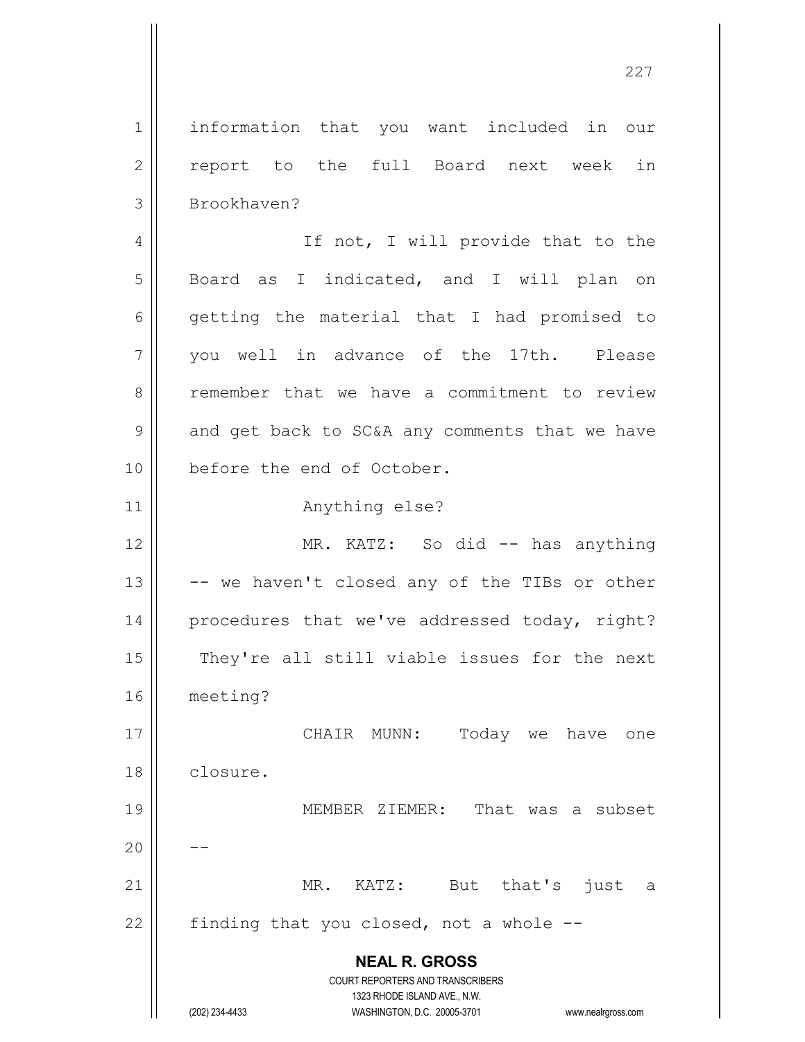information that you want included in our report to the full Board next week in Brookhaven?

If not, I will provide that to the Board as I indicated, and I will plan on getting the material that I had promised to you well in advance of the 17th. Please remember that we have a commitment to review and get back to SC&A any comments that we have before the end of October.

Anything else?

MR. KATZ: So did -- has anything -- we haven't closed any of the TIBs or other procedures that we've addressed today, right? They're all still viable issues for the next meeting?

CHAIR MUNN: Today we have one closure.

MEMBER ZIEMER: That was a subset --

MR. KATZ: But that's just a finding that you closed, not a whole --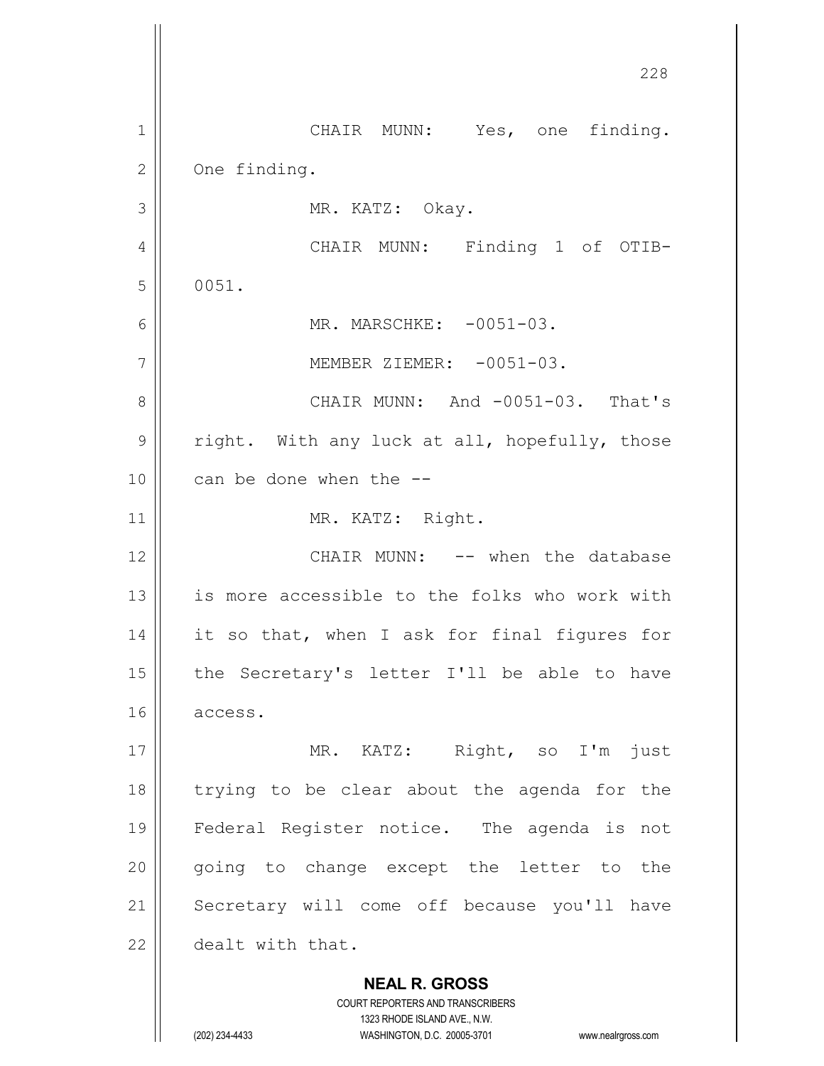CHAIR MUNN: Yes, one finding. One finding.

MR. KATZ: Okay.

CHAIR MUNN: Finding 1 of OTIB-0051.

MR. MARSCHKE: -0051-03.

MEMBER ZIEMER: -0051-03.

CHAIR MUNN: And -0051-03. That's right. With any luck at all, hopefully, those can be done when the --

MR. KATZ: Right.

CHAIR MUNN: -- when the database is more accessible to the folks who work with it so that, when I ask for final figures for the Secretary's letter I'll be able to have access.

MR. KATZ: Right, so I'm just trying to be clear about the agenda for the Federal Register notice. The agenda is not going to change except the letter to the Secretary will come off because you'll have dealt with that.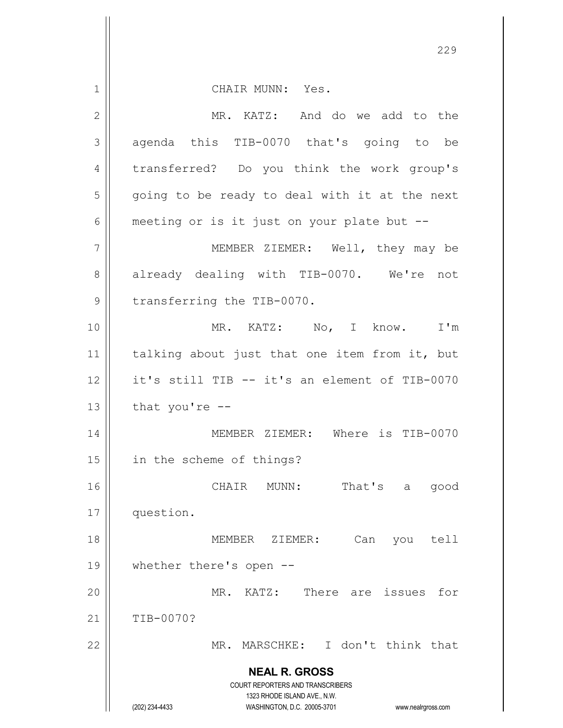CHAIR MUNN: Yes.

MR. KATZ: And do we add to the agenda this TIB-0070 that's going to be transferred? Do you think the work group's going to be ready to deal with it at the next meeting or is it just on your plate but --

MEMBER ZIEMER: Well, they may be already dealing with TIB-0070. We're not transferring the TIB-0070.

MR. KATZ: No, I know. I'm talking about just that one item from it, but it's still TIB -- it's an element of TIB-0070 that you're --

MEMBER ZIEMER: Where is TIB-0070 in the scheme of things?

CHAIR MUNN: That's a good question.

MEMBER ZIEMER: Can you tell whether there's open --

MR. KATZ: There are issues for TIB-0070?

MR. MARSCHKE: I don't think that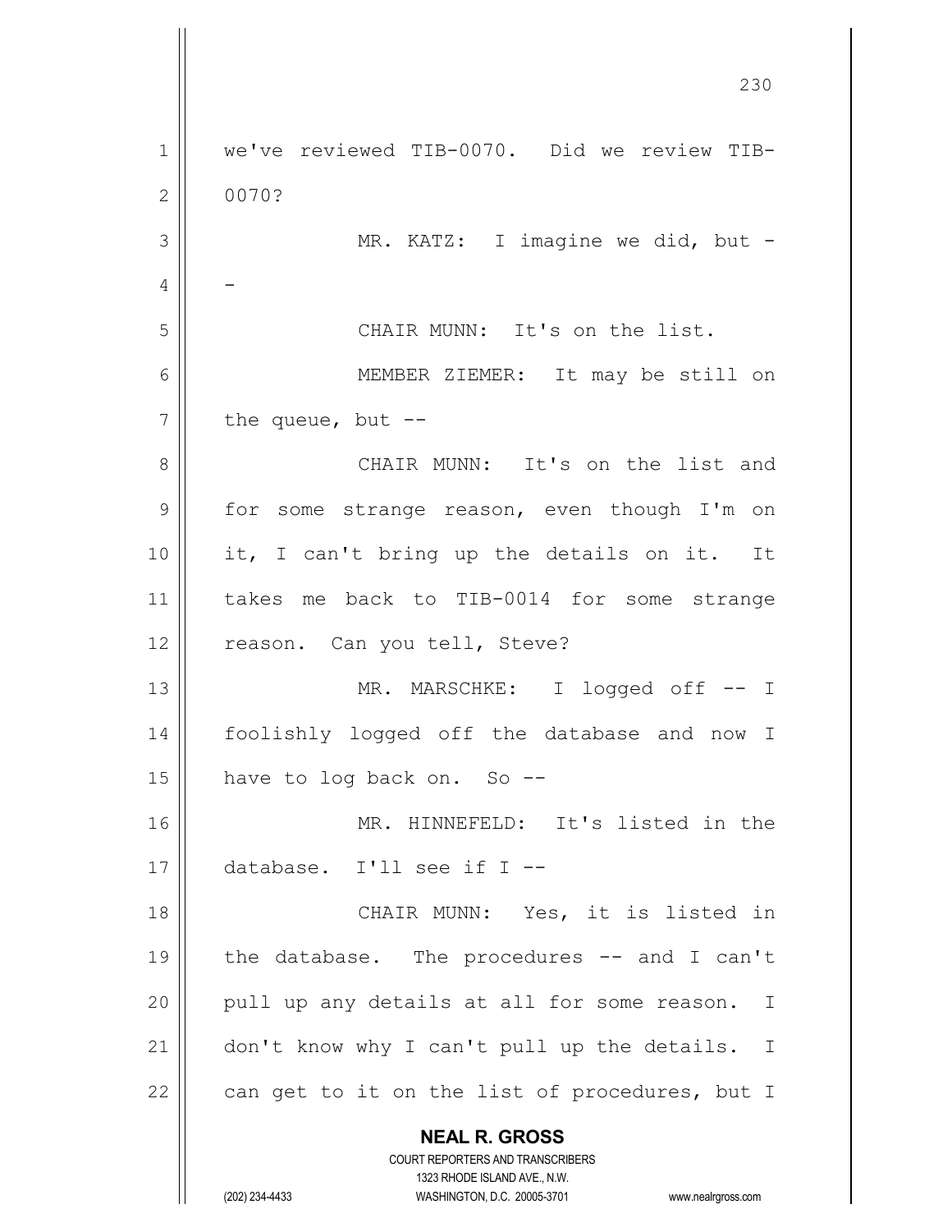we've reviewed TIB-0070. Did we review TIB-0070?

MR. KATZ: I imagine we did, but --

CHAIR MUNN: It's on the list.

MEMBER ZIEMER: It may be still on the queue, but --

CHAIR MUNN: It's on the list and for some strange reason, even though I'm on it, I can't bring up the details on it. It takes me back to TIB-0014 for some strange reason. Can you tell, Steve?

MR. MARSCHKE: I logged off -- I foolishly logged off the database and now I have to log back on. So --

MR. HINNEFELD: It's listed in the database. I'll see if I --

CHAIR MUNN: Yes, it is listed in the database. The procedures -- and I can't pull up any details at all for some reason. I don't know why I can't pull up the details. I can get to it on the list of procedures, but I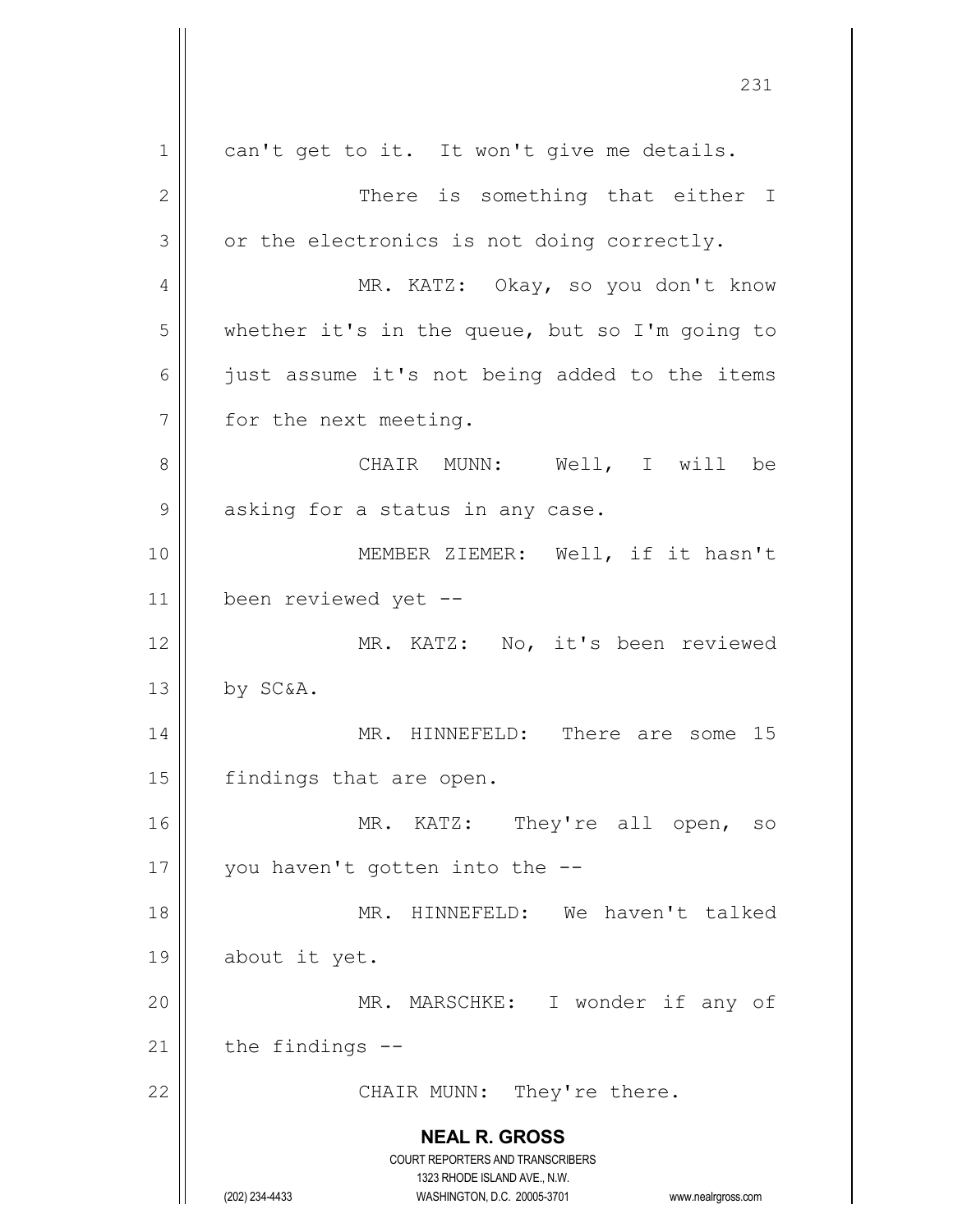can't get to it. It won't give me details.

There is something that either I or the electronics is not doing correctly.

MR. KATZ: Okay, so you don't know whether it's in the queue, but so I'm going to just assume it's not being added to the items for the next meeting.

CHAIR MUNN: Well, I will be asking for a status in any case.

MEMBER ZIEMER: Well, if it hasn't been reviewed yet --

MR. KATZ: No, it's been reviewed by SC&A.

MR. HINNEFELD: There are some 15 findings that are open.

MR. KATZ: They're all open, so you haven't gotten into the --

MR. HINNEFELD: We haven't talked about it yet.

MR. MARSCHKE: I wonder if any of the findings --

CHAIR MUNN: They're there.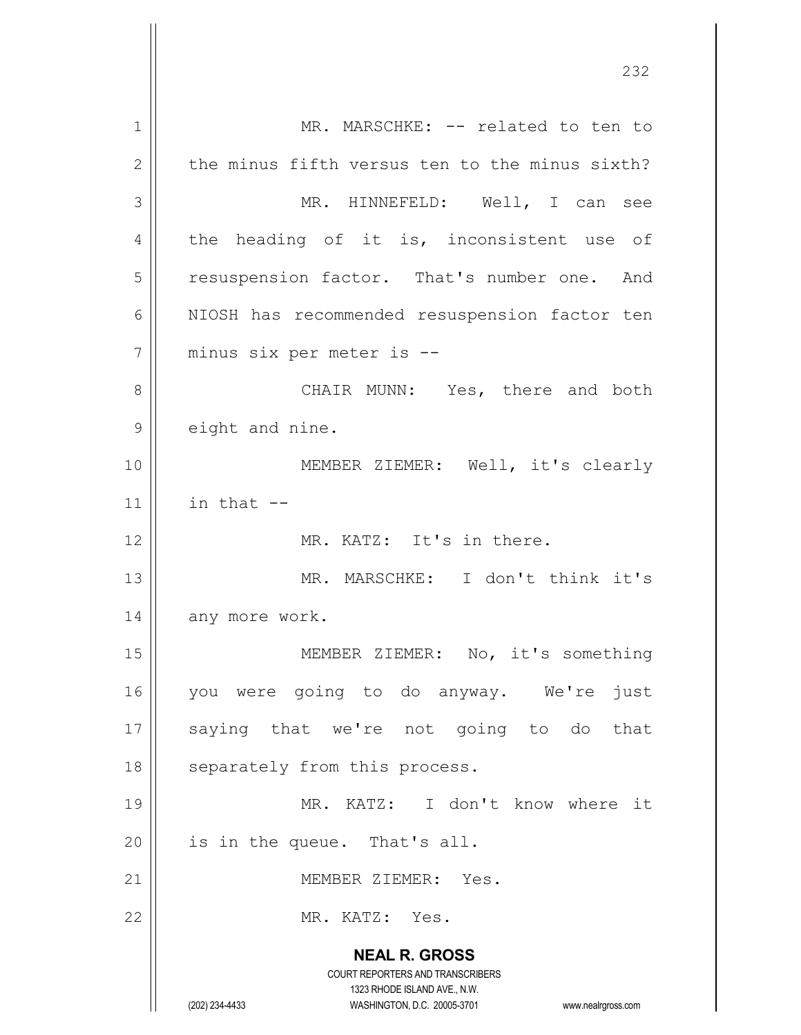MR. MARSCHKE: -- related to ten to the minus fifth versus ten to the minus sixth?

MR. HINNEFELD: Well, I can see the heading of it is, inconsistent use of resuspension factor. That's number one. And NIOSH has recommended resuspension factor ten minus six per meter is --

CHAIR MUNN: Yes, there and both eight and nine.

MEMBER ZIEMER: Well, it's clearly in that --

MR. KATZ: It's in there.

MR. MARSCHKE: I don't think it's any more work.

MEMBER ZIEMER: No, it's something you were going to do anyway. We're just saying that we're not going to do that separately from this process.

MR. KATZ: I don't know where it is in the queue. That's all.

MEMBER ZIEMER: Yes.

MR. KATZ: Yes.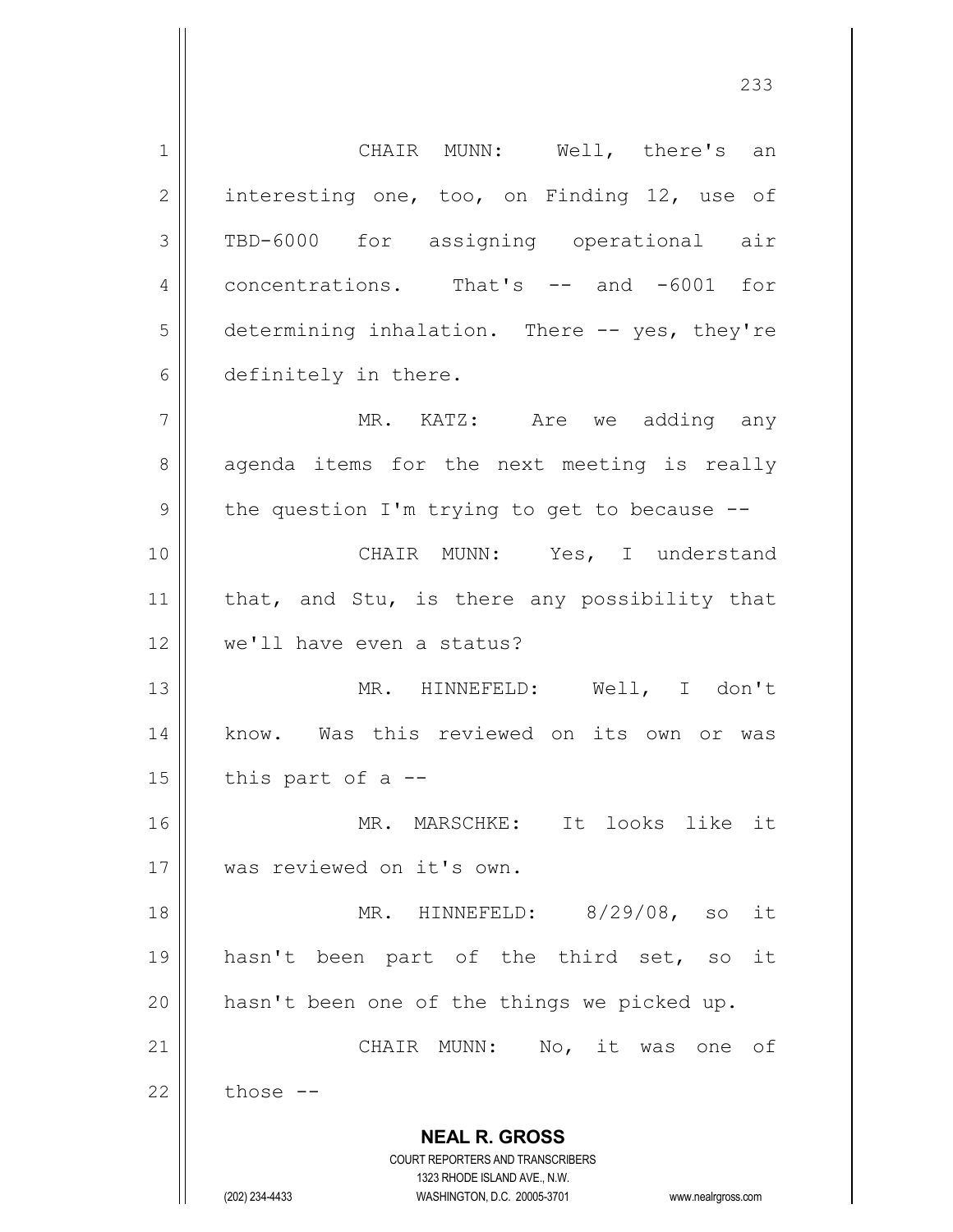CHAIR MUNN: Well, there's an interesting one, too, on Finding 12, use of TBD-6000 for assigning operational air concentrations. That's -- and -6001 for determining inhalation. There -- yes, they're definitely in there.

MR. KATZ: Are we adding any agenda items for the next meeting is really the question I'm trying to get to because --

CHAIR MUNN: Yes, I understand that, and Stu, is there any possibility that we'll have even a status?

MR. HINNEFELD: Well, I don't know. Was this reviewed on its own or was this part of a --

MR. MARSCHKE: It looks like it was reviewed on it's own.

MR. HINNEFELD: 8/29/08, so it hasn't been part of the third set, so it hasn't been one of the things we picked up.

CHAIR MUNN: No, it was one of those --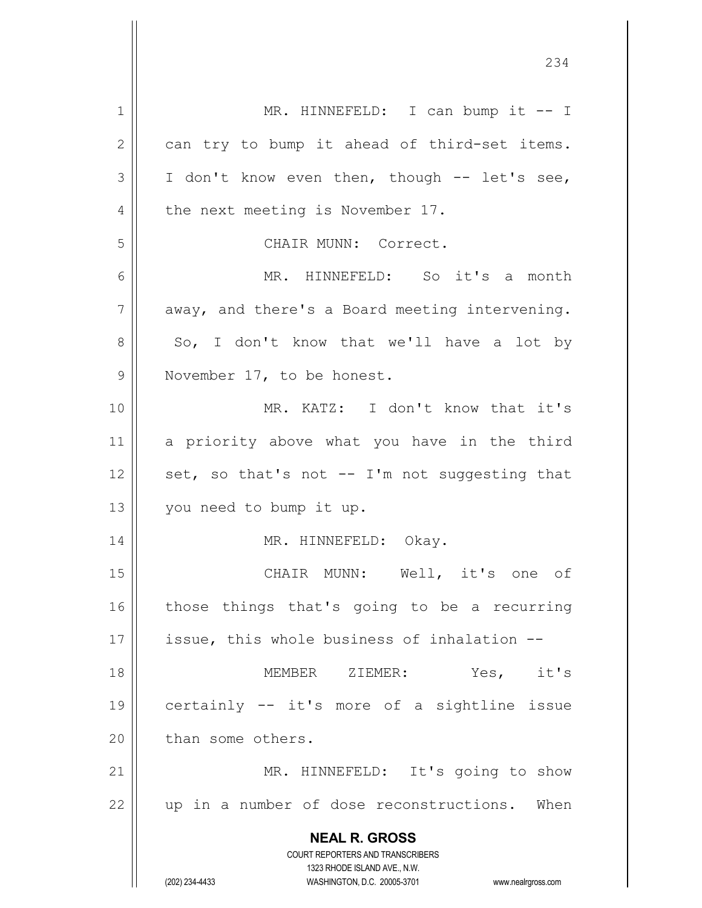MR. HINNEFELD: I can bump it -- I can try to bump it ahead of third-set items. I don't know even then, though -- let's see, the next meeting is November 17.

CHAIR MUNN: Correct.

MR. HINNEFELD: So it's a month away, and there's a Board meeting intervening. So, I don't know that we'll have a lot by November 17, to be honest.

MR. KATZ: I don't know that it's a priority above what you have in the third set, so that's not -- I'm not suggesting that you need to bump it up.

MR. HINNEFELD: Okay.

CHAIR MUNN: Well, it's one of those things that's going to be a recurring issue, this whole business of inhalation --

MEMBER ZIEMER: Yes, it's certainly -- it's more of a sightline issue than some others.

MR. HINNEFELD: It's going to show up in a number of dose reconstructions. When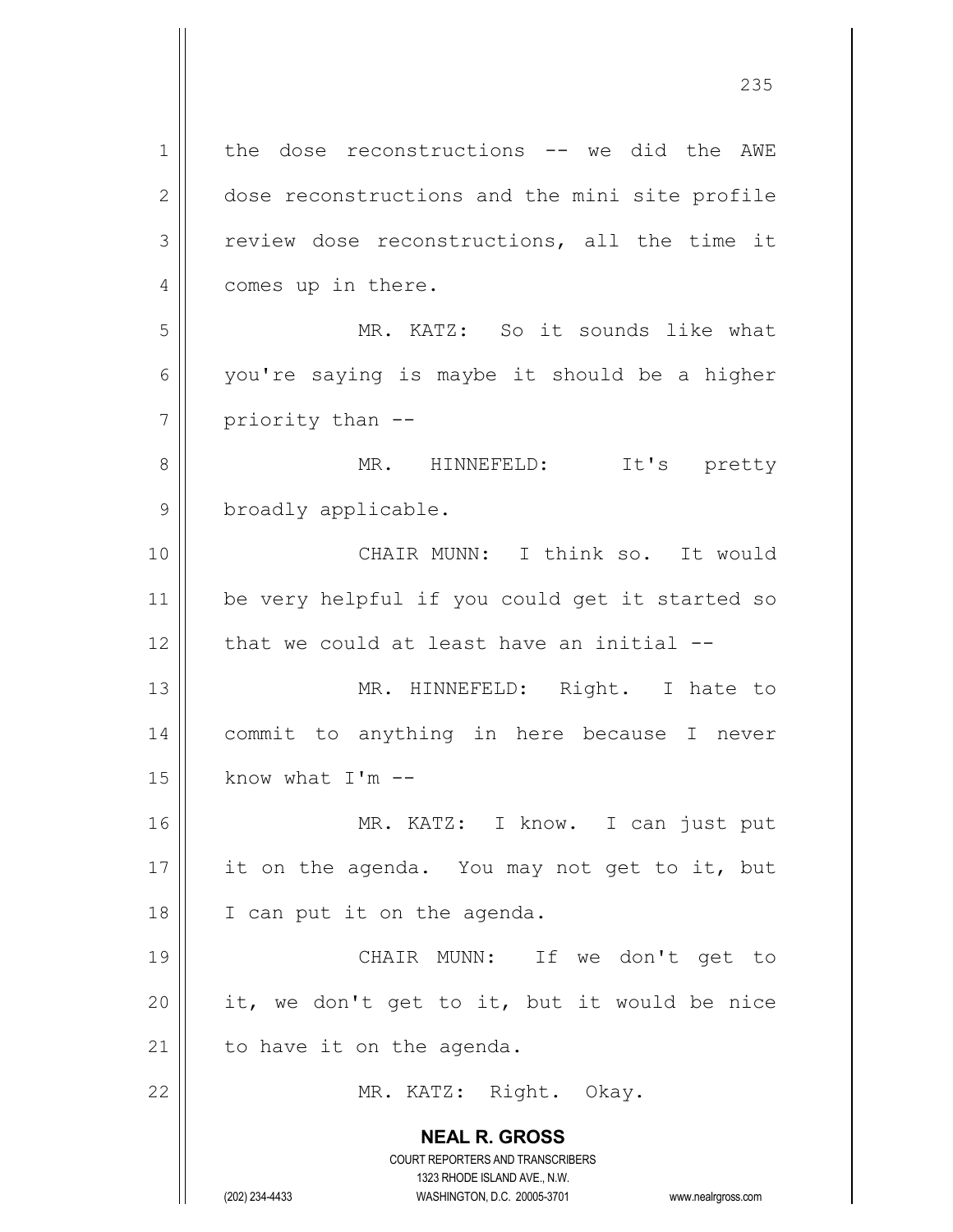the dose reconstructions -- we did the AWE dose reconstructions and the mini site profile review dose reconstructions, all the time it comes up in there.

MR. KATZ: So it sounds like what you're saying is maybe it should be a higher priority than --

MR. HINNEFELD: It's pretty broadly applicable.

CHAIR MUNN: I think so. It would be very helpful if you could get it started so that we could at least have an initial --

MR. HINNEFELD: Right. I hate to commit to anything in here because I never know what I'm --

MR. KATZ: I know. I can just put it on the agenda. You may not get to it, but I can put it on the agenda.

CHAIR MUNN: If we don't get to it, we don't get to it, but it would be nice to have it on the agenda.

MR. KATZ: Right. Okay.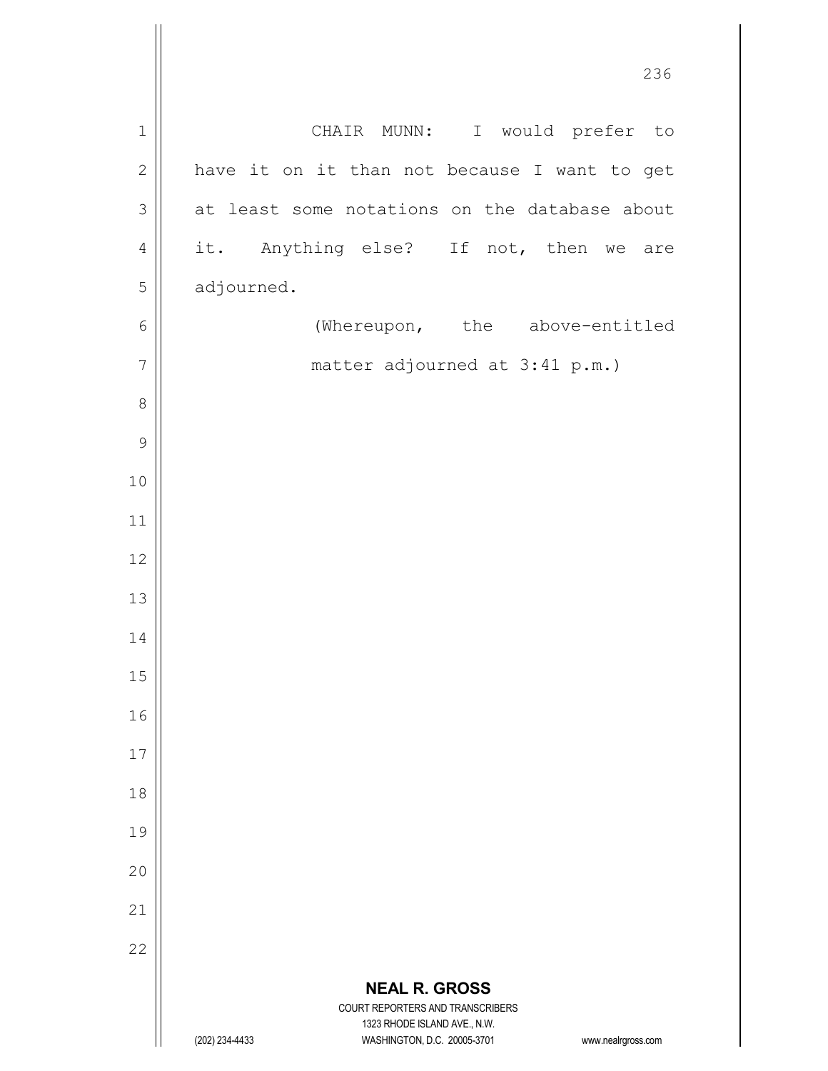CHAIR MUNN: I would prefer to have it on it than not because I want to get at least some notations on the database about it. Anything else? If not, then we are adjourned.

(Whereupon, the above-entitled matter adjourned at 3:41 p.m.)